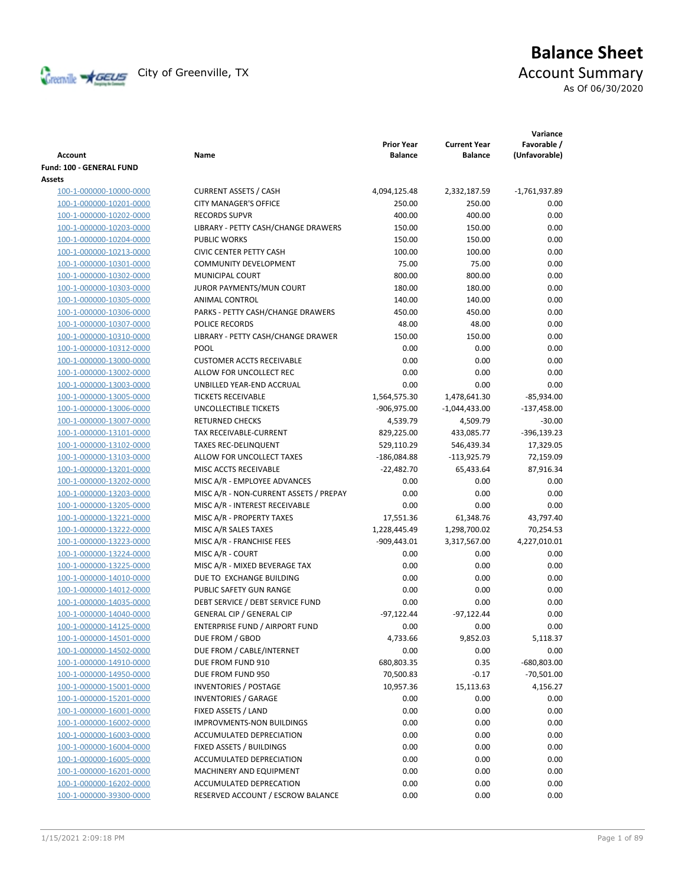# Balance Sheet

City of Greenville, TX

## Account Summary

As Of 06/30/2020

| Account | Name | Prior Year Balance | Current Year Balance | Variance Favorable / (Unfavorable) |
|---|---|---|---|---|
| **Fund: 100 - GENERAL FUND** | | | | |
| **Assets** | | | | |
| 100-1-000000-10000-0000 | CURRENT ASSETS / CASH | 4,094,125.48 | 2,332,187.59 | -1,761,937.89 |
| 100-1-000000-10201-0000 | CITY MANAGER'S OFFICE | 250.00 | 250.00 | 0.00 |
| 100-1-000000-10202-0000 | RECORDS SUPVR | 400.00 | 400.00 | 0.00 |
| 100-1-000000-10203-0000 | LIBRARY - PETTY CASH/CHANGE DRAWERS | 150.00 | 150.00 | 0.00 |
| 100-1-000000-10204-0000 | PUBLIC WORKS | 150.00 | 150.00 | 0.00 |
| 100-1-000000-10213-0000 | CIVIC CENTER PETTY CASH | 100.00 | 100.00 | 0.00 |
| 100-1-000000-10301-0000 | COMMUNITY DEVELOPMENT | 75.00 | 75.00 | 0.00 |
| 100-1-000000-10302-0000 | MUNICIPAL COURT | 800.00 | 800.00 | 0.00 |
| 100-1-000000-10303-0000 | JUROR PAYMENTS/MUN COURT | 180.00 | 180.00 | 0.00 |
| 100-1-000000-10305-0000 | ANIMAL CONTROL | 140.00 | 140.00 | 0.00 |
| 100-1-000000-10306-0000 | PARKS - PETTY CASH/CHANGE DRAWERS | 450.00 | 450.00 | 0.00 |
| 100-1-000000-10307-0000 | POLICE RECORDS | 48.00 | 48.00 | 0.00 |
| 100-1-000000-10310-0000 | LIBRARY - PETTY CASH/CHANGE DRAWER | 150.00 | 150.00 | 0.00 |
| 100-1-000000-10312-0000 | POOL | 0.00 | 0.00 | 0.00 |
| 100-1-000000-13000-0000 | CUSTOMER ACCTS RECEIVABLE | 0.00 | 0.00 | 0.00 |
| 100-1-000000-13002-0000 | ALLOW FOR UNCOLLECT REC | 0.00 | 0.00 | 0.00 |
| 100-1-000000-13003-0000 | UNBILLED YEAR-END ACCRUAL | 0.00 | 0.00 | 0.00 |
| 100-1-000000-13005-0000 | TICKETS RECEIVABLE | 1,564,575.30 | 1,478,641.30 | -85,934.00 |
| 100-1-000000-13006-0000 | UNCOLLECTIBLE TICKETS | -906,975.00 | -1,044,433.00 | -137,458.00 |
| 100-1-000000-13007-0000 | RETURNED CHECKS | 4,539.79 | 4,509.79 | -30.00 |
| 100-1-000000-13101-0000 | TAX RECEIVABLE-CURRENT | 829,225.00 | 433,085.77 | -396,139.23 |
| 100-1-000000-13102-0000 | TAXES REC-DELINQUENT | 529,110.29 | 546,439.34 | 17,329.05 |
| 100-1-000000-13103-0000 | ALLOW FOR UNCOLLECT TAXES | -186,084.88 | -113,925.79 | 72,159.09 |
| 100-1-000000-13201-0000 | MISC ACCTS RECEIVABLE | -22,482.70 | 65,433.64 | 87,916.34 |
| 100-1-000000-13202-0000 | MISC A/R - EMPLOYEE ADVANCES | 0.00 | 0.00 | 0.00 |
| 100-1-000000-13203-0000 | MISC A/R - NON-CURRENT ASSETS / PREPAY | 0.00 | 0.00 | 0.00 |
| 100-1-000000-13205-0000 | MISC A/R - INTEREST RECEIVABLE | 0.00 | 0.00 | 0.00 |
| 100-1-000000-13221-0000 | MISC A/R - PROPERTY TAXES | 17,551.36 | 61,348.76 | 43,797.40 |
| 100-1-000000-13222-0000 | MISC A/R SALES TAXES | 1,228,445.49 | 1,298,700.02 | 70,254.53 |
| 100-1-000000-13223-0000 | MISC A/R - FRANCHISE FEES | -909,443.01 | 3,317,567.00 | 4,227,010.01 |
| 100-1-000000-13224-0000 | MISC A/R - COURT | 0.00 | 0.00 | 0.00 |
| 100-1-000000-13225-0000 | MISC A/R - MIXED BEVERAGE TAX | 0.00 | 0.00 | 0.00 |
| 100-1-000000-14010-0000 | DUE TO EXCHANGE BUILDING | 0.00 | 0.00 | 0.00 |
| 100-1-000000-14012-0000 | PUBLIC SAFETY GUN RANGE | 0.00 | 0.00 | 0.00 |
| 100-1-000000-14035-0000 | DEBT SERVICE / DEBT SERVICE FUND | 0.00 | 0.00 | 0.00 |
| 100-1-000000-14040-0000 | GENERAL CIP / GENERAL CIP | -97,122.44 | -97,122.44 | 0.00 |
| 100-1-000000-14125-0000 | ENTERPRISE FUND / AIRPORT FUND | 0.00 | 0.00 | 0.00 |
| 100-1-000000-14501-0000 | DUE FROM / GBOD | 4,733.66 | 9,852.03 | 5,118.37 |
| 100-1-000000-14502-0000 | DUE FROM / CABLE/INTERNET | 0.00 | 0.00 | 0.00 |
| 100-1-000000-14910-0000 | DUE FROM FUND 910 | 680,803.35 | 0.35 | -680,803.00 |
| 100-1-000000-14950-0000 | DUE FROM FUND 950 | 70,500.83 | -0.17 | -70,501.00 |
| 100-1-000000-15001-0000 | INVENTORIES / POSTAGE | 10,957.36 | 15,113.63 | 4,156.27 |
| 100-1-000000-15201-0000 | INVENTORIES / GARAGE | 0.00 | 0.00 | 0.00 |
| 100-1-000000-16001-0000 | FIXED ASSETS / LAND | 0.00 | 0.00 | 0.00 |
| 100-1-000000-16002-0000 | IMPROVMENTS-NON BUILDINGS | 0.00 | 0.00 | 0.00 |
| 100-1-000000-16003-0000 | ACCUMULATED DEPRECIATION | 0.00 | 0.00 | 0.00 |
| 100-1-000000-16004-0000 | FIXED ASSETS / BUILDINGS | 0.00 | 0.00 | 0.00 |
| 100-1-000000-16005-0000 | ACCUMULATED DEPRECIATION | 0.00 | 0.00 | 0.00 |
| 100-1-000000-16201-0000 | MACHINERY AND EQUIPMENT | 0.00 | 0.00 | 0.00 |
| 100-1-000000-16202-0000 | ACCUMULATED DEPRECATION | 0.00 | 0.00 | 0.00 |
| 100-1-000000-39300-0000 | RESERVED ACCOUNT / ESCROW BALANCE | 0.00 | 0.00 | 0.00 |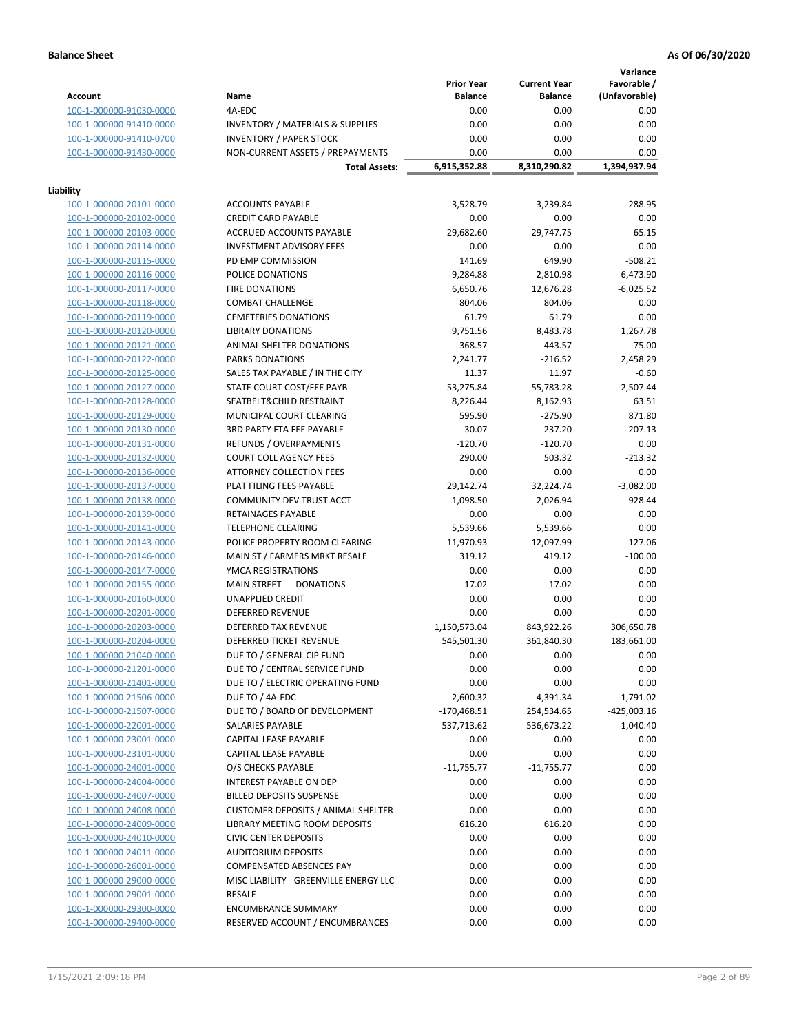**Balance Sheet** | **As Of 06/30/2020**

| Account | Name | Prior Year Balance | Current Year Balance | Variance Favorable / (Unfavorable) |
|---|---|---|---|---|
| 100-1-000000-91030-0000 | 4A-EDC | 0.00 | 0.00 | 0.00 |
| 100-1-000000-91410-0000 | INVENTORY / MATERIALS & SUPPLIES | 0.00 | 0.00 | 0.00 |
| 100-1-000000-91410-0700 | INVENTORY / PAPER STOCK | 0.00 | 0.00 | 0.00 |
| 100-1-000000-91430-0000 | NON-CURRENT ASSETS / PREPAYMENTS | 0.00 | 0.00 | 0.00 |
| | **Total Assets:** | **6,915,352.88** | **8,310,290.82** | **1,394,937.94** |

**Liability**

| Account | Name | Prior Year Balance | Current Year Balance | Variance Favorable / (Unfavorable) |
|---|---|---|---|---|
| 100-1-000000-20101-0000 | ACCOUNTS PAYABLE | 3,528.79 | 3,239.84 | 288.95 |
| 100-1-000000-20102-0000 | CREDIT CARD PAYABLE | 0.00 | 0.00 | 0.00 |
| 100-1-000000-20103-0000 | ACCRUED ACCOUNTS PAYABLE | 29,682.60 | 29,747.75 | -65.15 |
| 100-1-000000-20114-0000 | INVESTMENT ADVISORY FEES | 0.00 | 0.00 | 0.00 |
| 100-1-000000-20115-0000 | PD EMP COMMISSION | 141.69 | 649.90 | -508.21 |
| 100-1-000000-20116-0000 | POLICE DONATIONS | 9,284.88 | 2,810.98 | 6,473.90 |
| 100-1-000000-20117-0000 | FIRE DONATIONS | 6,650.76 | 12,676.28 | -6,025.52 |
| 100-1-000000-20118-0000 | COMBAT CHALLENGE | 804.06 | 804.06 | 0.00 |
| 100-1-000000-20119-0000 | CEMETERIES DONATIONS | 61.79 | 61.79 | 0.00 |
| 100-1-000000-20120-0000 | LIBRARY DONATIONS | 9,751.56 | 8,483.78 | 1,267.78 |
| 100-1-000000-20121-0000 | ANIMAL SHELTER DONATIONS | 368.57 | 443.57 | -75.00 |
| 100-1-000000-20122-0000 | PARKS DONATIONS | 2,241.77 | -216.52 | 2,458.29 |
| 100-1-000000-20125-0000 | SALES TAX PAYABLE / IN THE CITY | 11.37 | 11.97 | -0.60 |
| 100-1-000000-20127-0000 | STATE COURT COST/FEE PAYB | 53,275.84 | 55,783.28 | -2,507.44 |
| 100-1-000000-20128-0000 | SEATBELT&CHILD RESTRAINT | 8,226.44 | 8,162.93 | 63.51 |
| 100-1-000000-20129-0000 | MUNICIPAL COURT CLEARING | 595.90 | -275.90 | 871.80 |
| 100-1-000000-20130-0000 | 3RD PARTY FTA FEE PAYABLE | -30.07 | -237.20 | 207.13 |
| 100-1-000000-20131-0000 | REFUNDS / OVERPAYMENTS | -120.70 | -120.70 | 0.00 |
| 100-1-000000-20132-0000 | COURT COLL AGENCY FEES | 290.00 | 503.32 | -213.32 |
| 100-1-000000-20136-0000 | ATTORNEY COLLECTION FEES | 0.00 | 0.00 | 0.00 |
| 100-1-000000-20137-0000 | PLAT FILING FEES PAYABLE | 29,142.74 | 32,224.74 | -3,082.00 |
| 100-1-000000-20138-0000 | COMMUNITY DEV TRUST ACCT | 1,098.50 | 2,026.94 | -928.44 |
| 100-1-000000-20139-0000 | RETAINAGES PAYABLE | 0.00 | 0.00 | 0.00 |
| 100-1-000000-20141-0000 | TELEPHONE CLEARING | 5,539.66 | 5,539.66 | 0.00 |
| 100-1-000000-20143-0000 | POLICE PROPERTY ROOM CLEARING | 11,970.93 | 12,097.99 | -127.06 |
| 100-1-000000-20146-0000 | MAIN ST / FARMERS MRKT RESALE | 319.12 | 419.12 | -100.00 |
| 100-1-000000-20147-0000 | YMCA REGISTRATIONS | 0.00 | 0.00 | 0.00 |
| 100-1-000000-20155-0000 | MAIN STREET - DONATIONS | 17.02 | 17.02 | 0.00 |
| 100-1-000000-20160-0000 | UNAPPLIED CREDIT | 0.00 | 0.00 | 0.00 |
| 100-1-000000-20201-0000 | DEFERRED REVENUE | 0.00 | 0.00 | 0.00 |
| 100-1-000000-20203-0000 | DEFERRED TAX REVENUE | 1,150,573.04 | 843,922.26 | 306,650.78 |
| 100-1-000000-20204-0000 | DEFERRED TICKET REVENUE | 545,501.30 | 361,840.30 | 183,661.00 |
| 100-1-000000-21040-0000 | DUE TO / GENERAL CIP FUND | 0.00 | 0.00 | 0.00 |
| 100-1-000000-21201-0000 | DUE TO / CENTRAL SERVICE FUND | 0.00 | 0.00 | 0.00 |
| 100-1-000000-21401-0000 | DUE TO / ELECTRIC OPERATING FUND | 0.00 | 0.00 | 0.00 |
| 100-1-000000-21506-0000 | DUE TO / 4A-EDC | 2,600.32 | 4,391.34 | -1,791.02 |
| 100-1-000000-21507-0000 | DUE TO / BOARD OF DEVELOPMENT | -170,468.51 | 254,534.65 | -425,003.16 |
| 100-1-000000-22001-0000 | SALARIES PAYABLE | 537,713.62 | 536,673.22 | 1,040.40 |
| 100-1-000000-23001-0000 | CAPITAL LEASE PAYABLE | 0.00 | 0.00 | 0.00 |
| 100-1-000000-23101-0000 | CAPITAL LEASE PAYABLE | 0.00 | 0.00 | 0.00 |
| 100-1-000000-24001-0000 | O/S CHECKS PAYABLE | -11,755.77 | -11,755.77 | 0.00 |
| 100-1-000000-24004-0000 | INTEREST PAYABLE ON DEP | 0.00 | 0.00 | 0.00 |
| 100-1-000000-24007-0000 | BILLED DEPOSITS SUSPENSE | 0.00 | 0.00 | 0.00 |
| 100-1-000000-24008-0000 | CUSTOMER DEPOSITS / ANIMAL SHELTER | 0.00 | 0.00 | 0.00 |
| 100-1-000000-24009-0000 | LIBRARY MEETING ROOM DEPOSITS | 616.20 | 616.20 | 0.00 |
| 100-1-000000-24010-0000 | CIVIC CENTER DEPOSITS | 0.00 | 0.00 | 0.00 |
| 100-1-000000-24011-0000 | AUDITORIUM DEPOSITS | 0.00 | 0.00 | 0.00 |
| 100-1-000000-26001-0000 | COMPENSATED ABSENCES PAY | 0.00 | 0.00 | 0.00 |
| 100-1-000000-29000-0000 | MISC LIABILITY - GREENVILLE ENERGY LLC | 0.00 | 0.00 | 0.00 |
| 100-1-000000-29001-0000 | RESALE | 0.00 | 0.00 | 0.00 |
| 100-1-000000-29300-0000 | ENCUMBRANCE SUMMARY | 0.00 | 0.00 | 0.00 |
| 100-1-000000-29400-0000 | RESERVED ACCOUNT / ENCUMBRANCES | 0.00 | 0.00 | 0.00 |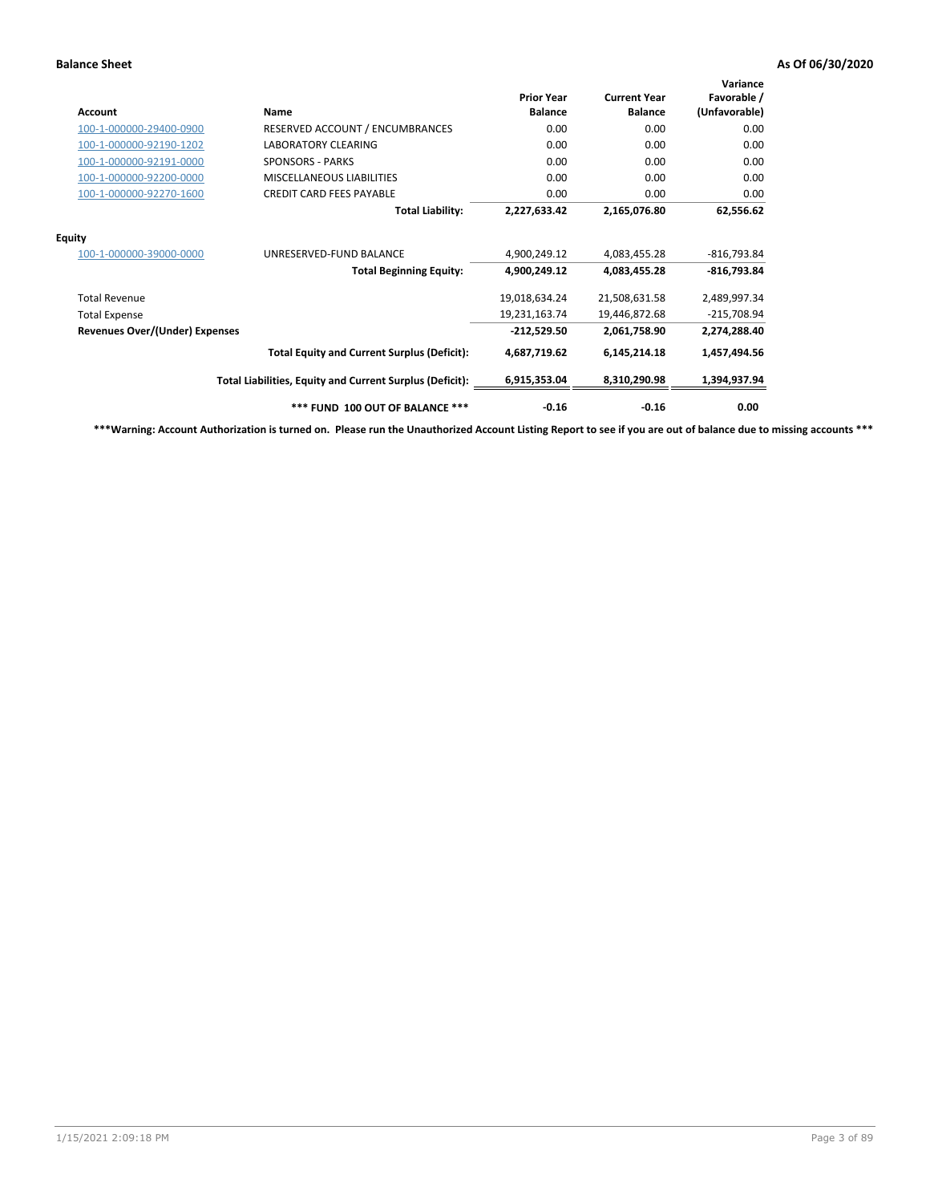**Balance Sheet** **As Of 06/30/2020**

| Account | Name | Prior Year Balance | Current Year Balance | Variance Favorable / (Unfavorable) |
|---|---|---|---|---|
| 100-1-000000-29400-0900 | RESERVED ACCOUNT / ENCUMBRANCES | 0.00 | 0.00 | 0.00 |
| 100-1-000000-92190-1202 | LABORATORY CLEARING | 0.00 | 0.00 | 0.00 |
| 100-1-000000-92191-0000 | SPONSORS - PARKS | 0.00 | 0.00 | 0.00 |
| 100-1-000000-92200-0000 | MISCELLANEOUS LIABILITIES | 0.00 | 0.00 | 0.00 |
| 100-1-000000-92270-1600 | CREDIT CARD FEES PAYABLE | 0.00 | 0.00 | 0.00 |
| | **Total Liability:** | **2,227,633.42** | **2,165,076.80** | **62,556.62** |
| **Equity** | | | | |
| 100-1-000000-39000-0000 | UNRESERVED-FUND BALANCE | 4,900,249.12 | 4,083,455.28 | -816,793.84 |
| | **Total Beginning Equity:** | **4,900,249.12** | **4,083,455.28** | **-816,793.84** |
| Total Revenue | | 19,018,634.24 | 21,508,631.58 | 2,489,997.34 |
| Total Expense | | 19,231,163.74 | 19,446,872.68 | -215,708.94 |
| **Revenues Over/(Under) Expenses** | | **-212,529.50** | **2,061,758.90** | **2,274,288.40** |
| | **Total Equity and Current Surplus (Deficit):** | **4,687,719.62** | **6,145,214.18** | **1,457,494.56** |
| | **Total Liabilities, Equity and Current Surplus (Deficit):** | **6,915,353.04** | **8,310,290.98** | **1,394,937.94** |
| | **\*\*\* FUND 100 OUT OF BALANCE \*\*\*** | **-0.16** | **-0.16** | **0.00** |

**\*\*\*Warning: Account Authorization is turned on. Please run the Unauthorized Account Listing Report to see if you are out of balance due to missing accounts \*\*\***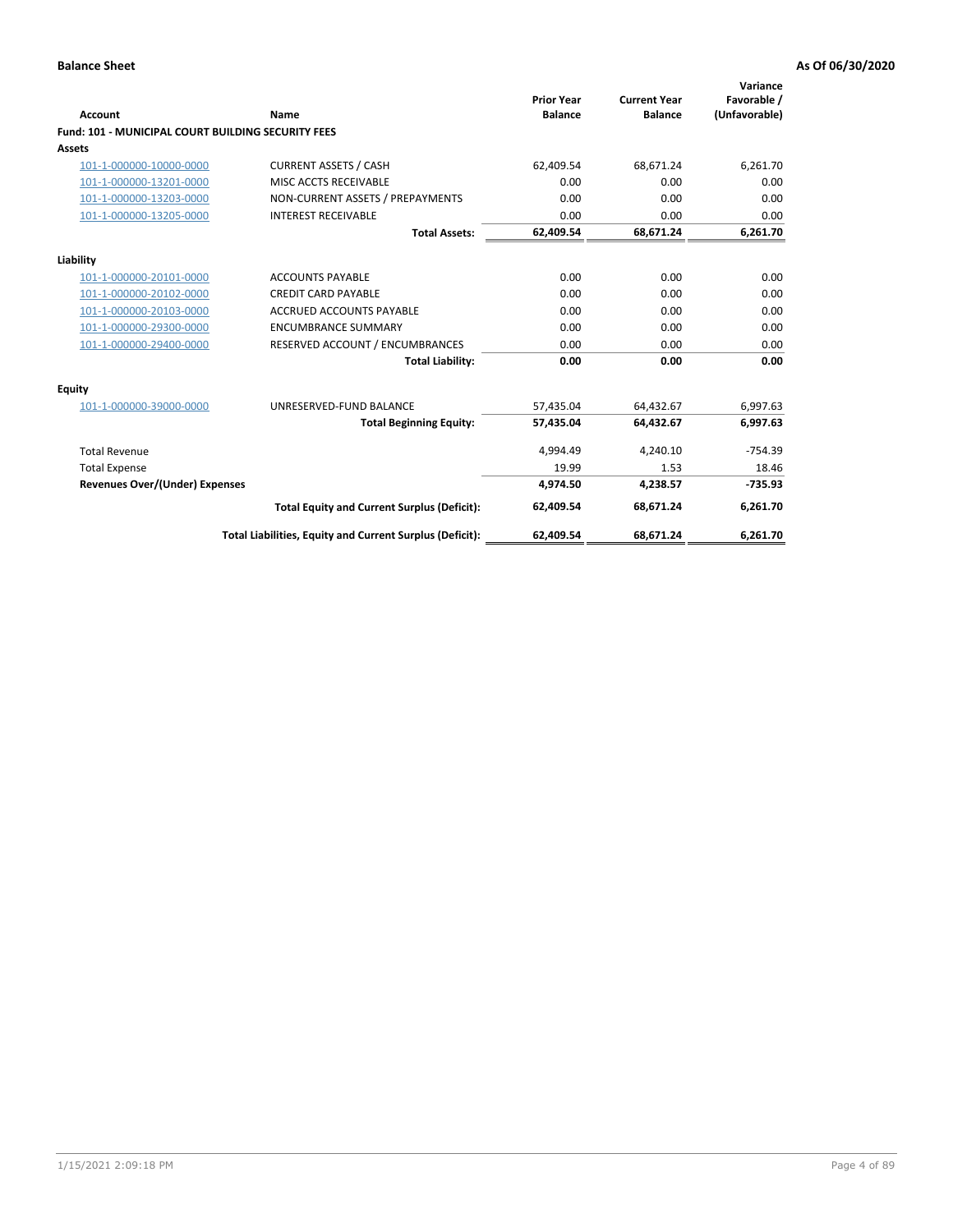**Balance Sheet** | **As Of 06/30/2020**

| Account | Name | Prior Year Balance | Current Year Balance | Variance Favorable / (Unfavorable) |
|---|---|---|---|---|
| **Fund: 101 - MUNICIPAL COURT BUILDING SECURITY FEES** | | | | |
| **Assets** | | | | |
| 101-1-000000-10000-0000 | CURRENT ASSETS / CASH | 62,409.54 | 68,671.24 | 6,261.70 |
| 101-1-000000-13201-0000 | MISC ACCTS RECEIVABLE | 0.00 | 0.00 | 0.00 |
| 101-1-000000-13203-0000 | NON-CURRENT ASSETS / PREPAYMENTS | 0.00 | 0.00 | 0.00 |
| 101-1-000000-13205-0000 | INTEREST RECEIVABLE | 0.00 | 0.00 | 0.00 |
| | **Total Assets:** | **62,409.54** | **68,671.24** | **6,261.70** |
| **Liability** | | | | |
| 101-1-000000-20101-0000 | ACCOUNTS PAYABLE | 0.00 | 0.00 | 0.00 |
| 101-1-000000-20102-0000 | CREDIT CARD PAYABLE | 0.00 | 0.00 | 0.00 |
| 101-1-000000-20103-0000 | ACCRUED ACCOUNTS PAYABLE | 0.00 | 0.00 | 0.00 |
| 101-1-000000-29300-0000 | ENCUMBRANCE SUMMARY | 0.00 | 0.00 | 0.00 |
| 101-1-000000-29400-0000 | RESERVED ACCOUNT / ENCUMBRANCES | 0.00 | 0.00 | 0.00 |
| | **Total Liability:** | **0.00** | **0.00** | **0.00** |
| **Equity** | | | | |
| 101-1-000000-39000-0000 | UNRESERVED-FUND BALANCE | 57,435.04 | 64,432.67 | 6,997.63 |
| | **Total Beginning Equity:** | **57,435.04** | **64,432.67** | **6,997.63** |
| Total Revenue | | 4,994.49 | 4,240.10 | -754.39 |
| Total Expense | | 19.99 | 1.53 | 18.46 |
| **Revenues Over/(Under) Expenses** | | **4,974.50** | **4,238.57** | **-735.93** |
| | **Total Equity and Current Surplus (Deficit):** | **62,409.54** | **68,671.24** | **6,261.70** |
| | **Total Liabilities, Equity and Current Surplus (Deficit):** | **62,409.54** | **68,671.24** | **6,261.70** |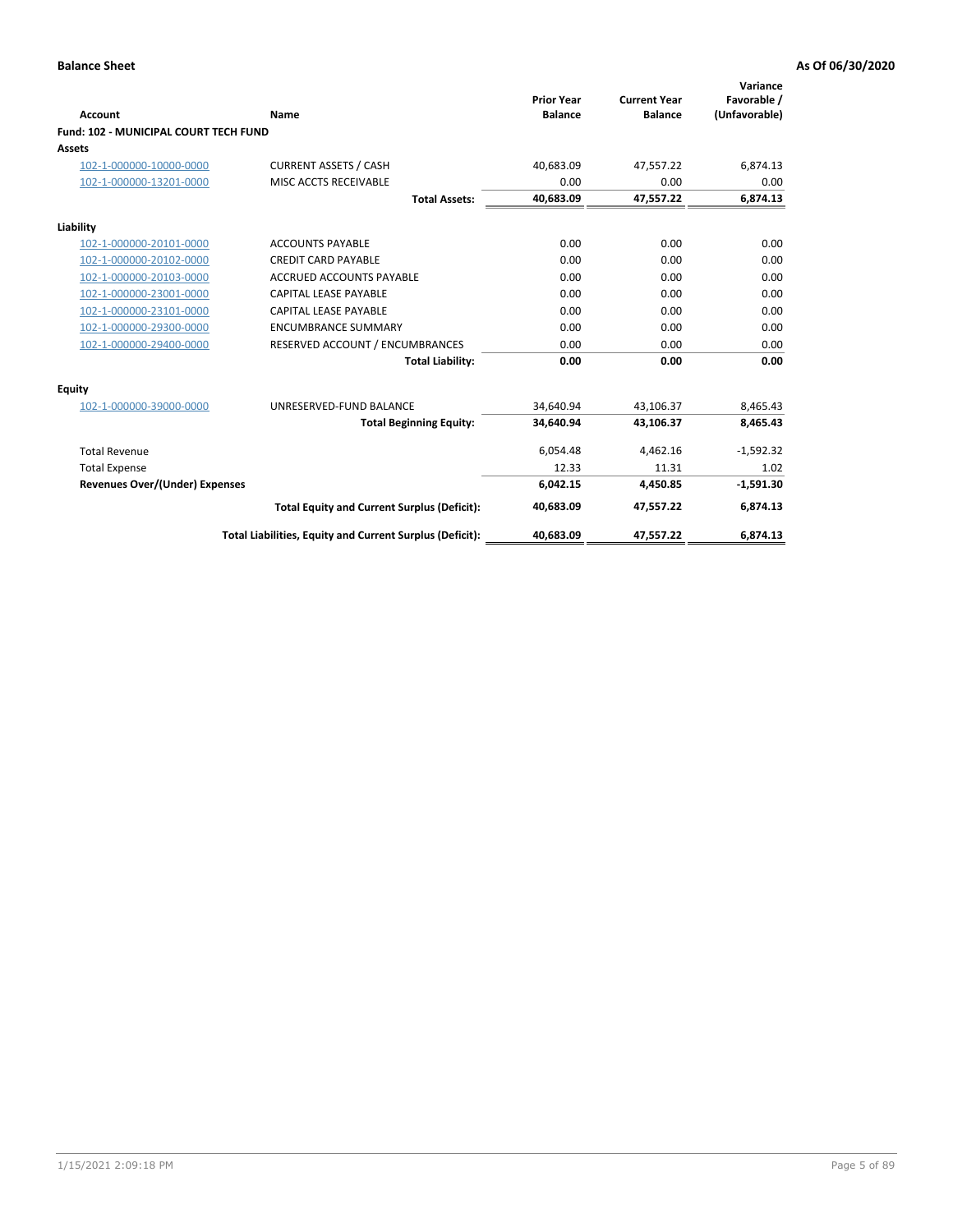**Balance Sheet** | **As Of 06/30/2020**

| Account | Name | Prior Year Balance | Current Year Balance | Variance Favorable / (Unfavorable) |
|---|---|---|---|---|
| **Fund: 102 - MUNICIPAL COURT TECH FUND** | | | | |
| **Assets** | | | | |
| 102-1-000000-10000-0000 | CURRENT ASSETS / CASH | 40,683.09 | 47,557.22 | 6,874.13 |
| 102-1-000000-13201-0000 | MISC ACCTS RECEIVABLE | 0.00 | 0.00 | 0.00 |
| | **Total Assets:** | **40,683.09** | **47,557.22** | **6,874.13** |
| **Liability** | | | | |
| 102-1-000000-20101-0000 | ACCOUNTS PAYABLE | 0.00 | 0.00 | 0.00 |
| 102-1-000000-20102-0000 | CREDIT CARD PAYABLE | 0.00 | 0.00 | 0.00 |
| 102-1-000000-20103-0000 | ACCRUED ACCOUNTS PAYABLE | 0.00 | 0.00 | 0.00 |
| 102-1-000000-23001-0000 | CAPITAL LEASE PAYABLE | 0.00 | 0.00 | 0.00 |
| 102-1-000000-23101-0000 | CAPITAL LEASE PAYABLE | 0.00 | 0.00 | 0.00 |
| 102-1-000000-29300-0000 | ENCUMBRANCE SUMMARY | 0.00 | 0.00 | 0.00 |
| 102-1-000000-29400-0000 | RESERVED ACCOUNT / ENCUMBRANCES | 0.00 | 0.00 | 0.00 |
| | **Total Liability:** | **0.00** | **0.00** | **0.00** |
| **Equity** | | | | |
| 102-1-000000-39000-0000 | UNRESERVED-FUND BALANCE | 34,640.94 | 43,106.37 | 8,465.43 |
| | **Total Beginning Equity:** | **34,640.94** | **43,106.37** | **8,465.43** |
| Total Revenue | | 6,054.48 | 4,462.16 | -1,592.32 |
| Total Expense | | 12.33 | 11.31 | 1.02 |
| **Revenues Over/(Under) Expenses** | | **6,042.15** | **4,450.85** | **-1,591.30** |
| | **Total Equity and Current Surplus (Deficit):** | **40,683.09** | **47,557.22** | **6,874.13** |
| | **Total Liabilities, Equity and Current Surplus (Deficit):** | **40,683.09** | **47,557.22** | **6,874.13** |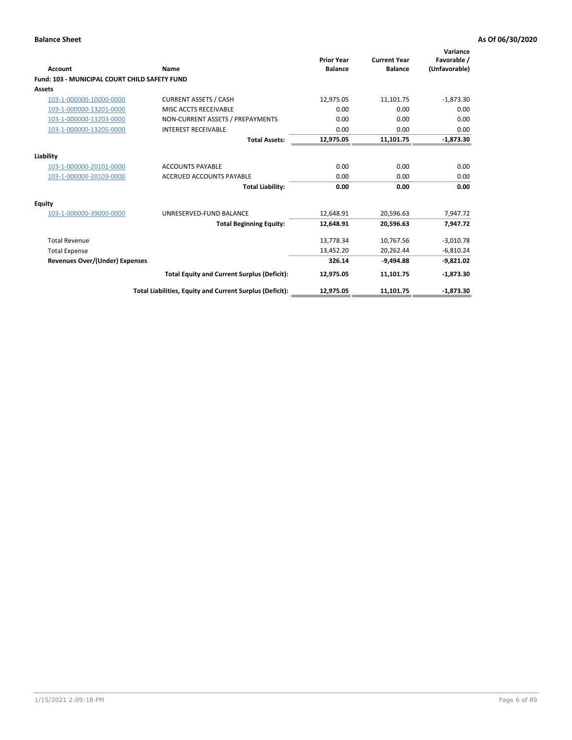**Balance Sheet** **As Of 06/30/2020**

| Account | Name | Prior Year Balance | Current Year Balance | Variance Favorable / (Unfavorable) |
|---|---|---|---|---|
| **Fund: 103 - MUNICIPAL COURT CHILD SAFETY FUND** | | | | |
| **Assets** | | | | |
| 103-1-000000-10000-0000 | CURRENT ASSETS / CASH | 12,975.05 | 11,101.75 | -1,873.30 |
| 103-1-000000-13201-0000 | MISC ACCTS RECEIVABLE | 0.00 | 0.00 | 0.00 |
| 103-1-000000-13203-0000 | NON-CURRENT ASSETS / PREPAYMENTS | 0.00 | 0.00 | 0.00 |
| 103-1-000000-13205-0000 | INTEREST RECEIVABLE | 0.00 | 0.00 | 0.00 |
| | **Total Assets:** | **12,975.05** | **11,101.75** | **-1,873.30** |
| **Liability** | | | | |
| 103-1-000000-20101-0000 | ACCOUNTS PAYABLE | 0.00 | 0.00 | 0.00 |
| 103-1-000000-20103-0000 | ACCRUED ACCOUNTS PAYABLE | 0.00 | 0.00 | 0.00 |
| | **Total Liability:** | **0.00** | **0.00** | **0.00** |
| **Equity** | | | | |
| 103-1-000000-39000-0000 | UNRESERVED-FUND BALANCE | 12,648.91 | 20,596.63 | 7,947.72 |
| | **Total Beginning Equity:** | **12,648.91** | **20,596.63** | **7,947.72** |
| Total Revenue | | 13,778.34 | 10,767.56 | -3,010.78 |
| Total Expense | | 13,452.20 | 20,262.44 | -6,810.24 |
| **Revenues Over/(Under) Expenses** | | **326.14** | **-9,494.88** | **-9,821.02** |
| | **Total Equity and Current Surplus (Deficit):** | **12,975.05** | **11,101.75** | **-1,873.30** |
| | **Total Liabilities, Equity and Current Surplus (Deficit):** | **12,975.05** | **11,101.75** | **-1,873.30** |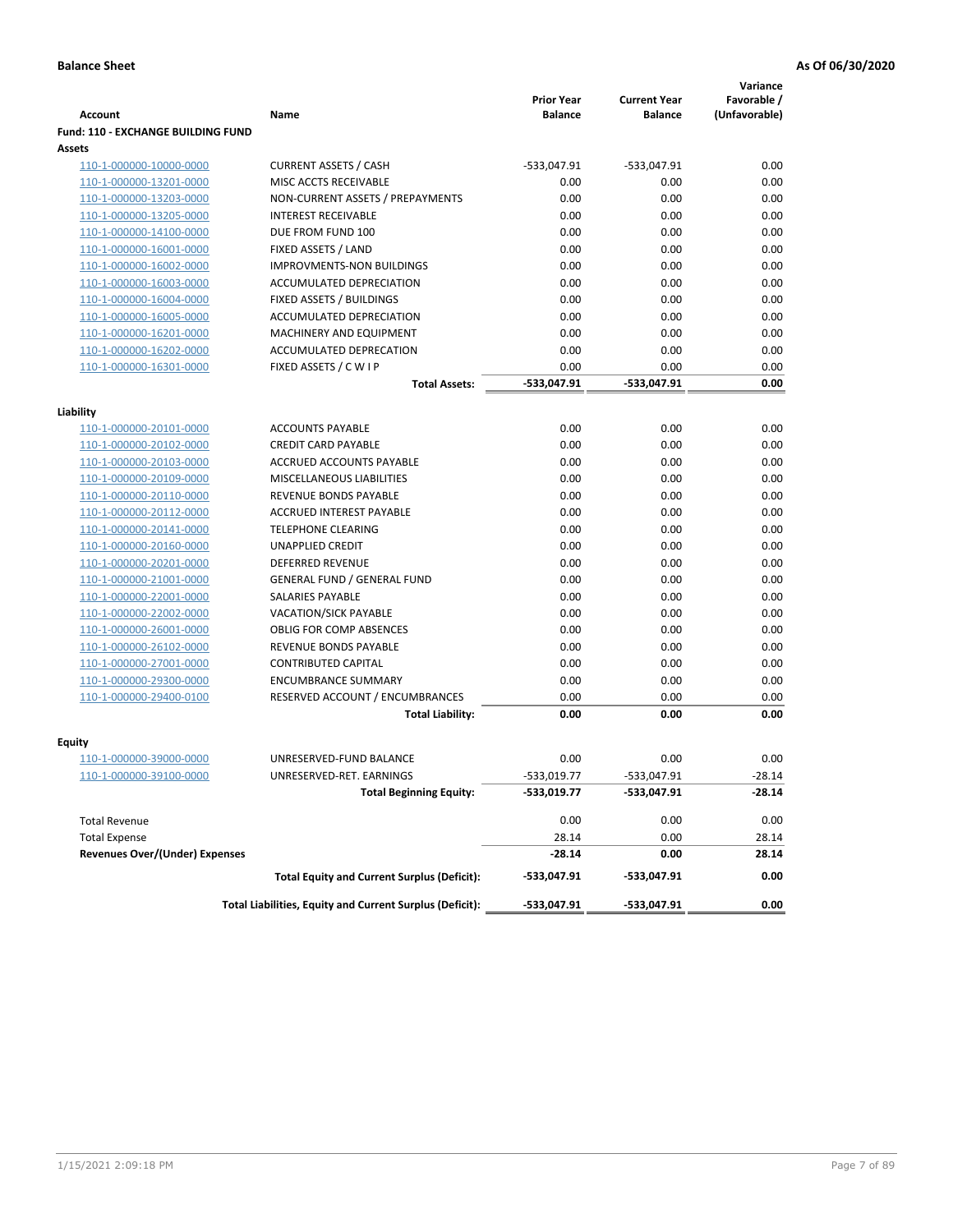**Balance Sheet** **As Of 06/30/2020**

| Account | Name | Prior Year Balance | Current Year Balance | Variance Favorable / (Unfavorable) |
|---|---|---|---|---|
| **Fund: 110 - EXCHANGE BUILDING FUND** | | | | |
| **Assets** | | | | |
| 110-1-000000-10000-0000 | CURRENT ASSETS / CASH | -533,047.91 | -533,047.91 | 0.00 |
| 110-1-000000-13201-0000 | MISC ACCTS RECEIVABLE | 0.00 | 0.00 | 0.00 |
| 110-1-000000-13203-0000 | NON-CURRENT ASSETS / PREPAYMENTS | 0.00 | 0.00 | 0.00 |
| 110-1-000000-13205-0000 | INTEREST RECEIVABLE | 0.00 | 0.00 | 0.00 |
| 110-1-000000-14100-0000 | DUE FROM FUND 100 | 0.00 | 0.00 | 0.00 |
| 110-1-000000-16001-0000 | FIXED ASSETS / LAND | 0.00 | 0.00 | 0.00 |
| 110-1-000000-16002-0000 | IMPROVMENTS-NON BUILDINGS | 0.00 | 0.00 | 0.00 |
| 110-1-000000-16003-0000 | ACCUMULATED DEPRECIATION | 0.00 | 0.00 | 0.00 |
| 110-1-000000-16004-0000 | FIXED ASSETS / BUILDINGS | 0.00 | 0.00 | 0.00 |
| 110-1-000000-16005-0000 | ACCUMULATED DEPRECIATION | 0.00 | 0.00 | 0.00 |
| 110-1-000000-16201-0000 | MACHINERY AND EQUIPMENT | 0.00 | 0.00 | 0.00 |
| 110-1-000000-16202-0000 | ACCUMULATED DEPRECATION | 0.00 | 0.00 | 0.00 |
| 110-1-000000-16301-0000 | FIXED ASSETS / C W I P | 0.00 | 0.00 | 0.00 |
| | **Total Assets:** | **-533,047.91** | **-533,047.91** | **0.00** |
| **Liability** | | | | |
| 110-1-000000-20101-0000 | ACCOUNTS PAYABLE | 0.00 | 0.00 | 0.00 |
| 110-1-000000-20102-0000 | CREDIT CARD PAYABLE | 0.00 | 0.00 | 0.00 |
| 110-1-000000-20103-0000 | ACCRUED ACCOUNTS PAYABLE | 0.00 | 0.00 | 0.00 |
| 110-1-000000-20109-0000 | MISCELLANEOUS LIABILITIES | 0.00 | 0.00 | 0.00 |
| 110-1-000000-20110-0000 | REVENUE BONDS PAYABLE | 0.00 | 0.00 | 0.00 |
| 110-1-000000-20112-0000 | ACCRUED INTEREST PAYABLE | 0.00 | 0.00 | 0.00 |
| 110-1-000000-20141-0000 | TELEPHONE CLEARING | 0.00 | 0.00 | 0.00 |
| 110-1-000000-20160-0000 | UNAPPLIED CREDIT | 0.00 | 0.00 | 0.00 |
| 110-1-000000-20201-0000 | DEFERRED REVENUE | 0.00 | 0.00 | 0.00 |
| 110-1-000000-21001-0000 | GENERAL FUND / GENERAL FUND | 0.00 | 0.00 | 0.00 |
| 110-1-000000-22001-0000 | SALARIES PAYABLE | 0.00 | 0.00 | 0.00 |
| 110-1-000000-22002-0000 | VACATION/SICK PAYABLE | 0.00 | 0.00 | 0.00 |
| 110-1-000000-26001-0000 | OBLIG FOR COMP ABSENCES | 0.00 | 0.00 | 0.00 |
| 110-1-000000-26102-0000 | REVENUE BONDS PAYABLE | 0.00 | 0.00 | 0.00 |
| 110-1-000000-27001-0000 | CONTRIBUTED CAPITAL | 0.00 | 0.00 | 0.00 |
| 110-1-000000-29300-0000 | ENCUMBRANCE SUMMARY | 0.00 | 0.00 | 0.00 |
| 110-1-000000-29400-0100 | RESERVED ACCOUNT / ENCUMBRANCES | 0.00 | 0.00 | 0.00 |
| | **Total Liability:** | **0.00** | **0.00** | **0.00** |
| **Equity** | | | | |
| 110-1-000000-39000-0000 | UNRESERVED-FUND BALANCE | 0.00 | 0.00 | 0.00 |
| 110-1-000000-39100-0000 | UNRESERVED-RET. EARNINGS | -533,019.77 | -533,047.91 | -28.14 |
| | **Total Beginning Equity:** | **-533,019.77** | **-533,047.91** | **-28.14** |
| Total Revenue | | 0.00 | 0.00 | 0.00 |
| Total Expense | | 28.14 | 0.00 | 28.14 |
| **Revenues Over/(Under) Expenses** | | **-28.14** | **0.00** | **28.14** |
| | **Total Equity and Current Surplus (Deficit):** | **-533,047.91** | **-533,047.91** | **0.00** |
| | **Total Liabilities, Equity and Current Surplus (Deficit):** | **-533,047.91** | **-533,047.91** | **0.00** |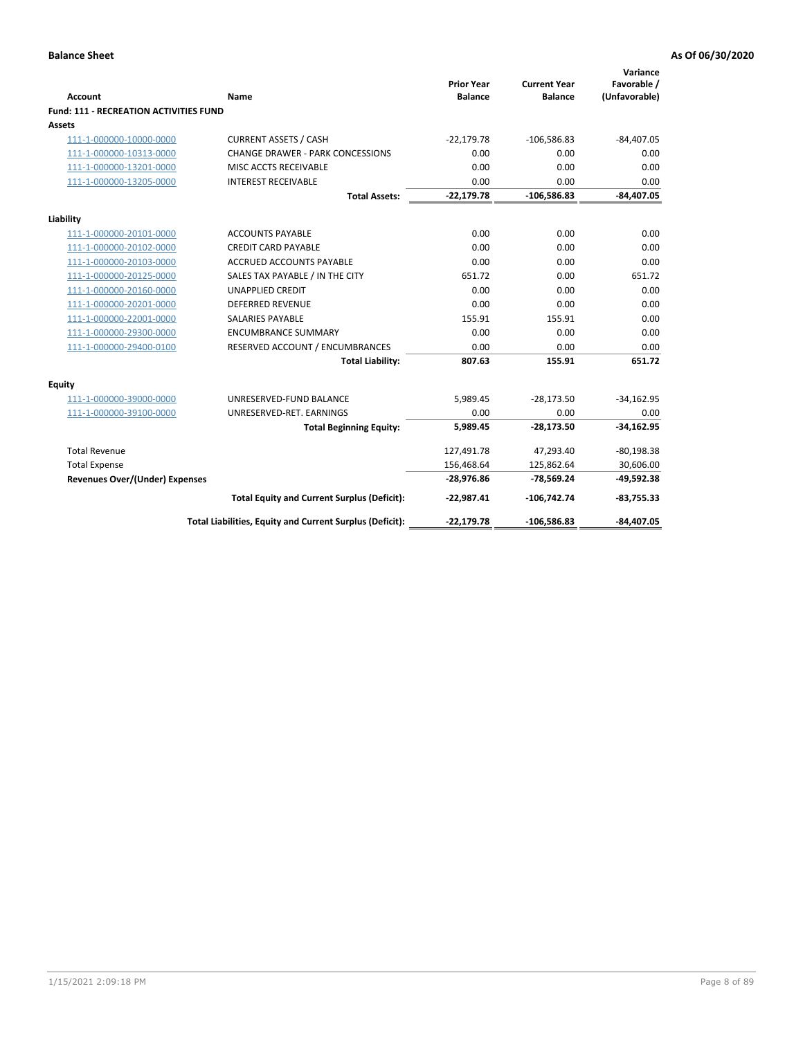**Balance Sheet** **As Of 06/30/2020**

| Account | Name | Prior Year Balance | Current Year Balance | Variance Favorable / (Unfavorable) |
|---|---|---|---|---|
| **Fund: 111 - RECREATION ACTIVITIES FUND** | | | | |
| **Assets** | | | | |
| 111-1-000000-10000-0000 | CURRENT ASSETS / CASH | -22,179.78 | -106,586.83 | -84,407.05 |
| 111-1-000000-10313-0000 | CHANGE DRAWER - PARK CONCESSIONS | 0.00 | 0.00 | 0.00 |
| 111-1-000000-13201-0000 | MISC ACCTS RECEIVABLE | 0.00 | 0.00 | 0.00 |
| 111-1-000000-13205-0000 | INTEREST RECEIVABLE | 0.00 | 0.00 | 0.00 |
| | **Total Assets:** | **-22,179.78** | **-106,586.83** | **-84,407.05** |
| **Liability** | | | | |
| 111-1-000000-20101-0000 | ACCOUNTS PAYABLE | 0.00 | 0.00 | 0.00 |
| 111-1-000000-20102-0000 | CREDIT CARD PAYABLE | 0.00 | 0.00 | 0.00 |
| 111-1-000000-20103-0000 | ACCRUED ACCOUNTS PAYABLE | 0.00 | 0.00 | 0.00 |
| 111-1-000000-20125-0000 | SALES TAX PAYABLE / IN THE CITY | 651.72 | 0.00 | 651.72 |
| 111-1-000000-20160-0000 | UNAPPLIED CREDIT | 0.00 | 0.00 | 0.00 |
| 111-1-000000-20201-0000 | DEFERRED REVENUE | 0.00 | 0.00 | 0.00 |
| 111-1-000000-22001-0000 | SALARIES PAYABLE | 155.91 | 155.91 | 0.00 |
| 111-1-000000-29300-0000 | ENCUMBRANCE SUMMARY | 0.00 | 0.00 | 0.00 |
| 111-1-000000-29400-0100 | RESERVED ACCOUNT / ENCUMBRANCES | 0.00 | 0.00 | 0.00 |
| | **Total Liability:** | **807.63** | **155.91** | **651.72** |
| **Equity** | | | | |
| 111-1-000000-39000-0000 | UNRESERVED-FUND BALANCE | 5,989.45 | -28,173.50 | -34,162.95 |
| 111-1-000000-39100-0000 | UNRESERVED-RET. EARNINGS | 0.00 | 0.00 | 0.00 |
| | **Total Beginning Equity:** | **5,989.45** | **-28,173.50** | **-34,162.95** |
| Total Revenue | | 127,491.78 | 47,293.40 | -80,198.38 |
| Total Expense | | 156,468.64 | 125,862.64 | 30,606.00 |
| **Revenues Over/(Under) Expenses** | | **-28,976.86** | **-78,569.24** | **-49,592.38** |
| | **Total Equity and Current Surplus (Deficit):** | **-22,987.41** | **-106,742.74** | **-83,755.33** |
| | **Total Liabilities, Equity and Current Surplus (Deficit):** | **-22,179.78** | **-106,586.83** | **-84,407.05** |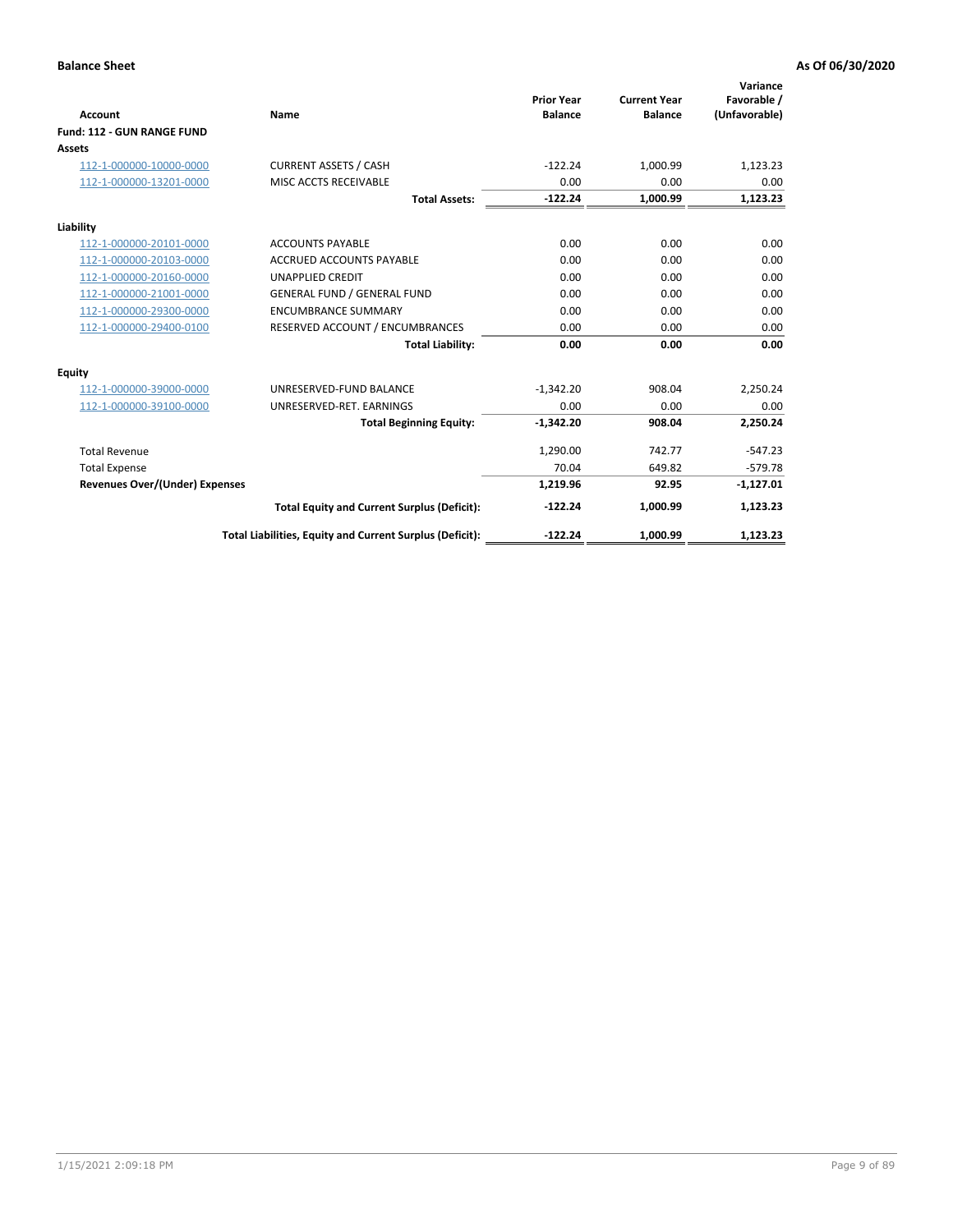**Balance Sheet** **As Of 06/30/2020**

| Account | Name | Prior Year Balance | Current Year Balance | Variance Favorable / (Unfavorable) |
|---|---|---|---|---|
| **Fund: 112 - GUN RANGE FUND** | | | | |
| **Assets** | | | | |
| 112-1-000000-10000-0000 | CURRENT ASSETS / CASH | -122.24 | 1,000.99 | 1,123.23 |
| 112-1-000000-13201-0000 | MISC ACCTS RECEIVABLE | 0.00 | 0.00 | 0.00 |
| | **Total Assets:** | **-122.24** | **1,000.99** | **1,123.23** |
| **Liability** | | | | |
| 112-1-000000-20101-0000 | ACCOUNTS PAYABLE | 0.00 | 0.00 | 0.00 |
| 112-1-000000-20103-0000 | ACCRUED ACCOUNTS PAYABLE | 0.00 | 0.00 | 0.00 |
| 112-1-000000-20160-0000 | UNAPPLIED CREDIT | 0.00 | 0.00 | 0.00 |
| 112-1-000000-21001-0000 | GENERAL FUND / GENERAL FUND | 0.00 | 0.00 | 0.00 |
| 112-1-000000-29300-0000 | ENCUMBRANCE SUMMARY | 0.00 | 0.00 | 0.00 |
| 112-1-000000-29400-0100 | RESERVED ACCOUNT / ENCUMBRANCES | 0.00 | 0.00 | 0.00 |
| | **Total Liability:** | **0.00** | **0.00** | **0.00** |
| **Equity** | | | | |
| 112-1-000000-39000-0000 | UNRESERVED-FUND BALANCE | -1,342.20 | 908.04 | 2,250.24 |
| 112-1-000000-39100-0000 | UNRESERVED-RET. EARNINGS | 0.00 | 0.00 | 0.00 |
| | **Total Beginning Equity:** | **-1,342.20** | **908.04** | **2,250.24** |
| Total Revenue | | 1,290.00 | 742.77 | -547.23 |
| Total Expense | | 70.04 | 649.82 | -579.78 |
| **Revenues Over/(Under) Expenses** | | **1,219.96** | **92.95** | **-1,127.01** |
| | **Total Equity and Current Surplus (Deficit):** | **-122.24** | **1,000.99** | **1,123.23** |
| | **Total Liabilities, Equity and Current Surplus (Deficit):** | **-122.24** | **1,000.99** | **1,123.23** |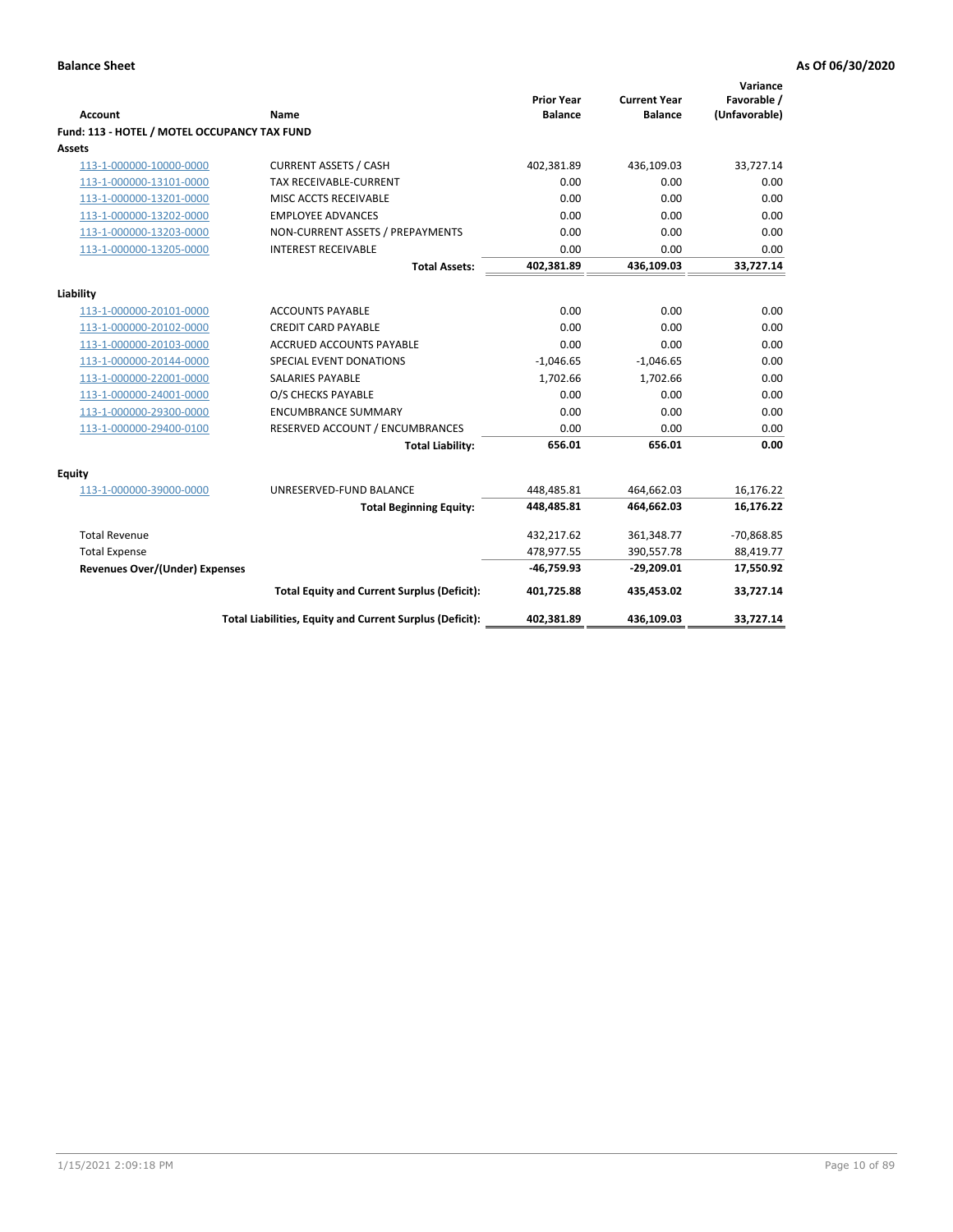**Balance Sheet** **As Of 06/30/2020**

| Account | Name | Prior Year Balance | Current Year Balance | Variance Favorable / (Unfavorable) |
|---|---|---|---|---|
| **Fund: 113 - HOTEL / MOTEL OCCUPANCY TAX FUND** | | | | |
| **Assets** | | | | |
| 113-1-000000-10000-0000 | CURRENT ASSETS / CASH | 402,381.89 | 436,109.03 | 33,727.14 |
| 113-1-000000-13101-0000 | TAX RECEIVABLE-CURRENT | 0.00 | 0.00 | 0.00 |
| 113-1-000000-13201-0000 | MISC ACCTS RECEIVABLE | 0.00 | 0.00 | 0.00 |
| 113-1-000000-13202-0000 | EMPLOYEE ADVANCES | 0.00 | 0.00 | 0.00 |
| 113-1-000000-13203-0000 | NON-CURRENT ASSETS / PREPAYMENTS | 0.00 | 0.00 | 0.00 |
| 113-1-000000-13205-0000 | INTEREST RECEIVABLE | 0.00 | 0.00 | 0.00 |
| | **Total Assets:** | **402,381.89** | **436,109.03** | **33,727.14** |
| **Liability** | | | | |
| 113-1-000000-20101-0000 | ACCOUNTS PAYABLE | 0.00 | 0.00 | 0.00 |
| 113-1-000000-20102-0000 | CREDIT CARD PAYABLE | 0.00 | 0.00 | 0.00 |
| 113-1-000000-20103-0000 | ACCRUED ACCOUNTS PAYABLE | 0.00 | 0.00 | 0.00 |
| 113-1-000000-20144-0000 | SPECIAL EVENT DONATIONS | -1,046.65 | -1,046.65 | 0.00 |
| 113-1-000000-22001-0000 | SALARIES PAYABLE | 1,702.66 | 1,702.66 | 0.00 |
| 113-1-000000-24001-0000 | O/S CHECKS PAYABLE | 0.00 | 0.00 | 0.00 |
| 113-1-000000-29300-0000 | ENCUMBRANCE SUMMARY | 0.00 | 0.00 | 0.00 |
| 113-1-000000-29400-0100 | RESERVED ACCOUNT / ENCUMBRANCES | 0.00 | 0.00 | 0.00 |
| | **Total Liability:** | **656.01** | **656.01** | **0.00** |
| **Equity** | | | | |
| 113-1-000000-39000-0000 | UNRESERVED-FUND BALANCE | 448,485.81 | 464,662.03 | 16,176.22 |
| | **Total Beginning Equity:** | **448,485.81** | **464,662.03** | **16,176.22** |
| Total Revenue | | 432,217.62 | 361,348.77 | -70,868.85 |
| Total Expense | | 478,977.55 | 390,557.78 | 88,419.77 |
| **Revenues Over/(Under) Expenses** | | **-46,759.93** | **-29,209.01** | **17,550.92** |
| | **Total Equity and Current Surplus (Deficit):** | **401,725.88** | **435,453.02** | **33,727.14** |
| | **Total Liabilities, Equity and Current Surplus (Deficit):** | **402,381.89** | **436,109.03** | **33,727.14** |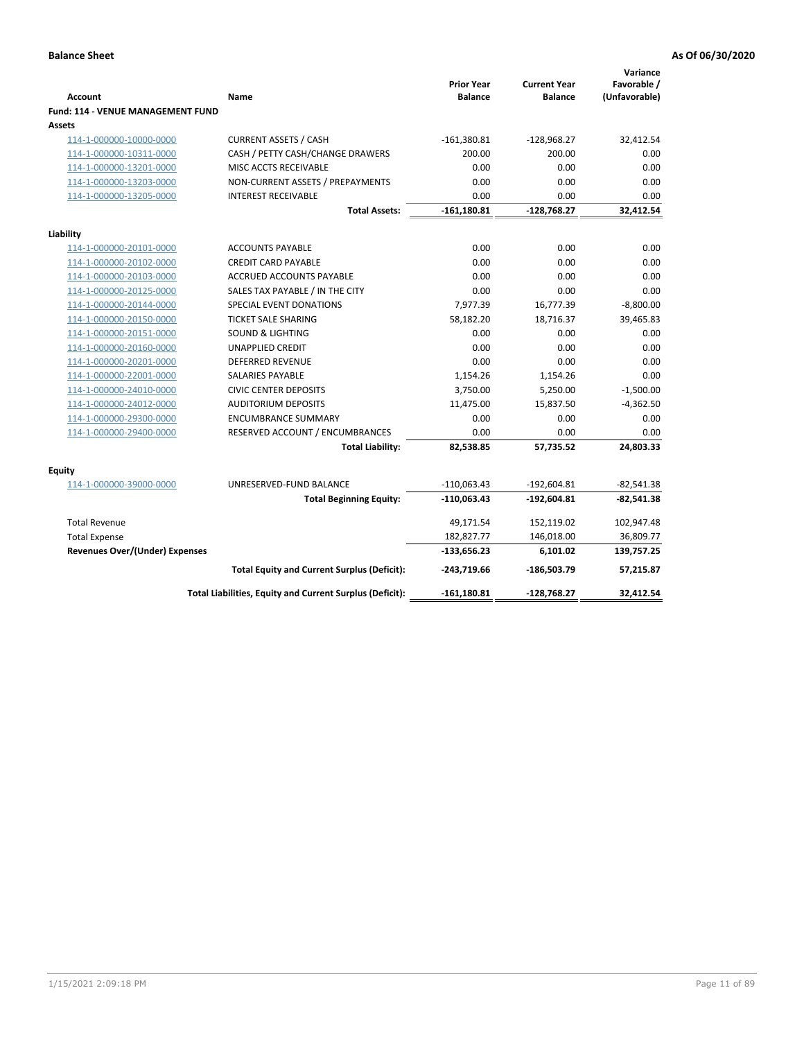**Balance Sheet** | **As Of 06/30/2020**

| Account | Name | Prior Year Balance | Current Year Balance | Variance Favorable / (Unfavorable) |
|---|---|---|---|---|
| **Fund: 114 - VENUE MANAGEMENT FUND** | | | | |
| **Assets** | | | | |
| 114-1-000000-10000-0000 | CURRENT ASSETS / CASH | -161,380.81 | -128,968.27 | 32,412.54 |
| 114-1-000000-10311-0000 | CASH / PETTY CASH/CHANGE DRAWERS | 200.00 | 200.00 | 0.00 |
| 114-1-000000-13201-0000 | MISC ACCTS RECEIVABLE | 0.00 | 0.00 | 0.00 |
| 114-1-000000-13203-0000 | NON-CURRENT ASSETS / PREPAYMENTS | 0.00 | 0.00 | 0.00 |
| 114-1-000000-13205-0000 | INTEREST RECEIVABLE | 0.00 | 0.00 | 0.00 |
| | **Total Assets:** | **-161,180.81** | **-128,768.27** | **32,412.54** |
| **Liability** | | | | |
| 114-1-000000-20101-0000 | ACCOUNTS PAYABLE | 0.00 | 0.00 | 0.00 |
| 114-1-000000-20102-0000 | CREDIT CARD PAYABLE | 0.00 | 0.00 | 0.00 |
| 114-1-000000-20103-0000 | ACCRUED ACCOUNTS PAYABLE | 0.00 | 0.00 | 0.00 |
| 114-1-000000-20125-0000 | SALES TAX PAYABLE / IN THE CITY | 0.00 | 0.00 | 0.00 |
| 114-1-000000-20144-0000 | SPECIAL EVENT DONATIONS | 7,977.39 | 16,777.39 | -8,800.00 |
| 114-1-000000-20150-0000 | TICKET SALE SHARING | 58,182.20 | 18,716.37 | 39,465.83 |
| 114-1-000000-20151-0000 | SOUND & LIGHTING | 0.00 | 0.00 | 0.00 |
| 114-1-000000-20160-0000 | UNAPPLIED CREDIT | 0.00 | 0.00 | 0.00 |
| 114-1-000000-20201-0000 | DEFERRED REVENUE | 0.00 | 0.00 | 0.00 |
| 114-1-000000-22001-0000 | SALARIES PAYABLE | 1,154.26 | 1,154.26 | 0.00 |
| 114-1-000000-24010-0000 | CIVIC CENTER DEPOSITS | 3,750.00 | 5,250.00 | -1,500.00 |
| 114-1-000000-24012-0000 | AUDITORIUM DEPOSITS | 11,475.00 | 15,837.50 | -4,362.50 |
| 114-1-000000-29300-0000 | ENCUMBRANCE SUMMARY | 0.00 | 0.00 | 0.00 |
| 114-1-000000-29400-0000 | RESERVED ACCOUNT / ENCUMBRANCES | 0.00 | 0.00 | 0.00 |
| | **Total Liability:** | **82,538.85** | **57,735.52** | **24,803.33** |
| **Equity** | | | | |
| 114-1-000000-39000-0000 | UNRESERVED-FUND BALANCE | -110,063.43 | -192,604.81 | -82,541.38 |
| | **Total Beginning Equity:** | **-110,063.43** | **-192,604.81** | **-82,541.38** |
| Total Revenue | | 49,171.54 | 152,119.02 | 102,947.48 |
| Total Expense | | 182,827.77 | 146,018.00 | 36,809.77 |
| **Revenues Over/(Under) Expenses** | | **-133,656.23** | **6,101.02** | **139,757.25** |
| | **Total Equity and Current Surplus (Deficit):** | **-243,719.66** | **-186,503.79** | **57,215.87** |
| | **Total Liabilities, Equity and Current Surplus (Deficit):** | **-161,180.81** | **-128,768.27** | **32,412.54** |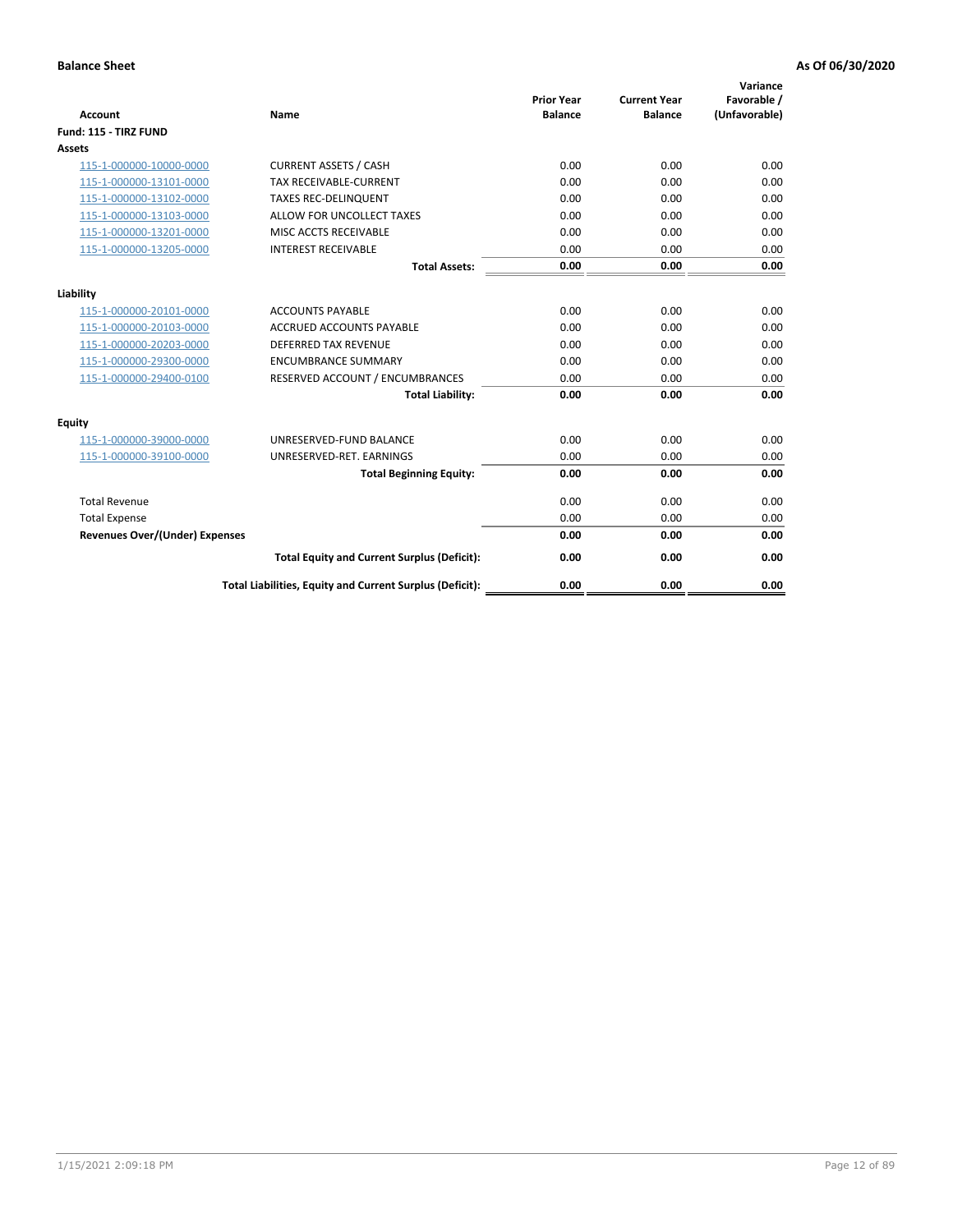**Balance Sheet** **As Of 06/30/2020**

| Account | Name | Prior Year Balance | Current Year Balance | Variance Favorable / (Unfavorable) |
|---|---|---|---|---|
| **Fund: 115 - TIRZ FUND** | | | | |
| **Assets** | | | | |
| 115-1-000000-10000-0000 | CURRENT ASSETS / CASH | 0.00 | 0.00 | 0.00 |
| 115-1-000000-13101-0000 | TAX RECEIVABLE-CURRENT | 0.00 | 0.00 | 0.00 |
| 115-1-000000-13102-0000 | TAXES REC-DELINQUENT | 0.00 | 0.00 | 0.00 |
| 115-1-000000-13103-0000 | ALLOW FOR UNCOLLECT TAXES | 0.00 | 0.00 | 0.00 |
| 115-1-000000-13201-0000 | MISC ACCTS RECEIVABLE | 0.00 | 0.00 | 0.00 |
| 115-1-000000-13205-0000 | INTEREST RECEIVABLE | 0.00 | 0.00 | 0.00 |
| | **Total Assets:** | **0.00** | **0.00** | **0.00** |
| **Liability** | | | | |
| 115-1-000000-20101-0000 | ACCOUNTS PAYABLE | 0.00 | 0.00 | 0.00 |
| 115-1-000000-20103-0000 | ACCRUED ACCOUNTS PAYABLE | 0.00 | 0.00 | 0.00 |
| 115-1-000000-20203-0000 | DEFERRED TAX REVENUE | 0.00 | 0.00 | 0.00 |
| 115-1-000000-29300-0000 | ENCUMBRANCE SUMMARY | 0.00 | 0.00 | 0.00 |
| 115-1-000000-29400-0100 | RESERVED ACCOUNT / ENCUMBRANCES | 0.00 | 0.00 | 0.00 |
| | **Total Liability:** | **0.00** | **0.00** | **0.00** |
| **Equity** | | | | |
| 115-1-000000-39000-0000 | UNRESERVED-FUND BALANCE | 0.00 | 0.00 | 0.00 |
| 115-1-000000-39100-0000 | UNRESERVED-RET. EARNINGS | 0.00 | 0.00 | 0.00 |
| | **Total Beginning Equity:** | **0.00** | **0.00** | **0.00** |
| Total Revenue | | 0.00 | 0.00 | 0.00 |
| Total Expense | | 0.00 | 0.00 | 0.00 |
| **Revenues Over/(Under) Expenses** | | **0.00** | **0.00** | **0.00** |
| | **Total Equity and Current Surplus (Deficit):** | **0.00** | **0.00** | **0.00** |
| | **Total Liabilities, Equity and Current Surplus (Deficit):** | **0.00** | **0.00** | **0.00** |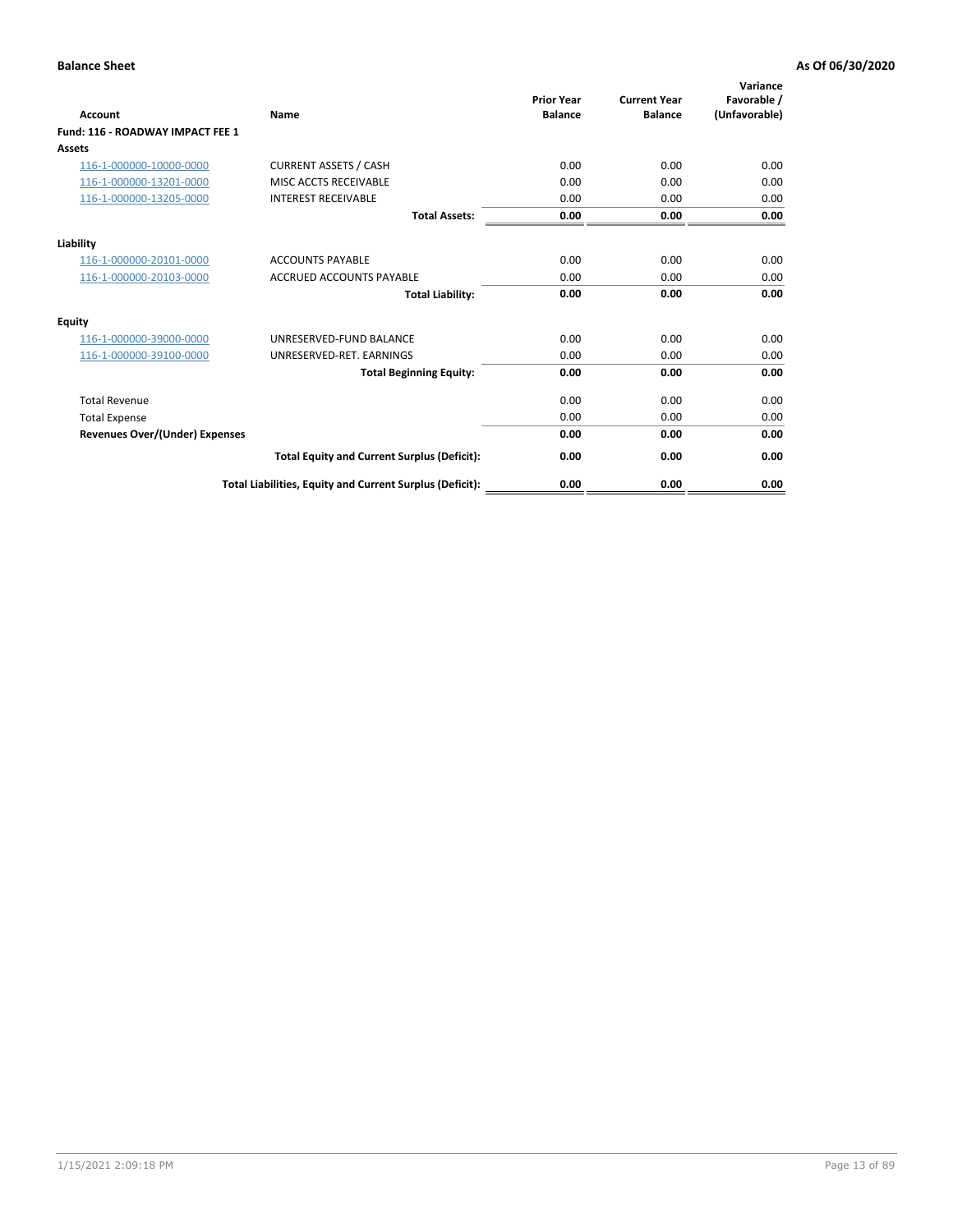**Balance Sheet** — **As Of 06/30/2020**

| Account | Name | Prior Year Balance | Current Year Balance | Variance Favorable / (Unfavorable) |
|---|---|---|---|---|
| **Fund: 116 - ROADWAY IMPACT FEE 1** | | | | |
| **Assets** | | | | |
| 116-1-000000-10000-0000 | CURRENT ASSETS / CASH | 0.00 | 0.00 | 0.00 |
| 116-1-000000-13201-0000 | MISC ACCTS RECEIVABLE | 0.00 | 0.00 | 0.00 |
| 116-1-000000-13205-0000 | INTEREST RECEIVABLE | 0.00 | 0.00 | 0.00 |
| | **Total Assets:** | **0.00** | **0.00** | **0.00** |
| **Liability** | | | | |
| 116-1-000000-20101-0000 | ACCOUNTS PAYABLE | 0.00 | 0.00 | 0.00 |
| 116-1-000000-20103-0000 | ACCRUED ACCOUNTS PAYABLE | 0.00 | 0.00 | 0.00 |
| | **Total Liability:** | **0.00** | **0.00** | **0.00** |
| **Equity** | | | | |
| 116-1-000000-39000-0000 | UNRESERVED-FUND BALANCE | 0.00 | 0.00 | 0.00 |
| 116-1-000000-39100-0000 | UNRESERVED-RET. EARNINGS | 0.00 | 0.00 | 0.00 |
| | **Total Beginning Equity:** | **0.00** | **0.00** | **0.00** |
| Total Revenue | | 0.00 | 0.00 | 0.00 |
| Total Expense | | 0.00 | 0.00 | 0.00 |
| **Revenues Over/(Under) Expenses** | | **0.00** | **0.00** | **0.00** |
| | **Total Equity and Current Surplus (Deficit):** | **0.00** | **0.00** | **0.00** |
| | **Total Liabilities, Equity and Current Surplus (Deficit):** | **0.00** | **0.00** | **0.00** |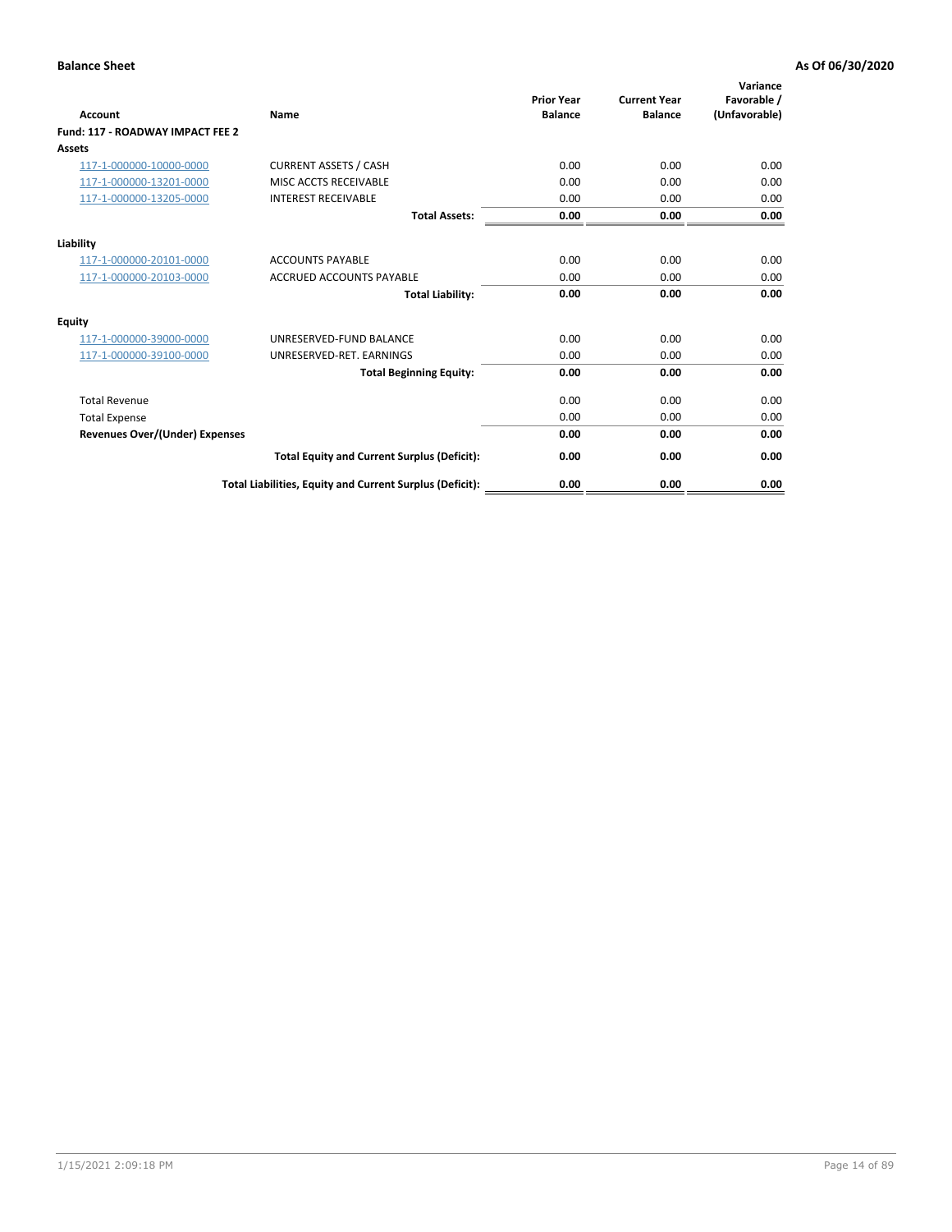**Balance Sheet** — As Of 06/30/2020

| Account | Name | Prior Year Balance | Current Year Balance | Variance Favorable / (Unfavorable) |
|---|---|---|---|---|
| **Fund: 117 - ROADWAY IMPACT FEE 2** | | | | |
| **Assets** | | | | |
| 117-1-000000-10000-0000 | CURRENT ASSETS / CASH | 0.00 | 0.00 | 0.00 |
| 117-1-000000-13201-0000 | MISC ACCTS RECEIVABLE | 0.00 | 0.00 | 0.00 |
| 117-1-000000-13205-0000 | INTEREST RECEIVABLE | 0.00 | 0.00 | 0.00 |
| | **Total Assets:** | **0.00** | **0.00** | **0.00** |
| **Liability** | | | | |
| 117-1-000000-20101-0000 | ACCOUNTS PAYABLE | 0.00 | 0.00 | 0.00 |
| 117-1-000000-20103-0000 | ACCRUED ACCOUNTS PAYABLE | 0.00 | 0.00 | 0.00 |
| | **Total Liability:** | **0.00** | **0.00** | **0.00** |
| **Equity** | | | | |
| 117-1-000000-39000-0000 | UNRESERVED-FUND BALANCE | 0.00 | 0.00 | 0.00 |
| 117-1-000000-39100-0000 | UNRESERVED-RET. EARNINGS | 0.00 | 0.00 | 0.00 |
| | **Total Beginning Equity:** | **0.00** | **0.00** | **0.00** |
| Total Revenue | | 0.00 | 0.00 | 0.00 |
| Total Expense | | 0.00 | 0.00 | 0.00 |
| **Revenues Over/(Under) Expenses** | | **0.00** | **0.00** | **0.00** |
| | **Total Equity and Current Surplus (Deficit):** | **0.00** | **0.00** | **0.00** |
| | **Total Liabilities, Equity and Current Surplus (Deficit):** | **0.00** | **0.00** | **0.00** |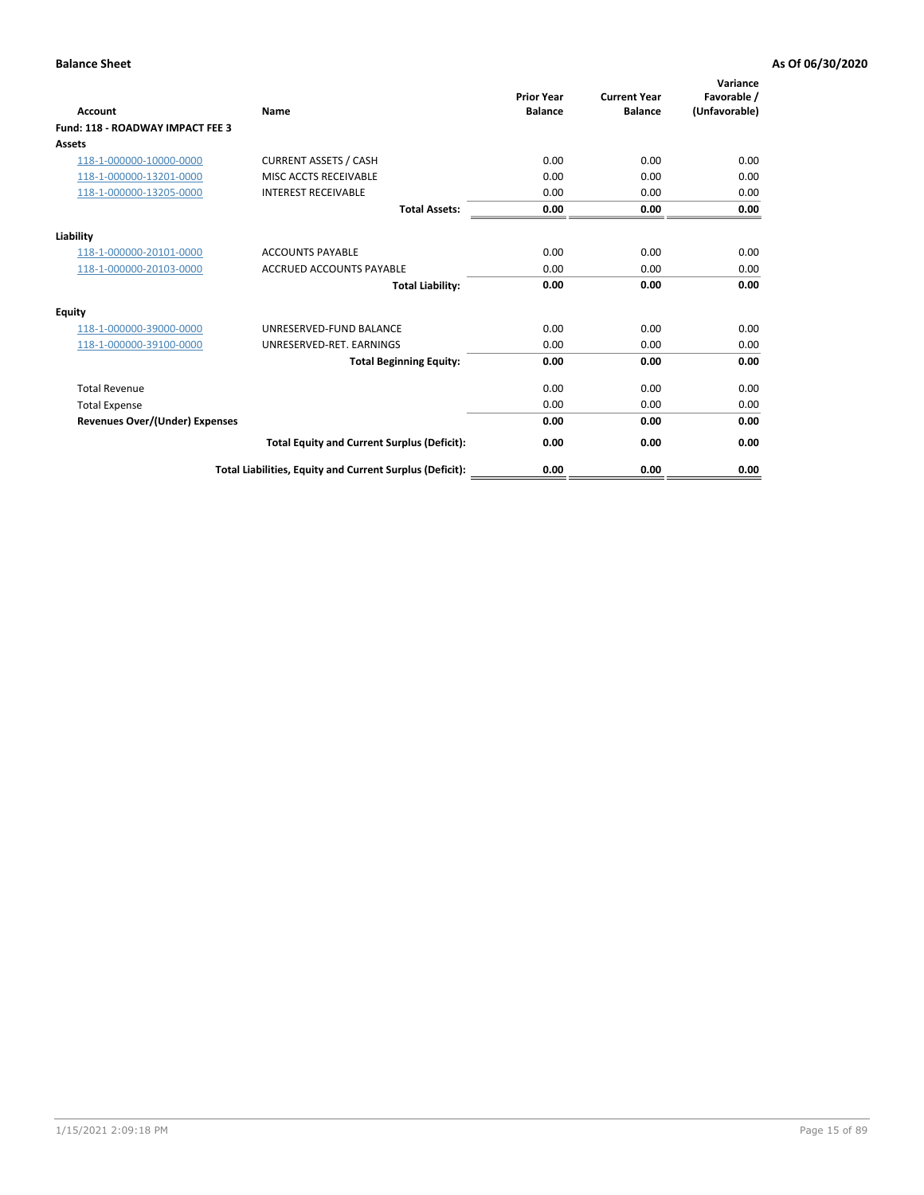**Balance Sheet** **As Of 06/30/2020**

| Account | Name | Prior Year Balance | Current Year Balance | Variance Favorable / (Unfavorable) |
|---|---|---|---|---|
| **Fund: 118 - ROADWAY IMPACT FEE 3** | | | | |
| **Assets** | | | | |
| 118-1-000000-10000-0000 | CURRENT ASSETS / CASH | 0.00 | 0.00 | 0.00 |
| 118-1-000000-13201-0000 | MISC ACCTS RECEIVABLE | 0.00 | 0.00 | 0.00 |
| 118-1-000000-13205-0000 | INTEREST RECEIVABLE | 0.00 | 0.00 | 0.00 |
| | **Total Assets:** | **0.00** | **0.00** | **0.00** |
| **Liability** | | | | |
| 118-1-000000-20101-0000 | ACCOUNTS PAYABLE | 0.00 | 0.00 | 0.00 |
| 118-1-000000-20103-0000 | ACCRUED ACCOUNTS PAYABLE | 0.00 | 0.00 | 0.00 |
| | **Total Liability:** | **0.00** | **0.00** | **0.00** |
| **Equity** | | | | |
| 118-1-000000-39000-0000 | UNRESERVED-FUND BALANCE | 0.00 | 0.00 | 0.00 |
| 118-1-000000-39100-0000 | UNRESERVED-RET. EARNINGS | 0.00 | 0.00 | 0.00 |
| | **Total Beginning Equity:** | **0.00** | **0.00** | **0.00** |
| Total Revenue | | 0.00 | 0.00 | 0.00 |
| Total Expense | | 0.00 | 0.00 | 0.00 |
| **Revenues Over/(Under) Expenses** | | **0.00** | **0.00** | **0.00** |
| | **Total Equity and Current Surplus (Deficit):** | **0.00** | **0.00** | **0.00** |
| | **Total Liabilities, Equity and Current Surplus (Deficit):** | **0.00** | **0.00** | **0.00** |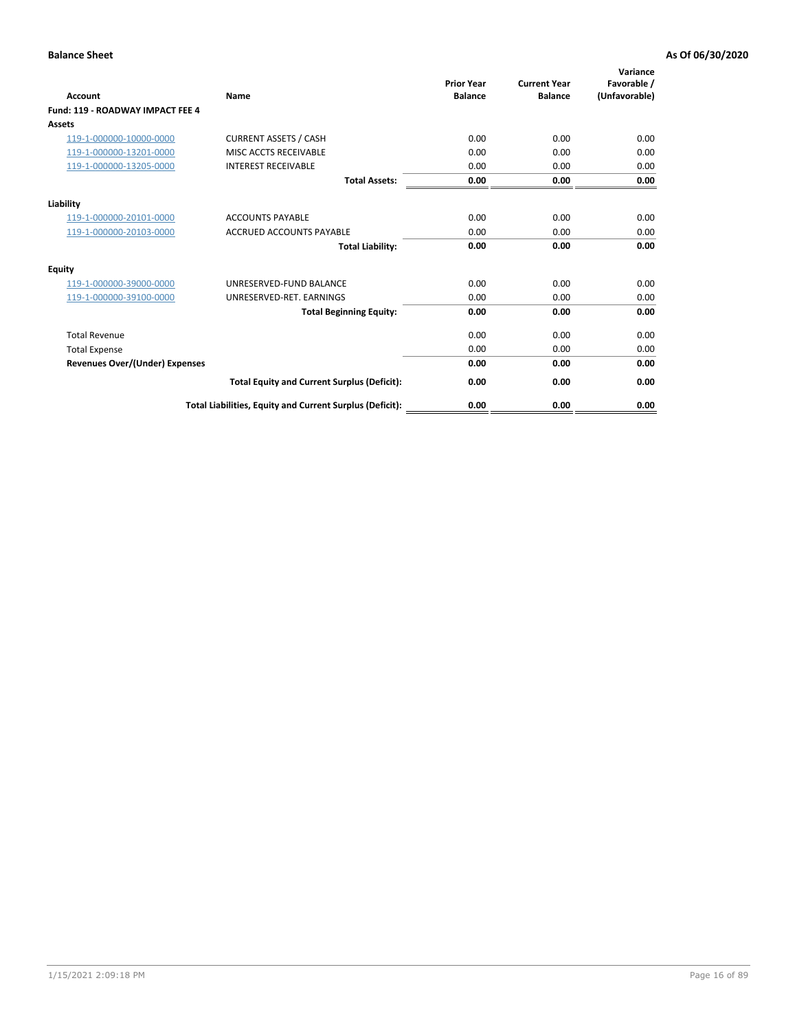**Balance Sheet** **As Of 06/30/2020**

| Account | Name | Prior Year Balance | Current Year Balance | Variance Favorable / (Unfavorable) |
|---|---|---|---|---|
| **Fund: 119 - ROADWAY IMPACT FEE 4** | | | | |
| **Assets** | | | | |
| 119-1-000000-10000-0000 | CURRENT ASSETS / CASH | 0.00 | 0.00 | 0.00 |
| 119-1-000000-13201-0000 | MISC ACCTS RECEIVABLE | 0.00 | 0.00 | 0.00 |
| 119-1-000000-13205-0000 | INTEREST RECEIVABLE | 0.00 | 0.00 | 0.00 |
| | **Total Assets:** | **0.00** | **0.00** | **0.00** |
| **Liability** | | | | |
| 119-1-000000-20101-0000 | ACCOUNTS PAYABLE | 0.00 | 0.00 | 0.00 |
| 119-1-000000-20103-0000 | ACCRUED ACCOUNTS PAYABLE | 0.00 | 0.00 | 0.00 |
| | **Total Liability:** | **0.00** | **0.00** | **0.00** |
| **Equity** | | | | |
| 119-1-000000-39000-0000 | UNRESERVED-FUND BALANCE | 0.00 | 0.00 | 0.00 |
| 119-1-000000-39100-0000 | UNRESERVED-RET. EARNINGS | 0.00 | 0.00 | 0.00 |
| | **Total Beginning Equity:** | **0.00** | **0.00** | **0.00** |
| Total Revenue | | 0.00 | 0.00 | 0.00 |
| Total Expense | | 0.00 | 0.00 | 0.00 |
| **Revenues Over/(Under) Expenses** | | **0.00** | **0.00** | **0.00** |
| | **Total Equity and Current Surplus (Deficit):** | **0.00** | **0.00** | **0.00** |
| | **Total Liabilities, Equity and Current Surplus (Deficit):** | **0.00** | **0.00** | **0.00** |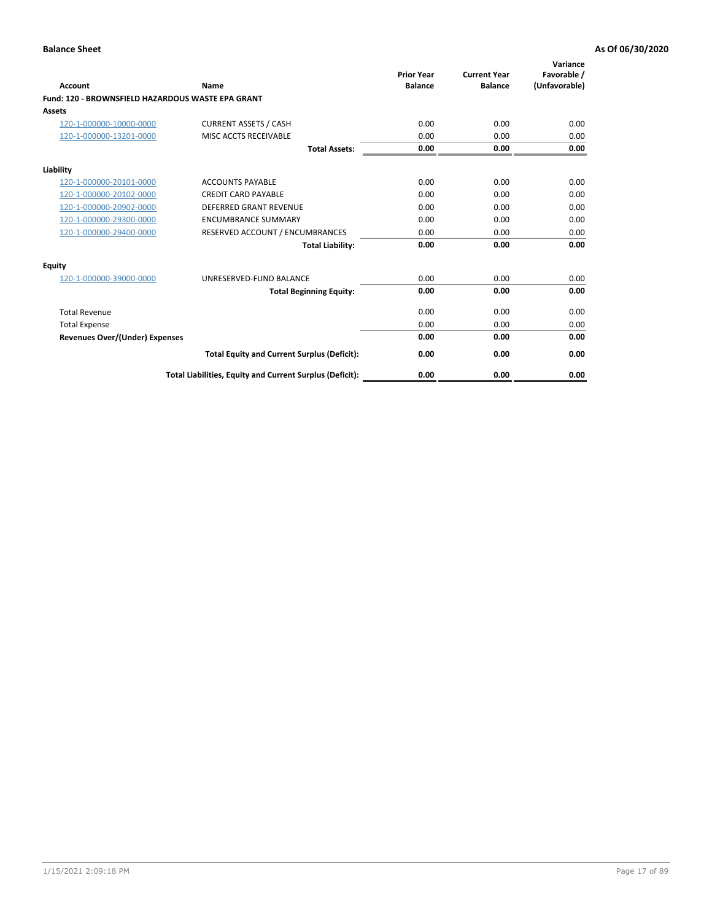**Balance Sheet** **As Of 06/30/2020**

| Account | Name | Prior Year Balance | Current Year Balance | Variance Favorable / (Unfavorable) |
|---|---|---|---|---|
| **Fund: 120 - BROWNSFIELD HAZARDOUS WASTE EPA GRANT** | | | | |
| **Assets** | | | | |
| 120-1-000000-10000-0000 | CURRENT ASSETS / CASH | 0.00 | 0.00 | 0.00 |
| 120-1-000000-13201-0000 | MISC ACCTS RECEIVABLE | 0.00 | 0.00 | 0.00 |
| | **Total Assets:** | **0.00** | **0.00** | **0.00** |
| **Liability** | | | | |
| 120-1-000000-20101-0000 | ACCOUNTS PAYABLE | 0.00 | 0.00 | 0.00 |
| 120-1-000000-20102-0000 | CREDIT CARD PAYABLE | 0.00 | 0.00 | 0.00 |
| 120-1-000000-20902-0000 | DEFERRED GRANT REVENUE | 0.00 | 0.00 | 0.00 |
| 120-1-000000-29300-0000 | ENCUMBRANCE SUMMARY | 0.00 | 0.00 | 0.00 |
| 120-1-000000-29400-0000 | RESERVED ACCOUNT / ENCUMBRANCES | 0.00 | 0.00 | 0.00 |
| | **Total Liability:** | **0.00** | **0.00** | **0.00** |
| **Equity** | | | | |
| 120-1-000000-39000-0000 | UNRESERVED-FUND BALANCE | 0.00 | 0.00 | 0.00 |
| | **Total Beginning Equity:** | **0.00** | **0.00** | **0.00** |
| Total Revenue | | 0.00 | 0.00 | 0.00 |
| Total Expense | | 0.00 | 0.00 | 0.00 |
| **Revenues Over/(Under) Expenses** | | **0.00** | **0.00** | **0.00** |
| | **Total Equity and Current Surplus (Deficit):** | **0.00** | **0.00** | **0.00** |
| | **Total Liabilities, Equity and Current Surplus (Deficit):** | **0.00** | **0.00** | **0.00** |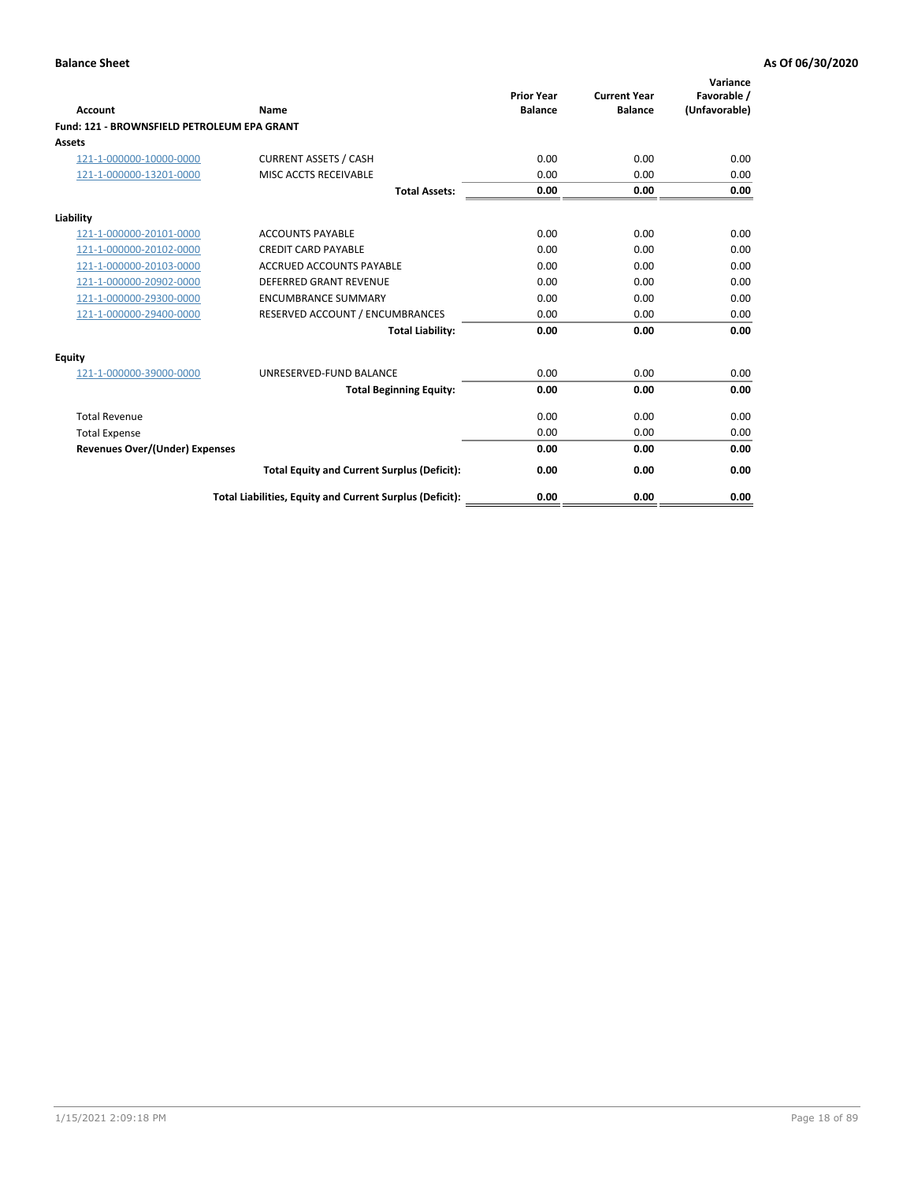**Balance Sheet** **As Of 06/30/2020**

| Account | Name | Prior Year Balance | Current Year Balance | Variance Favorable / (Unfavorable) |
|---|---|---|---|---|
| **Fund: 121 - BROWNSFIELD PETROLEUM EPA GRANT** | | | | |
| **Assets** | | | | |
| 121-1-000000-10000-0000 | CURRENT ASSETS / CASH | 0.00 | 0.00 | 0.00 |
| 121-1-000000-13201-0000 | MISC ACCTS RECEIVABLE | 0.00 | 0.00 | 0.00 |
| | **Total Assets:** | **0.00** | **0.00** | **0.00** |
| **Liability** | | | | |
| 121-1-000000-20101-0000 | ACCOUNTS PAYABLE | 0.00 | 0.00 | 0.00 |
| 121-1-000000-20102-0000 | CREDIT CARD PAYABLE | 0.00 | 0.00 | 0.00 |
| 121-1-000000-20103-0000 | ACCRUED ACCOUNTS PAYABLE | 0.00 | 0.00 | 0.00 |
| 121-1-000000-20902-0000 | DEFERRED GRANT REVENUE | 0.00 | 0.00 | 0.00 |
| 121-1-000000-29300-0000 | ENCUMBRANCE SUMMARY | 0.00 | 0.00 | 0.00 |
| 121-1-000000-29400-0000 | RESERVED ACCOUNT / ENCUMBRANCES | 0.00 | 0.00 | 0.00 |
| | **Total Liability:** | **0.00** | **0.00** | **0.00** |
| **Equity** | | | | |
| 121-1-000000-39000-0000 | UNRESERVED-FUND BALANCE | 0.00 | 0.00 | 0.00 |
| | **Total Beginning Equity:** | **0.00** | **0.00** | **0.00** |
| Total Revenue | | 0.00 | 0.00 | 0.00 |
| Total Expense | | 0.00 | 0.00 | 0.00 |
| **Revenues Over/(Under) Expenses** | | **0.00** | **0.00** | **0.00** |
| | **Total Equity and Current Surplus (Deficit):** | **0.00** | **0.00** | **0.00** |
| | **Total Liabilities, Equity and Current Surplus (Deficit):** | **0.00** | **0.00** | **0.00** |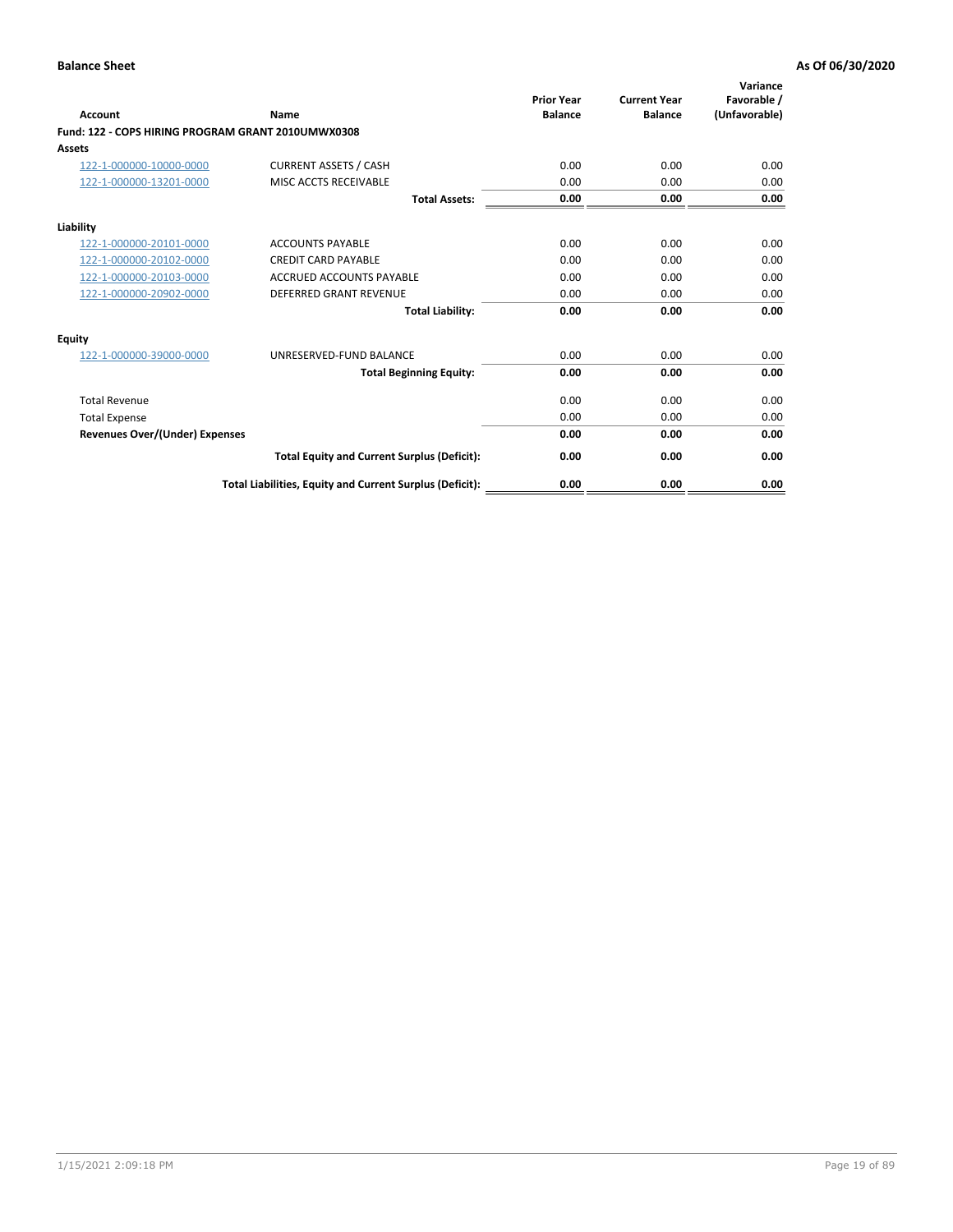**Balance Sheet** **As Of 06/30/2020**

| Account | Name | Prior Year Balance | Current Year Balance | Variance Favorable / (Unfavorable) |
|---|---|---|---|---|
| **Fund: 122 - COPS HIRING PROGRAM GRANT 2010UMWX0308** | | | | |
| **Assets** | | | | |
| 122-1-000000-10000-0000 | CURRENT ASSETS / CASH | 0.00 | 0.00 | 0.00 |
| 122-1-000000-13201-0000 | MISC ACCTS RECEIVABLE | 0.00 | 0.00 | 0.00 |
| | **Total Assets:** | **0.00** | **0.00** | **0.00** |
| **Liability** | | | | |
| 122-1-000000-20101-0000 | ACCOUNTS PAYABLE | 0.00 | 0.00 | 0.00 |
| 122-1-000000-20102-0000 | CREDIT CARD PAYABLE | 0.00 | 0.00 | 0.00 |
| 122-1-000000-20103-0000 | ACCRUED ACCOUNTS PAYABLE | 0.00 | 0.00 | 0.00 |
| 122-1-000000-20902-0000 | DEFERRED GRANT REVENUE | 0.00 | 0.00 | 0.00 |
| | **Total Liability:** | **0.00** | **0.00** | **0.00** |
| **Equity** | | | | |
| 122-1-000000-39000-0000 | UNRESERVED-FUND BALANCE | 0.00 | 0.00 | 0.00 |
| | **Total Beginning Equity:** | **0.00** | **0.00** | **0.00** |
| Total Revenue | | 0.00 | 0.00 | 0.00 |
| Total Expense | | 0.00 | 0.00 | 0.00 |
| **Revenues Over/(Under) Expenses** | | **0.00** | **0.00** | **0.00** |
| | **Total Equity and Current Surplus (Deficit):** | **0.00** | **0.00** | **0.00** |
| | **Total Liabilities, Equity and Current Surplus (Deficit):** | **0.00** | **0.00** | **0.00** |

1/15/2021 2:09:18 PM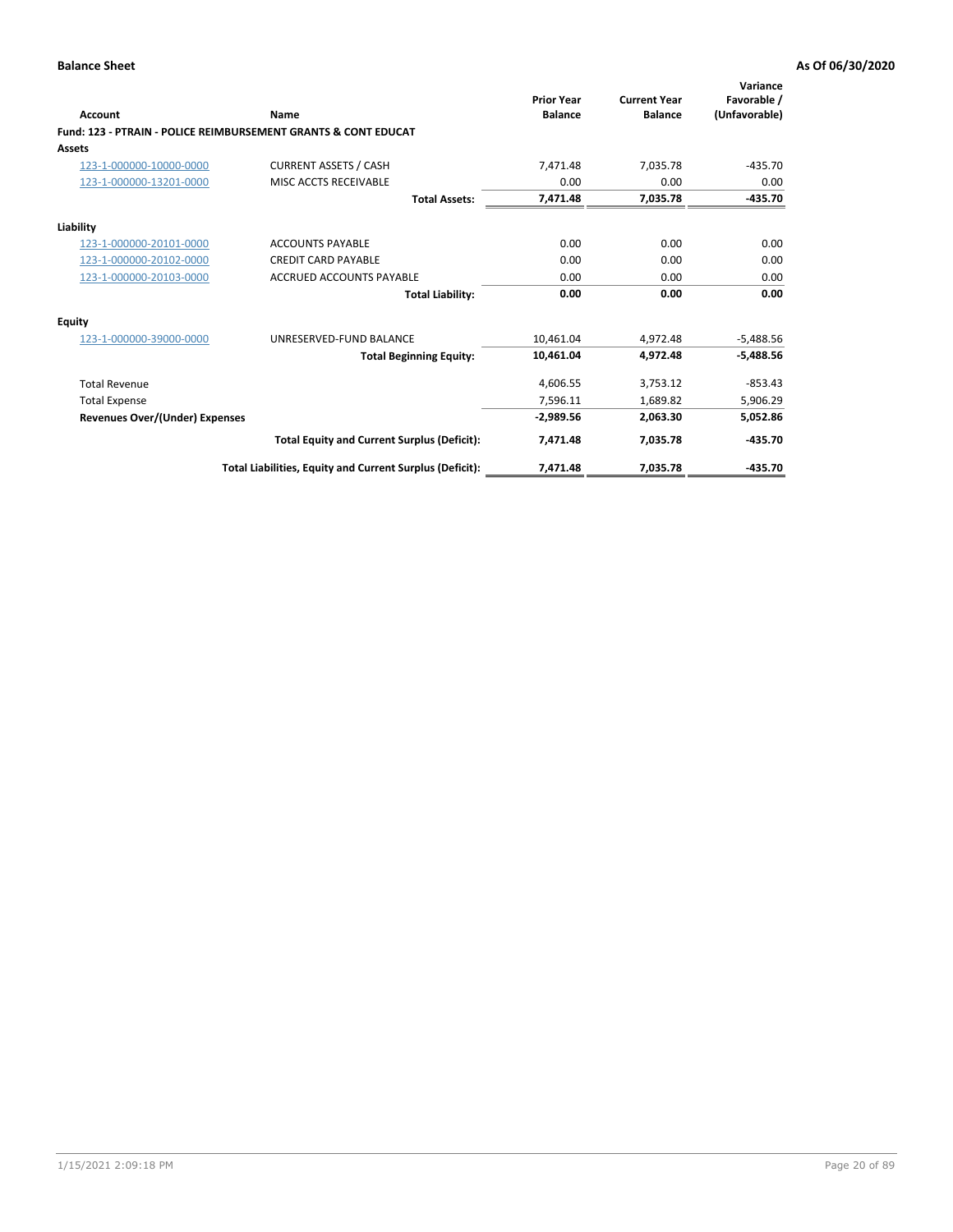**Balance Sheet** **As Of 06/30/2020**

| Account | Name | Prior Year Balance | Current Year Balance | Variance Favorable / (Unfavorable) |
|---|---|---|---|---|
| **Fund: 123 - PTRAIN - POLICE REIMBURSEMENT GRANTS & CONT EDUCAT** | | | | |
| **Assets** | | | | |
| 123-1-000000-10000-0000 | CURRENT ASSETS / CASH | 7,471.48 | 7,035.78 | -435.70 |
| 123-1-000000-13201-0000 | MISC ACCTS RECEIVABLE | 0.00 | 0.00 | 0.00 |
| | **Total Assets:** | **7,471.48** | **7,035.78** | **-435.70** |
| **Liability** | | | | |
| 123-1-000000-20101-0000 | ACCOUNTS PAYABLE | 0.00 | 0.00 | 0.00 |
| 123-1-000000-20102-0000 | CREDIT CARD PAYABLE | 0.00 | 0.00 | 0.00 |
| 123-1-000000-20103-0000 | ACCRUED ACCOUNTS PAYABLE | 0.00 | 0.00 | 0.00 |
| | **Total Liability:** | **0.00** | **0.00** | **0.00** |
| **Equity** | | | | |
| 123-1-000000-39000-0000 | UNRESERVED-FUND BALANCE | 10,461.04 | 4,972.48 | -5,488.56 |
| | **Total Beginning Equity:** | **10,461.04** | **4,972.48** | **-5,488.56** |
| Total Revenue | | 4,606.55 | 3,753.12 | -853.43 |
| Total Expense | | 7,596.11 | 1,689.82 | 5,906.29 |
| **Revenues Over/(Under) Expenses** | | **-2,989.56** | **2,063.30** | **5,052.86** |
| | **Total Equity and Current Surplus (Deficit):** | **7,471.48** | **7,035.78** | **-435.70** |
| | **Total Liabilities, Equity and Current Surplus (Deficit):** | **7,471.48** | **7,035.78** | **-435.70** |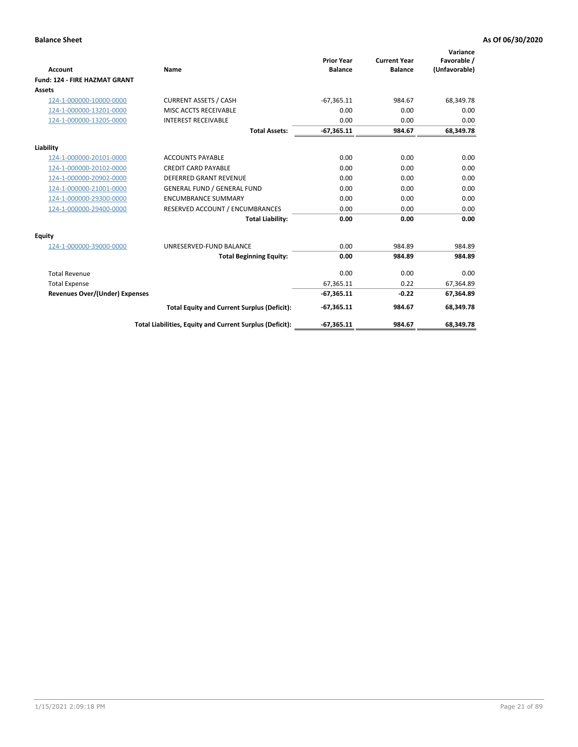**Balance Sheet** | **As Of 06/30/2020**

| Account | Name | Prior Year Balance | Current Year Balance | Variance Favorable / (Unfavorable) |
|---|---|---|---|---|
| **Fund: 124 - FIRE HAZMAT GRANT** | | | | |
| **Assets** | | | | |
| 124-1-000000-10000-0000 | CURRENT ASSETS / CASH | -67,365.11 | 984.67 | 68,349.78 |
| 124-1-000000-13201-0000 | MISC ACCTS RECEIVABLE | 0.00 | 0.00 | 0.00 |
| 124-1-000000-13205-0000 | INTEREST RECEIVABLE | 0.00 | 0.00 | 0.00 |
| | **Total Assets:** | **-67,365.11** | **984.67** | **68,349.78** |
| **Liability** | | | | |
| 124-1-000000-20101-0000 | ACCOUNTS PAYABLE | 0.00 | 0.00 | 0.00 |
| 124-1-000000-20102-0000 | CREDIT CARD PAYABLE | 0.00 | 0.00 | 0.00 |
| 124-1-000000-20902-0000 | DEFERRED GRANT REVENUE | 0.00 | 0.00 | 0.00 |
| 124-1-000000-21001-0000 | GENERAL FUND / GENERAL FUND | 0.00 | 0.00 | 0.00 |
| 124-1-000000-29300-0000 | ENCUMBRANCE SUMMARY | 0.00 | 0.00 | 0.00 |
| 124-1-000000-29400-0000 | RESERVED ACCOUNT / ENCUMBRANCES | 0.00 | 0.00 | 0.00 |
| | **Total Liability:** | **0.00** | **0.00** | **0.00** |
| **Equity** | | | | |
| 124-1-000000-39000-0000 | UNRESERVED-FUND BALANCE | 0.00 | 984.89 | 984.89 |
| | **Total Beginning Equity:** | **0.00** | **984.89** | **984.89** |
| Total Revenue | | 0.00 | 0.00 | 0.00 |
| Total Expense | | 67,365.11 | 0.22 | 67,364.89 |
| **Revenues Over/(Under) Expenses** | | **-67,365.11** | **-0.22** | **67,364.89** |
| | **Total Equity and Current Surplus (Deficit):** | **-67,365.11** | **984.67** | **68,349.78** |
| | **Total Liabilities, Equity and Current Surplus (Deficit):** | **-67,365.11** | **984.67** | **68,349.78** |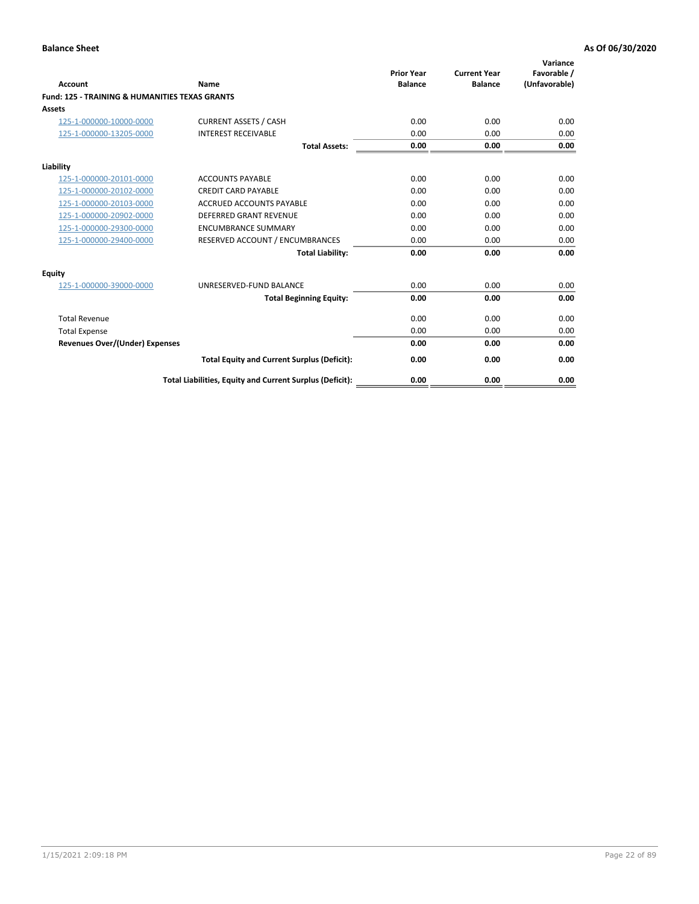**Balance Sheet** **As Of 06/30/2020**

| Account | Name | Prior Year Balance | Current Year Balance | Variance Favorable / (Unfavorable) |
|---|---|---|---|---|
| **Fund: 125 - TRAINING & HUMANITIES TEXAS GRANTS** | | | | |
| **Assets** | | | | |
| 125-1-000000-10000-0000 | CURRENT ASSETS / CASH | 0.00 | 0.00 | 0.00 |
| 125-1-000000-13205-0000 | INTEREST RECEIVABLE | 0.00 | 0.00 | 0.00 |
| | **Total Assets:** | **0.00** | **0.00** | **0.00** |
| **Liability** | | | | |
| 125-1-000000-20101-0000 | ACCOUNTS PAYABLE | 0.00 | 0.00 | 0.00 |
| 125-1-000000-20102-0000 | CREDIT CARD PAYABLE | 0.00 | 0.00 | 0.00 |
| 125-1-000000-20103-0000 | ACCRUED ACCOUNTS PAYABLE | 0.00 | 0.00 | 0.00 |
| 125-1-000000-20902-0000 | DEFERRED GRANT REVENUE | 0.00 | 0.00 | 0.00 |
| 125-1-000000-29300-0000 | ENCUMBRANCE SUMMARY | 0.00 | 0.00 | 0.00 |
| 125-1-000000-29400-0000 | RESERVED ACCOUNT / ENCUMBRANCES | 0.00 | 0.00 | 0.00 |
| | **Total Liability:** | **0.00** | **0.00** | **0.00** |
| **Equity** | | | | |
| 125-1-000000-39000-0000 | UNRESERVED-FUND BALANCE | 0.00 | 0.00 | 0.00 |
| | **Total Beginning Equity:** | **0.00** | **0.00** | **0.00** |
| Total Revenue | | 0.00 | 0.00 | 0.00 |
| Total Expense | | 0.00 | 0.00 | 0.00 |
| **Revenues Over/(Under) Expenses** | | **0.00** | **0.00** | **0.00** |
| | **Total Equity and Current Surplus (Deficit):** | **0.00** | **0.00** | **0.00** |
| | **Total Liabilities, Equity and Current Surplus (Deficit):** | **0.00** | **0.00** | **0.00** |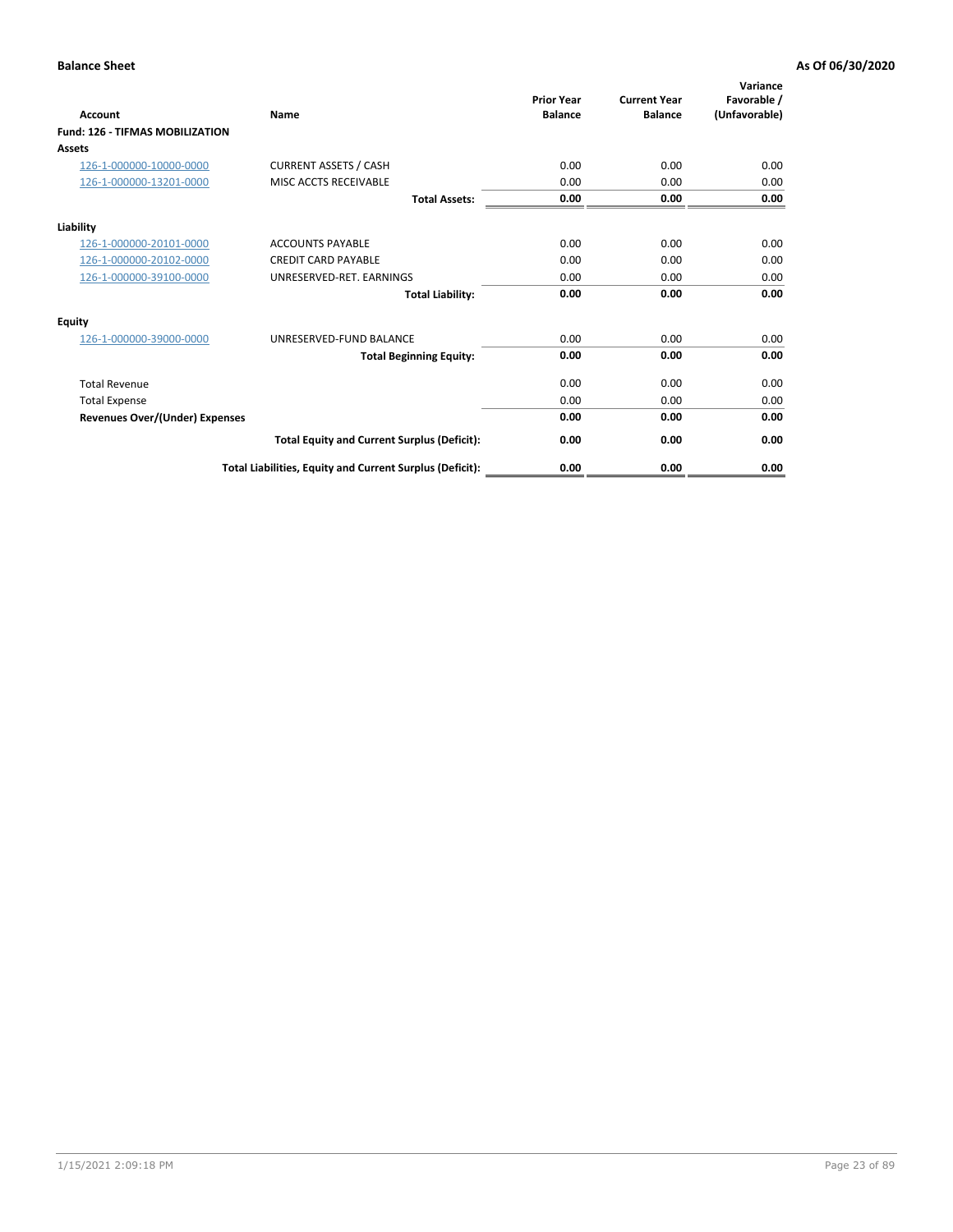**Balance Sheet** **As Of 06/30/2020**

| Account | Name | Prior Year Balance | Current Year Balance | Variance Favorable / (Unfavorable) |
|---|---|---|---|---|
| **Fund: 126 - TIFMAS MOBILIZATION** | | | | |
| **Assets** | | | | |
| 126-1-000000-10000-0000 | CURRENT ASSETS / CASH | 0.00 | 0.00 | 0.00 |
| 126-1-000000-13201-0000 | MISC ACCTS RECEIVABLE | 0.00 | 0.00 | 0.00 |
| | **Total Assets:** | **0.00** | **0.00** | **0.00** |
| **Liability** | | | | |
| 126-1-000000-20101-0000 | ACCOUNTS PAYABLE | 0.00 | 0.00 | 0.00 |
| 126-1-000000-20102-0000 | CREDIT CARD PAYABLE | 0.00 | 0.00 | 0.00 |
| 126-1-000000-39100-0000 | UNRESERVED-RET. EARNINGS | 0.00 | 0.00 | 0.00 |
| | **Total Liability:** | **0.00** | **0.00** | **0.00** |
| **Equity** | | | | |
| 126-1-000000-39000-0000 | UNRESERVED-FUND BALANCE | 0.00 | 0.00 | 0.00 |
| | **Total Beginning Equity:** | **0.00** | **0.00** | **0.00** |
| Total Revenue | | 0.00 | 0.00 | 0.00 |
| Total Expense | | 0.00 | 0.00 | 0.00 |
| **Revenues Over/(Under) Expenses** | | **0.00** | **0.00** | **0.00** |
| | **Total Equity and Current Surplus (Deficit):** | **0.00** | **0.00** | **0.00** |
| | **Total Liabilities, Equity and Current Surplus (Deficit):** | **0.00** | **0.00** | **0.00** |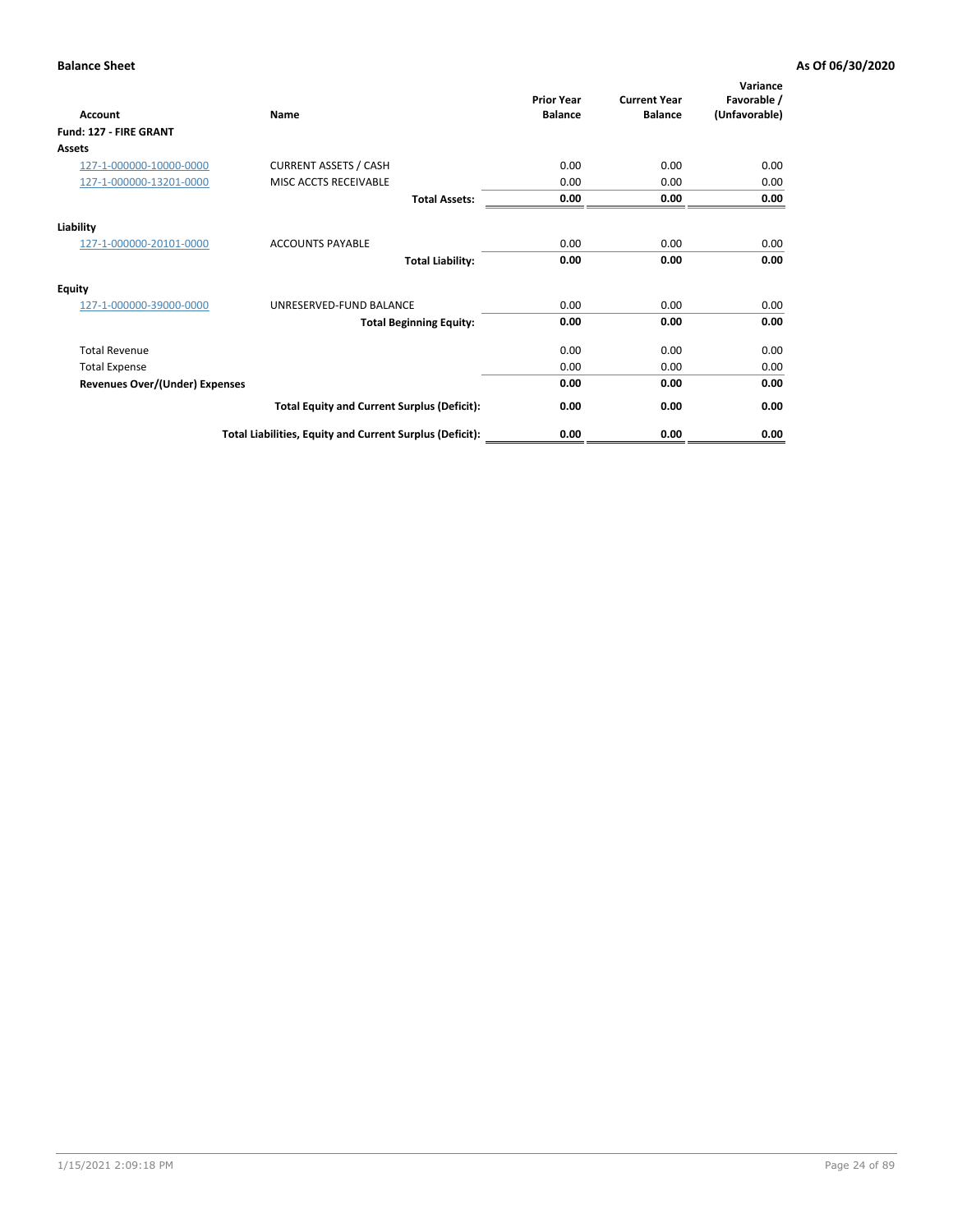**Balance Sheet** **As Of 06/30/2020**

| Account | Name | Prior Year Balance | Current Year Balance | Variance Favorable / (Unfavorable) |
|---|---|---|---|---|
| **Fund: 127 - FIRE GRANT** | | | | |
| **Assets** | | | | |
| 127-1-000000-10000-0000 | CURRENT ASSETS / CASH | 0.00 | 0.00 | 0.00 |
| 127-1-000000-13201-0000 | MISC ACCTS RECEIVABLE | 0.00 | 0.00 | 0.00 |
| | **Total Assets:** | **0.00** | **0.00** | **0.00** |
| **Liability** | | | | |
| 127-1-000000-20101-0000 | ACCOUNTS PAYABLE | 0.00 | 0.00 | 0.00 |
| | **Total Liability:** | **0.00** | **0.00** | **0.00** |
| **Equity** | | | | |
| 127-1-000000-39000-0000 | UNRESERVED-FUND BALANCE | 0.00 | 0.00 | 0.00 |
| | **Total Beginning Equity:** | **0.00** | **0.00** | **0.00** |
| Total Revenue | | 0.00 | 0.00 | 0.00 |
| Total Expense | | 0.00 | 0.00 | 0.00 |
| **Revenues Over/(Under) Expenses** | | **0.00** | **0.00** | **0.00** |
| | **Total Equity and Current Surplus (Deficit):** | **0.00** | **0.00** | **0.00** |
| | **Total Liabilities, Equity and Current Surplus (Deficit):** | **0.00** | **0.00** | **0.00** |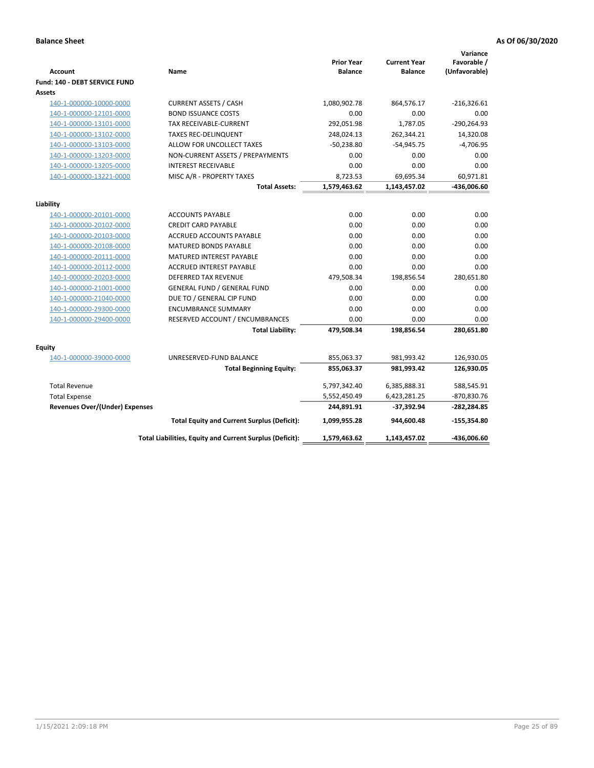**Balance Sheet** **As Of 06/30/2020**

| Account | Name | Prior Year Balance | Current Year Balance | Variance Favorable / (Unfavorable) |
|---|---|---|---|---|
| **Fund: 140 - DEBT SERVICE FUND** | | | | |
| **Assets** | | | | |
| 140-1-000000-10000-0000 | CURRENT ASSETS / CASH | 1,080,902.78 | 864,576.17 | -216,326.61 |
| 140-1-000000-12101-0000 | BOND ISSUANCE COSTS | 0.00 | 0.00 | 0.00 |
| 140-1-000000-13101-0000 | TAX RECEIVABLE-CURRENT | 292,051.98 | 1,787.05 | -290,264.93 |
| 140-1-000000-13102-0000 | TAXES REC-DELINQUENT | 248,024.13 | 262,344.21 | 14,320.08 |
| 140-1-000000-13103-0000 | ALLOW FOR UNCOLLECT TAXES | -50,238.80 | -54,945.75 | -4,706.95 |
| 140-1-000000-13203-0000 | NON-CURRENT ASSETS / PREPAYMENTS | 0.00 | 0.00 | 0.00 |
| 140-1-000000-13205-0000 | INTEREST RECEIVABLE | 0.00 | 0.00 | 0.00 |
| 140-1-000000-13221-0000 | MISC A/R - PROPERTY TAXES | 8,723.53 | 69,695.34 | 60,971.81 |
| | **Total Assets:** | **1,579,463.62** | **1,143,457.02** | **-436,006.60** |
| **Liability** | | | | |
| 140-1-000000-20101-0000 | ACCOUNTS PAYABLE | 0.00 | 0.00 | 0.00 |
| 140-1-000000-20102-0000 | CREDIT CARD PAYABLE | 0.00 | 0.00 | 0.00 |
| 140-1-000000-20103-0000 | ACCRUED ACCOUNTS PAYABLE | 0.00 | 0.00 | 0.00 |
| 140-1-000000-20108-0000 | MATURED BONDS PAYABLE | 0.00 | 0.00 | 0.00 |
| 140-1-000000-20111-0000 | MATURED INTEREST PAYABLE | 0.00 | 0.00 | 0.00 |
| 140-1-000000-20112-0000 | ACCRUED INTEREST PAYABLE | 0.00 | 0.00 | 0.00 |
| 140-1-000000-20203-0000 | DEFERRED TAX REVENUE | 479,508.34 | 198,856.54 | 280,651.80 |
| 140-1-000000-21001-0000 | GENERAL FUND / GENERAL FUND | 0.00 | 0.00 | 0.00 |
| 140-1-000000-21040-0000 | DUE TO / GENERAL CIP FUND | 0.00 | 0.00 | 0.00 |
| 140-1-000000-29300-0000 | ENCUMBRANCE SUMMARY | 0.00 | 0.00 | 0.00 |
| 140-1-000000-29400-0000 | RESERVED ACCOUNT / ENCUMBRANCES | 0.00 | 0.00 | 0.00 |
| | **Total Liability:** | **479,508.34** | **198,856.54** | **280,651.80** |
| **Equity** | | | | |
| 140-1-000000-39000-0000 | UNRESERVED-FUND BALANCE | 855,063.37 | 981,993.42 | 126,930.05 |
| | **Total Beginning Equity:** | **855,063.37** | **981,993.42** | **126,930.05** |
| Total Revenue | | 5,797,342.40 | 6,385,888.31 | 588,545.91 |
| Total Expense | | 5,552,450.49 | 6,423,281.25 | -870,830.76 |
| **Revenues Over/(Under) Expenses** | | **244,891.91** | **-37,392.94** | **-282,284.85** |
| | **Total Equity and Current Surplus (Deficit):** | **1,099,955.28** | **944,600.48** | **-155,354.80** |
| | **Total Liabilities, Equity and Current Surplus (Deficit):** | **1,579,463.62** | **1,143,457.02** | **-436,006.60** |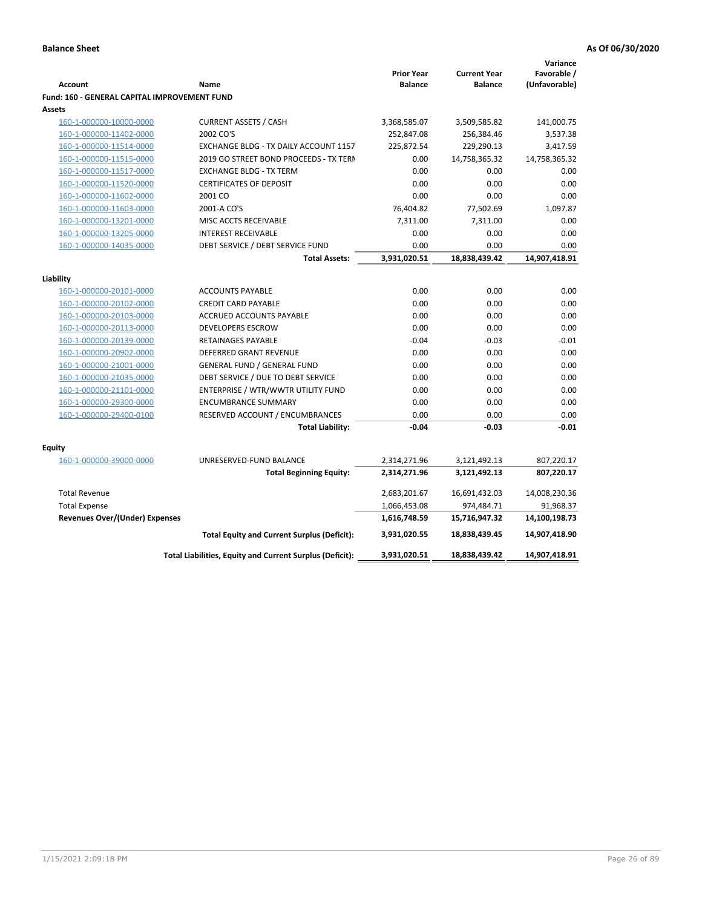**Balance Sheet** **As Of 06/30/2020**

| Account | Name | Prior Year Balance | Current Year Balance | Variance Favorable / (Unfavorable) |
|---|---|---|---|---|
| **Fund: 160 - GENERAL CAPITAL IMPROVEMENT FUND** | | | | |
| **Assets** | | | | |
| 160-1-000000-10000-0000 | CURRENT ASSETS / CASH | 3,368,585.07 | 3,509,585.82 | 141,000.75 |
| 160-1-000000-11402-0000 | 2002 CO'S | 252,847.08 | 256,384.46 | 3,537.38 |
| 160-1-000000-11514-0000 | EXCHANGE BLDG - TX DAILY ACCOUNT 1157 | 225,872.54 | 229,290.13 | 3,417.59 |
| 160-1-000000-11515-0000 | 2019 GO STREET BOND PROCEEDS - TX TERM | 0.00 | 14,758,365.32 | 14,758,365.32 |
| 160-1-000000-11517-0000 | EXCHANGE BLDG - TX TERM | 0.00 | 0.00 | 0.00 |
| 160-1-000000-11520-0000 | CERTIFICATES OF DEPOSIT | 0.00 | 0.00 | 0.00 |
| 160-1-000000-11602-0000 | 2001 CO | 0.00 | 0.00 | 0.00 |
| 160-1-000000-11603-0000 | 2001-A CO'S | 76,404.82 | 77,502.69 | 1,097.87 |
| 160-1-000000-13201-0000 | MISC ACCTS RECEIVABLE | 7,311.00 | 7,311.00 | 0.00 |
| 160-1-000000-13205-0000 | INTEREST RECEIVABLE | 0.00 | 0.00 | 0.00 |
| 160-1-000000-14035-0000 | DEBT SERVICE / DEBT SERVICE FUND | 0.00 | 0.00 | 0.00 |
| | **Total Assets:** | **3,931,020.51** | **18,838,439.42** | **14,907,418.91** |
| **Liability** | | | | |
| 160-1-000000-20101-0000 | ACCOUNTS PAYABLE | 0.00 | 0.00 | 0.00 |
| 160-1-000000-20102-0000 | CREDIT CARD PAYABLE | 0.00 | 0.00 | 0.00 |
| 160-1-000000-20103-0000 | ACCRUED ACCOUNTS PAYABLE | 0.00 | 0.00 | 0.00 |
| 160-1-000000-20113-0000 | DEVELOPERS ESCROW | 0.00 | 0.00 | 0.00 |
| 160-1-000000-20139-0000 | RETAINAGES PAYABLE | -0.04 | -0.03 | -0.01 |
| 160-1-000000-20902-0000 | DEFERRED GRANT REVENUE | 0.00 | 0.00 | 0.00 |
| 160-1-000000-21001-0000 | GENERAL FUND / GENERAL FUND | 0.00 | 0.00 | 0.00 |
| 160-1-000000-21035-0000 | DEBT SERVICE / DUE TO DEBT SERVICE | 0.00 | 0.00 | 0.00 |
| 160-1-000000-21101-0000 | ENTERPRISE / WTR/WWTR UTILITY FUND | 0.00 | 0.00 | 0.00 |
| 160-1-000000-29300-0000 | ENCUMBRANCE SUMMARY | 0.00 | 0.00 | 0.00 |
| 160-1-000000-29400-0100 | RESERVED ACCOUNT / ENCUMBRANCES | 0.00 | 0.00 | 0.00 |
| | **Total Liability:** | **-0.04** | **-0.03** | **-0.01** |
| **Equity** | | | | |
| 160-1-000000-39000-0000 | UNRESERVED-FUND BALANCE | 2,314,271.96 | 3,121,492.13 | 807,220.17 |
| | **Total Beginning Equity:** | **2,314,271.96** | **3,121,492.13** | **807,220.17** |
| Total Revenue | | 2,683,201.67 | 16,691,432.03 | 14,008,230.36 |
| Total Expense | | 1,066,453.08 | 974,484.71 | 91,968.37 |
| **Revenues Over/(Under) Expenses** | | **1,616,748.59** | **15,716,947.32** | **14,100,198.73** |
| | **Total Equity and Current Surplus (Deficit):** | **3,931,020.55** | **18,838,439.45** | **14,907,418.90** |
| | **Total Liabilities, Equity and Current Surplus (Deficit):** | **3,931,020.51** | **18,838,439.42** | **14,907,418.91** |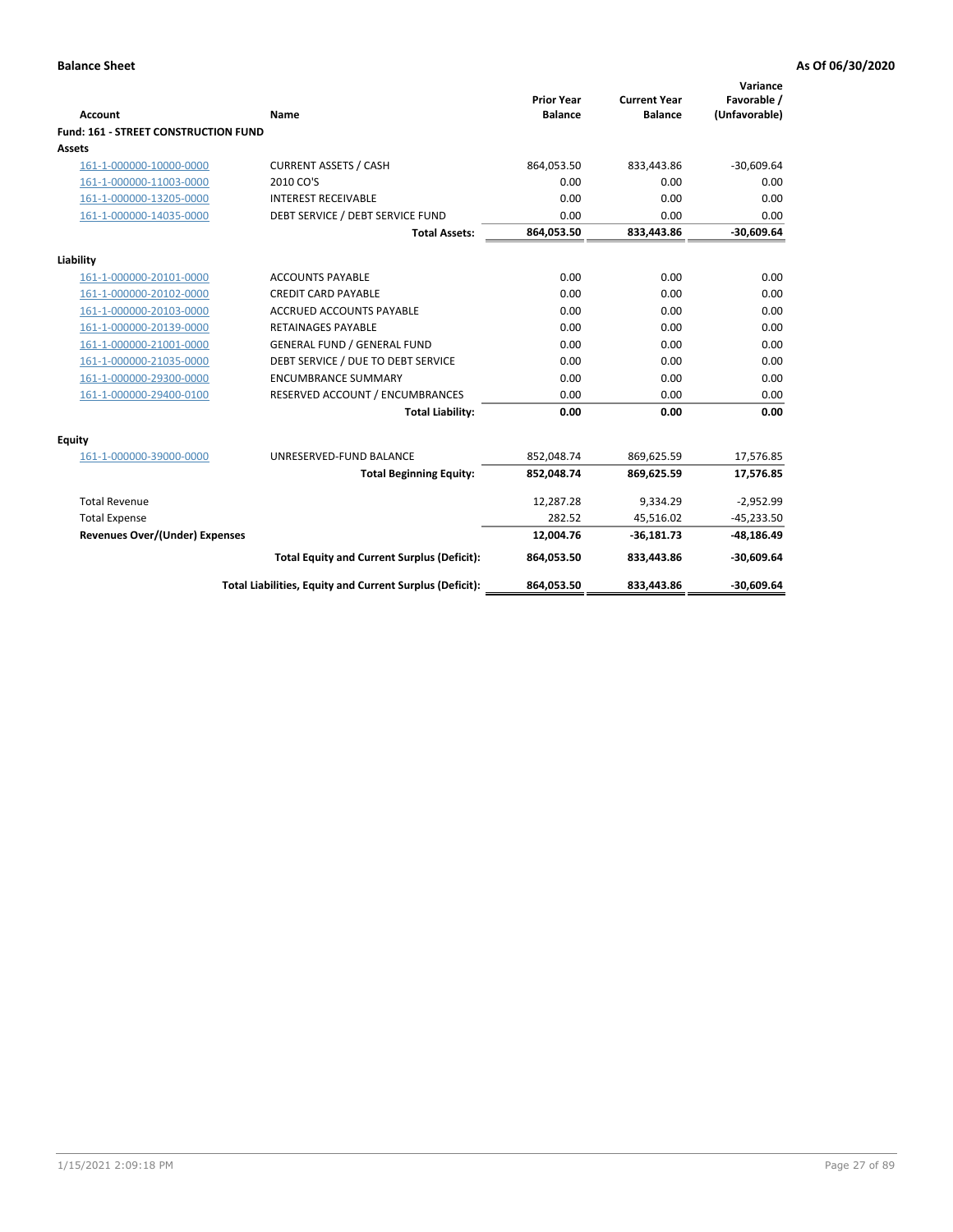**Balance Sheet** **As Of 06/30/2020**

| Account | Name | Prior Year Balance | Current Year Balance | Variance Favorable / (Unfavorable) |
|---|---|---|---|---|
| **Fund: 161 - STREET CONSTRUCTION FUND** | | | | |
| **Assets** | | | | |
| 161-1-000000-10000-0000 | CURRENT ASSETS / CASH | 864,053.50 | 833,443.86 | -30,609.64 |
| 161-1-000000-11003-0000 | 2010 CO'S | 0.00 | 0.00 | 0.00 |
| 161-1-000000-13205-0000 | INTEREST RECEIVABLE | 0.00 | 0.00 | 0.00 |
| 161-1-000000-14035-0000 | DEBT SERVICE / DEBT SERVICE FUND | 0.00 | 0.00 | 0.00 |
| | **Total Assets:** | **864,053.50** | **833,443.86** | **-30,609.64** |
| **Liability** | | | | |
| 161-1-000000-20101-0000 | ACCOUNTS PAYABLE | 0.00 | 0.00 | 0.00 |
| 161-1-000000-20102-0000 | CREDIT CARD PAYABLE | 0.00 | 0.00 | 0.00 |
| 161-1-000000-20103-0000 | ACCRUED ACCOUNTS PAYABLE | 0.00 | 0.00 | 0.00 |
| 161-1-000000-20139-0000 | RETAINAGES PAYABLE | 0.00 | 0.00 | 0.00 |
| 161-1-000000-21001-0000 | GENERAL FUND / GENERAL FUND | 0.00 | 0.00 | 0.00 |
| 161-1-000000-21035-0000 | DEBT SERVICE / DUE TO DEBT SERVICE | 0.00 | 0.00 | 0.00 |
| 161-1-000000-29300-0000 | ENCUMBRANCE SUMMARY | 0.00 | 0.00 | 0.00 |
| 161-1-000000-29400-0100 | RESERVED ACCOUNT / ENCUMBRANCES | 0.00 | 0.00 | 0.00 |
| | **Total Liability:** | **0.00** | **0.00** | **0.00** |
| **Equity** | | | | |
| 161-1-000000-39000-0000 | UNRESERVED-FUND BALANCE | 852,048.74 | 869,625.59 | 17,576.85 |
| | **Total Beginning Equity:** | **852,048.74** | **869,625.59** | **17,576.85** |
| Total Revenue | | 12,287.28 | 9,334.29 | -2,952.99 |
| Total Expense | | 282.52 | 45,516.02 | -45,233.50 |
| **Revenues Over/(Under) Expenses** | | **12,004.76** | **-36,181.73** | **-48,186.49** |
| | **Total Equity and Current Surplus (Deficit):** | **864,053.50** | **833,443.86** | **-30,609.64** |
| | **Total Liabilities, Equity and Current Surplus (Deficit):** | **864,053.50** | **833,443.86** | **-30,609.64** |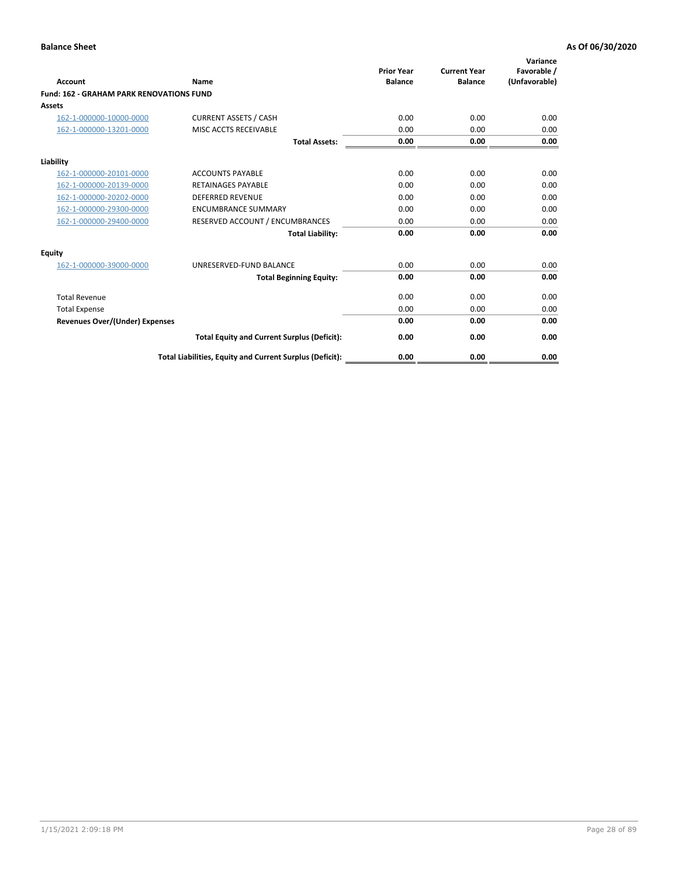**Balance Sheet** **As Of 06/30/2020**

| Account | Name | Prior Year Balance | Current Year Balance | Variance Favorable / (Unfavorable) |
|---|---|---|---|---|
| **Fund: 162 - GRAHAM PARK RENOVATIONS FUND** | | | | |
| **Assets** | | | | |
| 162-1-000000-10000-0000 | CURRENT ASSETS / CASH | 0.00 | 0.00 | 0.00 |
| 162-1-000000-13201-0000 | MISC ACCTS RECEIVABLE | 0.00 | 0.00 | 0.00 |
| | **Total Assets:** | **0.00** | **0.00** | **0.00** |
| **Liability** | | | | |
| 162-1-000000-20101-0000 | ACCOUNTS PAYABLE | 0.00 | 0.00 | 0.00 |
| 162-1-000000-20139-0000 | RETAINAGES PAYABLE | 0.00 | 0.00 | 0.00 |
| 162-1-000000-20202-0000 | DEFERRED REVENUE | 0.00 | 0.00 | 0.00 |
| 162-1-000000-29300-0000 | ENCUMBRANCE SUMMARY | 0.00 | 0.00 | 0.00 |
| 162-1-000000-29400-0000 | RESERVED ACCOUNT / ENCUMBRANCES | 0.00 | 0.00 | 0.00 |
| | **Total Liability:** | **0.00** | **0.00** | **0.00** |
| **Equity** | | | | |
| 162-1-000000-39000-0000 | UNRESERVED-FUND BALANCE | 0.00 | 0.00 | 0.00 |
| | **Total Beginning Equity:** | **0.00** | **0.00** | **0.00** |
| Total Revenue | | 0.00 | 0.00 | 0.00 |
| Total Expense | | 0.00 | 0.00 | 0.00 |
| **Revenues Over/(Under) Expenses** | | **0.00** | **0.00** | **0.00** |
| | **Total Equity and Current Surplus (Deficit):** | **0.00** | **0.00** | **0.00** |
| | **Total Liabilities, Equity and Current Surplus (Deficit):** | **0.00** | **0.00** | **0.00** |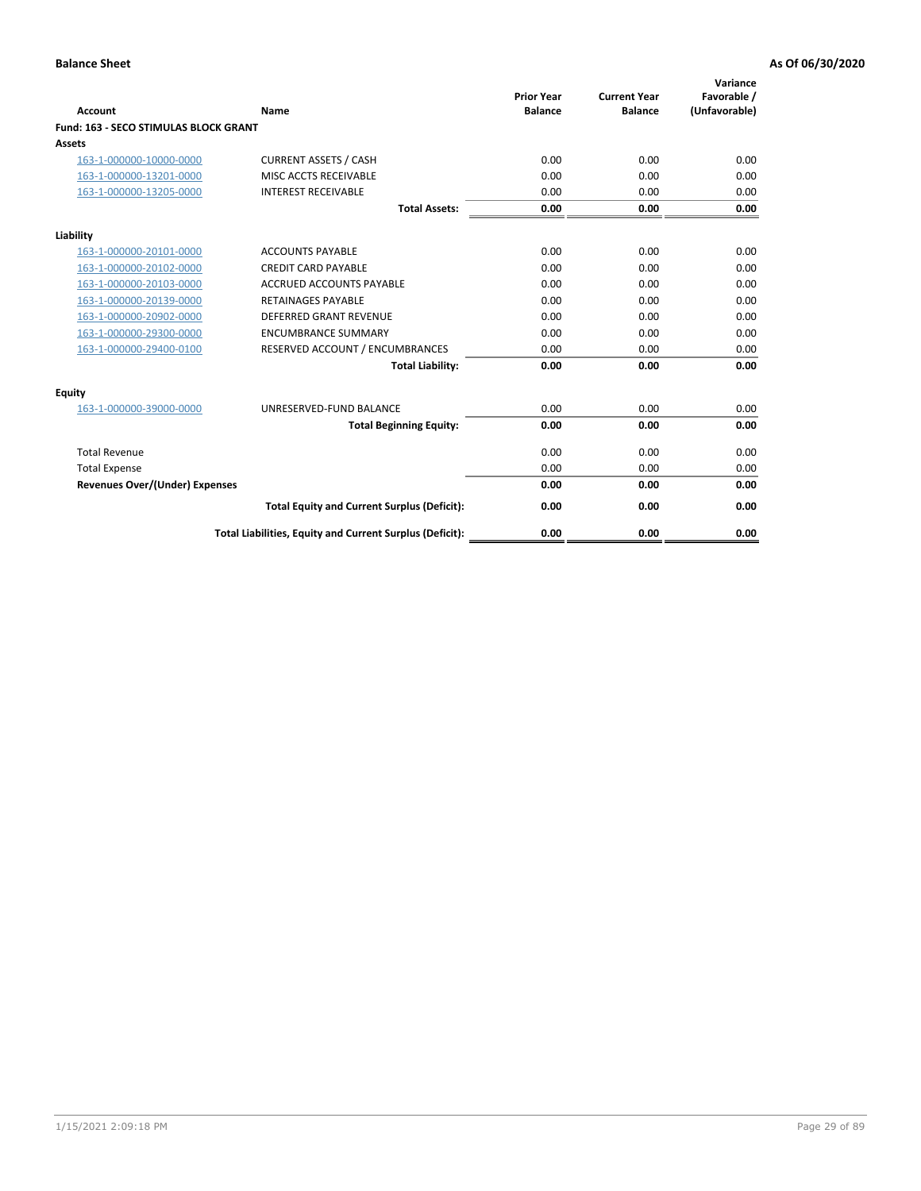**Balance Sheet** | **As Of 06/30/2020**

| Account | Name | Prior Year Balance | Current Year Balance | Variance Favorable / (Unfavorable) |
|---|---|---|---|---|
| **Fund: 163 - SECO STIMULAS BLOCK GRANT** | | | | |
| **Assets** | | | | |
| 163-1-000000-10000-0000 | CURRENT ASSETS / CASH | 0.00 | 0.00 | 0.00 |
| 163-1-000000-13201-0000 | MISC ACCTS RECEIVABLE | 0.00 | 0.00 | 0.00 |
| 163-1-000000-13205-0000 | INTEREST RECEIVABLE | 0.00 | 0.00 | 0.00 |
| | **Total Assets:** | **0.00** | **0.00** | **0.00** |
| **Liability** | | | | |
| 163-1-000000-20101-0000 | ACCOUNTS PAYABLE | 0.00 | 0.00 | 0.00 |
| 163-1-000000-20102-0000 | CREDIT CARD PAYABLE | 0.00 | 0.00 | 0.00 |
| 163-1-000000-20103-0000 | ACCRUED ACCOUNTS PAYABLE | 0.00 | 0.00 | 0.00 |
| 163-1-000000-20139-0000 | RETAINAGES PAYABLE | 0.00 | 0.00 | 0.00 |
| 163-1-000000-20902-0000 | DEFERRED GRANT REVENUE | 0.00 | 0.00 | 0.00 |
| 163-1-000000-29300-0000 | ENCUMBRANCE SUMMARY | 0.00 | 0.00 | 0.00 |
| 163-1-000000-29400-0100 | RESERVED ACCOUNT / ENCUMBRANCES | 0.00 | 0.00 | 0.00 |
| | **Total Liability:** | **0.00** | **0.00** | **0.00** |
| **Equity** | | | | |
| 163-1-000000-39000-0000 | UNRESERVED-FUND BALANCE | 0.00 | 0.00 | 0.00 |
| | **Total Beginning Equity:** | **0.00** | **0.00** | **0.00** |
| Total Revenue | | 0.00 | 0.00 | 0.00 |
| Total Expense | | 0.00 | 0.00 | 0.00 |
| **Revenues Over/(Under) Expenses** | | **0.00** | **0.00** | **0.00** |
| | **Total Equity and Current Surplus (Deficit):** | **0.00** | **0.00** | **0.00** |
| | **Total Liabilities, Equity and Current Surplus (Deficit):** | **0.00** | **0.00** | **0.00** |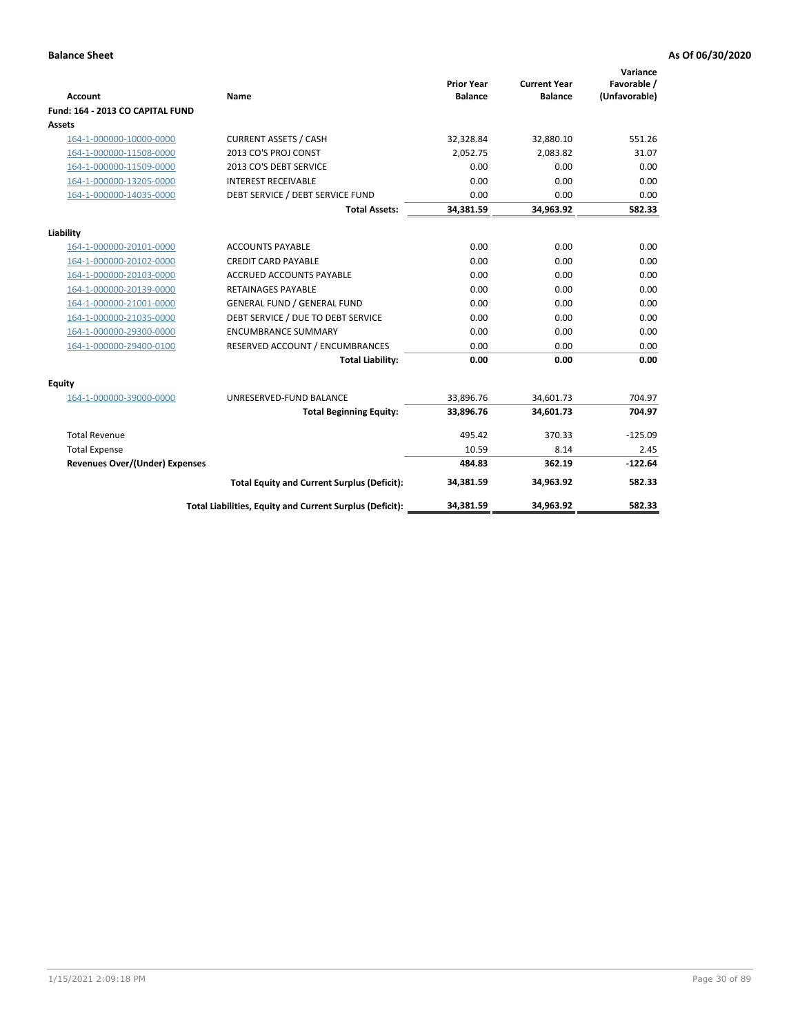**Balance Sheet** **As Of 06/30/2020**

| Account | Name | Prior Year Balance | Current Year Balance | Variance Favorable / (Unfavorable) |
|---|---|---|---|---|
| **Fund: 164 - 2013 CO CAPITAL FUND** | | | | |
| **Assets** | | | | |
| 164-1-000000-10000-0000 | CURRENT ASSETS / CASH | 32,328.84 | 32,880.10 | 551.26 |
| 164-1-000000-11508-0000 | 2013 CO'S PROJ CONST | 2,052.75 | 2,083.82 | 31.07 |
| 164-1-000000-11509-0000 | 2013 CO'S DEBT SERVICE | 0.00 | 0.00 | 0.00 |
| 164-1-000000-13205-0000 | INTEREST RECEIVABLE | 0.00 | 0.00 | 0.00 |
| 164-1-000000-14035-0000 | DEBT SERVICE / DEBT SERVICE FUND | 0.00 | 0.00 | 0.00 |
| | **Total Assets:** | **34,381.59** | **34,963.92** | **582.33** |
| **Liability** | | | | |
| 164-1-000000-20101-0000 | ACCOUNTS PAYABLE | 0.00 | 0.00 | 0.00 |
| 164-1-000000-20102-0000 | CREDIT CARD PAYABLE | 0.00 | 0.00 | 0.00 |
| 164-1-000000-20103-0000 | ACCRUED ACCOUNTS PAYABLE | 0.00 | 0.00 | 0.00 |
| 164-1-000000-20139-0000 | RETAINAGES PAYABLE | 0.00 | 0.00 | 0.00 |
| 164-1-000000-21001-0000 | GENERAL FUND / GENERAL FUND | 0.00 | 0.00 | 0.00 |
| 164-1-000000-21035-0000 | DEBT SERVICE / DUE TO DEBT SERVICE | 0.00 | 0.00 | 0.00 |
| 164-1-000000-29300-0000 | ENCUMBRANCE SUMMARY | 0.00 | 0.00 | 0.00 |
| 164-1-000000-29400-0100 | RESERVED ACCOUNT / ENCUMBRANCES | 0.00 | 0.00 | 0.00 |
| | **Total Liability:** | **0.00** | **0.00** | **0.00** |
| **Equity** | | | | |
| 164-1-000000-39000-0000 | UNRESERVED-FUND BALANCE | 33,896.76 | 34,601.73 | 704.97 |
| | **Total Beginning Equity:** | **33,896.76** | **34,601.73** | **704.97** |
| Total Revenue | | 495.42 | 370.33 | -125.09 |
| Total Expense | | 10.59 | 8.14 | 2.45 |
| **Revenues Over/(Under) Expenses** | | **484.83** | **362.19** | **-122.64** |
| | **Total Equity and Current Surplus (Deficit):** | **34,381.59** | **34,963.92** | **582.33** |
| | **Total Liabilities, Equity and Current Surplus (Deficit):** | **34,381.59** | **34,963.92** | **582.33** |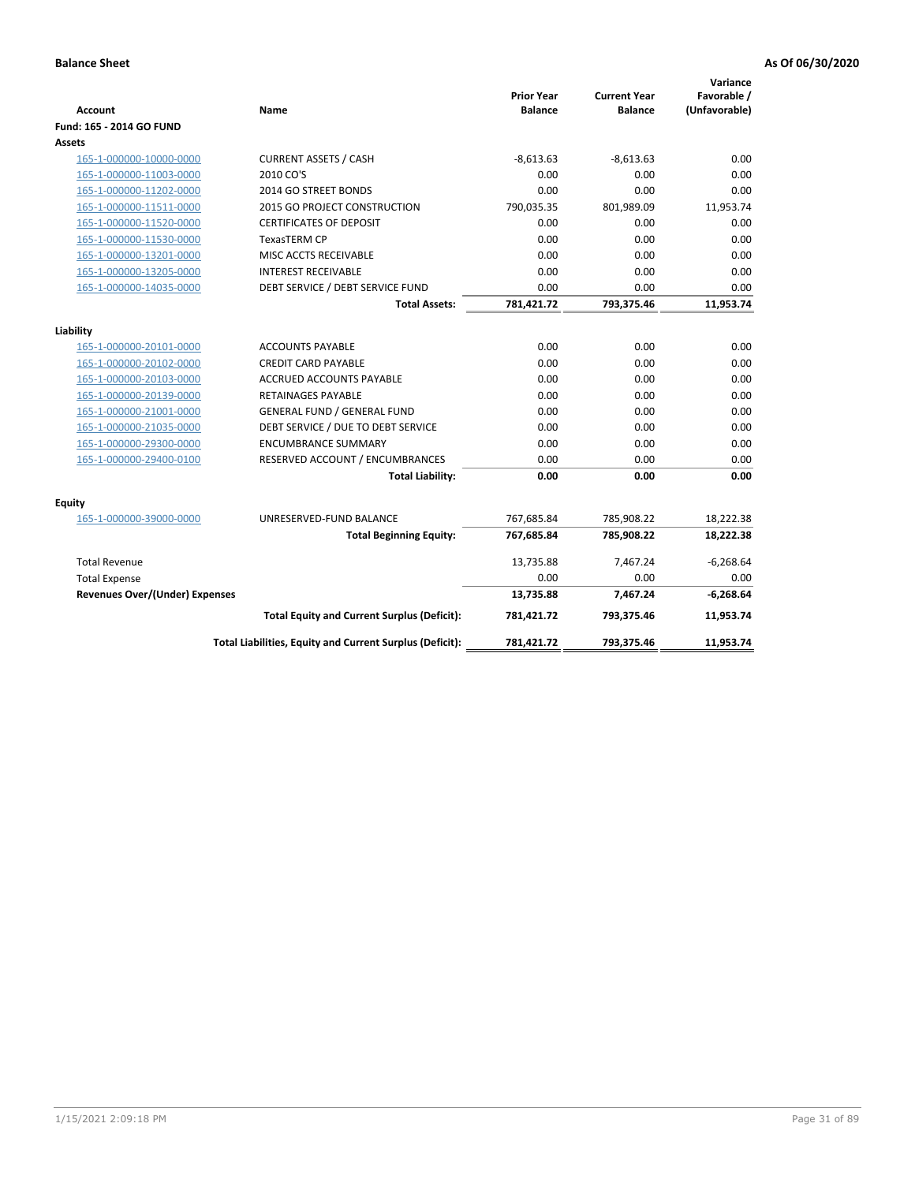**Balance Sheet** **As Of 06/30/2020**

| Account | Name | Prior Year Balance | Current Year Balance | Variance Favorable / (Unfavorable) |
|---|---|---|---|---|
| **Fund: 165 - 2014 GO FUND** | | | | |
| **Assets** | | | | |
| 165-1-000000-10000-0000 | CURRENT ASSETS / CASH | -8,613.63 | -8,613.63 | 0.00 |
| 165-1-000000-11003-0000 | 2010 CO'S | 0.00 | 0.00 | 0.00 |
| 165-1-000000-11202-0000 | 2014 GO STREET BONDS | 0.00 | 0.00 | 0.00 |
| 165-1-000000-11511-0000 | 2015 GO PROJECT CONSTRUCTION | 790,035.35 | 801,989.09 | 11,953.74 |
| 165-1-000000-11520-0000 | CERTIFICATES OF DEPOSIT | 0.00 | 0.00 | 0.00 |
| 165-1-000000-11530-0000 | TexasTERM CP | 0.00 | 0.00 | 0.00 |
| 165-1-000000-13201-0000 | MISC ACCTS RECEIVABLE | 0.00 | 0.00 | 0.00 |
| 165-1-000000-13205-0000 | INTEREST RECEIVABLE | 0.00 | 0.00 | 0.00 |
| 165-1-000000-14035-0000 | DEBT SERVICE / DEBT SERVICE FUND | 0.00 | 0.00 | 0.00 |
| | **Total Assets:** | **781,421.72** | **793,375.46** | **11,953.74** |
| **Liability** | | | | |
| 165-1-000000-20101-0000 | ACCOUNTS PAYABLE | 0.00 | 0.00 | 0.00 |
| 165-1-000000-20102-0000 | CREDIT CARD PAYABLE | 0.00 | 0.00 | 0.00 |
| 165-1-000000-20103-0000 | ACCRUED ACCOUNTS PAYABLE | 0.00 | 0.00 | 0.00 |
| 165-1-000000-20139-0000 | RETAINAGES PAYABLE | 0.00 | 0.00 | 0.00 |
| 165-1-000000-21001-0000 | GENERAL FUND / GENERAL FUND | 0.00 | 0.00 | 0.00 |
| 165-1-000000-21035-0000 | DEBT SERVICE / DUE TO DEBT SERVICE | 0.00 | 0.00 | 0.00 |
| 165-1-000000-29300-0000 | ENCUMBRANCE SUMMARY | 0.00 | 0.00 | 0.00 |
| 165-1-000000-29400-0100 | RESERVED ACCOUNT / ENCUMBRANCES | 0.00 | 0.00 | 0.00 |
| | **Total Liability:** | **0.00** | **0.00** | **0.00** |
| **Equity** | | | | |
| 165-1-000000-39000-0000 | UNRESERVED-FUND BALANCE | 767,685.84 | 785,908.22 | 18,222.38 |
| | **Total Beginning Equity:** | **767,685.84** | **785,908.22** | **18,222.38** |
| Total Revenue | | 13,735.88 | 7,467.24 | -6,268.64 |
| Total Expense | | 0.00 | 0.00 | 0.00 |
| **Revenues Over/(Under) Expenses** | | **13,735.88** | **7,467.24** | **-6,268.64** |
| | **Total Equity and Current Surplus (Deficit):** | **781,421.72** | **793,375.46** | **11,953.74** |
| | **Total Liabilities, Equity and Current Surplus (Deficit):** | **781,421.72** | **793,375.46** | **11,953.74** |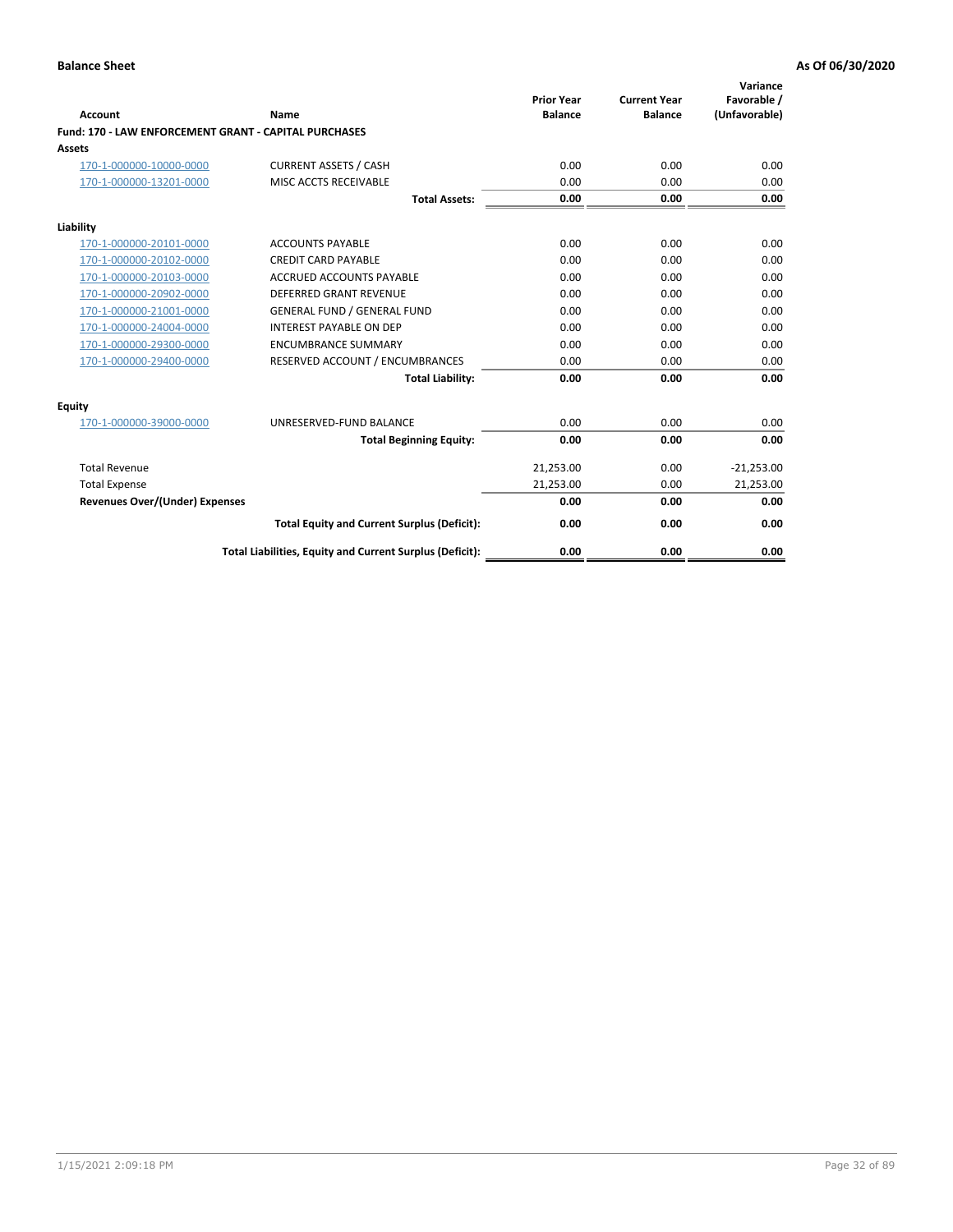**Balance Sheet** **As Of 06/30/2020**

| Account | Name | Prior Year Balance | Current Year Balance | Variance Favorable / (Unfavorable) |
|---|---|---|---|---|
| **Fund: 170 - LAW ENFORCEMENT GRANT - CAPITAL PURCHASES** | | | | |
| **Assets** | | | | |
| 170-1-000000-10000-0000 | CURRENT ASSETS / CASH | 0.00 | 0.00 | 0.00 |
| 170-1-000000-13201-0000 | MISC ACCTS RECEIVABLE | 0.00 | 0.00 | 0.00 |
| | **Total Assets:** | **0.00** | **0.00** | **0.00** |
| **Liability** | | | | |
| 170-1-000000-20101-0000 | ACCOUNTS PAYABLE | 0.00 | 0.00 | 0.00 |
| 170-1-000000-20102-0000 | CREDIT CARD PAYABLE | 0.00 | 0.00 | 0.00 |
| 170-1-000000-20103-0000 | ACCRUED ACCOUNTS PAYABLE | 0.00 | 0.00 | 0.00 |
| 170-1-000000-20902-0000 | DEFERRED GRANT REVENUE | 0.00 | 0.00 | 0.00 |
| 170-1-000000-21001-0000 | GENERAL FUND / GENERAL FUND | 0.00 | 0.00 | 0.00 |
| 170-1-000000-24004-0000 | INTEREST PAYABLE ON DEP | 0.00 | 0.00 | 0.00 |
| 170-1-000000-29300-0000 | ENCUMBRANCE SUMMARY | 0.00 | 0.00 | 0.00 |
| 170-1-000000-29400-0000 | RESERVED ACCOUNT / ENCUMBRANCES | 0.00 | 0.00 | 0.00 |
| | **Total Liability:** | **0.00** | **0.00** | **0.00** |
| **Equity** | | | | |
| 170-1-000000-39000-0000 | UNRESERVED-FUND BALANCE | 0.00 | 0.00 | 0.00 |
| | **Total Beginning Equity:** | **0.00** | **0.00** | **0.00** |
| Total Revenue | | 21,253.00 | 0.00 | -21,253.00 |
| Total Expense | | 21,253.00 | 0.00 | 21,253.00 |
| **Revenues Over/(Under) Expenses** | | **0.00** | **0.00** | **0.00** |
| | **Total Equity and Current Surplus (Deficit):** | **0.00** | **0.00** | **0.00** |
| | **Total Liabilities, Equity and Current Surplus (Deficit):** | **0.00** | **0.00** | **0.00** |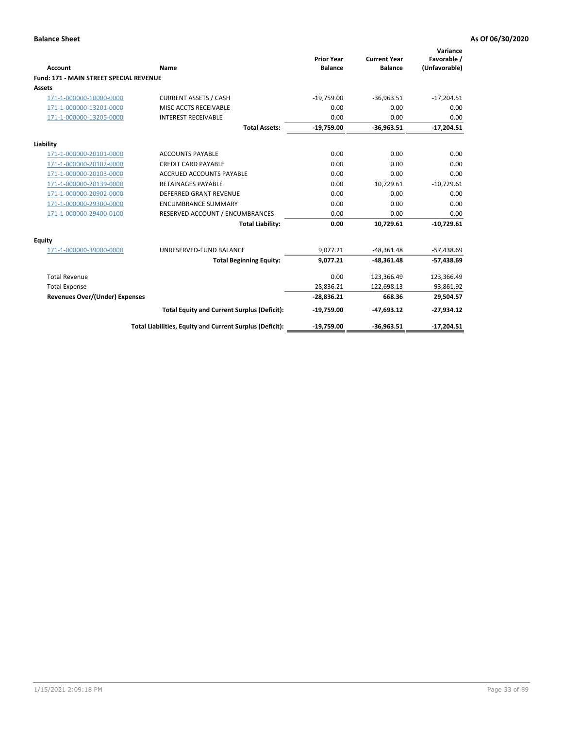**Balance Sheet** **As Of 06/30/2020**

| Account | Name | Prior Year Balance | Current Year Balance | Variance Favorable / (Unfavorable) |
|---|---|---|---|---|
| **Fund: 171 - MAIN STREET SPECIAL REVENUE** | | | | |
| **Assets** | | | | |
| 171-1-000000-10000-0000 | CURRENT ASSETS / CASH | -19,759.00 | -36,963.51 | -17,204.51 |
| 171-1-000000-13201-0000 | MISC ACCTS RECEIVABLE | 0.00 | 0.00 | 0.00 |
| 171-1-000000-13205-0000 | INTEREST RECEIVABLE | 0.00 | 0.00 | 0.00 |
| | **Total Assets:** | **-19,759.00** | **-36,963.51** | **-17,204.51** |
| **Liability** | | | | |
| 171-1-000000-20101-0000 | ACCOUNTS PAYABLE | 0.00 | 0.00 | 0.00 |
| 171-1-000000-20102-0000 | CREDIT CARD PAYABLE | 0.00 | 0.00 | 0.00 |
| 171-1-000000-20103-0000 | ACCRUED ACCOUNTS PAYABLE | 0.00 | 0.00 | 0.00 |
| 171-1-000000-20139-0000 | RETAINAGES PAYABLE | 0.00 | 10,729.61 | -10,729.61 |
| 171-1-000000-20902-0000 | DEFERRED GRANT REVENUE | 0.00 | 0.00 | 0.00 |
| 171-1-000000-29300-0000 | ENCUMBRANCE SUMMARY | 0.00 | 0.00 | 0.00 |
| 171-1-000000-29400-0100 | RESERVED ACCOUNT / ENCUMBRANCES | 0.00 | 0.00 | 0.00 |
| | **Total Liability:** | **0.00** | **10,729.61** | **-10,729.61** |
| **Equity** | | | | |
| 171-1-000000-39000-0000 | UNRESERVED-FUND BALANCE | 9,077.21 | -48,361.48 | -57,438.69 |
| | **Total Beginning Equity:** | **9,077.21** | **-48,361.48** | **-57,438.69** |
| Total Revenue | | 0.00 | 123,366.49 | 123,366.49 |
| Total Expense | | 28,836.21 | 122,698.13 | -93,861.92 |
| **Revenues Over/(Under) Expenses** | | **-28,836.21** | **668.36** | **29,504.57** |
| | **Total Equity and Current Surplus (Deficit):** | **-19,759.00** | **-47,693.12** | **-27,934.12** |
| | **Total Liabilities, Equity and Current Surplus (Deficit):** | **-19,759.00** | **-36,963.51** | **-17,204.51** |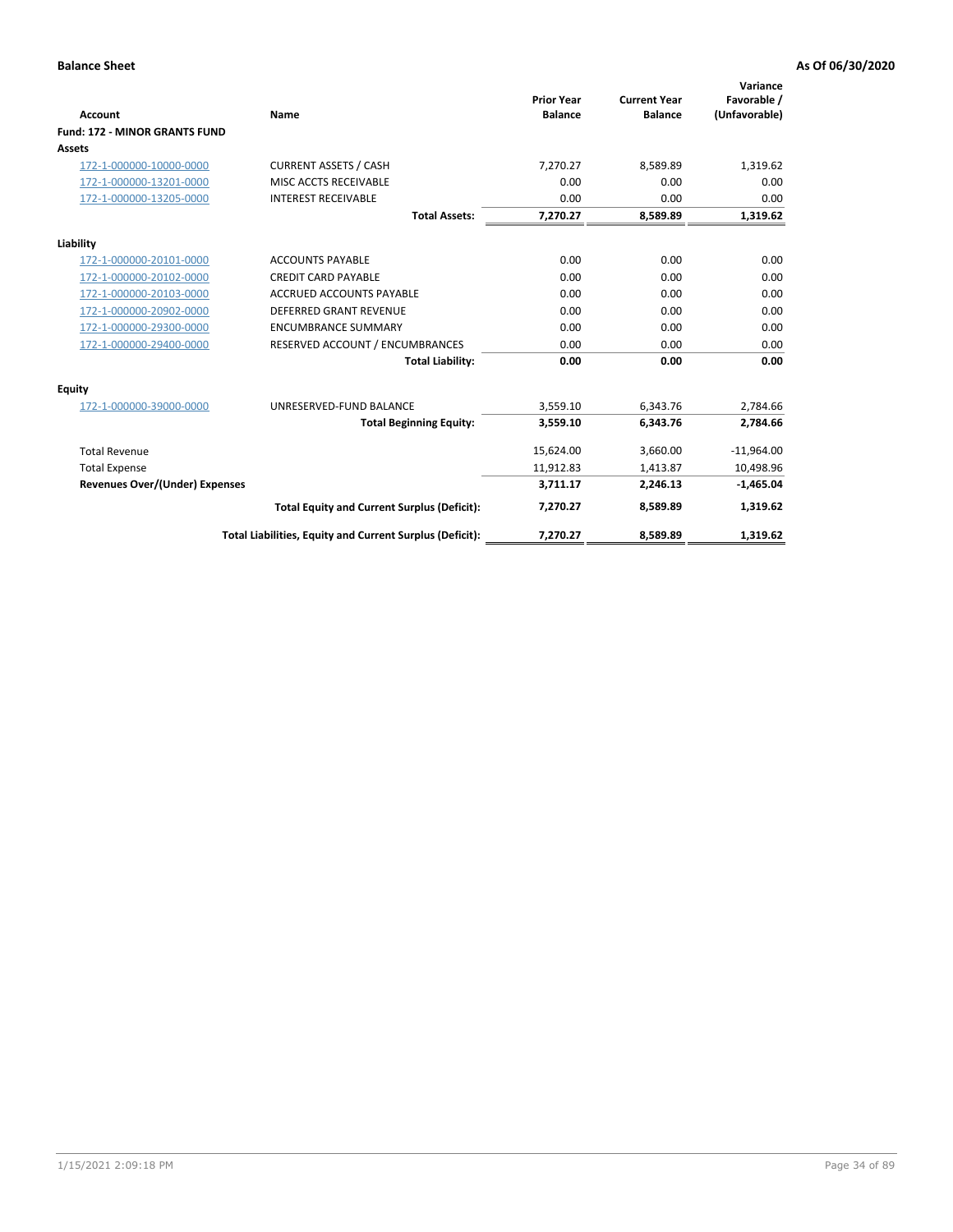**Balance Sheet** **As Of 06/30/2020**

| Account | Name | Prior Year Balance | Current Year Balance | Variance Favorable / (Unfavorable) |
|---|---|---|---|---|
| **Fund: 172 - MINOR GRANTS FUND** | | | | |
| **Assets** | | | | |
| 172-1-000000-10000-0000 | CURRENT ASSETS / CASH | 7,270.27 | 8,589.89 | 1,319.62 |
| 172-1-000000-13201-0000 | MISC ACCTS RECEIVABLE | 0.00 | 0.00 | 0.00 |
| 172-1-000000-13205-0000 | INTEREST RECEIVABLE | 0.00 | 0.00 | 0.00 |
| | **Total Assets:** | **7,270.27** | **8,589.89** | **1,319.62** |
| **Liability** | | | | |
| 172-1-000000-20101-0000 | ACCOUNTS PAYABLE | 0.00 | 0.00 | 0.00 |
| 172-1-000000-20102-0000 | CREDIT CARD PAYABLE | 0.00 | 0.00 | 0.00 |
| 172-1-000000-20103-0000 | ACCRUED ACCOUNTS PAYABLE | 0.00 | 0.00 | 0.00 |
| 172-1-000000-20902-0000 | DEFERRED GRANT REVENUE | 0.00 | 0.00 | 0.00 |
| 172-1-000000-29300-0000 | ENCUMBRANCE SUMMARY | 0.00 | 0.00 | 0.00 |
| 172-1-000000-29400-0000 | RESERVED ACCOUNT / ENCUMBRANCES | 0.00 | 0.00 | 0.00 |
| | **Total Liability:** | **0.00** | **0.00** | **0.00** |
| **Equity** | | | | |
| 172-1-000000-39000-0000 | UNRESERVED-FUND BALANCE | 3,559.10 | 6,343.76 | 2,784.66 |
| | **Total Beginning Equity:** | **3,559.10** | **6,343.76** | **2,784.66** |
| Total Revenue | | 15,624.00 | 3,660.00 | -11,964.00 |
| Total Expense | | 11,912.83 | 1,413.87 | 10,498.96 |
| **Revenues Over/(Under) Expenses** | | **3,711.17** | **2,246.13** | **-1,465.04** |
| | **Total Equity and Current Surplus (Deficit):** | **7,270.27** | **8,589.89** | **1,319.62** |
| | **Total Liabilities, Equity and Current Surplus (Deficit):** | **7,270.27** | **8,589.89** | **1,319.62** |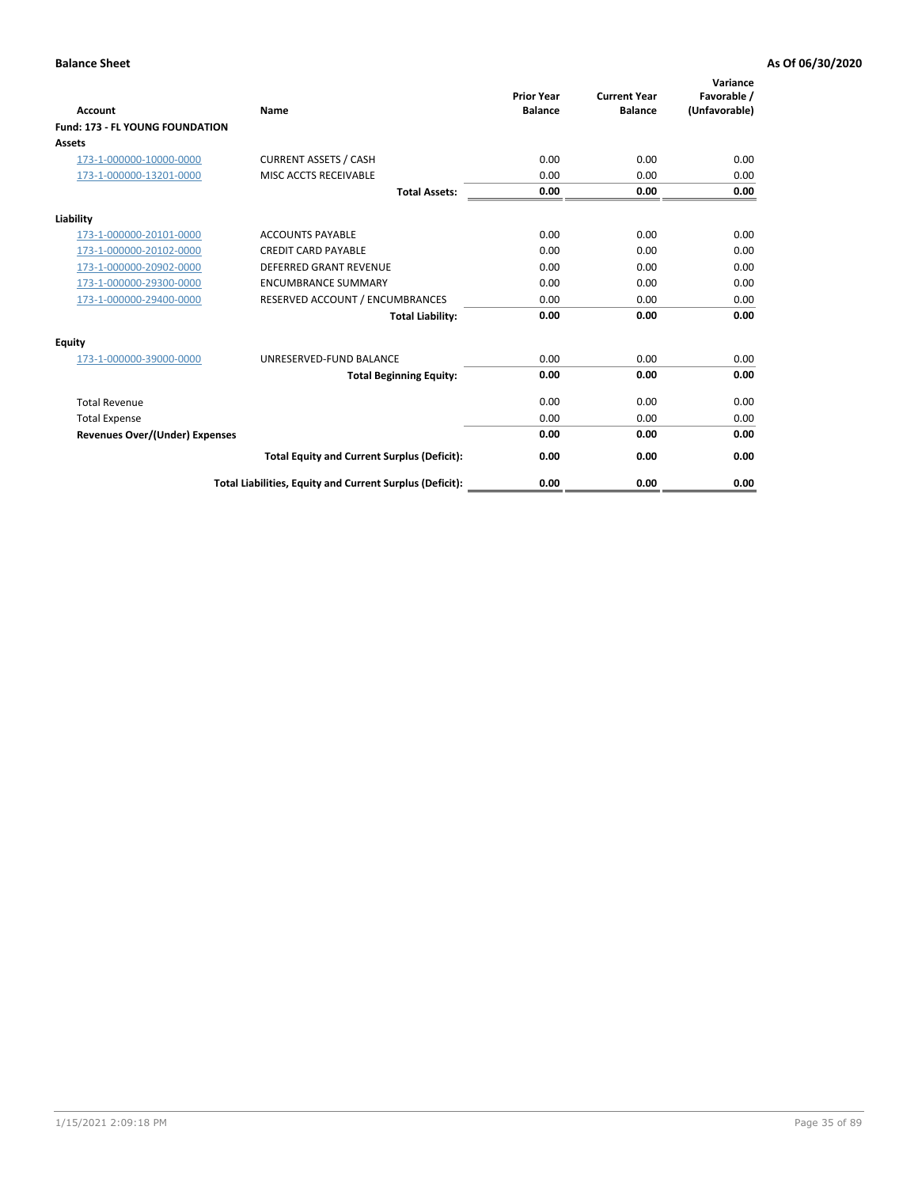**Balance Sheet** **As Of 06/30/2020**

| Account | Name | Prior Year Balance | Current Year Balance | Variance Favorable / (Unfavorable) |
|---|---|---|---|---|
| **Fund: 173 - FL YOUNG FOUNDATION** | | | | |
| **Assets** | | | | |
| 173-1-000000-10000-0000 | CURRENT ASSETS / CASH | 0.00 | 0.00 | 0.00 |
| 173-1-000000-13201-0000 | MISC ACCTS RECEIVABLE | 0.00 | 0.00 | 0.00 |
| | **Total Assets:** | **0.00** | **0.00** | **0.00** |
| **Liability** | | | | |
| 173-1-000000-20101-0000 | ACCOUNTS PAYABLE | 0.00 | 0.00 | 0.00 |
| 173-1-000000-20102-0000 | CREDIT CARD PAYABLE | 0.00 | 0.00 | 0.00 |
| 173-1-000000-20902-0000 | DEFERRED GRANT REVENUE | 0.00 | 0.00 | 0.00 |
| 173-1-000000-29300-0000 | ENCUMBRANCE SUMMARY | 0.00 | 0.00 | 0.00 |
| 173-1-000000-29400-0000 | RESERVED ACCOUNT / ENCUMBRANCES | 0.00 | 0.00 | 0.00 |
| | **Total Liability:** | **0.00** | **0.00** | **0.00** |
| **Equity** | | | | |
| 173-1-000000-39000-0000 | UNRESERVED-FUND BALANCE | 0.00 | 0.00 | 0.00 |
| | **Total Beginning Equity:** | **0.00** | **0.00** | **0.00** |
| Total Revenue | | 0.00 | 0.00 | 0.00 |
| Total Expense | | 0.00 | 0.00 | 0.00 |
| **Revenues Over/(Under) Expenses** | | **0.00** | **0.00** | **0.00** |
| | **Total Equity and Current Surplus (Deficit):** | **0.00** | **0.00** | **0.00** |
| | **Total Liabilities, Equity and Current Surplus (Deficit):** | **0.00** | **0.00** | **0.00** |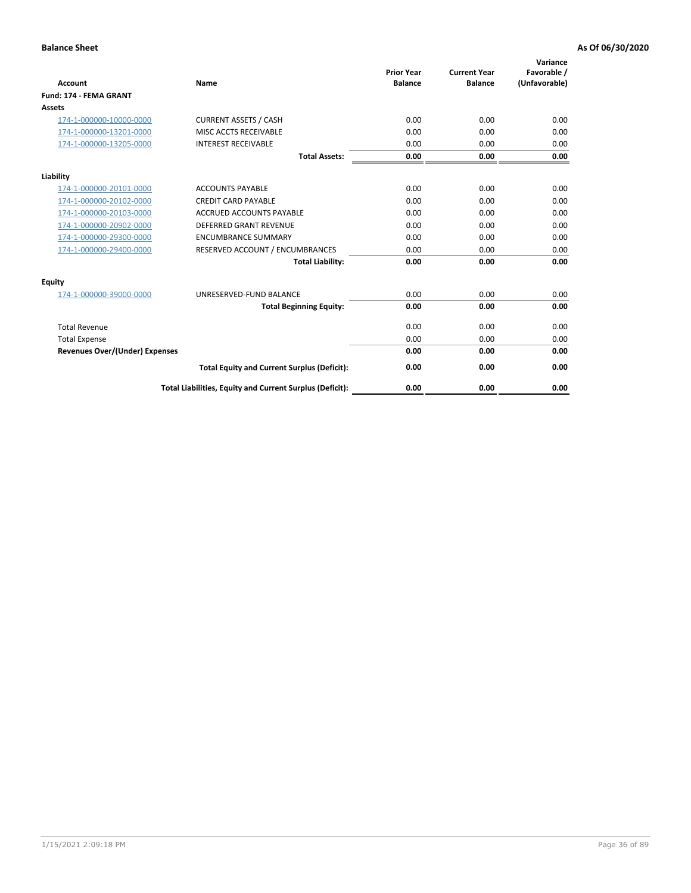**Balance Sheet** | **As Of 06/30/2020**

| Account | Name | Prior Year Balance | Current Year Balance | Variance Favorable / (Unfavorable) |
|---|---|---|---|---|
| **Fund: 174 - FEMA GRANT** | | | | |
| **Assets** | | | | |
| 174-1-000000-10000-0000 | CURRENT ASSETS / CASH | 0.00 | 0.00 | 0.00 |
| 174-1-000000-13201-0000 | MISC ACCTS RECEIVABLE | 0.00 | 0.00 | 0.00 |
| 174-1-000000-13205-0000 | INTEREST RECEIVABLE | 0.00 | 0.00 | 0.00 |
| | **Total Assets:** | **0.00** | **0.00** | **0.00** |
| **Liability** | | | | |
| 174-1-000000-20101-0000 | ACCOUNTS PAYABLE | 0.00 | 0.00 | 0.00 |
| 174-1-000000-20102-0000 | CREDIT CARD PAYABLE | 0.00 | 0.00 | 0.00 |
| 174-1-000000-20103-0000 | ACCRUED ACCOUNTS PAYABLE | 0.00 | 0.00 | 0.00 |
| 174-1-000000-20902-0000 | DEFERRED GRANT REVENUE | 0.00 | 0.00 | 0.00 |
| 174-1-000000-29300-0000 | ENCUMBRANCE SUMMARY | 0.00 | 0.00 | 0.00 |
| 174-1-000000-29400-0000 | RESERVED ACCOUNT / ENCUMBRANCES | 0.00 | 0.00 | 0.00 |
| | **Total Liability:** | **0.00** | **0.00** | **0.00** |
| **Equity** | | | | |
| 174-1-000000-39000-0000 | UNRESERVED-FUND BALANCE | 0.00 | 0.00 | 0.00 |
| | **Total Beginning Equity:** | **0.00** | **0.00** | **0.00** |
| Total Revenue | | 0.00 | 0.00 | 0.00 |
| Total Expense | | 0.00 | 0.00 | 0.00 |
| **Revenues Over/(Under) Expenses** | | **0.00** | **0.00** | **0.00** |
| | **Total Equity and Current Surplus (Deficit):** | **0.00** | **0.00** | **0.00** |
| | **Total Liabilities, Equity and Current Surplus (Deficit):** | **0.00** | **0.00** | **0.00** |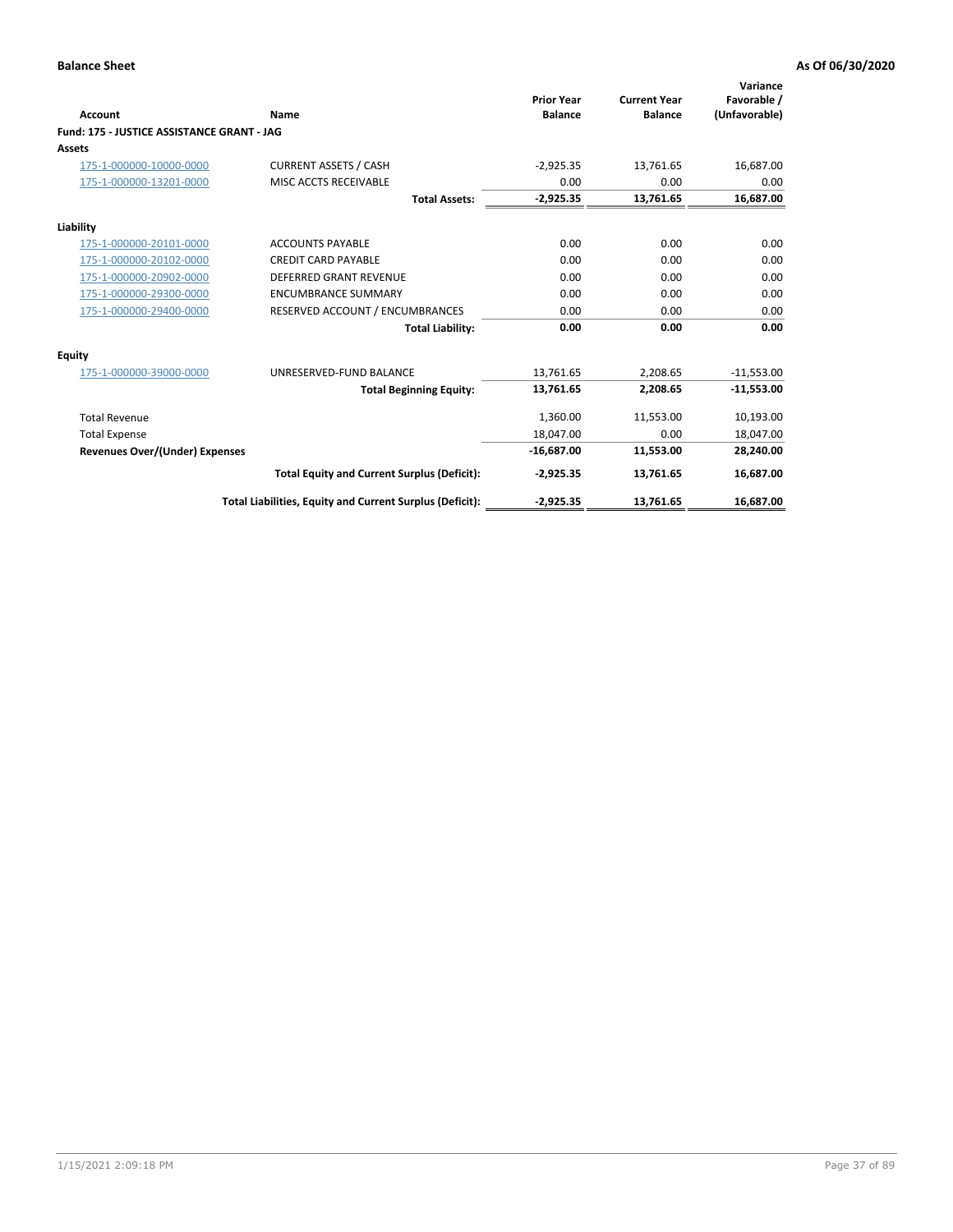**Balance Sheet** **As Of 06/30/2020**

| Account | Name | Prior Year Balance | Current Year Balance | Variance Favorable / (Unfavorable) |
|---|---|---|---|---|
| **Fund: 175 - JUSTICE ASSISTANCE GRANT - JAG** | | | | |
| **Assets** | | | | |
| 175-1-000000-10000-0000 | CURRENT ASSETS / CASH | -2,925.35 | 13,761.65 | 16,687.00 |
| 175-1-000000-13201-0000 | MISC ACCTS RECEIVABLE | 0.00 | 0.00 | 0.00 |
| | **Total Assets:** | **-2,925.35** | **13,761.65** | **16,687.00** |
| **Liability** | | | | |
| 175-1-000000-20101-0000 | ACCOUNTS PAYABLE | 0.00 | 0.00 | 0.00 |
| 175-1-000000-20102-0000 | CREDIT CARD PAYABLE | 0.00 | 0.00 | 0.00 |
| 175-1-000000-20902-0000 | DEFERRED GRANT REVENUE | 0.00 | 0.00 | 0.00 |
| 175-1-000000-29300-0000 | ENCUMBRANCE SUMMARY | 0.00 | 0.00 | 0.00 |
| 175-1-000000-29400-0000 | RESERVED ACCOUNT / ENCUMBRANCES | 0.00 | 0.00 | 0.00 |
| | **Total Liability:** | **0.00** | **0.00** | **0.00** |
| **Equity** | | | | |
| 175-1-000000-39000-0000 | UNRESERVED-FUND BALANCE | 13,761.65 | 2,208.65 | -11,553.00 |
| | **Total Beginning Equity:** | **13,761.65** | **2,208.65** | **-11,553.00** |
| Total Revenue | | 1,360.00 | 11,553.00 | 10,193.00 |
| Total Expense | | 18,047.00 | 0.00 | 18,047.00 |
| **Revenues Over/(Under) Expenses** | | **-16,687.00** | **11,553.00** | **28,240.00** |
| | **Total Equity and Current Surplus (Deficit):** | **-2,925.35** | **13,761.65** | **16,687.00** |
| | **Total Liabilities, Equity and Current Surplus (Deficit):** | **-2,925.35** | **13,761.65** | **16,687.00** |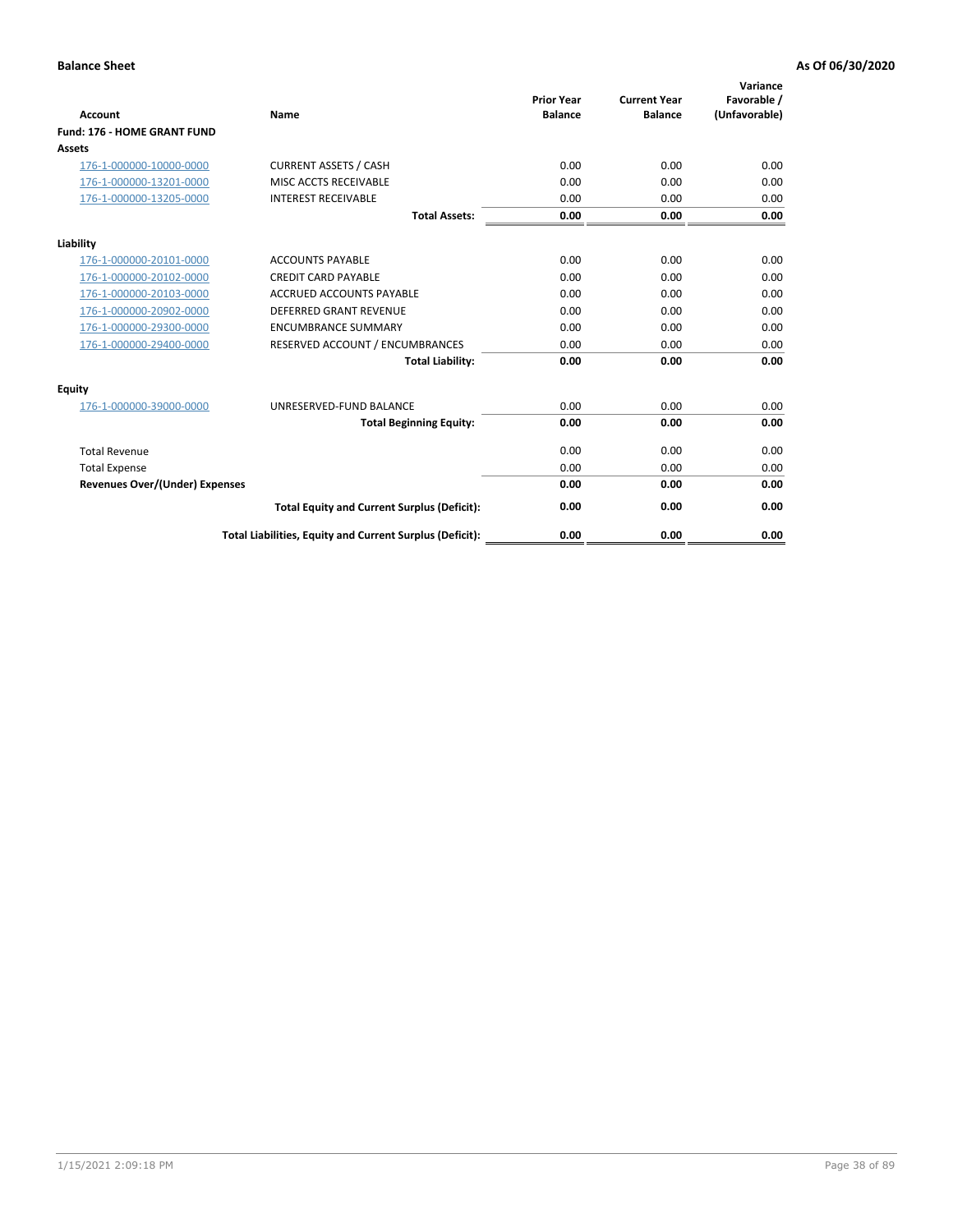**Balance Sheet** **As Of 06/30/2020**

| Account | Name | Prior Year Balance | Current Year Balance | Variance Favorable / (Unfavorable) |
|---|---|---|---|---|
| **Fund: 176 - HOME GRANT FUND** | | | | |
| **Assets** | | | | |
| 176-1-000000-10000-0000 | CURRENT ASSETS / CASH | 0.00 | 0.00 | 0.00 |
| 176-1-000000-13201-0000 | MISC ACCTS RECEIVABLE | 0.00 | 0.00 | 0.00 |
| 176-1-000000-13205-0000 | INTEREST RECEIVABLE | 0.00 | 0.00 | 0.00 |
| | **Total Assets:** | **0.00** | **0.00** | **0.00** |
| **Liability** | | | | |
| 176-1-000000-20101-0000 | ACCOUNTS PAYABLE | 0.00 | 0.00 | 0.00 |
| 176-1-000000-20102-0000 | CREDIT CARD PAYABLE | 0.00 | 0.00 | 0.00 |
| 176-1-000000-20103-0000 | ACCRUED ACCOUNTS PAYABLE | 0.00 | 0.00 | 0.00 |
| 176-1-000000-20902-0000 | DEFERRED GRANT REVENUE | 0.00 | 0.00 | 0.00 |
| 176-1-000000-29300-0000 | ENCUMBRANCE SUMMARY | 0.00 | 0.00 | 0.00 |
| 176-1-000000-29400-0000 | RESERVED ACCOUNT / ENCUMBRANCES | 0.00 | 0.00 | 0.00 |
| | **Total Liability:** | **0.00** | **0.00** | **0.00** |
| **Equity** | | | | |
| 176-1-000000-39000-0000 | UNRESERVED-FUND BALANCE | 0.00 | 0.00 | 0.00 |
| | **Total Beginning Equity:** | **0.00** | **0.00** | **0.00** |
| Total Revenue | | 0.00 | 0.00 | 0.00 |
| Total Expense | | 0.00 | 0.00 | 0.00 |
| **Revenues Over/(Under) Expenses** | | **0.00** | **0.00** | **0.00** |
| | **Total Equity and Current Surplus (Deficit):** | **0.00** | **0.00** | **0.00** |
| | **Total Liabilities, Equity and Current Surplus (Deficit):** | **0.00** | **0.00** | **0.00** |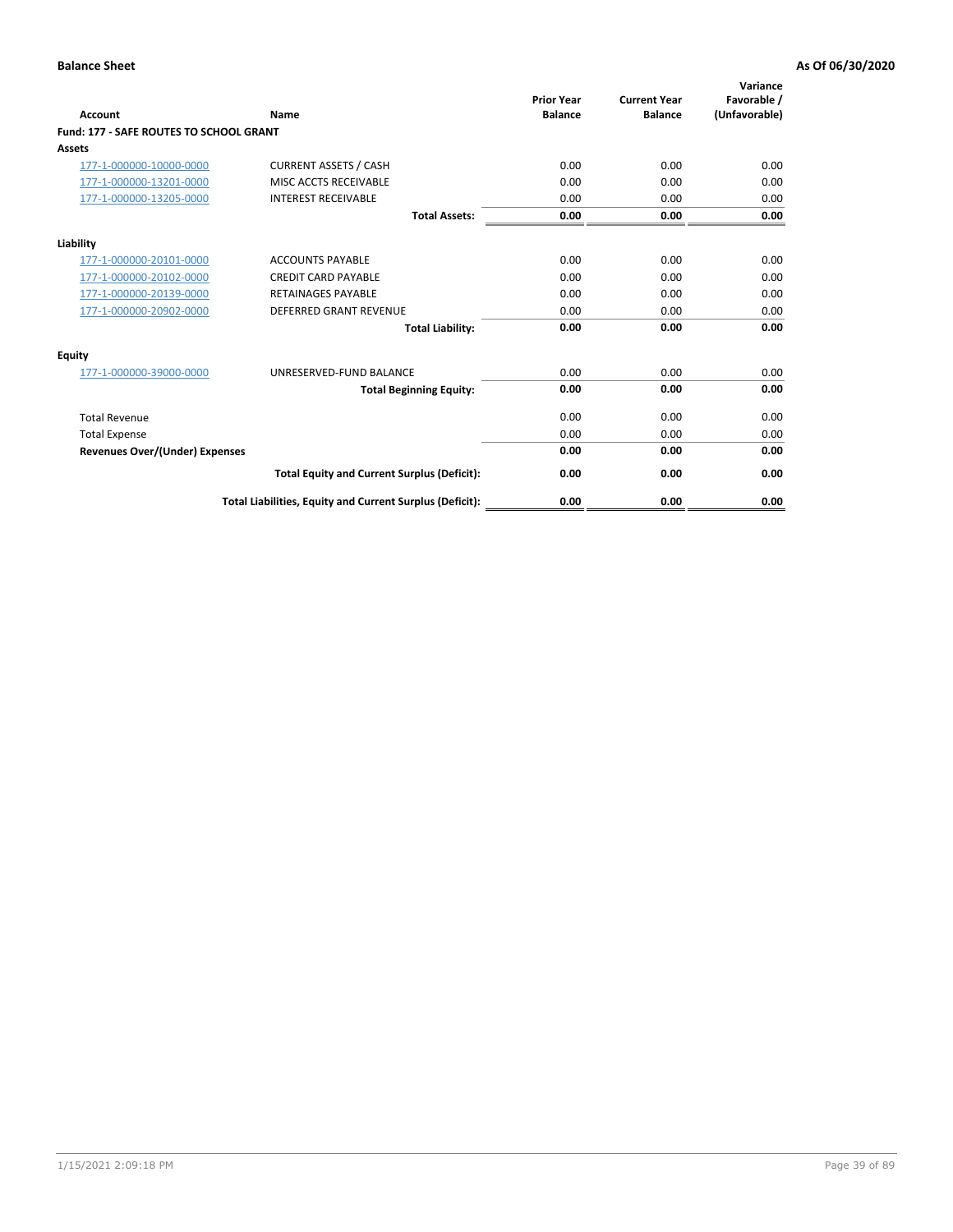**Balance Sheet** | **As Of 06/30/2020**

| Account | Name | Prior Year Balance | Current Year Balance | Variance Favorable / (Unfavorable) |
|---|---|---|---|---|
| **Fund: 177 - SAFE ROUTES TO SCHOOL GRANT** | | | | |
| **Assets** | | | | |
| 177-1-000000-10000-0000 | CURRENT ASSETS / CASH | 0.00 | 0.00 | 0.00 |
| 177-1-000000-13201-0000 | MISC ACCTS RECEIVABLE | 0.00 | 0.00 | 0.00 |
| 177-1-000000-13205-0000 | INTEREST RECEIVABLE | 0.00 | 0.00 | 0.00 |
| | **Total Assets:** | **0.00** | **0.00** | **0.00** |
| **Liability** | | | | |
| 177-1-000000-20101-0000 | ACCOUNTS PAYABLE | 0.00 | 0.00 | 0.00 |
| 177-1-000000-20102-0000 | CREDIT CARD PAYABLE | 0.00 | 0.00 | 0.00 |
| 177-1-000000-20139-0000 | RETAINAGES PAYABLE | 0.00 | 0.00 | 0.00 |
| 177-1-000000-20902-0000 | DEFERRED GRANT REVENUE | 0.00 | 0.00 | 0.00 |
| | **Total Liability:** | **0.00** | **0.00** | **0.00** |
| **Equity** | | | | |
| 177-1-000000-39000-0000 | UNRESERVED-FUND BALANCE | 0.00 | 0.00 | 0.00 |
| | **Total Beginning Equity:** | **0.00** | **0.00** | **0.00** |
| Total Revenue | | 0.00 | 0.00 | 0.00 |
| Total Expense | | 0.00 | 0.00 | 0.00 |
| **Revenues Over/(Under) Expenses** | | **0.00** | **0.00** | **0.00** |
| | **Total Equity and Current Surplus (Deficit):** | **0.00** | **0.00** | **0.00** |
| | **Total Liabilities, Equity and Current Surplus (Deficit):** | **0.00** | **0.00** | **0.00** |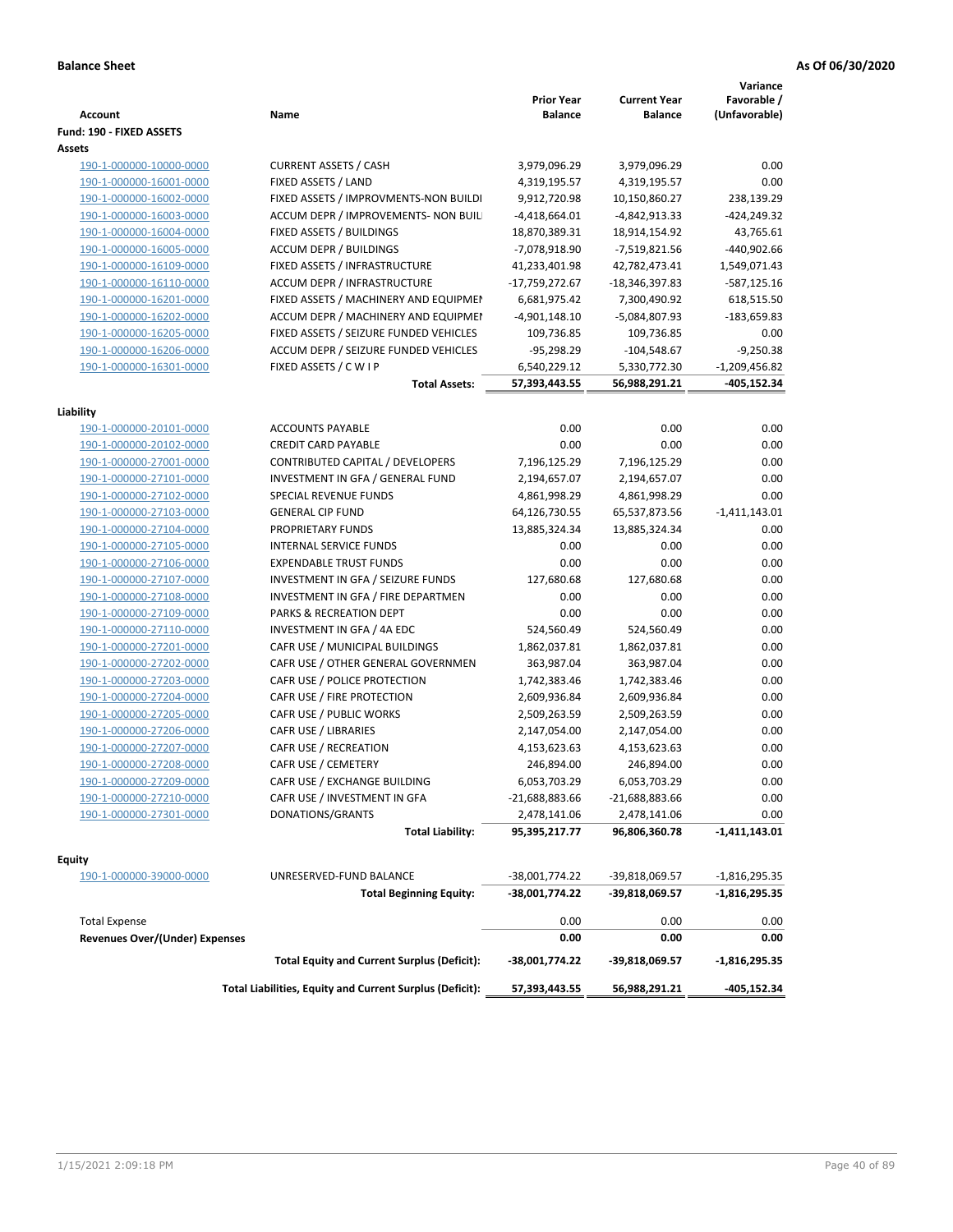**Balance Sheet** **As Of 06/30/2020**

| Account | Name | Prior Year Balance | Current Year Balance | Variance Favorable / (Unfavorable) |
|---|---|---|---|---|
| **Fund: 190 - FIXED ASSETS** | | | | |
| **Assets** | | | | |
| 190-1-000000-10000-0000 | CURRENT ASSETS / CASH | 3,979,096.29 | 3,979,096.29 | 0.00 |
| 190-1-000000-16001-0000 | FIXED ASSETS / LAND | 4,319,195.57 | 4,319,195.57 | 0.00 |
| 190-1-000000-16002-0000 | FIXED ASSETS / IMPROVMENTS-NON BUILDI | 9,912,720.98 | 10,150,860.27 | 238,139.29 |
| 190-1-000000-16003-0000 | ACCUM DEPR / IMPROVEMENTS- NON BUIL | -4,418,664.01 | -4,842,913.33 | -424,249.32 |
| 190-1-000000-16004-0000 | FIXED ASSETS / BUILDINGS | 18,870,389.31 | 18,914,154.92 | 43,765.61 |
| 190-1-000000-16005-0000 | ACCUM DEPR / BUILDINGS | -7,078,918.90 | -7,519,821.56 | -440,902.66 |
| 190-1-000000-16109-0000 | FIXED ASSETS / INFRASTRUCTURE | 41,233,401.98 | 42,782,473.41 | 1,549,071.43 |
| 190-1-000000-16110-0000 | ACCUM DEPR / INFRASTRUCTURE | -17,759,272.67 | -18,346,397.83 | -587,125.16 |
| 190-1-000000-16201-0000 | FIXED ASSETS / MACHINERY AND EQUIPMEI | 6,681,975.42 | 7,300,490.92 | 618,515.50 |
| 190-1-000000-16202-0000 | ACCUM DEPR / MACHINERY AND EQUIPMEI | -4,901,148.10 | -5,084,807.93 | -183,659.83 |
| 190-1-000000-16205-0000 | FIXED ASSETS / SEIZURE FUNDED VEHICLES | 109,736.85 | 109,736.85 | 0.00 |
| 190-1-000000-16206-0000 | ACCUM DEPR / SEIZURE FUNDED VEHICLES | -95,298.29 | -104,548.67 | -9,250.38 |
| 190-1-000000-16301-0000 | FIXED ASSETS / C W I P | 6,540,229.12 | 5,330,772.30 | -1,209,456.82 |
| | **Total Assets:** | **57,393,443.55** | **56,988,291.21** | **-405,152.34** |
| **Liability** | | | | |
| 190-1-000000-20101-0000 | ACCOUNTS PAYABLE | 0.00 | 0.00 | 0.00 |
| 190-1-000000-20102-0000 | CREDIT CARD PAYABLE | 0.00 | 0.00 | 0.00 |
| 190-1-000000-27001-0000 | CONTRIBUTED CAPITAL / DEVELOPERS | 7,196,125.29 | 7,196,125.29 | 0.00 |
| 190-1-000000-27101-0000 | INVESTMENT IN GFA / GENERAL FUND | 2,194,657.07 | 2,194,657.07 | 0.00 |
| 190-1-000000-27102-0000 | SPECIAL REVENUE FUNDS | 4,861,998.29 | 4,861,998.29 | 0.00 |
| 190-1-000000-27103-0000 | GENERAL CIP FUND | 64,126,730.55 | 65,537,873.56 | -1,411,143.01 |
| 190-1-000000-27104-0000 | PROPRIETARY FUNDS | 13,885,324.34 | 13,885,324.34 | 0.00 |
| 190-1-000000-27105-0000 | INTERNAL SERVICE FUNDS | 0.00 | 0.00 | 0.00 |
| 190-1-000000-27106-0000 | EXPENDABLE TRUST FUNDS | 0.00 | 0.00 | 0.00 |
| 190-1-000000-27107-0000 | INVESTMENT IN GFA / SEIZURE FUNDS | 127,680.68 | 127,680.68 | 0.00 |
| 190-1-000000-27108-0000 | INVESTMENT IN GFA / FIRE DEPARTMEN | 0.00 | 0.00 | 0.00 |
| 190-1-000000-27109-0000 | PARKS & RECREATION DEPT | 0.00 | 0.00 | 0.00 |
| 190-1-000000-27110-0000 | INVESTMENT IN GFA / 4A EDC | 524,560.49 | 524,560.49 | 0.00 |
| 190-1-000000-27201-0000 | CAFR USE / MUNICIPAL BUILDINGS | 1,862,037.81 | 1,862,037.81 | 0.00 |
| 190-1-000000-27202-0000 | CAFR USE / OTHER GENERAL GOVERNMEN | 363,987.04 | 363,987.04 | 0.00 |
| 190-1-000000-27203-0000 | CAFR USE / POLICE PROTECTION | 1,742,383.46 | 1,742,383.46 | 0.00 |
| 190-1-000000-27204-0000 | CAFR USE / FIRE PROTECTION | 2,609,936.84 | 2,609,936.84 | 0.00 |
| 190-1-000000-27205-0000 | CAFR USE / PUBLIC WORKS | 2,509,263.59 | 2,509,263.59 | 0.00 |
| 190-1-000000-27206-0000 | CAFR USE / LIBRARIES | 2,147,054.00 | 2,147,054.00 | 0.00 |
| 190-1-000000-27207-0000 | CAFR USE / RECREATION | 4,153,623.63 | 4,153,623.63 | 0.00 |
| 190-1-000000-27208-0000 | CAFR USE / CEMETERY | 246,894.00 | 246,894.00 | 0.00 |
| 190-1-000000-27209-0000 | CAFR USE / EXCHANGE BUILDING | 6,053,703.29 | 6,053,703.29 | 0.00 |
| 190-1-000000-27210-0000 | CAFR USE / INVESTMENT IN GFA | -21,688,883.66 | -21,688,883.66 | 0.00 |
| 190-1-000000-27301-0000 | DONATIONS/GRANTS | 2,478,141.06 | 2,478,141.06 | 0.00 |
| | **Total Liability:** | **95,395,217.77** | **96,806,360.78** | **-1,411,143.01** |
| **Equity** | | | | |
| 190-1-000000-39000-0000 | UNRESERVED-FUND BALANCE | -38,001,774.22 | -39,818,069.57 | -1,816,295.35 |
| | **Total Beginning Equity:** | **-38,001,774.22** | **-39,818,069.57** | **-1,816,295.35** |
| Total Expense | | 0.00 | 0.00 | 0.00 |
| **Revenues Over/(Under) Expenses** | | **0.00** | **0.00** | **0.00** |
| | **Total Equity and Current Surplus (Deficit):** | **-38,001,774.22** | **-39,818,069.57** | **-1,816,295.35** |
| | **Total Liabilities, Equity and Current Surplus (Deficit):** | **57,393,443.55** | **56,988,291.21** | **-405,152.34** |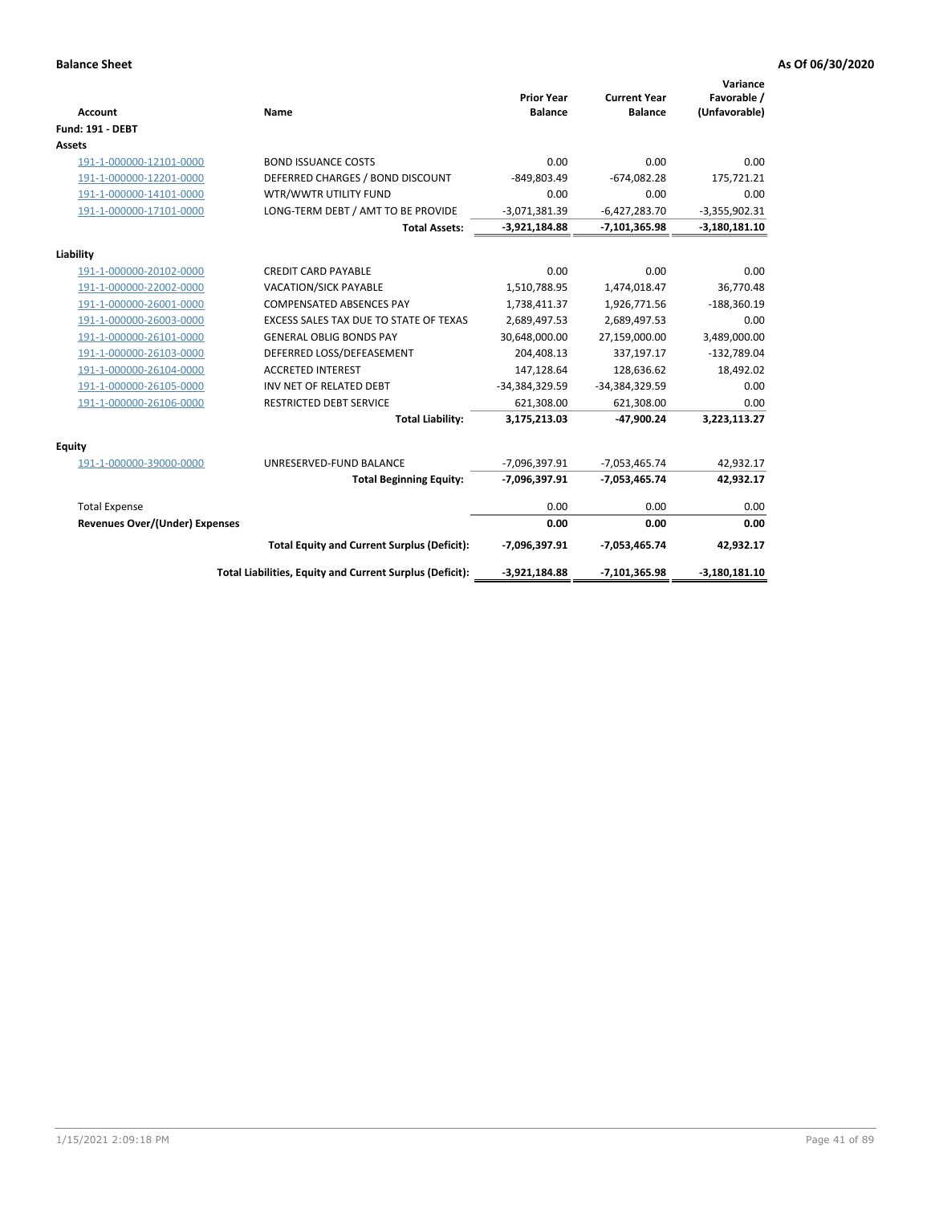**Balance Sheet** **As Of 06/30/2020**

| Account | Name | Prior Year Balance | Current Year Balance | Variance Favorable / (Unfavorable) |
|---|---|---|---|---|
| **Fund: 191 - DEBT** | | | | |
| **Assets** | | | | |
| 191-1-000000-12101-0000 | BOND ISSUANCE COSTS | 0.00 | 0.00 | 0.00 |
| 191-1-000000-12201-0000 | DEFERRED CHARGES / BOND DISCOUNT | -849,803.49 | -674,082.28 | 175,721.21 |
| 191-1-000000-14101-0000 | WTR/WWTR UTILITY FUND | 0.00 | 0.00 | 0.00 |
| 191-1-000000-17101-0000 | LONG-TERM DEBT / AMT TO BE PROVIDE | -3,071,381.39 | -6,427,283.70 | -3,355,902.31 |
| | **Total Assets:** | **-3,921,184.88** | **-7,101,365.98** | **-3,180,181.10** |
| **Liability** | | | | |
| 191-1-000000-20102-0000 | CREDIT CARD PAYABLE | 0.00 | 0.00 | 0.00 |
| 191-1-000000-22002-0000 | VACATION/SICK PAYABLE | 1,510,788.95 | 1,474,018.47 | 36,770.48 |
| 191-1-000000-26001-0000 | COMPENSATED ABSENCES PAY | 1,738,411.37 | 1,926,771.56 | -188,360.19 |
| 191-1-000000-26003-0000 | EXCESS SALES TAX DUE TO STATE OF TEXAS | 2,689,497.53 | 2,689,497.53 | 0.00 |
| 191-1-000000-26101-0000 | GENERAL OBLIG BONDS PAY | 30,648,000.00 | 27,159,000.00 | 3,489,000.00 |
| 191-1-000000-26103-0000 | DEFERRED LOSS/DEFEASEMENT | 204,408.13 | 337,197.17 | -132,789.04 |
| 191-1-000000-26104-0000 | ACCRETED INTEREST | 147,128.64 | 128,636.62 | 18,492.02 |
| 191-1-000000-26105-0000 | INV NET OF RELATED DEBT | -34,384,329.59 | -34,384,329.59 | 0.00 |
| 191-1-000000-26106-0000 | RESTRICTED DEBT SERVICE | 621,308.00 | 621,308.00 | 0.00 |
| | **Total Liability:** | **3,175,213.03** | **-47,900.24** | **3,223,113.27** |
| **Equity** | | | | |
| 191-1-000000-39000-0000 | UNRESERVED-FUND BALANCE | -7,096,397.91 | -7,053,465.74 | 42,932.17 |
| | **Total Beginning Equity:** | **-7,096,397.91** | **-7,053,465.74** | **42,932.17** |
| Total Expense | | 0.00 | 0.00 | 0.00 |
| **Revenues Over/(Under) Expenses** | | **0.00** | **0.00** | **0.00** |
| | **Total Equity and Current Surplus (Deficit):** | **-7,096,397.91** | **-7,053,465.74** | **42,932.17** |
| | **Total Liabilities, Equity and Current Surplus (Deficit):** | **-3,921,184.88** | **-7,101,365.98** | **-3,180,181.10** |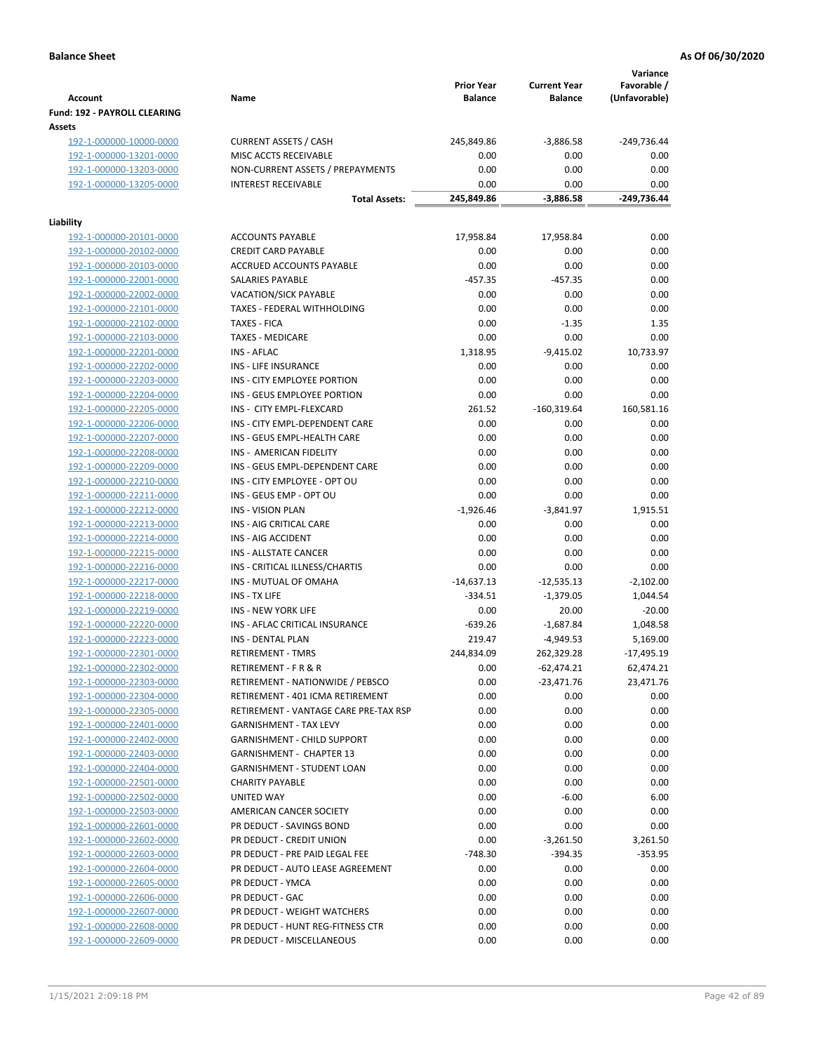**Balance Sheet** **As Of 06/30/2020**

| Account | Name | Prior Year Balance | Current Year Balance | Variance Favorable / (Unfavorable) |
|---|---|---|---|---|
| **Fund: 192 - PAYROLL CLEARING** | | | | |
| **Assets** | | | | |
| 192-1-000000-10000-0000 | CURRENT ASSETS / CASH | 245,849.86 | -3,886.58 | -249,736.44 |
| 192-1-000000-13201-0000 | MISC ACCTS RECEIVABLE | 0.00 | 0.00 | 0.00 |
| 192-1-000000-13203-0000 | NON-CURRENT ASSETS / PREPAYMENTS | 0.00 | 0.00 | 0.00 |
| 192-1-000000-13205-0000 | INTEREST RECEIVABLE | 0.00 | 0.00 | 0.00 |
| | **Total Assets:** | **245,849.86** | **-3,886.58** | **-249,736.44** |
| **Liability** | | | | |
| 192-1-000000-20101-0000 | ACCOUNTS PAYABLE | 17,958.84 | 17,958.84 | 0.00 |
| 192-1-000000-20102-0000 | CREDIT CARD PAYABLE | 0.00 | 0.00 | 0.00 |
| 192-1-000000-20103-0000 | ACCRUED ACCOUNTS PAYABLE | 0.00 | 0.00 | 0.00 |
| 192-1-000000-22001-0000 | SALARIES PAYABLE | -457.35 | -457.35 | 0.00 |
| 192-1-000000-22002-0000 | VACATION/SICK PAYABLE | 0.00 | 0.00 | 0.00 |
| 192-1-000000-22101-0000 | TAXES - FEDERAL WITHHOLDING | 0.00 | 0.00 | 0.00 |
| 192-1-000000-22102-0000 | TAXES - FICA | 0.00 | -1.35 | 1.35 |
| 192-1-000000-22103-0000 | TAXES - MEDICARE | 0.00 | 0.00 | 0.00 |
| 192-1-000000-22201-0000 | INS - AFLAC | 1,318.95 | -9,415.02 | 10,733.97 |
| 192-1-000000-22202-0000 | INS - LIFE INSURANCE | 0.00 | 0.00 | 0.00 |
| 192-1-000000-22203-0000 | INS - CITY EMPLOYEE PORTION | 0.00 | 0.00 | 0.00 |
| 192-1-000000-22204-0000 | INS - GEUS EMPLOYEE PORTION | 0.00 | 0.00 | 0.00 |
| 192-1-000000-22205-0000 | INS - CITY EMPL-FLEXCARD | 261.52 | -160,319.64 | 160,581.16 |
| 192-1-000000-22206-0000 | INS - CITY EMPL-DEPENDENT CARE | 0.00 | 0.00 | 0.00 |
| 192-1-000000-22207-0000 | INS - GEUS EMPL-HEALTH CARE | 0.00 | 0.00 | 0.00 |
| 192-1-000000-22208-0000 | INS - AMERICAN FIDELITY | 0.00 | 0.00 | 0.00 |
| 192-1-000000-22209-0000 | INS - GEUS EMPL-DEPENDENT CARE | 0.00 | 0.00 | 0.00 |
| 192-1-000000-22210-0000 | INS - CITY EMPLOYEE - OPT OU | 0.00 | 0.00 | 0.00 |
| 192-1-000000-22211-0000 | INS - GEUS EMP - OPT OU | 0.00 | 0.00 | 0.00 |
| 192-1-000000-22212-0000 | INS - VISION PLAN | -1,926.46 | -3,841.97 | 1,915.51 |
| 192-1-000000-22213-0000 | INS - AIG CRITICAL CARE | 0.00 | 0.00 | 0.00 |
| 192-1-000000-22214-0000 | INS - AIG ACCIDENT | 0.00 | 0.00 | 0.00 |
| 192-1-000000-22215-0000 | INS - ALLSTATE CANCER | 0.00 | 0.00 | 0.00 |
| 192-1-000000-22216-0000 | INS - CRITICAL ILLNESS/CHARTIS | 0.00 | 0.00 | 0.00 |
| 192-1-000000-22217-0000 | INS - MUTUAL OF OMAHA | -14,637.13 | -12,535.13 | -2,102.00 |
| 192-1-000000-22218-0000 | INS - TX LIFE | -334.51 | -1,379.05 | 1,044.54 |
| 192-1-000000-22219-0000 | INS - NEW YORK LIFE | 0.00 | 20.00 | -20.00 |
| 192-1-000000-22220-0000 | INS - AFLAC CRITICAL INSURANCE | -639.26 | -1,687.84 | 1,048.58 |
| 192-1-000000-22223-0000 | INS - DENTAL PLAN | 219.47 | -4,949.53 | 5,169.00 |
| 192-1-000000-22301-0000 | RETIREMENT - TMRS | 244,834.09 | 262,329.28 | -17,495.19 |
| 192-1-000000-22302-0000 | RETIREMENT - F R & R | 0.00 | -62,474.21 | 62,474.21 |
| 192-1-000000-22303-0000 | RETIREMENT - NATIONWIDE / PEBSCO | 0.00 | -23,471.76 | 23,471.76 |
| 192-1-000000-22304-0000 | RETIREMENT - 401 ICMA RETIREMENT | 0.00 | 0.00 | 0.00 |
| 192-1-000000-22305-0000 | RETIREMENT - VANTAGE CARE PRE-TAX RSP | 0.00 | 0.00 | 0.00 |
| 192-1-000000-22401-0000 | GARNISHMENT - TAX LEVY | 0.00 | 0.00 | 0.00 |
| 192-1-000000-22402-0000 | GARNISHMENT - CHILD SUPPORT | 0.00 | 0.00 | 0.00 |
| 192-1-000000-22403-0000 | GARNISHMENT - CHAPTER 13 | 0.00 | 0.00 | 0.00 |
| 192-1-000000-22404-0000 | GARNISHMENT - STUDENT LOAN | 0.00 | 0.00 | 0.00 |
| 192-1-000000-22501-0000 | CHARITY PAYABLE | 0.00 | 0.00 | 0.00 |
| 192-1-000000-22502-0000 | UNITED WAY | 0.00 | -6.00 | 6.00 |
| 192-1-000000-22503-0000 | AMERICAN CANCER SOCIETY | 0.00 | 0.00 | 0.00 |
| 192-1-000000-22601-0000 | PR DEDUCT - SAVINGS BOND | 0.00 | 0.00 | 0.00 |
| 192-1-000000-22602-0000 | PR DEDUCT - CREDIT UNION | 0.00 | -3,261.50 | 3,261.50 |
| 192-1-000000-22603-0000 | PR DEDUCT - PRE PAID LEGAL FEE | -748.30 | -394.35 | -353.95 |
| 192-1-000000-22604-0000 | PR DEDUCT - AUTO LEASE AGREEMENT | 0.00 | 0.00 | 0.00 |
| 192-1-000000-22605-0000 | PR DEDUCT - YMCA | 0.00 | 0.00 | 0.00 |
| 192-1-000000-22606-0000 | PR DEDUCT - GAC | 0.00 | 0.00 | 0.00 |
| 192-1-000000-22607-0000 | PR DEDUCT - WEIGHT WATCHERS | 0.00 | 0.00 | 0.00 |
| 192-1-000000-22608-0000 | PR DEDUCT - HUNT REG-FITNESS CTR | 0.00 | 0.00 | 0.00 |
| 192-1-000000-22609-0000 | PR DEDUCT - MISCELLANEOUS | 0.00 | 0.00 | 0.00 |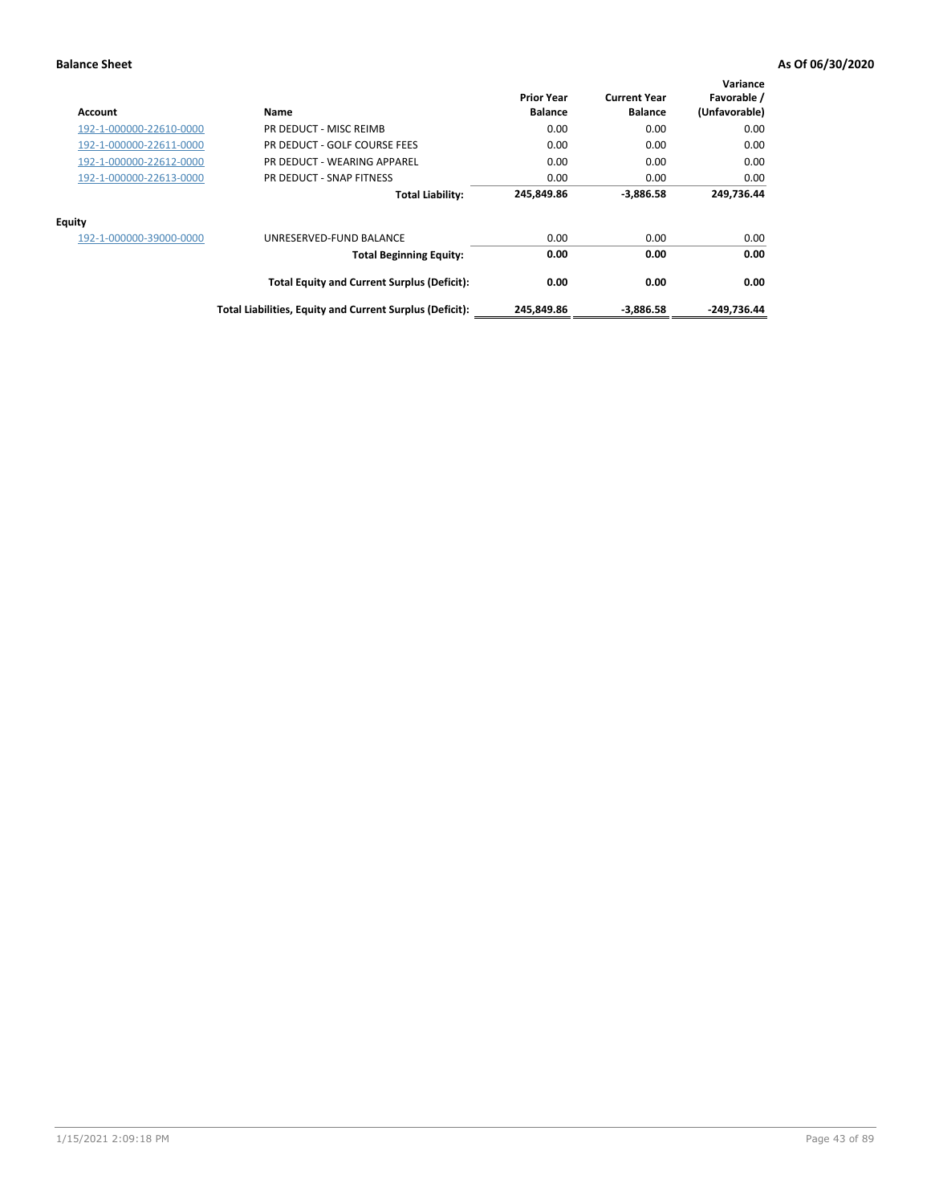**Balance Sheet** **As Of 06/30/2020**

| Account | Name | Prior Year Balance | Current Year Balance | Variance Favorable / (Unfavorable) |
|---|---|---|---|---|
| 192-1-000000-22610-0000 | PR DEDUCT - MISC REIMB | 0.00 | 0.00 | 0.00 |
| 192-1-000000-22611-0000 | PR DEDUCT - GOLF COURSE FEES | 0.00 | 0.00 | 0.00 |
| 192-1-000000-22612-0000 | PR DEDUCT - WEARING APPAREL | 0.00 | 0.00 | 0.00 |
| 192-1-000000-22613-0000 | PR DEDUCT - SNAP FITNESS | 0.00 | 0.00 | 0.00 |
| | **Total Liability:** | **245,849.86** | **-3,886.58** | **249,736.44** |
| **Equity** | | | | |
| 192-1-000000-39000-0000 | UNRESERVED-FUND BALANCE | 0.00 | 0.00 | 0.00 |
| | **Total Beginning Equity:** | **0.00** | **0.00** | **0.00** |
| | **Total Equity and Current Surplus (Deficit):** | **0.00** | **0.00** | **0.00** |
| | **Total Liabilities, Equity and Current Surplus (Deficit):** | **245,849.86** | **-3,886.58** | **-249,736.44** |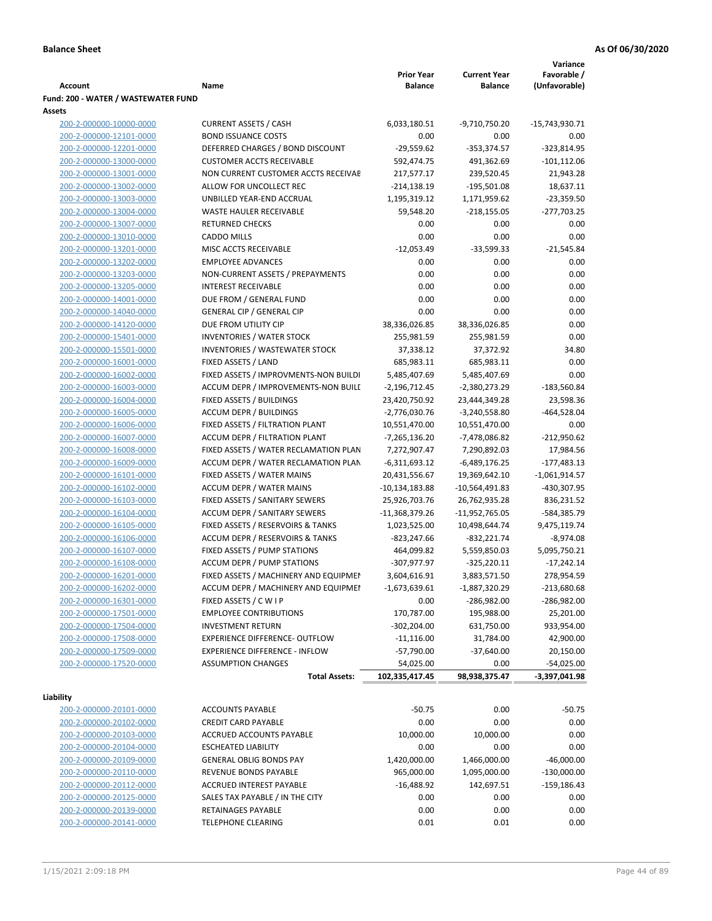**Balance Sheet** **As Of 06/30/2020**

| Account | Name | Prior Year Balance | Current Year Balance | Variance Favorable / (Unfavorable) |
|---|---|---|---|---|
| **Fund: 200 - WATER / WASTEWATER FUND** | | | | |
| **Assets** | | | | |
| 200-2-000000-10000-0000 | CURRENT ASSETS / CASH | 6,033,180.51 | -9,710,750.20 | -15,743,930.71 |
| 200-2-000000-12101-0000 | BOND ISSUANCE COSTS | 0.00 | 0.00 | 0.00 |
| 200-2-000000-12201-0000 | DEFERRED CHARGES / BOND DISCOUNT | -29,559.62 | -353,374.57 | -323,814.95 |
| 200-2-000000-13000-0000 | CUSTOMER ACCTS RECEIVABLE | 592,474.75 | 491,362.69 | -101,112.06 |
| 200-2-000000-13001-0000 | NON CURRENT CUSTOMER ACCTS RECEIVAE | 217,577.17 | 239,520.45 | 21,943.28 |
| 200-2-000000-13002-0000 | ALLOW FOR UNCOLLECT REC | -214,138.19 | -195,501.08 | 18,637.11 |
| 200-2-000000-13003-0000 | UNBILLED YEAR-END ACCRUAL | 1,195,319.12 | 1,171,959.62 | -23,359.50 |
| 200-2-000000-13004-0000 | WASTE HAULER RECEIVABLE | 59,548.20 | -218,155.05 | -277,703.25 |
| 200-2-000000-13007-0000 | RETURNED CHECKS | 0.00 | 0.00 | 0.00 |
| 200-2-000000-13010-0000 | CADDO MILLS | 0.00 | 0.00 | 0.00 |
| 200-2-000000-13201-0000 | MISC ACCTS RECEIVABLE | -12,053.49 | -33,599.33 | -21,545.84 |
| 200-2-000000-13202-0000 | EMPLOYEE ADVANCES | 0.00 | 0.00 | 0.00 |
| 200-2-000000-13203-0000 | NON-CURRENT ASSETS / PREPAYMENTS | 0.00 | 0.00 | 0.00 |
| 200-2-000000-13205-0000 | INTEREST RECEIVABLE | 0.00 | 0.00 | 0.00 |
| 200-2-000000-14001-0000 | DUE FROM / GENERAL FUND | 0.00 | 0.00 | 0.00 |
| 200-2-000000-14040-0000 | GENERAL CIP / GENERAL CIP | 0.00 | 0.00 | 0.00 |
| 200-2-000000-14120-0000 | DUE FROM UTILITY CIP | 38,336,026.85 | 38,336,026.85 | 0.00 |
| 200-2-000000-15401-0000 | INVENTORIES / WATER STOCK | 255,981.59 | 255,981.59 | 0.00 |
| 200-2-000000-15501-0000 | INVENTORIES / WASTEWATER STOCK | 37,338.12 | 37,372.92 | 34.80 |
| 200-2-000000-16001-0000 | FIXED ASSETS / LAND | 685,983.11 | 685,983.11 | 0.00 |
| 200-2-000000-16002-0000 | FIXED ASSETS / IMPROVMENTS-NON BUILDI | 5,485,407.69 | 5,485,407.69 | 0.00 |
| 200-2-000000-16003-0000 | ACCUM DEPR / IMPROVEMENTS-NON BUILI | -2,196,712.45 | -2,380,273.29 | -183,560.84 |
| 200-2-000000-16004-0000 | FIXED ASSETS / BUILDINGS | 23,420,750.92 | 23,444,349.28 | 23,598.36 |
| 200-2-000000-16005-0000 | ACCUM DEPR / BUILDINGS | -2,776,030.76 | -3,240,558.80 | -464,528.04 |
| 200-2-000000-16006-0000 | FIXED ASSETS / FILTRATION PLANT | 10,551,470.00 | 10,551,470.00 | 0.00 |
| 200-2-000000-16007-0000 | ACCUM DEPR / FILTRATION PLANT | -7,265,136.20 | -7,478,086.82 | -212,950.62 |
| 200-2-000000-16008-0000 | FIXED ASSETS / WATER RECLAMATION PLAN | 7,272,907.47 | 7,290,892.03 | 17,984.56 |
| 200-2-000000-16009-0000 | ACCUM DEPR / WATER RECLAMATION PLAN | -6,311,693.12 | -6,489,176.25 | -177,483.13 |
| 200-2-000000-16101-0000 | FIXED ASSETS / WATER MAINS | 20,431,556.67 | 19,369,642.10 | -1,061,914.57 |
| 200-2-000000-16102-0000 | ACCUM DEPR / WATER MAINS | -10,134,183.88 | -10,564,491.83 | -430,307.95 |
| 200-2-000000-16103-0000 | FIXED ASSETS / SANITARY SEWERS | 25,926,703.76 | 26,762,935.28 | 836,231.52 |
| 200-2-000000-16104-0000 | ACCUM DEPR / SANITARY SEWERS | -11,368,379.26 | -11,952,765.05 | -584,385.79 |
| 200-2-000000-16105-0000 | FIXED ASSETS / RESERVOIRS & TANKS | 1,023,525.00 | 10,498,644.74 | 9,475,119.74 |
| 200-2-000000-16106-0000 | ACCUM DEPR / RESERVOIRS & TANKS | -823,247.66 | -832,221.74 | -8,974.08 |
| 200-2-000000-16107-0000 | FIXED ASSETS / PUMP STATIONS | 464,099.82 | 5,559,850.03 | 5,095,750.21 |
| 200-2-000000-16108-0000 | ACCUM DEPR / PUMP STATIONS | -307,977.97 | -325,220.11 | -17,242.14 |
| 200-2-000000-16201-0000 | FIXED ASSETS / MACHINERY AND EQUIPMEN | 3,604,616.91 | 3,883,571.50 | 278,954.59 |
| 200-2-000000-16202-0000 | ACCUM DEPR / MACHINERY AND EQUIPMEI | -1,673,639.61 | -1,887,320.29 | -213,680.68 |
| 200-2-000000-16301-0000 | FIXED ASSETS / C W I P | 0.00 | -286,982.00 | -286,982.00 |
| 200-2-000000-17501-0000 | EMPLOYEE CONTRIBUTIONS | 170,787.00 | 195,988.00 | 25,201.00 |
| 200-2-000000-17504-0000 | INVESTMENT RETURN | -302,204.00 | 631,750.00 | 933,954.00 |
| 200-2-000000-17508-0000 | EXPERIENCE DIFFERENCE- OUTFLOW | -11,116.00 | 31,784.00 | 42,900.00 |
| 200-2-000000-17509-0000 | EXPERIENCE DIFFERENCE - INFLOW | -57,790.00 | -37,640.00 | 20,150.00 |
| 200-2-000000-17520-0000 | ASSUMPTION CHANGES | 54,025.00 | 0.00 | -54,025.00 |
| | **Total Assets:** | **102,335,417.45** | **98,938,375.47** | **-3,397,041.98** |
| **Liability** | | | | |
| 200-2-000000-20101-0000 | ACCOUNTS PAYABLE | -50.75 | 0.00 | -50.75 |
| 200-2-000000-20102-0000 | CREDIT CARD PAYABLE | 0.00 | 0.00 | 0.00 |
| 200-2-000000-20103-0000 | ACCRUED ACCOUNTS PAYABLE | 10,000.00 | 10,000.00 | 0.00 |
| 200-2-000000-20104-0000 | ESCHEATED LIABILITY | 0.00 | 0.00 | 0.00 |
| 200-2-000000-20109-0000 | GENERAL OBLIG BONDS PAY | 1,420,000.00 | 1,466,000.00 | -46,000.00 |
| 200-2-000000-20110-0000 | REVENUE BONDS PAYABLE | 965,000.00 | 1,095,000.00 | -130,000.00 |
| 200-2-000000-20112-0000 | ACCRUED INTEREST PAYABLE | -16,488.92 | 142,697.51 | -159,186.43 |
| 200-2-000000-20125-0000 | SALES TAX PAYABLE / IN THE CITY | 0.00 | 0.00 | 0.00 |
| 200-2-000000-20139-0000 | RETAINAGES PAYABLE | 0.00 | 0.00 | 0.00 |
| 200-2-000000-20141-0000 | TELEPHONE CLEARING | 0.01 | 0.01 | 0.00 |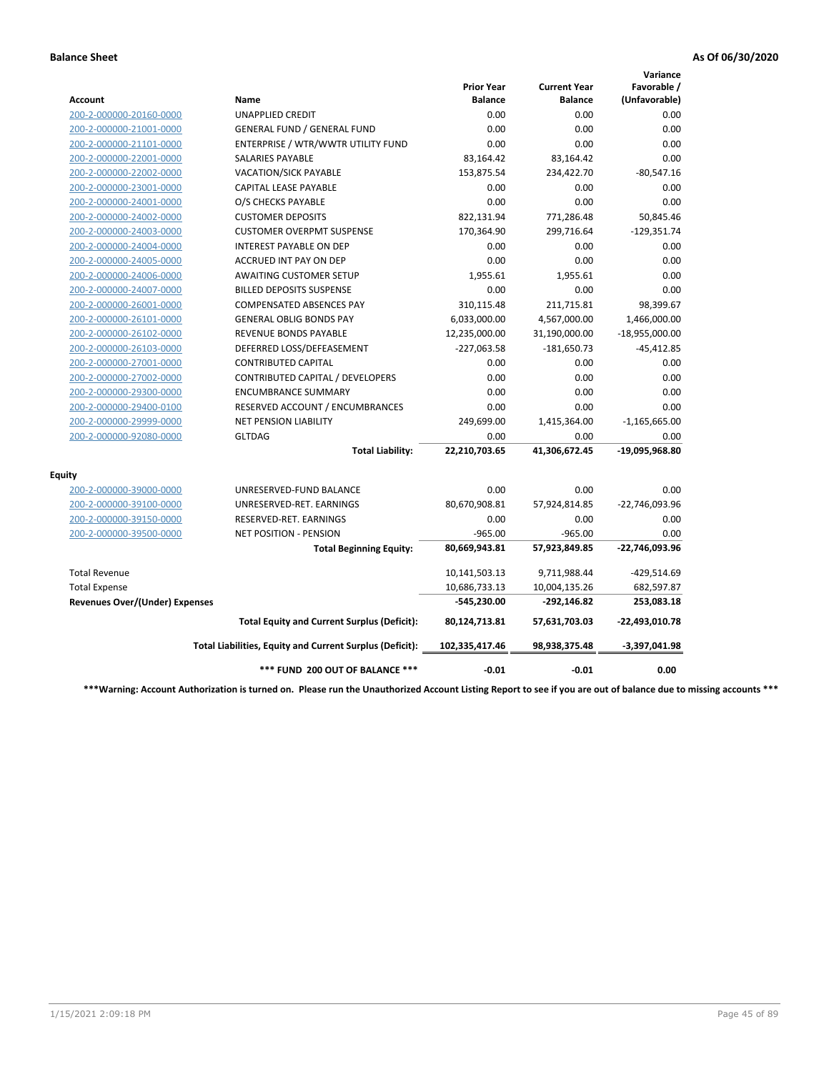**Balance Sheet** **As Of 06/30/2020**

| Account | Name | Prior Year Balance | Current Year Balance | Variance Favorable / (Unfavorable) |
|---|---|---|---|---|
| 200-2-000000-20160-0000 | UNAPPLIED CREDIT | 0.00 | 0.00 | 0.00 |
| 200-2-000000-21001-0000 | GENERAL FUND / GENERAL FUND | 0.00 | 0.00 | 0.00 |
| 200-2-000000-21101-0000 | ENTERPRISE / WTR/WWTR UTILITY FUND | 0.00 | 0.00 | 0.00 |
| 200-2-000000-22001-0000 | SALARIES PAYABLE | 83,164.42 | 83,164.42 | 0.00 |
| 200-2-000000-22002-0000 | VACATION/SICK PAYABLE | 153,875.54 | 234,422.70 | -80,547.16 |
| 200-2-000000-23001-0000 | CAPITAL LEASE PAYABLE | 0.00 | 0.00 | 0.00 |
| 200-2-000000-24001-0000 | O/S CHECKS PAYABLE | 0.00 | 0.00 | 0.00 |
| 200-2-000000-24002-0000 | CUSTOMER DEPOSITS | 822,131.94 | 771,286.48 | 50,845.46 |
| 200-2-000000-24003-0000 | CUSTOMER OVERPMT SUSPENSE | 170,364.90 | 299,716.64 | -129,351.74 |
| 200-2-000000-24004-0000 | INTEREST PAYABLE ON DEP | 0.00 | 0.00 | 0.00 |
| 200-2-000000-24005-0000 | ACCRUED INT PAY ON DEP | 0.00 | 0.00 | 0.00 |
| 200-2-000000-24006-0000 | AWAITING CUSTOMER SETUP | 1,955.61 | 1,955.61 | 0.00 |
| 200-2-000000-24007-0000 | BILLED DEPOSITS SUSPENSE | 0.00 | 0.00 | 0.00 |
| 200-2-000000-26001-0000 | COMPENSATED ABSENCES PAY | 310,115.48 | 211,715.81 | 98,399.67 |
| 200-2-000000-26101-0000 | GENERAL OBLIG BONDS PAY | 6,033,000.00 | 4,567,000.00 | 1,466,000.00 |
| 200-2-000000-26102-0000 | REVENUE BONDS PAYABLE | 12,235,000.00 | 31,190,000.00 | -18,955,000.00 |
| 200-2-000000-26103-0000 | DEFERRED LOSS/DEFEASEMENT | -227,063.58 | -181,650.73 | -45,412.85 |
| 200-2-000000-27001-0000 | CONTRIBUTED CAPITAL | 0.00 | 0.00 | 0.00 |
| 200-2-000000-27002-0000 | CONTRIBUTED CAPITAL / DEVELOPERS | 0.00 | 0.00 | 0.00 |
| 200-2-000000-29300-0000 | ENCUMBRANCE SUMMARY | 0.00 | 0.00 | 0.00 |
| 200-2-000000-29400-0100 | RESERVED ACCOUNT / ENCUMBRANCES | 0.00 | 0.00 | 0.00 |
| 200-2-000000-29999-0000 | NET PENSION LIABILITY | 249,699.00 | 1,415,364.00 | -1,165,665.00 |
| 200-2-000000-92080-0000 | GLTDAG | 0.00 | 0.00 | 0.00 |
| | **Total Liability:** | **22,210,703.65** | **41,306,672.45** | **-19,095,968.80** |
| **Equity** | | | | |
| 200-2-000000-39000-0000 | UNRESERVED-FUND BALANCE | 0.00 | 0.00 | 0.00 |
| 200-2-000000-39100-0000 | UNRESERVED-RET. EARNINGS | 80,670,908.81 | 57,924,814.85 | -22,746,093.96 |
| 200-2-000000-39150-0000 | RESERVED-RET. EARNINGS | 0.00 | 0.00 | 0.00 |
| 200-2-000000-39500-0000 | NET POSITION - PENSION | -965.00 | -965.00 | 0.00 |
| | **Total Beginning Equity:** | **80,669,943.81** | **57,923,849.85** | **-22,746,093.96** |
| Total Revenue | | 10,141,503.13 | 9,711,988.44 | -429,514.69 |
| Total Expense | | 10,686,733.13 | 10,004,135.26 | 682,597.87 |
| **Revenues Over/(Under) Expenses** | | **-545,230.00** | **-292,146.82** | **253,083.18** |
| | **Total Equity and Current Surplus (Deficit):** | **80,124,713.81** | **57,631,703.03** | **-22,493,010.78** |
| | **Total Liabilities, Equity and Current Surplus (Deficit):** | **102,335,417.46** | **98,938,375.48** | **-3,397,041.98** |
| | **\*\*\* FUND 200 OUT OF BALANCE \*\*\*** | **-0.01** | **-0.01** | **0.00** |

**\*\*\*Warning: Account Authorization is turned on. Please run the Unauthorized Account Listing Report to see if you are out of balance due to missing accounts \*\*\***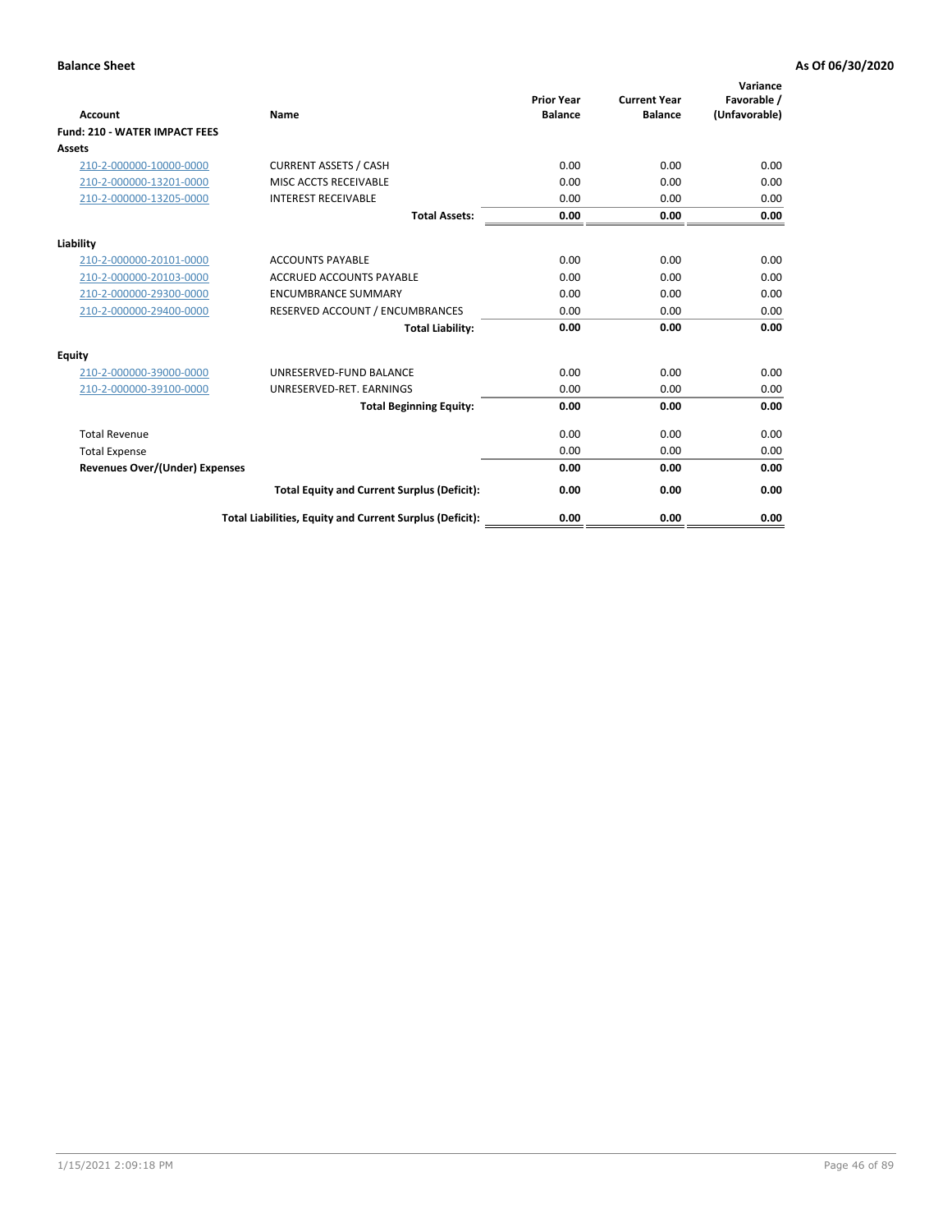**Balance Sheet** **As Of 06/30/2020**

| Account | Name | Prior Year Balance | Current Year Balance | Variance Favorable / (Unfavorable) |
|---|---|---|---|---|
| **Fund: 210 - WATER IMPACT FEES** | | | | |
| **Assets** | | | | |
| 210-2-000000-10000-0000 | CURRENT ASSETS / CASH | 0.00 | 0.00 | 0.00 |
| 210-2-000000-13201-0000 | MISC ACCTS RECEIVABLE | 0.00 | 0.00 | 0.00 |
| 210-2-000000-13205-0000 | INTEREST RECEIVABLE | 0.00 | 0.00 | 0.00 |
| | **Total Assets:** | **0.00** | **0.00** | **0.00** |
| **Liability** | | | | |
| 210-2-000000-20101-0000 | ACCOUNTS PAYABLE | 0.00 | 0.00 | 0.00 |
| 210-2-000000-20103-0000 | ACCRUED ACCOUNTS PAYABLE | 0.00 | 0.00 | 0.00 |
| 210-2-000000-29300-0000 | ENCUMBRANCE SUMMARY | 0.00 | 0.00 | 0.00 |
| 210-2-000000-29400-0000 | RESERVED ACCOUNT / ENCUMBRANCES | 0.00 | 0.00 | 0.00 |
| | **Total Liability:** | **0.00** | **0.00** | **0.00** |
| **Equity** | | | | |
| 210-2-000000-39000-0000 | UNRESERVED-FUND BALANCE | 0.00 | 0.00 | 0.00 |
| 210-2-000000-39100-0000 | UNRESERVED-RET. EARNINGS | 0.00 | 0.00 | 0.00 |
| | **Total Beginning Equity:** | **0.00** | **0.00** | **0.00** |
| Total Revenue | | 0.00 | 0.00 | 0.00 |
| Total Expense | | 0.00 | 0.00 | 0.00 |
| **Revenues Over/(Under) Expenses** | | **0.00** | **0.00** | **0.00** |
| | **Total Equity and Current Surplus (Deficit):** | **0.00** | **0.00** | **0.00** |
| | **Total Liabilities, Equity and Current Surplus (Deficit):** | **0.00** | **0.00** | **0.00** |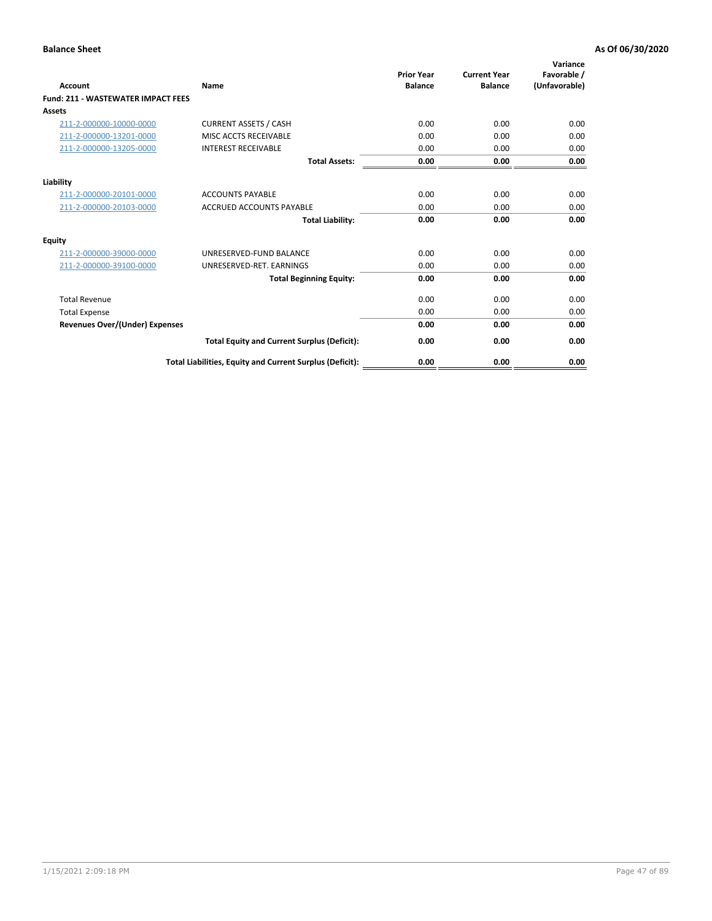**Balance Sheet** **As Of 06/30/2020**

| Account | Name | Prior Year Balance | Current Year Balance | Variance Favorable / (Unfavorable) |
|---|---|---|---|---|
| **Fund: 211 - WASTEWATER IMPACT FEES** | | | | |
| **Assets** | | | | |
| 211-2-000000-10000-0000 | CURRENT ASSETS / CASH | 0.00 | 0.00 | 0.00 |
| 211-2-000000-13201-0000 | MISC ACCTS RECEIVABLE | 0.00 | 0.00 | 0.00 |
| 211-2-000000-13205-0000 | INTEREST RECEIVABLE | 0.00 | 0.00 | 0.00 |
| | **Total Assets:** | **0.00** | **0.00** | **0.00** |
| **Liability** | | | | |
| 211-2-000000-20101-0000 | ACCOUNTS PAYABLE | 0.00 | 0.00 | 0.00 |
| 211-2-000000-20103-0000 | ACCRUED ACCOUNTS PAYABLE | 0.00 | 0.00 | 0.00 |
| | **Total Liability:** | **0.00** | **0.00** | **0.00** |
| **Equity** | | | | |
| 211-2-000000-39000-0000 | UNRESERVED-FUND BALANCE | 0.00 | 0.00 | 0.00 |
| 211-2-000000-39100-0000 | UNRESERVED-RET. EARNINGS | 0.00 | 0.00 | 0.00 |
| | **Total Beginning Equity:** | **0.00** | **0.00** | **0.00** |
| Total Revenue | | 0.00 | 0.00 | 0.00 |
| Total Expense | | 0.00 | 0.00 | 0.00 |
| **Revenues Over/(Under) Expenses** | | **0.00** | **0.00** | **0.00** |
| | **Total Equity and Current Surplus (Deficit):** | **0.00** | **0.00** | **0.00** |
| | **Total Liabilities, Equity and Current Surplus (Deficit):** | **0.00** | **0.00** | **0.00** |

1/15/2021 2:09:18 PM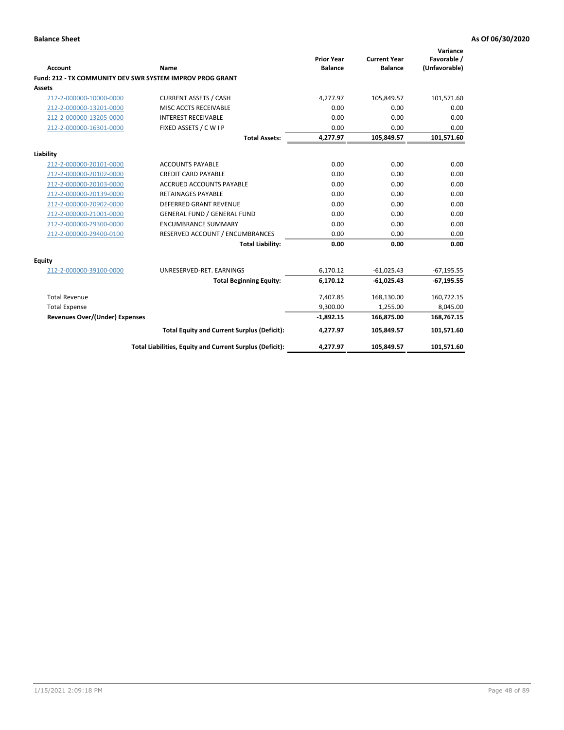**Balance Sheet** | **As Of 06/30/2020**

| Account | Name | Prior Year Balance | Current Year Balance | Variance Favorable / (Unfavorable) |
|---|---|---|---|---|
| **Fund: 212 - TX COMMUNITY DEV SWR SYSTEM IMPROV PROG GRANT** | | | | |
| **Assets** | | | | |
| 212-2-000000-10000-0000 | CURRENT ASSETS / CASH | 4,277.97 | 105,849.57 | 101,571.60 |
| 212-2-000000-13201-0000 | MISC ACCTS RECEIVABLE | 0.00 | 0.00 | 0.00 |
| 212-2-000000-13205-0000 | INTEREST RECEIVABLE | 0.00 | 0.00 | 0.00 |
| 212-2-000000-16301-0000 | FIXED ASSETS / C W I P | 0.00 | 0.00 | 0.00 |
| | **Total Assets:** | **4,277.97** | **105,849.57** | **101,571.60** |
| **Liability** | | | | |
| 212-2-000000-20101-0000 | ACCOUNTS PAYABLE | 0.00 | 0.00 | 0.00 |
| 212-2-000000-20102-0000 | CREDIT CARD PAYABLE | 0.00 | 0.00 | 0.00 |
| 212-2-000000-20103-0000 | ACCRUED ACCOUNTS PAYABLE | 0.00 | 0.00 | 0.00 |
| 212-2-000000-20139-0000 | RETAINAGES PAYABLE | 0.00 | 0.00 | 0.00 |
| 212-2-000000-20902-0000 | DEFERRED GRANT REVENUE | 0.00 | 0.00 | 0.00 |
| 212-2-000000-21001-0000 | GENERAL FUND / GENERAL FUND | 0.00 | 0.00 | 0.00 |
| 212-2-000000-29300-0000 | ENCUMBRANCE SUMMARY | 0.00 | 0.00 | 0.00 |
| 212-2-000000-29400-0100 | RESERVED ACCOUNT / ENCUMBRANCES | 0.00 | 0.00 | 0.00 |
| | **Total Liability:** | **0.00** | **0.00** | **0.00** |
| **Equity** | | | | |
| 212-2-000000-39100-0000 | UNRESERVED-RET. EARNINGS | 6,170.12 | -61,025.43 | -67,195.55 |
| | **Total Beginning Equity:** | **6,170.12** | **-61,025.43** | **-67,195.55** |
| Total Revenue | | 7,407.85 | 168,130.00 | 160,722.15 |
| Total Expense | | 9,300.00 | 1,255.00 | 8,045.00 |
| **Revenues Over/(Under) Expenses** | | **-1,892.15** | **166,875.00** | **168,767.15** |
| | **Total Equity and Current Surplus (Deficit):** | **4,277.97** | **105,849.57** | **101,571.60** |
| | **Total Liabilities, Equity and Current Surplus (Deficit):** | **4,277.97** | **105,849.57** | **101,571.60** |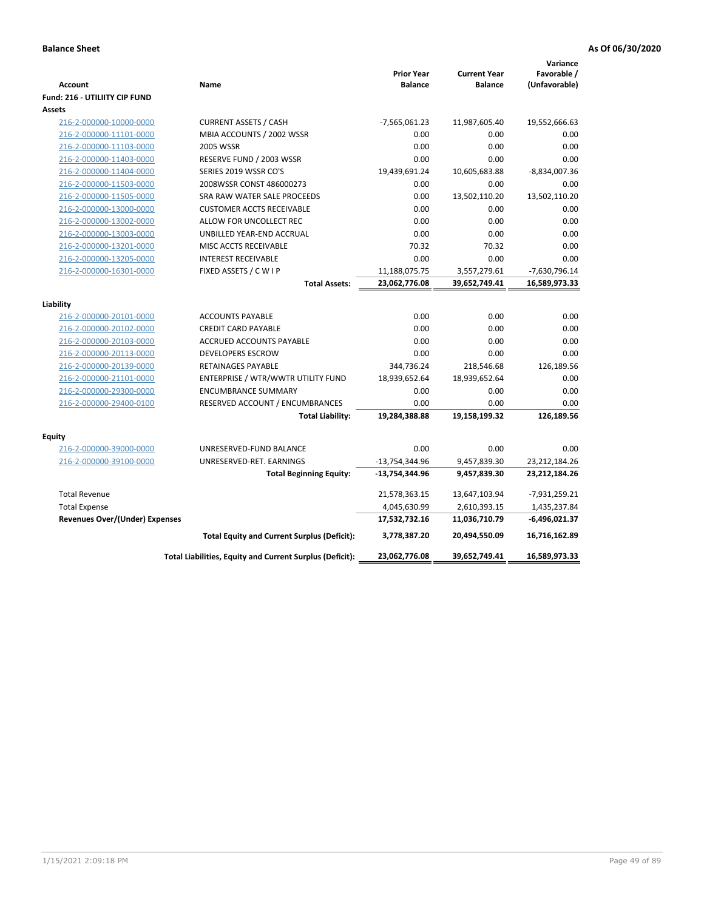**Balance Sheet** **As Of 06/30/2020**

| Account | Name | Prior Year Balance | Current Year Balance | Variance Favorable / (Unfavorable) |
|---|---|---|---|---|
| **Fund: 216 - UTILIITY CIP FUND** | | | | |
| **Assets** | | | | |
| 216-2-000000-10000-0000 | CURRENT ASSETS / CASH | -7,565,061.23 | 11,987,605.40 | 19,552,666.63 |
| 216-2-000000-11101-0000 | MBIA ACCOUNTS / 2002 WSSR | 0.00 | 0.00 | 0.00 |
| 216-2-000000-11103-0000 | 2005 WSSR | 0.00 | 0.00 | 0.00 |
| 216-2-000000-11403-0000 | RESERVE FUND / 2003 WSSR | 0.00 | 0.00 | 0.00 |
| 216-2-000000-11404-0000 | SERIES 2019 WSSR CO'S | 19,439,691.24 | 10,605,683.88 | -8,834,007.36 |
| 216-2-000000-11503-0000 | 2008WSSR CONST 486000273 | 0.00 | 0.00 | 0.00 |
| 216-2-000000-11505-0000 | SRA RAW WATER SALE PROCEEDS | 0.00 | 13,502,110.20 | 13,502,110.20 |
| 216-2-000000-13000-0000 | CUSTOMER ACCTS RECEIVABLE | 0.00 | 0.00 | 0.00 |
| 216-2-000000-13002-0000 | ALLOW FOR UNCOLLECT REC | 0.00 | 0.00 | 0.00 |
| 216-2-000000-13003-0000 | UNBILLED YEAR-END ACCRUAL | 0.00 | 0.00 | 0.00 |
| 216-2-000000-13201-0000 | MISC ACCTS RECEIVABLE | 70.32 | 70.32 | 0.00 |
| 216-2-000000-13205-0000 | INTEREST RECEIVABLE | 0.00 | 0.00 | 0.00 |
| 216-2-000000-16301-0000 | FIXED ASSETS / C W I P | 11,188,075.75 | 3,557,279.61 | -7,630,796.14 |
| | **Total Assets:** | **23,062,776.08** | **39,652,749.41** | **16,589,973.33** |
| **Liability** | | | | |
| 216-2-000000-20101-0000 | ACCOUNTS PAYABLE | 0.00 | 0.00 | 0.00 |
| 216-2-000000-20102-0000 | CREDIT CARD PAYABLE | 0.00 | 0.00 | 0.00 |
| 216-2-000000-20103-0000 | ACCRUED ACCOUNTS PAYABLE | 0.00 | 0.00 | 0.00 |
| 216-2-000000-20113-0000 | DEVELOPERS ESCROW | 0.00 | 0.00 | 0.00 |
| 216-2-000000-20139-0000 | RETAINAGES PAYABLE | 344,736.24 | 218,546.68 | 126,189.56 |
| 216-2-000000-21101-0000 | ENTERPRISE / WTR/WWTR UTILITY FUND | 18,939,652.64 | 18,939,652.64 | 0.00 |
| 216-2-000000-29300-0000 | ENCUMBRANCE SUMMARY | 0.00 | 0.00 | 0.00 |
| 216-2-000000-29400-0100 | RESERVED ACCOUNT / ENCUMBRANCES | 0.00 | 0.00 | 0.00 |
| | **Total Liability:** | **19,284,388.88** | **19,158,199.32** | **126,189.56** |
| **Equity** | | | | |
| 216-2-000000-39000-0000 | UNRESERVED-FUND BALANCE | 0.00 | 0.00 | 0.00 |
| 216-2-000000-39100-0000 | UNRESERVED-RET. EARNINGS | -13,754,344.96 | 9,457,839.30 | 23,212,184.26 |
| | **Total Beginning Equity:** | **-13,754,344.96** | **9,457,839.30** | **23,212,184.26** |
| Total Revenue | | 21,578,363.15 | 13,647,103.94 | -7,931,259.21 |
| Total Expense | | 4,045,630.99 | 2,610,393.15 | 1,435,237.84 |
| **Revenues Over/(Under) Expenses** | | **17,532,732.16** | **11,036,710.79** | **-6,496,021.37** |
| | **Total Equity and Current Surplus (Deficit):** | **3,778,387.20** | **20,494,550.09** | **16,716,162.89** |
| | **Total Liabilities, Equity and Current Surplus (Deficit):** | **23,062,776.08** | **39,652,749.41** | **16,589,973.33** |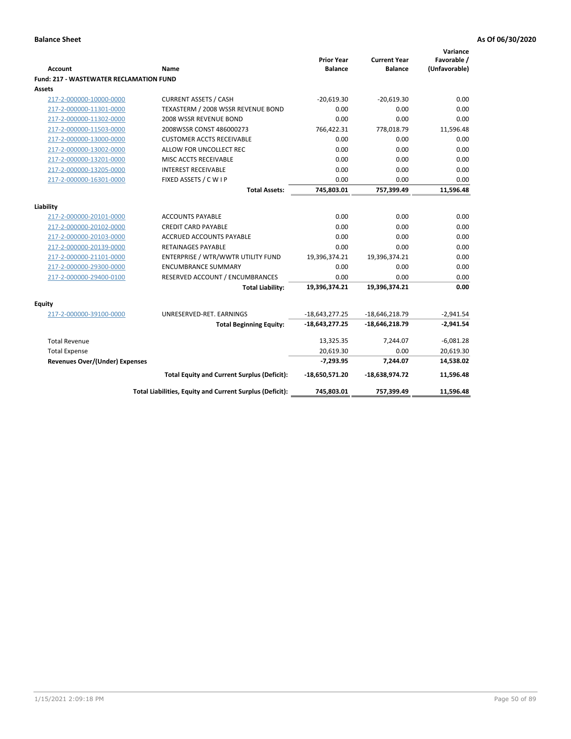**Balance Sheet** **As Of 06/30/2020**

| Account | Name | Prior Year Balance | Current Year Balance | Variance Favorable / (Unfavorable) |
|---|---|---|---|---|
| **Fund: 217 - WASTEWATER RECLAMATION FUND** | | | | |
| **Assets** | | | | |
| 217-2-000000-10000-0000 | CURRENT ASSETS / CASH | -20,619.30 | -20,619.30 | 0.00 |
| 217-2-000000-11301-0000 | TEXASTERM / 2008 WSSR REVENUE BOND | 0.00 | 0.00 | 0.00 |
| 217-2-000000-11302-0000 | 2008 WSSR REVENUE BOND | 0.00 | 0.00 | 0.00 |
| 217-2-000000-11503-0000 | 2008WSSR CONST 486000273 | 766,422.31 | 778,018.79 | 11,596.48 |
| 217-2-000000-13000-0000 | CUSTOMER ACCTS RECEIVABLE | 0.00 | 0.00 | 0.00 |
| 217-2-000000-13002-0000 | ALLOW FOR UNCOLLECT REC | 0.00 | 0.00 | 0.00 |
| 217-2-000000-13201-0000 | MISC ACCTS RECEIVABLE | 0.00 | 0.00 | 0.00 |
| 217-2-000000-13205-0000 | INTEREST RECEIVABLE | 0.00 | 0.00 | 0.00 |
| 217-2-000000-16301-0000 | FIXED ASSETS / C W I P | 0.00 | 0.00 | 0.00 |
| | **Total Assets:** | **745,803.01** | **757,399.49** | **11,596.48** |
| **Liability** | | | | |
| 217-2-000000-20101-0000 | ACCOUNTS PAYABLE | 0.00 | 0.00 | 0.00 |
| 217-2-000000-20102-0000 | CREDIT CARD PAYABLE | 0.00 | 0.00 | 0.00 |
| 217-2-000000-20103-0000 | ACCRUED ACCOUNTS PAYABLE | 0.00 | 0.00 | 0.00 |
| 217-2-000000-20139-0000 | RETAINAGES PAYABLE | 0.00 | 0.00 | 0.00 |
| 217-2-000000-21101-0000 | ENTERPRISE / WTR/WWTR UTILITY FUND | 19,396,374.21 | 19,396,374.21 | 0.00 |
| 217-2-000000-29300-0000 | ENCUMBRANCE SUMMARY | 0.00 | 0.00 | 0.00 |
| 217-2-000000-29400-0100 | RESERVED ACCOUNT / ENCUMBRANCES | 0.00 | 0.00 | 0.00 |
| | **Total Liability:** | **19,396,374.21** | **19,396,374.21** | **0.00** |
| **Equity** | | | | |
| 217-2-000000-39100-0000 | UNRESERVED-RET. EARNINGS | -18,643,277.25 | -18,646,218.79 | -2,941.54 |
| | **Total Beginning Equity:** | **-18,643,277.25** | **-18,646,218.79** | **-2,941.54** |
| Total Revenue | | 13,325.35 | 7,244.07 | -6,081.28 |
| Total Expense | | 20,619.30 | 0.00 | 20,619.30 |
| **Revenues Over/(Under) Expenses** | | **-7,293.95** | **7,244.07** | **14,538.02** |
| | **Total Equity and Current Surplus (Deficit):** | **-18,650,571.20** | **-18,638,974.72** | **11,596.48** |
| | **Total Liabilities, Equity and Current Surplus (Deficit):** | **745,803.01** | **757,399.49** | **11,596.48** |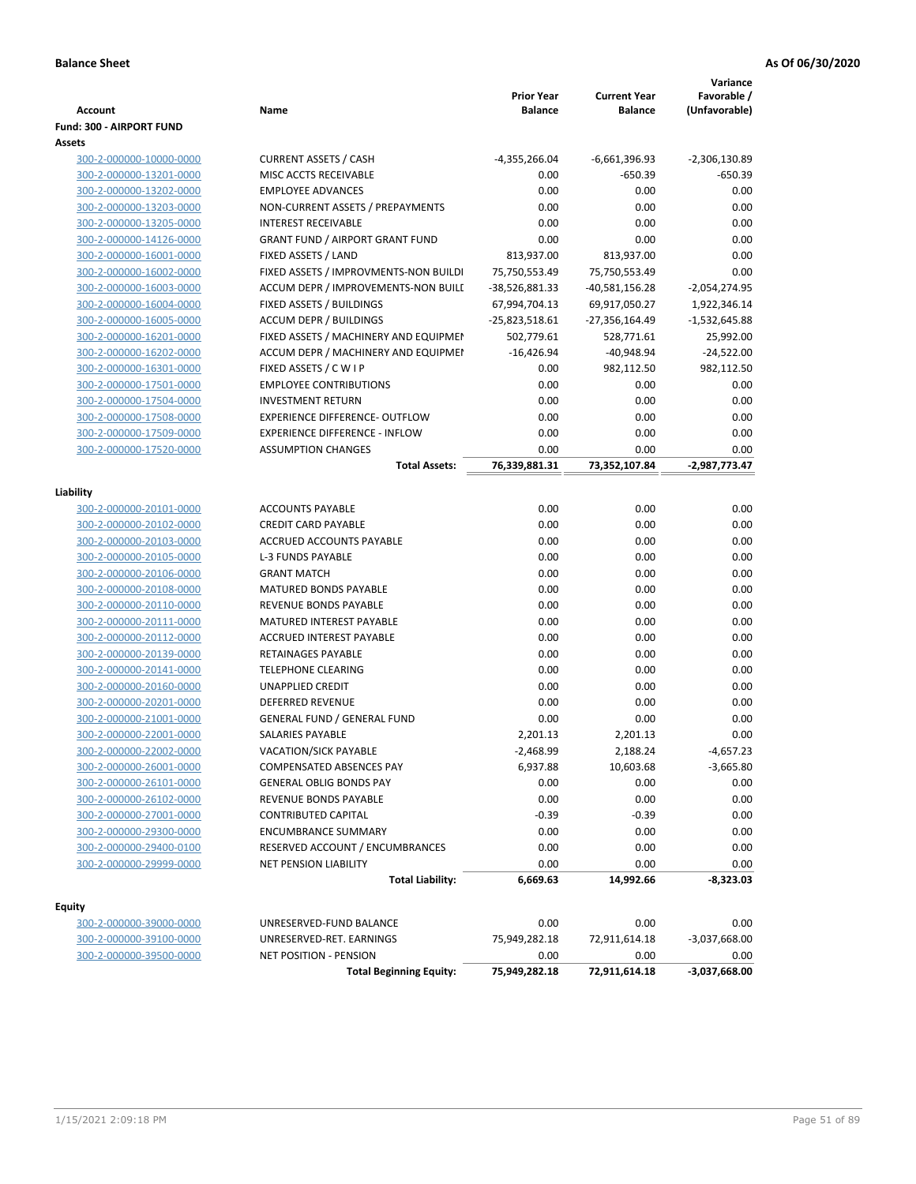**Balance Sheet** **As Of 06/30/2020**

| Account | Name | Prior Year Balance | Current Year Balance | Variance Favorable / (Unfavorable) |
|---|---|---|---|---|
| **Fund: 300 - AIRPORT FUND** | | | | |
| **Assets** | | | | |
| 300-2-000000-10000-0000 | CURRENT ASSETS / CASH | -4,355,266.04 | -6,661,396.93 | -2,306,130.89 |
| 300-2-000000-13201-0000 | MISC ACCTS RECEIVABLE | 0.00 | -650.39 | -650.39 |
| 300-2-000000-13202-0000 | EMPLOYEE ADVANCES | 0.00 | 0.00 | 0.00 |
| 300-2-000000-13203-0000 | NON-CURRENT ASSETS / PREPAYMENTS | 0.00 | 0.00 | 0.00 |
| 300-2-000000-13205-0000 | INTEREST RECEIVABLE | 0.00 | 0.00 | 0.00 |
| 300-2-000000-14126-0000 | GRANT FUND / AIRPORT GRANT FUND | 0.00 | 0.00 | 0.00 |
| 300-2-000000-16001-0000 | FIXED ASSETS / LAND | 813,937.00 | 813,937.00 | 0.00 |
| 300-2-000000-16002-0000 | FIXED ASSETS / IMPROVMENTS-NON BUILDI | 75,750,553.49 | 75,750,553.49 | 0.00 |
| 300-2-000000-16003-0000 | ACCUM DEPR / IMPROVEMENTS-NON BUILI | -38,526,881.33 | -40,581,156.28 | -2,054,274.95 |
| 300-2-000000-16004-0000 | FIXED ASSETS / BUILDINGS | 67,994,704.13 | 69,917,050.27 | 1,922,346.14 |
| 300-2-000000-16005-0000 | ACCUM DEPR / BUILDINGS | -25,823,518.61 | -27,356,164.49 | -1,532,645.88 |
| 300-2-000000-16201-0000 | FIXED ASSETS / MACHINERY AND EQUIPMEI | 502,779.61 | 528,771.61 | 25,992.00 |
| 300-2-000000-16202-0000 | ACCUM DEPR / MACHINERY AND EQUIPMEI | -16,426.94 | -40,948.94 | -24,522.00 |
| 300-2-000000-16301-0000 | FIXED ASSETS / C W I P | 0.00 | 982,112.50 | 982,112.50 |
| 300-2-000000-17501-0000 | EMPLOYEE CONTRIBUTIONS | 0.00 | 0.00 | 0.00 |
| 300-2-000000-17504-0000 | INVESTMENT RETURN | 0.00 | 0.00 | 0.00 |
| 300-2-000000-17508-0000 | EXPERIENCE DIFFERENCE- OUTFLOW | 0.00 | 0.00 | 0.00 |
| 300-2-000000-17509-0000 | EXPERIENCE DIFFERENCE - INFLOW | 0.00 | 0.00 | 0.00 |
| 300-2-000000-17520-0000 | ASSUMPTION CHANGES | 0.00 | 0.00 | 0.00 |
| | **Total Assets:** | **76,339,881.31** | **73,352,107.84** | **-2,987,773.47** |
| **Liability** | | | | |
| 300-2-000000-20101-0000 | ACCOUNTS PAYABLE | 0.00 | 0.00 | 0.00 |
| 300-2-000000-20102-0000 | CREDIT CARD PAYABLE | 0.00 | 0.00 | 0.00 |
| 300-2-000000-20103-0000 | ACCRUED ACCOUNTS PAYABLE | 0.00 | 0.00 | 0.00 |
| 300-2-000000-20105-0000 | L-3 FUNDS PAYABLE | 0.00 | 0.00 | 0.00 |
| 300-2-000000-20106-0000 | GRANT MATCH | 0.00 | 0.00 | 0.00 |
| 300-2-000000-20108-0000 | MATURED BONDS PAYABLE | 0.00 | 0.00 | 0.00 |
| 300-2-000000-20110-0000 | REVENUE BONDS PAYABLE | 0.00 | 0.00 | 0.00 |
| 300-2-000000-20111-0000 | MATURED INTEREST PAYABLE | 0.00 | 0.00 | 0.00 |
| 300-2-000000-20112-0000 | ACCRUED INTEREST PAYABLE | 0.00 | 0.00 | 0.00 |
| 300-2-000000-20139-0000 | RETAINAGES PAYABLE | 0.00 | 0.00 | 0.00 |
| 300-2-000000-20141-0000 | TELEPHONE CLEARING | 0.00 | 0.00 | 0.00 |
| 300-2-000000-20160-0000 | UNAPPLIED CREDIT | 0.00 | 0.00 | 0.00 |
| 300-2-000000-20201-0000 | DEFERRED REVENUE | 0.00 | 0.00 | 0.00 |
| 300-2-000000-21001-0000 | GENERAL FUND / GENERAL FUND | 0.00 | 0.00 | 0.00 |
| 300-2-000000-22001-0000 | SALARIES PAYABLE | 2,201.13 | 2,201.13 | 0.00 |
| 300-2-000000-22002-0000 | VACATION/SICK PAYABLE | -2,468.99 | 2,188.24 | -4,657.23 |
| 300-2-000000-26001-0000 | COMPENSATED ABSENCES PAY | 6,937.88 | 10,603.68 | -3,665.80 |
| 300-2-000000-26101-0000 | GENERAL OBLIG BONDS PAY | 0.00 | 0.00 | 0.00 |
| 300-2-000000-26102-0000 | REVENUE BONDS PAYABLE | 0.00 | 0.00 | 0.00 |
| 300-2-000000-27001-0000 | CONTRIBUTED CAPITAL | -0.39 | -0.39 | 0.00 |
| 300-2-000000-29300-0000 | ENCUMBRANCE SUMMARY | 0.00 | 0.00 | 0.00 |
| 300-2-000000-29400-0100 | RESERVED ACCOUNT / ENCUMBRANCES | 0.00 | 0.00 | 0.00 |
| 300-2-000000-29999-0000 | NET PENSION LIABILITY | 0.00 | 0.00 | 0.00 |
| | **Total Liability:** | **6,669.63** | **14,992.66** | **-8,323.03** |
| **Equity** | | | | |
| 300-2-000000-39000-0000 | UNRESERVED-FUND BALANCE | 0.00 | 0.00 | 0.00 |
| 300-2-000000-39100-0000 | UNRESERVED-RET. EARNINGS | 75,949,282.18 | 72,911,614.18 | -3,037,668.00 |
| 300-2-000000-39500-0000 | NET POSITION - PENSION | 0.00 | 0.00 | 0.00 |
| | **Total Beginning Equity:** | **75,949,282.18** | **72,911,614.18** | **-3,037,668.00** |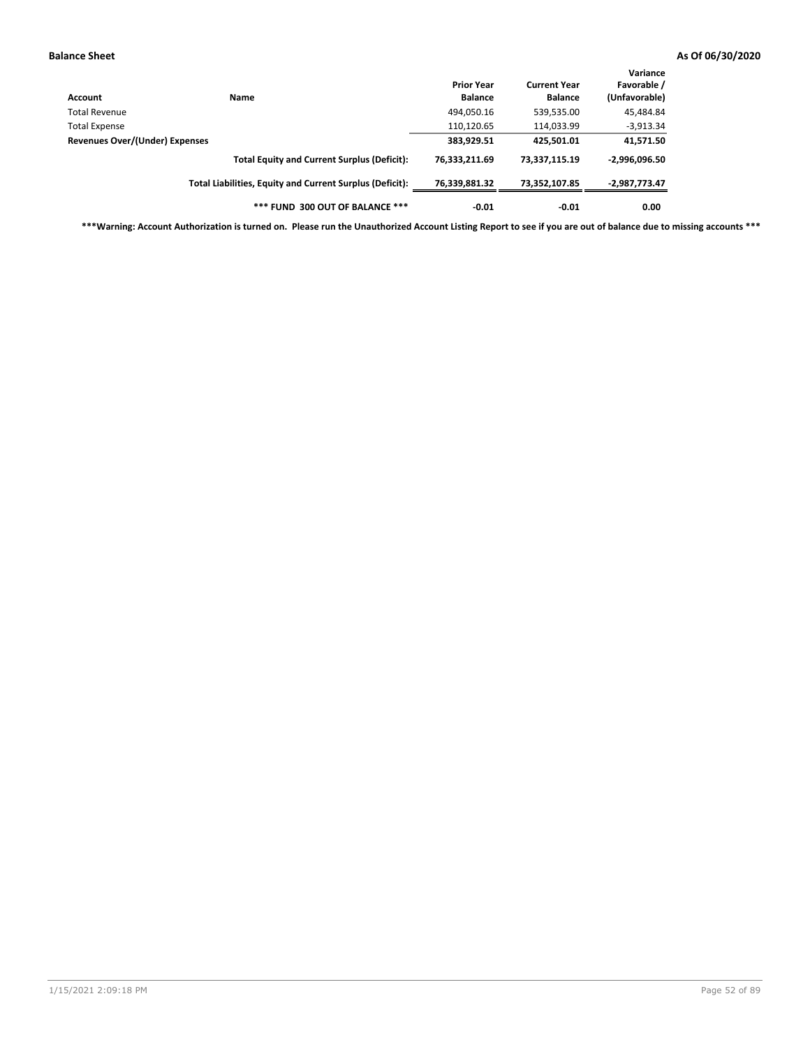**Balance Sheet** **As Of 06/30/2020**

| Account | Name | Prior Year Balance | Current Year Balance | Variance Favorable / (Unfavorable) |
|---|---|---|---|---|
| Total Revenue | | 494,050.16 | 539,535.00 | 45,484.84 |
| Total Expense | | 110,120.65 | 114,033.99 | -3,913.34 |
| **Revenues Over/(Under) Expenses** | | **383,929.51** | **425,501.01** | **41,571.50** |
| | **Total Equity and Current Surplus (Deficit):** | **76,333,211.69** | **73,337,115.19** | **-2,996,096.50** |
| | **Total Liabilities, Equity and Current Surplus (Deficit):** | **76,339,881.32** | **73,352,107.85** | **-2,987,773.47** |
| | **\*\*\* FUND 300 OUT OF BALANCE \*\*\*** | **-0.01** | **-0.01** | **0.00** |

**\*\*\*Warning: Account Authorization is turned on. Please run the Unauthorized Account Listing Report to see if you are out of balance due to missing accounts \*\*\***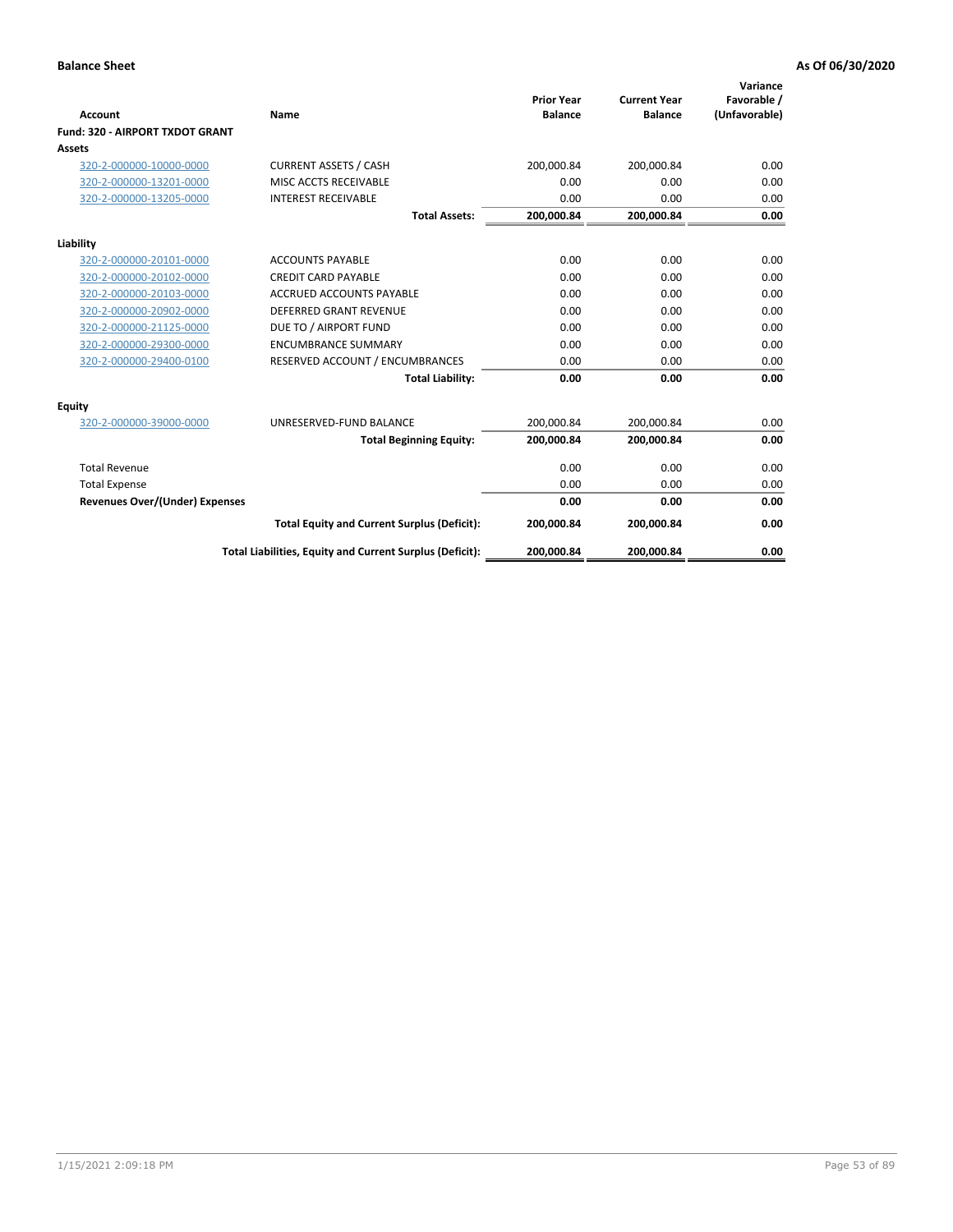**Balance Sheet** **As Of 06/30/2020**

| Account | Name | Prior Year Balance | Current Year Balance | Variance Favorable / (Unfavorable) |
|---|---|---|---|---|
| **Fund: 320 - AIRPORT TXDOT GRANT** | | | | |
| **Assets** | | | | |
| 320-2-000000-10000-0000 | CURRENT ASSETS / CASH | 200,000.84 | 200,000.84 | 0.00 |
| 320-2-000000-13201-0000 | MISC ACCTS RECEIVABLE | 0.00 | 0.00 | 0.00 |
| 320-2-000000-13205-0000 | INTEREST RECEIVABLE | 0.00 | 0.00 | 0.00 |
| | **Total Assets:** | **200,000.84** | **200,000.84** | **0.00** |
| **Liability** | | | | |
| 320-2-000000-20101-0000 | ACCOUNTS PAYABLE | 0.00 | 0.00 | 0.00 |
| 320-2-000000-20102-0000 | CREDIT CARD PAYABLE | 0.00 | 0.00 | 0.00 |
| 320-2-000000-20103-0000 | ACCRUED ACCOUNTS PAYABLE | 0.00 | 0.00 | 0.00 |
| 320-2-000000-20902-0000 | DEFERRED GRANT REVENUE | 0.00 | 0.00 | 0.00 |
| 320-2-000000-21125-0000 | DUE TO / AIRPORT FUND | 0.00 | 0.00 | 0.00 |
| 320-2-000000-29300-0000 | ENCUMBRANCE SUMMARY | 0.00 | 0.00 | 0.00 |
| 320-2-000000-29400-0100 | RESERVED ACCOUNT / ENCUMBRANCES | 0.00 | 0.00 | 0.00 |
| | **Total Liability:** | **0.00** | **0.00** | **0.00** |
| **Equity** | | | | |
| 320-2-000000-39000-0000 | UNRESERVED-FUND BALANCE | 200,000.84 | 200,000.84 | 0.00 |
| | **Total Beginning Equity:** | **200,000.84** | **200,000.84** | **0.00** |
| Total Revenue | | 0.00 | 0.00 | 0.00 |
| Total Expense | | 0.00 | 0.00 | 0.00 |
| **Revenues Over/(Under) Expenses** | | **0.00** | **0.00** | **0.00** |
| | **Total Equity and Current Surplus (Deficit):** | **200,000.84** | **200,000.84** | **0.00** |
| | **Total Liabilities, Equity and Current Surplus (Deficit):** | **200,000.84** | **200,000.84** | **0.00** |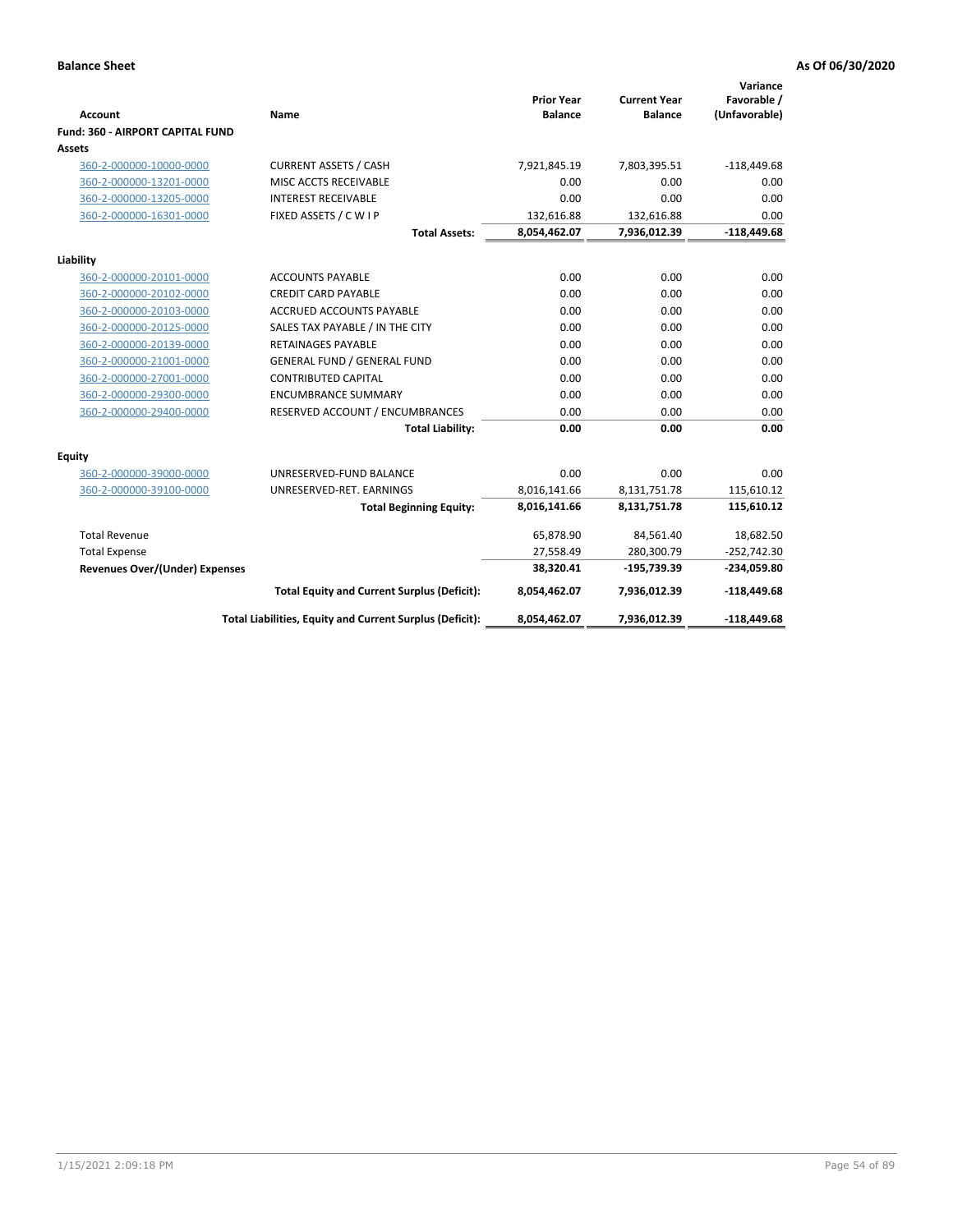**Balance Sheet** | **As Of 06/30/2020**

| Account | Name | Prior Year Balance | Current Year Balance | Variance Favorable / (Unfavorable) |
|---|---|---|---|---|
| **Fund: 360 - AIRPORT CAPITAL FUND** | | | | |
| **Assets** | | | | |
| 360-2-000000-10000-0000 | CURRENT ASSETS / CASH | 7,921,845.19 | 7,803,395.51 | -118,449.68 |
| 360-2-000000-13201-0000 | MISC ACCTS RECEIVABLE | 0.00 | 0.00 | 0.00 |
| 360-2-000000-13205-0000 | INTEREST RECEIVABLE | 0.00 | 0.00 | 0.00 |
| 360-2-000000-16301-0000 | FIXED ASSETS / C W I P | 132,616.88 | 132,616.88 | 0.00 |
| | **Total Assets:** | **8,054,462.07** | **7,936,012.39** | **-118,449.68** |
| **Liability** | | | | |
| 360-2-000000-20101-0000 | ACCOUNTS PAYABLE | 0.00 | 0.00 | 0.00 |
| 360-2-000000-20102-0000 | CREDIT CARD PAYABLE | 0.00 | 0.00 | 0.00 |
| 360-2-000000-20103-0000 | ACCRUED ACCOUNTS PAYABLE | 0.00 | 0.00 | 0.00 |
| 360-2-000000-20125-0000 | SALES TAX PAYABLE / IN THE CITY | 0.00 | 0.00 | 0.00 |
| 360-2-000000-20139-0000 | RETAINAGES PAYABLE | 0.00 | 0.00 | 0.00 |
| 360-2-000000-21001-0000 | GENERAL FUND / GENERAL FUND | 0.00 | 0.00 | 0.00 |
| 360-2-000000-27001-0000 | CONTRIBUTED CAPITAL | 0.00 | 0.00 | 0.00 |
| 360-2-000000-29300-0000 | ENCUMBRANCE SUMMARY | 0.00 | 0.00 | 0.00 |
| 360-2-000000-29400-0000 | RESERVED ACCOUNT / ENCUMBRANCES | 0.00 | 0.00 | 0.00 |
| | **Total Liability:** | **0.00** | **0.00** | **0.00** |
| **Equity** | | | | |
| 360-2-000000-39000-0000 | UNRESERVED-FUND BALANCE | 0.00 | 0.00 | 0.00 |
| 360-2-000000-39100-0000 | UNRESERVED-RET. EARNINGS | 8,016,141.66 | 8,131,751.78 | 115,610.12 |
| | **Total Beginning Equity:** | **8,016,141.66** | **8,131,751.78** | **115,610.12** |
| Total Revenue | | 65,878.90 | 84,561.40 | 18,682.50 |
| Total Expense | | 27,558.49 | 280,300.79 | -252,742.30 |
| **Revenues Over/(Under) Expenses** | | **38,320.41** | **-195,739.39** | **-234,059.80** |
| | **Total Equity and Current Surplus (Deficit):** | **8,054,462.07** | **7,936,012.39** | **-118,449.68** |
| | **Total Liabilities, Equity and Current Surplus (Deficit):** | **8,054,462.07** | **7,936,012.39** | **-118,449.68** |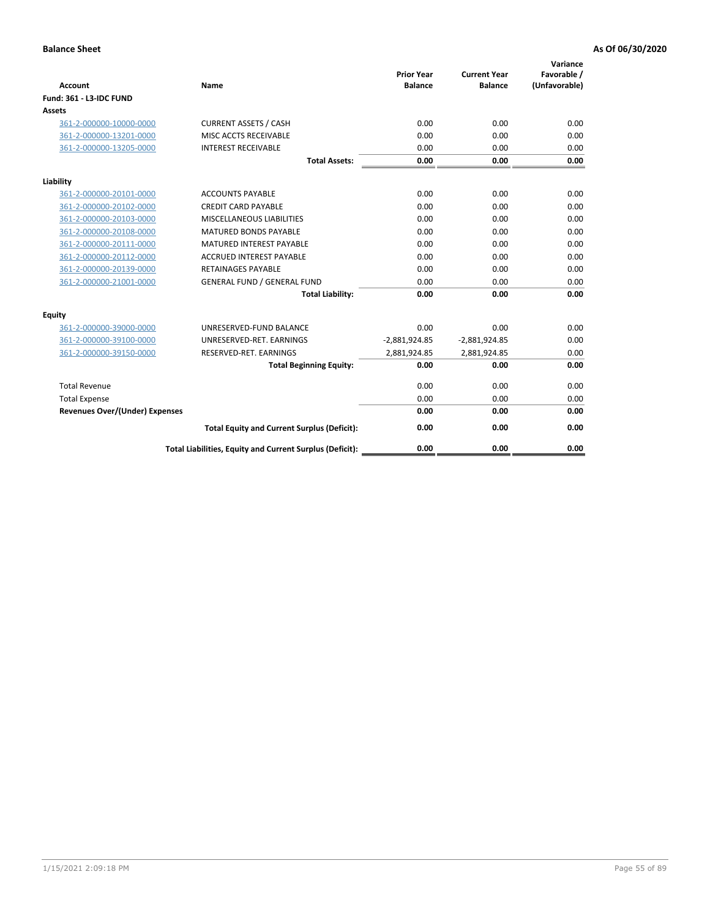**Balance Sheet** **As Of 06/30/2020**

| Account | Name | Prior Year Balance | Current Year Balance | Variance Favorable / (Unfavorable) |
|---|---|---|---|---|
| **Fund: 361 - L3-IDC FUND** | | | | |
| **Assets** | | | | |
| 361-2-000000-10000-0000 | CURRENT ASSETS / CASH | 0.00 | 0.00 | 0.00 |
| 361-2-000000-13201-0000 | MISC ACCTS RECEIVABLE | 0.00 | 0.00 | 0.00 |
| 361-2-000000-13205-0000 | INTEREST RECEIVABLE | 0.00 | 0.00 | 0.00 |
| | **Total Assets:** | **0.00** | **0.00** | **0.00** |
| **Liability** | | | | |
| 361-2-000000-20101-0000 | ACCOUNTS PAYABLE | 0.00 | 0.00 | 0.00 |
| 361-2-000000-20102-0000 | CREDIT CARD PAYABLE | 0.00 | 0.00 | 0.00 |
| 361-2-000000-20103-0000 | MISCELLANEOUS LIABILITIES | 0.00 | 0.00 | 0.00 |
| 361-2-000000-20108-0000 | MATURED BONDS PAYABLE | 0.00 | 0.00 | 0.00 |
| 361-2-000000-20111-0000 | MATURED INTEREST PAYABLE | 0.00 | 0.00 | 0.00 |
| 361-2-000000-20112-0000 | ACCRUED INTEREST PAYABLE | 0.00 | 0.00 | 0.00 |
| 361-2-000000-20139-0000 | RETAINAGES PAYABLE | 0.00 | 0.00 | 0.00 |
| 361-2-000000-21001-0000 | GENERAL FUND / GENERAL FUND | 0.00 | 0.00 | 0.00 |
| | **Total Liability:** | **0.00** | **0.00** | **0.00** |
| **Equity** | | | | |
| 361-2-000000-39000-0000 | UNRESERVED-FUND BALANCE | 0.00 | 0.00 | 0.00 |
| 361-2-000000-39100-0000 | UNRESERVED-RET. EARNINGS | -2,881,924.85 | -2,881,924.85 | 0.00 |
| 361-2-000000-39150-0000 | RESERVED-RET. EARNINGS | 2,881,924.85 | 2,881,924.85 | 0.00 |
| | **Total Beginning Equity:** | **0.00** | **0.00** | **0.00** |
| Total Revenue | | 0.00 | 0.00 | 0.00 |
| Total Expense | | 0.00 | 0.00 | 0.00 |
| **Revenues Over/(Under) Expenses** | | **0.00** | **0.00** | **0.00** |
| | **Total Equity and Current Surplus (Deficit):** | **0.00** | **0.00** | **0.00** |
| | **Total Liabilities, Equity and Current Surplus (Deficit):** | **0.00** | **0.00** | **0.00** |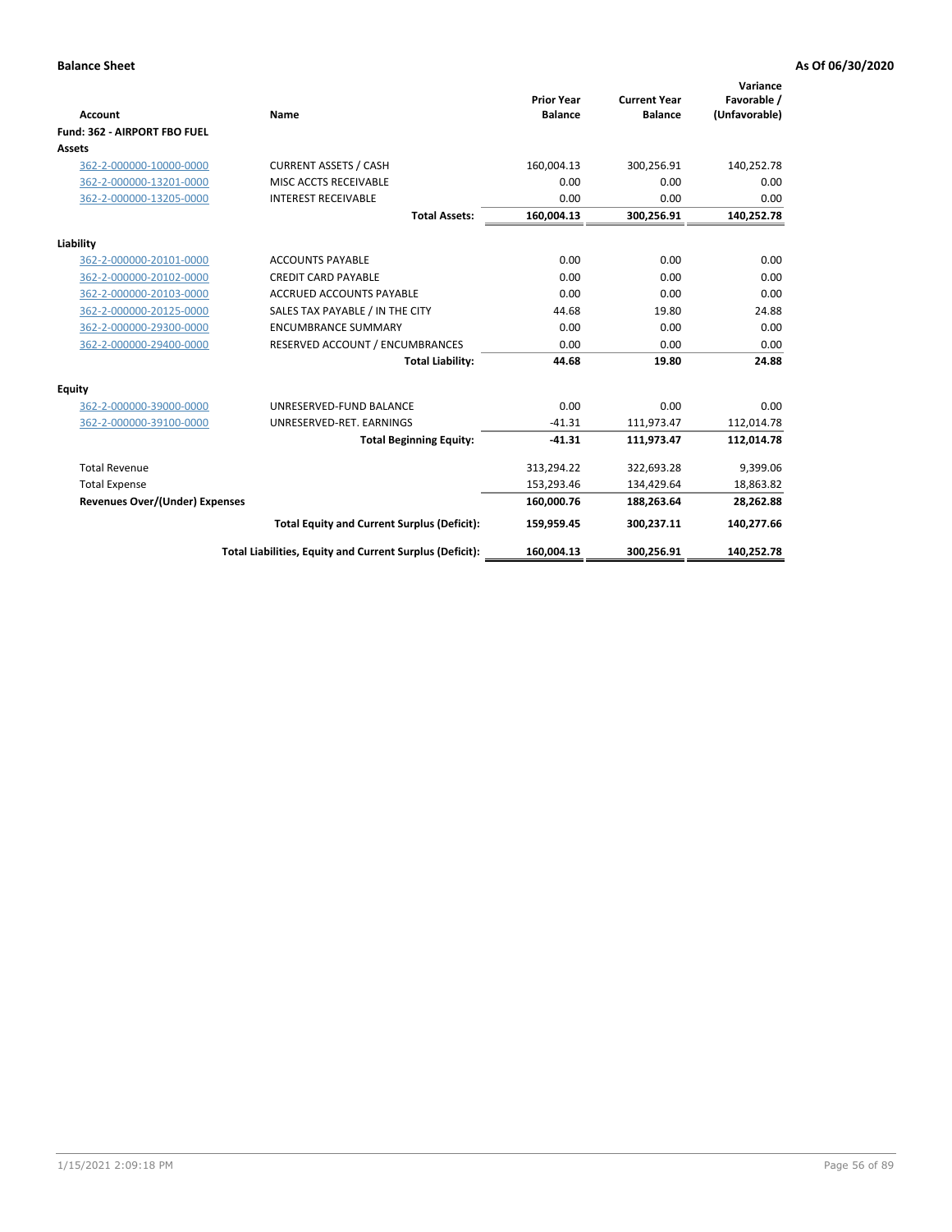**Balance Sheet** — **As Of 06/30/2020**

| Account | Name | Prior Year Balance | Current Year Balance | Variance Favorable / (Unfavorable) |
|---|---|---|---|---|
| **Fund: 362 - AIRPORT FBO FUEL** | | | | |
| **Assets** | | | | |
| 362-2-000000-10000-0000 | CURRENT ASSETS / CASH | 160,004.13 | 300,256.91 | 140,252.78 |
| 362-2-000000-13201-0000 | MISC ACCTS RECEIVABLE | 0.00 | 0.00 | 0.00 |
| 362-2-000000-13205-0000 | INTEREST RECEIVABLE | 0.00 | 0.00 | 0.00 |
| | **Total Assets:** | **160,004.13** | **300,256.91** | **140,252.78** |
| **Liability** | | | | |
| 362-2-000000-20101-0000 | ACCOUNTS PAYABLE | 0.00 | 0.00 | 0.00 |
| 362-2-000000-20102-0000 | CREDIT CARD PAYABLE | 0.00 | 0.00 | 0.00 |
| 362-2-000000-20103-0000 | ACCRUED ACCOUNTS PAYABLE | 0.00 | 0.00 | 0.00 |
| 362-2-000000-20125-0000 | SALES TAX PAYABLE / IN THE CITY | 44.68 | 19.80 | 24.88 |
| 362-2-000000-29300-0000 | ENCUMBRANCE SUMMARY | 0.00 | 0.00 | 0.00 |
| 362-2-000000-29400-0000 | RESERVED ACCOUNT / ENCUMBRANCES | 0.00 | 0.00 | 0.00 |
| | **Total Liability:** | **44.68** | **19.80** | **24.88** |
| **Equity** | | | | |
| 362-2-000000-39000-0000 | UNRESERVED-FUND BALANCE | 0.00 | 0.00 | 0.00 |
| 362-2-000000-39100-0000 | UNRESERVED-RET. EARNINGS | -41.31 | 111,973.47 | 112,014.78 |
| | **Total Beginning Equity:** | **-41.31** | **111,973.47** | **112,014.78** |
| Total Revenue | | 313,294.22 | 322,693.28 | 9,399.06 |
| Total Expense | | 153,293.46 | 134,429.64 | 18,863.82 |
| **Revenues Over/(Under) Expenses** | | **160,000.76** | **188,263.64** | **28,262.88** |
| | **Total Equity and Current Surplus (Deficit):** | **159,959.45** | **300,237.11** | **140,277.66** |
| | **Total Liabilities, Equity and Current Surplus (Deficit):** | **160,004.13** | **300,256.91** | **140,252.78** |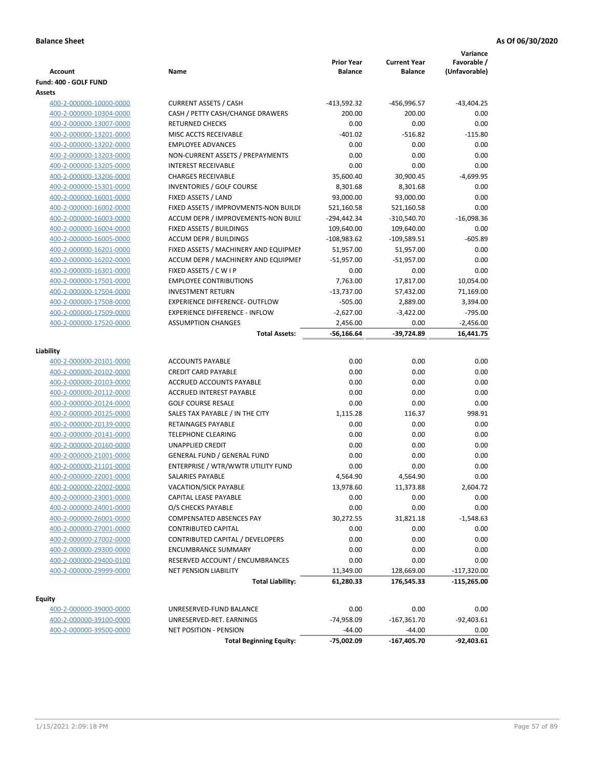**Balance Sheet** **As Of 06/30/2020**

| Account | Name | Prior Year Balance | Current Year Balance | Variance Favorable / (Unfavorable) |
|---|---|---|---|---|
| **Fund: 400 - GOLF FUND** | | | | |
| **Assets** | | | | |
| 400-2-000000-10000-0000 | CURRENT ASSETS / CASH | -413,592.32 | -456,996.57 | -43,404.25 |
| 400-2-000000-10304-0000 | CASH / PETTY CASH/CHANGE DRAWERS | 200.00 | 200.00 | 0.00 |
| 400-2-000000-13007-0000 | RETURNED CHECKS | 0.00 | 0.00 | 0.00 |
| 400-2-000000-13201-0000 | MISC ACCTS RECEIVABLE | -401.02 | -516.82 | -115.80 |
| 400-2-000000-13202-0000 | EMPLOYEE ADVANCES | 0.00 | 0.00 | 0.00 |
| 400-2-000000-13203-0000 | NON-CURRENT ASSETS / PREPAYMENTS | 0.00 | 0.00 | 0.00 |
| 400-2-000000-13205-0000 | INTEREST RECEIVABLE | 0.00 | 0.00 | 0.00 |
| 400-2-000000-13206-0000 | CHARGES RECEIVABLE | 35,600.40 | 30,900.45 | -4,699.95 |
| 400-2-000000-15301-0000 | INVENTORIES / GOLF COURSE | 8,301.68 | 8,301.68 | 0.00 |
| 400-2-000000-16001-0000 | FIXED ASSETS / LAND | 93,000.00 | 93,000.00 | 0.00 |
| 400-2-000000-16002-0000 | FIXED ASSETS / IMPROVMENTS-NON BUILDI | 521,160.58 | 521,160.58 | 0.00 |
| 400-2-000000-16003-0000 | ACCUM DEPR / IMPROVEMENTS-NON BUILI | -294,442.34 | -310,540.70 | -16,098.36 |
| 400-2-000000-16004-0000 | FIXED ASSETS / BUILDINGS | 109,640.00 | 109,640.00 | 0.00 |
| 400-2-000000-16005-0000 | ACCUM DEPR / BUILDINGS | -108,983.62 | -109,589.51 | -605.89 |
| 400-2-000000-16201-0000 | FIXED ASSETS / MACHINERY AND EQUIPMEI | 51,957.00 | 51,957.00 | 0.00 |
| 400-2-000000-16202-0000 | ACCUM DEPR / MACHINERY AND EQUIPMEI | -51,957.00 | -51,957.00 | 0.00 |
| 400-2-000000-16301-0000 | FIXED ASSETS / C W I P | 0.00 | 0.00 | 0.00 |
| 400-2-000000-17501-0000 | EMPLOYEE CONTRIBUTIONS | 7,763.00 | 17,817.00 | 10,054.00 |
| 400-2-000000-17504-0000 | INVESTMENT RETURN | -13,737.00 | 57,432.00 | 71,169.00 |
| 400-2-000000-17508-0000 | EXPERIENCE DIFFERENCE- OUTFLOW | -505.00 | 2,889.00 | 3,394.00 |
| 400-2-000000-17509-0000 | EXPERIENCE DIFFERENCE - INFLOW | -2,627.00 | -3,422.00 | -795.00 |
| 400-2-000000-17520-0000 | ASSUMPTION CHANGES | 2,456.00 | 0.00 | -2,456.00 |
| | **Total Assets:** | **-56,166.64** | **-39,724.89** | **16,441.75** |
| **Liability** | | | | |
| 400-2-000000-20101-0000 | ACCOUNTS PAYABLE | 0.00 | 0.00 | 0.00 |
| 400-2-000000-20102-0000 | CREDIT CARD PAYABLE | 0.00 | 0.00 | 0.00 |
| 400-2-000000-20103-0000 | ACCRUED ACCOUNTS PAYABLE | 0.00 | 0.00 | 0.00 |
| 400-2-000000-20112-0000 | ACCRUED INTEREST PAYABLE | 0.00 | 0.00 | 0.00 |
| 400-2-000000-20124-0000 | GOLF COURSE RESALE | 0.00 | 0.00 | 0.00 |
| 400-2-000000-20125-0000 | SALES TAX PAYABLE / IN THE CITY | 1,115.28 | 116.37 | 998.91 |
| 400-2-000000-20139-0000 | RETAINAGES PAYABLE | 0.00 | 0.00 | 0.00 |
| 400-2-000000-20141-0000 | TELEPHONE CLEARING | 0.00 | 0.00 | 0.00 |
| 400-2-000000-20160-0000 | UNAPPLIED CREDIT | 0.00 | 0.00 | 0.00 |
| 400-2-000000-21001-0000 | GENERAL FUND / GENERAL FUND | 0.00 | 0.00 | 0.00 |
| 400-2-000000-21101-0000 | ENTERPRISE / WTR/WWTR UTILITY FUND | 0.00 | 0.00 | 0.00 |
| 400-2-000000-22001-0000 | SALARIES PAYABLE | 4,564.90 | 4,564.90 | 0.00 |
| 400-2-000000-22002-0000 | VACATION/SICK PAYABLE | 13,978.60 | 11,373.88 | 2,604.72 |
| 400-2-000000-23001-0000 | CAPITAL LEASE PAYABLE | 0.00 | 0.00 | 0.00 |
| 400-2-000000-24001-0000 | O/S CHECKS PAYABLE | 0.00 | 0.00 | 0.00 |
| 400-2-000000-26001-0000 | COMPENSATED ABSENCES PAY | 30,272.55 | 31,821.18 | -1,548.63 |
| 400-2-000000-27001-0000 | CONTRIBUTED CAPITAL | 0.00 | 0.00 | 0.00 |
| 400-2-000000-27002-0000 | CONTRIBUTED CAPITAL / DEVELOPERS | 0.00 | 0.00 | 0.00 |
| 400-2-000000-29300-0000 | ENCUMBRANCE SUMMARY | 0.00 | 0.00 | 0.00 |
| 400-2-000000-29400-0100 | RESERVED ACCOUNT / ENCUMBRANCES | 0.00 | 0.00 | 0.00 |
| 400-2-000000-29999-0000 | NET PENSION LIABILITY | 11,349.00 | 128,669.00 | -117,320.00 |
| | **Total Liability:** | **61,280.33** | **176,545.33** | **-115,265.00** |
| **Equity** | | | | |
| 400-2-000000-39000-0000 | UNRESERVED-FUND BALANCE | 0.00 | 0.00 | 0.00 |
| 400-2-000000-39100-0000 | UNRESERVED-RET. EARNINGS | -74,958.09 | -167,361.70 | -92,403.61 |
| 400-2-000000-39500-0000 | NET POSITION - PENSION | -44.00 | -44.00 | 0.00 |
| | **Total Beginning Equity:** | **-75,002.09** | **-167,405.70** | **-92,403.61** |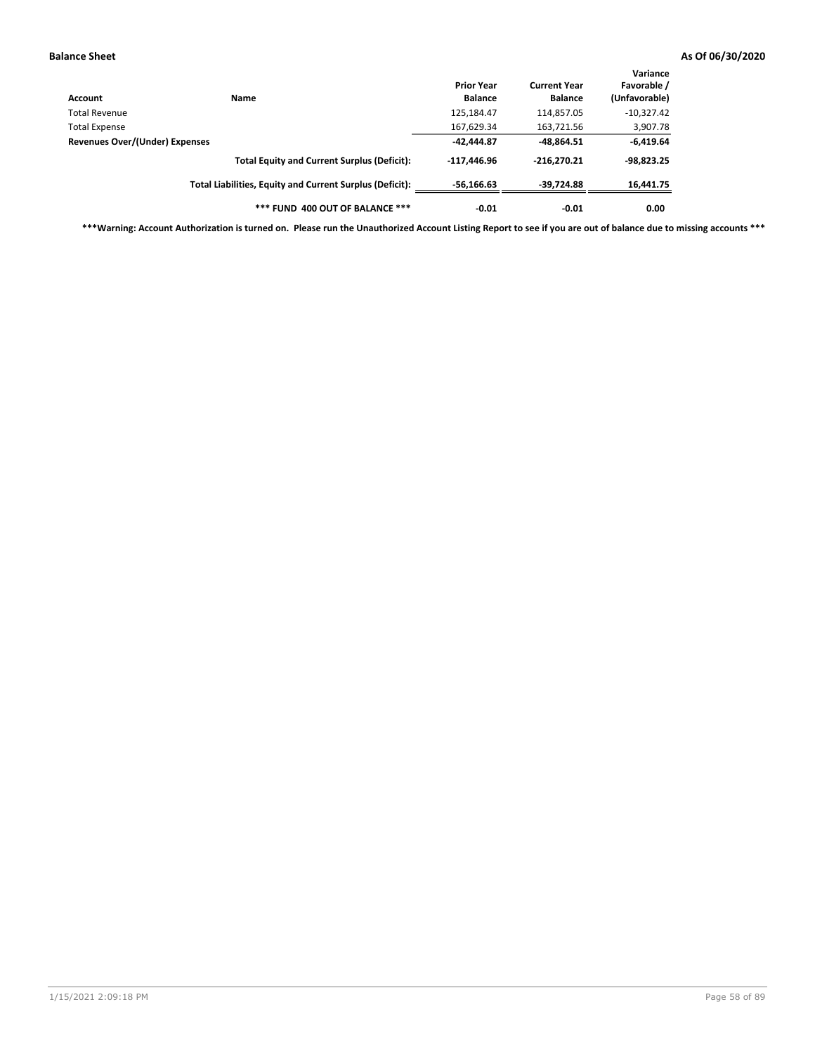**Balance Sheet** **As Of 06/30/2020**

| Account | Name | Prior Year Balance | Current Year Balance | Variance Favorable / (Unfavorable) |
|---|---|---|---|---|
| Total Revenue | | 125,184.47 | 114,857.05 | -10,327.42 |
| Total Expense | | 167,629.34 | 163,721.56 | 3,907.78 |
| **Revenues Over/(Under) Expenses** | | **-42,444.87** | **-48,864.51** | **-6,419.64** |
| | **Total Equity and Current Surplus (Deficit):** | **-117,446.96** | **-216,270.21** | **-98,823.25** |
| | **Total Liabilities, Equity and Current Surplus (Deficit):** | **-56,166.63** | **-39,724.88** | **16,441.75** |
| | **\*\*\* FUND 400 OUT OF BALANCE \*\*\*** | **-0.01** | **-0.01** | **0.00** |

**\*\*\*Warning: Account Authorization is turned on. Please run the Unauthorized Account Listing Report to see if you are out of balance due to missing accounts \*\*\***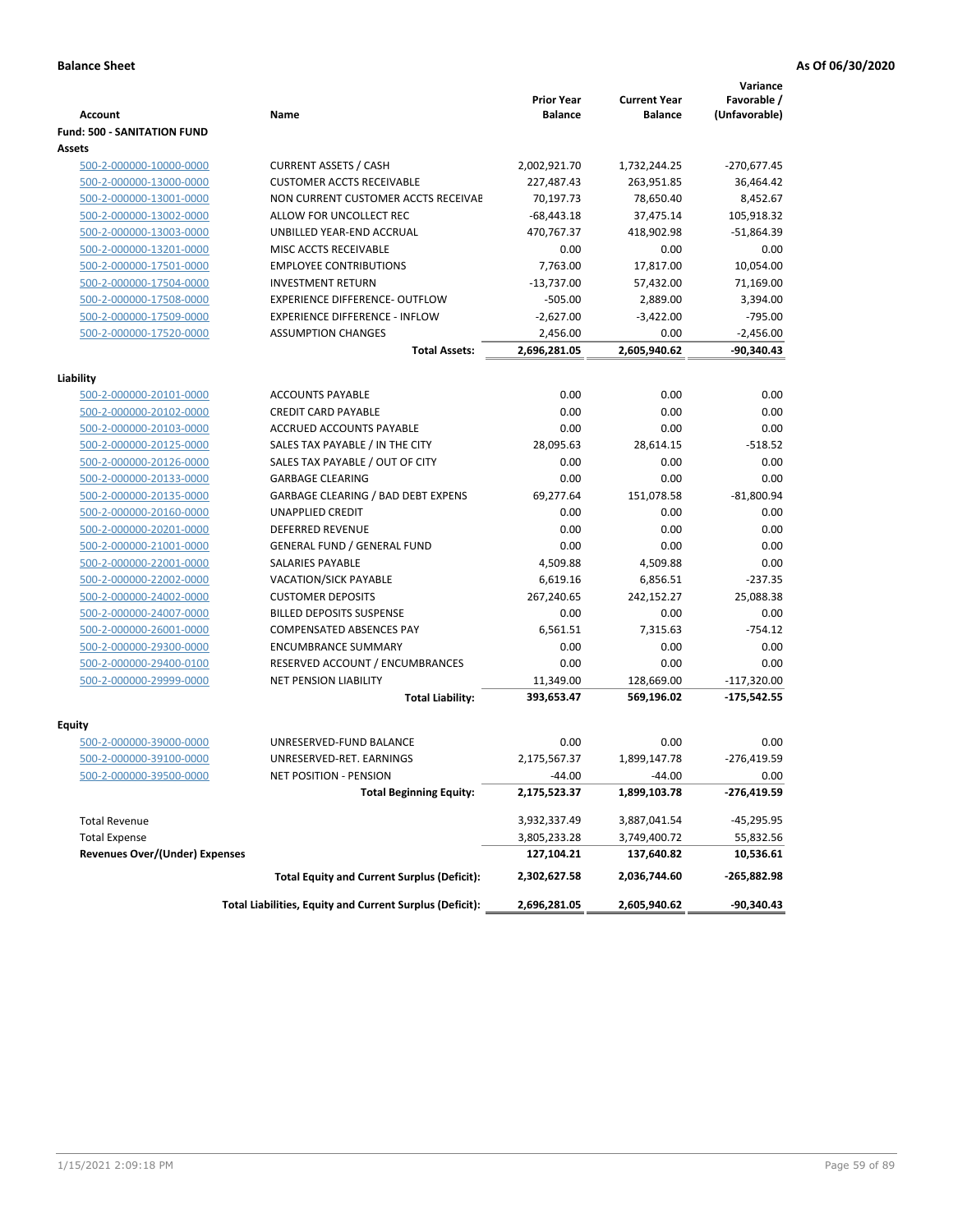**Balance Sheet** **As Of 06/30/2020**

| Account | Name | Prior Year Balance | Current Year Balance | Variance Favorable / (Unfavorable) |
|---|---|---|---|---|
| **Fund: 500 - SANITATION FUND** | | | | |
| **Assets** | | | | |
| 500-2-000000-10000-0000 | CURRENT ASSETS / CASH | 2,002,921.70 | 1,732,244.25 | -270,677.45 |
| 500-2-000000-13000-0000 | CUSTOMER ACCTS RECEIVABLE | 227,487.43 | 263,951.85 | 36,464.42 |
| 500-2-000000-13001-0000 | NON CURRENT CUSTOMER ACCTS RECEIVAE | 70,197.73 | 78,650.40 | 8,452.67 |
| 500-2-000000-13002-0000 | ALLOW FOR UNCOLLECT REC | -68,443.18 | 37,475.14 | 105,918.32 |
| 500-2-000000-13003-0000 | UNBILLED YEAR-END ACCRUAL | 470,767.37 | 418,902.98 | -51,864.39 |
| 500-2-000000-13201-0000 | MISC ACCTS RECEIVABLE | 0.00 | 0.00 | 0.00 |
| 500-2-000000-17501-0000 | EMPLOYEE CONTRIBUTIONS | 7,763.00 | 17,817.00 | 10,054.00 |
| 500-2-000000-17504-0000 | INVESTMENT RETURN | -13,737.00 | 57,432.00 | 71,169.00 |
| 500-2-000000-17508-0000 | EXPERIENCE DIFFERENCE- OUTFLOW | -505.00 | 2,889.00 | 3,394.00 |
| 500-2-000000-17509-0000 | EXPERIENCE DIFFERENCE - INFLOW | -2,627.00 | -3,422.00 | -795.00 |
| 500-2-000000-17520-0000 | ASSUMPTION CHANGES | 2,456.00 | 0.00 | -2,456.00 |
| | **Total Assets:** | **2,696,281.05** | **2,605,940.62** | **-90,340.43** |
| **Liability** | | | | |
| 500-2-000000-20101-0000 | ACCOUNTS PAYABLE | 0.00 | 0.00 | 0.00 |
| 500-2-000000-20102-0000 | CREDIT CARD PAYABLE | 0.00 | 0.00 | 0.00 |
| 500-2-000000-20103-0000 | ACCRUED ACCOUNTS PAYABLE | 0.00 | 0.00 | 0.00 |
| 500-2-000000-20125-0000 | SALES TAX PAYABLE / IN THE CITY | 28,095.63 | 28,614.15 | -518.52 |
| 500-2-000000-20126-0000 | SALES TAX PAYABLE / OUT OF CITY | 0.00 | 0.00 | 0.00 |
| 500-2-000000-20133-0000 | GARBAGE CLEARING | 0.00 | 0.00 | 0.00 |
| 500-2-000000-20135-0000 | GARBAGE CLEARING / BAD DEBT EXPENS | 69,277.64 | 151,078.58 | -81,800.94 |
| 500-2-000000-20160-0000 | UNAPPLIED CREDIT | 0.00 | 0.00 | 0.00 |
| 500-2-000000-20201-0000 | DEFERRED REVENUE | 0.00 | 0.00 | 0.00 |
| 500-2-000000-21001-0000 | GENERAL FUND / GENERAL FUND | 0.00 | 0.00 | 0.00 |
| 500-2-000000-22001-0000 | SALARIES PAYABLE | 4,509.88 | 4,509.88 | 0.00 |
| 500-2-000000-22002-0000 | VACATION/SICK PAYABLE | 6,619.16 | 6,856.51 | -237.35 |
| 500-2-000000-24002-0000 | CUSTOMER DEPOSITS | 267,240.65 | 242,152.27 | 25,088.38 |
| 500-2-000000-24007-0000 | BILLED DEPOSITS SUSPENSE | 0.00 | 0.00 | 0.00 |
| 500-2-000000-26001-0000 | COMPENSATED ABSENCES PAY | 6,561.51 | 7,315.63 | -754.12 |
| 500-2-000000-29300-0000 | ENCUMBRANCE SUMMARY | 0.00 | 0.00 | 0.00 |
| 500-2-000000-29400-0100 | RESERVED ACCOUNT / ENCUMBRANCES | 0.00 | 0.00 | 0.00 |
| 500-2-000000-29999-0000 | NET PENSION LIABILITY | 11,349.00 | 128,669.00 | -117,320.00 |
| | **Total Liability:** | **393,653.47** | **569,196.02** | **-175,542.55** |
| **Equity** | | | | |
| 500-2-000000-39000-0000 | UNRESERVED-FUND BALANCE | 0.00 | 0.00 | 0.00 |
| 500-2-000000-39100-0000 | UNRESERVED-RET. EARNINGS | 2,175,567.37 | 1,899,147.78 | -276,419.59 |
| 500-2-000000-39500-0000 | NET POSITION - PENSION | -44.00 | -44.00 | 0.00 |
| | **Total Beginning Equity:** | **2,175,523.37** | **1,899,103.78** | **-276,419.59** |
| Total Revenue | | 3,932,337.49 | 3,887,041.54 | -45,295.95 |
| Total Expense | | 3,805,233.28 | 3,749,400.72 | 55,832.56 |
| **Revenues Over/(Under) Expenses** | | **127,104.21** | **137,640.82** | **10,536.61** |
| | **Total Equity and Current Surplus (Deficit):** | **2,302,627.58** | **2,036,744.60** | **-265,882.98** |
| | **Total Liabilities, Equity and Current Surplus (Deficit):** | **2,696,281.05** | **2,605,940.62** | **-90,340.43** |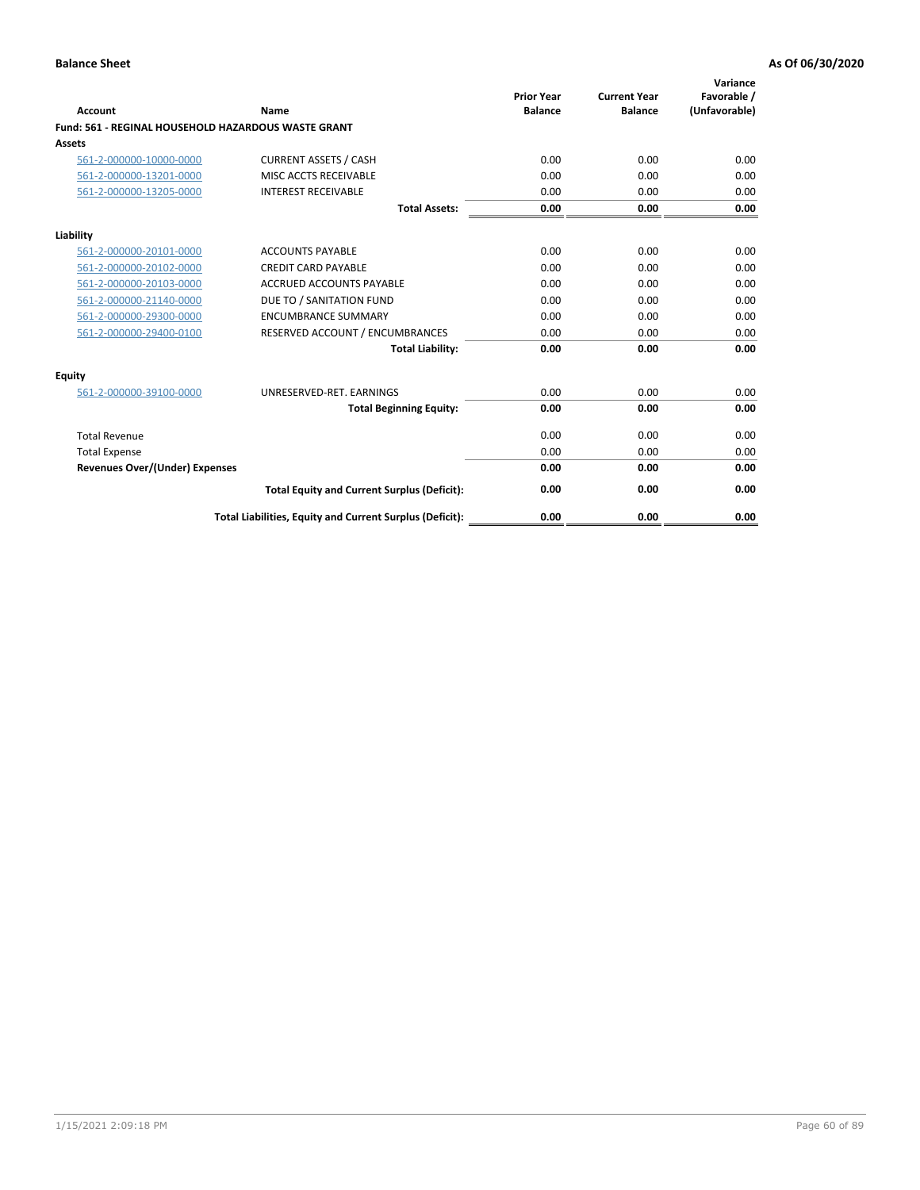**Balance Sheet** **As Of 06/30/2020**

| Account | Name | Prior Year Balance | Current Year Balance | Variance Favorable / (Unfavorable) |
|---|---|---|---|---|
| **Fund: 561 - REGINAL HOUSEHOLD HAZARDOUS WASTE GRANT** | | | | |
| **Assets** | | | | |
| 561-2-000000-10000-0000 | CURRENT ASSETS / CASH | 0.00 | 0.00 | 0.00 |
| 561-2-000000-13201-0000 | MISC ACCTS RECEIVABLE | 0.00 | 0.00 | 0.00 |
| 561-2-000000-13205-0000 | INTEREST RECEIVABLE | 0.00 | 0.00 | 0.00 |
| | **Total Assets:** | **0.00** | **0.00** | **0.00** |
| **Liability** | | | | |
| 561-2-000000-20101-0000 | ACCOUNTS PAYABLE | 0.00 | 0.00 | 0.00 |
| 561-2-000000-20102-0000 | CREDIT CARD PAYABLE | 0.00 | 0.00 | 0.00 |
| 561-2-000000-20103-0000 | ACCRUED ACCOUNTS PAYABLE | 0.00 | 0.00 | 0.00 |
| 561-2-000000-21140-0000 | DUE TO / SANITATION FUND | 0.00 | 0.00 | 0.00 |
| 561-2-000000-29300-0000 | ENCUMBRANCE SUMMARY | 0.00 | 0.00 | 0.00 |
| 561-2-000000-29400-0100 | RESERVED ACCOUNT / ENCUMBRANCES | 0.00 | 0.00 | 0.00 |
| | **Total Liability:** | **0.00** | **0.00** | **0.00** |
| **Equity** | | | | |
| 561-2-000000-39100-0000 | UNRESERVED-RET. EARNINGS | 0.00 | 0.00 | 0.00 |
| | **Total Beginning Equity:** | **0.00** | **0.00** | **0.00** |
| Total Revenue | | 0.00 | 0.00 | 0.00 |
| Total Expense | | 0.00 | 0.00 | 0.00 |
| **Revenues Over/(Under) Expenses** | | **0.00** | **0.00** | **0.00** |
| | **Total Equity and Current Surplus (Deficit):** | **0.00** | **0.00** | **0.00** |
| | **Total Liabilities, Equity and Current Surplus (Deficit):** | **0.00** | **0.00** | **0.00** |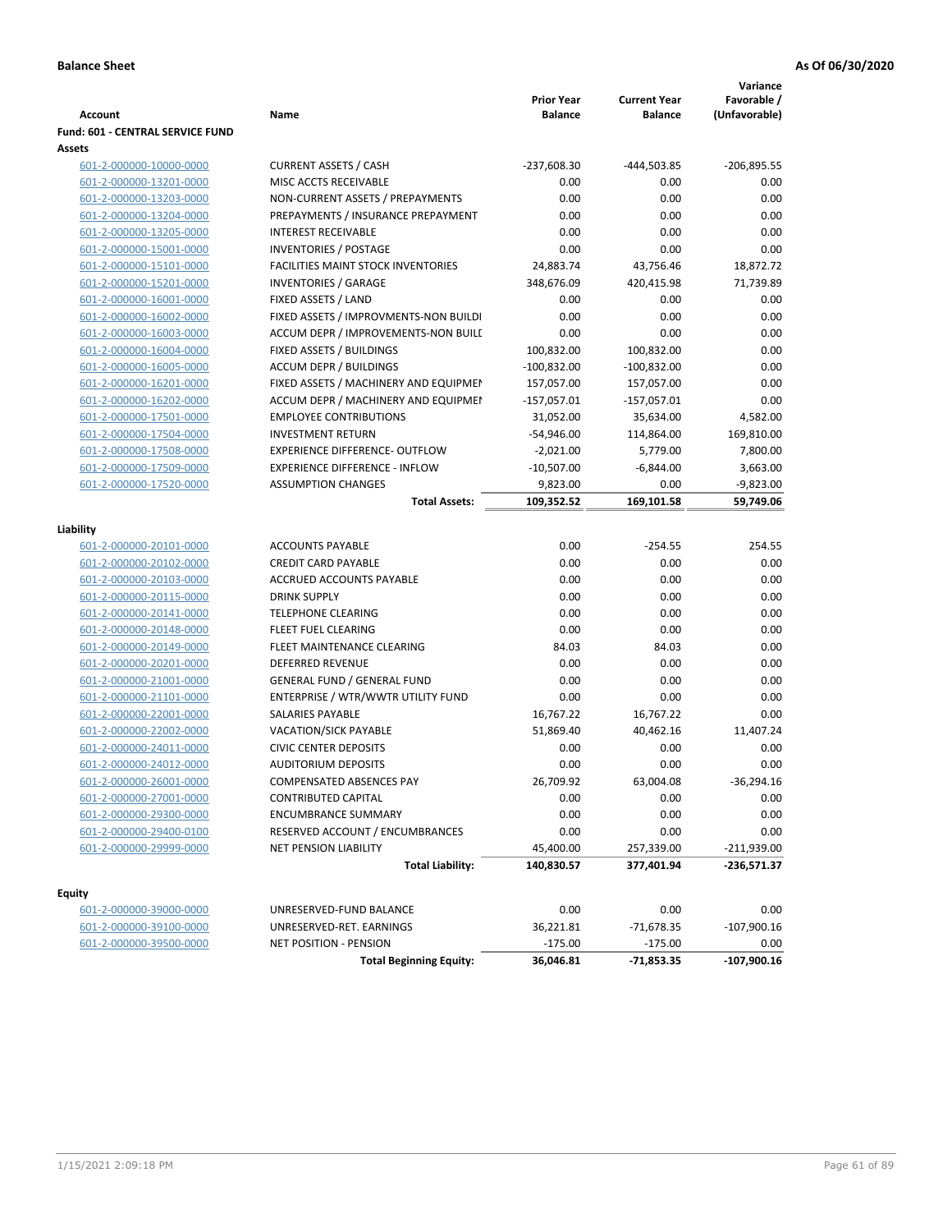**Balance Sheet** **As Of 06/30/2020**

| Account | Name | Prior Year Balance | Current Year Balance | Variance Favorable / (Unfavorable) |
|---|---|---|---|---|
| **Fund: 601 - CENTRAL SERVICE FUND** | | | | |
| **Assets** | | | | |
| 601-2-000000-10000-0000 | CURRENT ASSETS / CASH | -237,608.30 | -444,503.85 | -206,895.55 |
| 601-2-000000-13201-0000 | MISC ACCTS RECEIVABLE | 0.00 | 0.00 | 0.00 |
| 601-2-000000-13203-0000 | NON-CURRENT ASSETS / PREPAYMENTS | 0.00 | 0.00 | 0.00 |
| 601-2-000000-13204-0000 | PREPAYMENTS / INSURANCE PREPAYMENT | 0.00 | 0.00 | 0.00 |
| 601-2-000000-13205-0000 | INTEREST RECEIVABLE | 0.00 | 0.00 | 0.00 |
| 601-2-000000-15001-0000 | INVENTORIES / POSTAGE | 0.00 | 0.00 | 0.00 |
| 601-2-000000-15101-0000 | FACILITIES MAINT STOCK INVENTORIES | 24,883.74 | 43,756.46 | 18,872.72 |
| 601-2-000000-15201-0000 | INVENTORIES / GARAGE | 348,676.09 | 420,415.98 | 71,739.89 |
| 601-2-000000-16001-0000 | FIXED ASSETS / LAND | 0.00 | 0.00 | 0.00 |
| 601-2-000000-16002-0000 | FIXED ASSETS / IMPROVMENTS-NON BUILDI | 0.00 | 0.00 | 0.00 |
| 601-2-000000-16003-0000 | ACCUM DEPR / IMPROVEMENTS-NON BUILI | 0.00 | 0.00 | 0.00 |
| 601-2-000000-16004-0000 | FIXED ASSETS / BUILDINGS | 100,832.00 | 100,832.00 | 0.00 |
| 601-2-000000-16005-0000 | ACCUM DEPR / BUILDINGS | -100,832.00 | -100,832.00 | 0.00 |
| 601-2-000000-16201-0000 | FIXED ASSETS / MACHINERY AND EQUIPMEI | 157,057.00 | 157,057.00 | 0.00 |
| 601-2-000000-16202-0000 | ACCUM DEPR / MACHINERY AND EQUIPMEI | -157,057.01 | -157,057.01 | 0.00 |
| 601-2-000000-17501-0000 | EMPLOYEE CONTRIBUTIONS | 31,052.00 | 35,634.00 | 4,582.00 |
| 601-2-000000-17504-0000 | INVESTMENT RETURN | -54,946.00 | 114,864.00 | 169,810.00 |
| 601-2-000000-17508-0000 | EXPERIENCE DIFFERENCE- OUTFLOW | -2,021.00 | 5,779.00 | 7,800.00 |
| 601-2-000000-17509-0000 | EXPERIENCE DIFFERENCE - INFLOW | -10,507.00 | -6,844.00 | 3,663.00 |
| 601-2-000000-17520-0000 | ASSUMPTION CHANGES | 9,823.00 | 0.00 | -9,823.00 |
| | **Total Assets:** | **109,352.52** | **169,101.58** | **59,749.06** |
| **Liability** | | | | |
| 601-2-000000-20101-0000 | ACCOUNTS PAYABLE | 0.00 | -254.55 | 254.55 |
| 601-2-000000-20102-0000 | CREDIT CARD PAYABLE | 0.00 | 0.00 | 0.00 |
| 601-2-000000-20103-0000 | ACCRUED ACCOUNTS PAYABLE | 0.00 | 0.00 | 0.00 |
| 601-2-000000-20115-0000 | DRINK SUPPLY | 0.00 | 0.00 | 0.00 |
| 601-2-000000-20141-0000 | TELEPHONE CLEARING | 0.00 | 0.00 | 0.00 |
| 601-2-000000-20148-0000 | FLEET FUEL CLEARING | 0.00 | 0.00 | 0.00 |
| 601-2-000000-20149-0000 | FLEET MAINTENANCE CLEARING | 84.03 | 84.03 | 0.00 |
| 601-2-000000-20201-0000 | DEFERRED REVENUE | 0.00 | 0.00 | 0.00 |
| 601-2-000000-21001-0000 | GENERAL FUND / GENERAL FUND | 0.00 | 0.00 | 0.00 |
| 601-2-000000-21101-0000 | ENTERPRISE / WTR/WWTR UTILITY FUND | 0.00 | 0.00 | 0.00 |
| 601-2-000000-22001-0000 | SALARIES PAYABLE | 16,767.22 | 16,767.22 | 0.00 |
| 601-2-000000-22002-0000 | VACATION/SICK PAYABLE | 51,869.40 | 40,462.16 | 11,407.24 |
| 601-2-000000-24011-0000 | CIVIC CENTER DEPOSITS | 0.00 | 0.00 | 0.00 |
| 601-2-000000-24012-0000 | AUDITORIUM DEPOSITS | 0.00 | 0.00 | 0.00 |
| 601-2-000000-26001-0000 | COMPENSATED ABSENCES PAY | 26,709.92 | 63,004.08 | -36,294.16 |
| 601-2-000000-27001-0000 | CONTRIBUTED CAPITAL | 0.00 | 0.00 | 0.00 |
| 601-2-000000-29300-0000 | ENCUMBRANCE SUMMARY | 0.00 | 0.00 | 0.00 |
| 601-2-000000-29400-0100 | RESERVED ACCOUNT / ENCUMBRANCES | 0.00 | 0.00 | 0.00 |
| 601-2-000000-29999-0000 | NET PENSION LIABILITY | 45,400.00 | 257,339.00 | -211,939.00 |
| | **Total Liability:** | **140,830.57** | **377,401.94** | **-236,571.37** |
| **Equity** | | | | |
| 601-2-000000-39000-0000 | UNRESERVED-FUND BALANCE | 0.00 | 0.00 | 0.00 |
| 601-2-000000-39100-0000 | UNRESERVED-RET. EARNINGS | 36,221.81 | -71,678.35 | -107,900.16 |
| 601-2-000000-39500-0000 | NET POSITION - PENSION | -175.00 | -175.00 | 0.00 |
| | **Total Beginning Equity:** | **36,046.81** | **-71,853.35** | **-107,900.16** |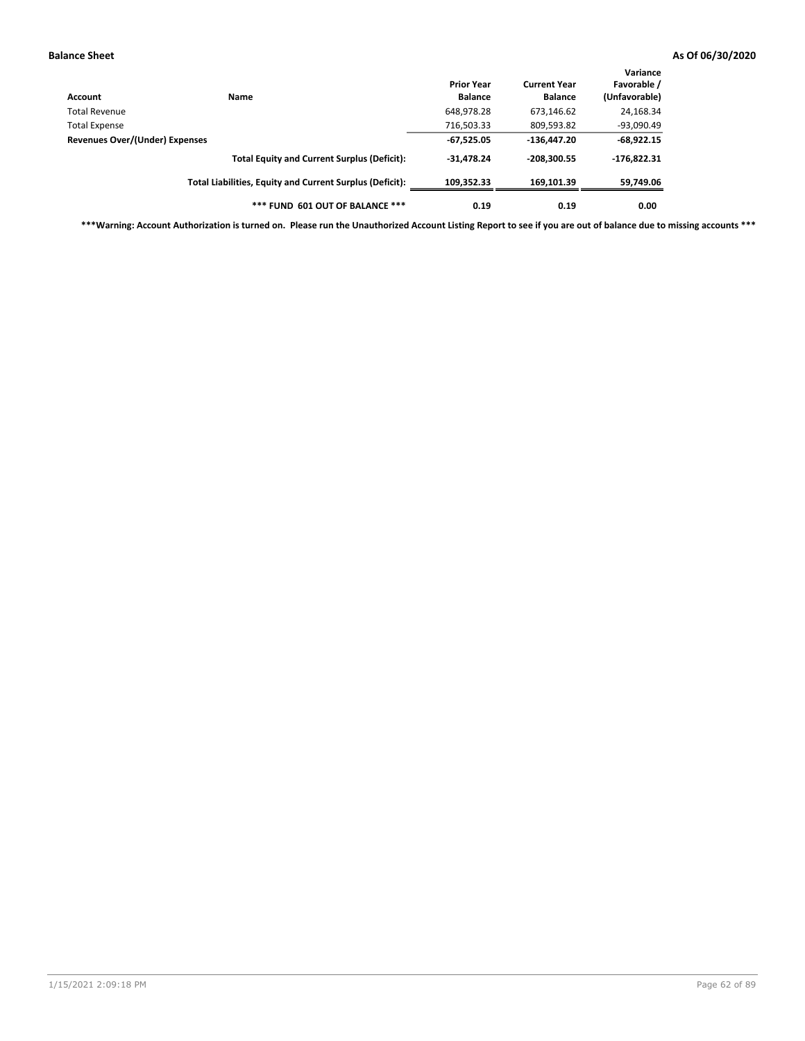| Account | Name | Prior Year Balance | Current Year Balance | Variance Favorable / (Unfavorable) |
|---|---|---|---|---|
| Total Revenue | | 648,978.28 | 673,146.62 | 24,168.34 |
| Total Expense | | 716,503.33 | 809,593.82 | -93,090.49 |
| **Revenues Over/(Under) Expenses** | | **-67,525.05** | **-136,447.20** | **-68,922.15** |
| | **Total Equity and Current Surplus (Deficit):** | **-31,478.24** | **-208,300.55** | **-176,822.31** |
| | **Total Liabilities, Equity and Current Surplus (Deficit):** | **109,352.33** | **169,101.39** | **59,749.06** |
| | **\*\*\* FUND 601 OUT OF BALANCE \*\*\*** | **0.19** | **0.19** | **0.00** |

**\*\*\*Warning: Account Authorization is turned on. Please run the Unauthorized Account Listing Report to see if you are out of balance due to missing accounts \*\*\***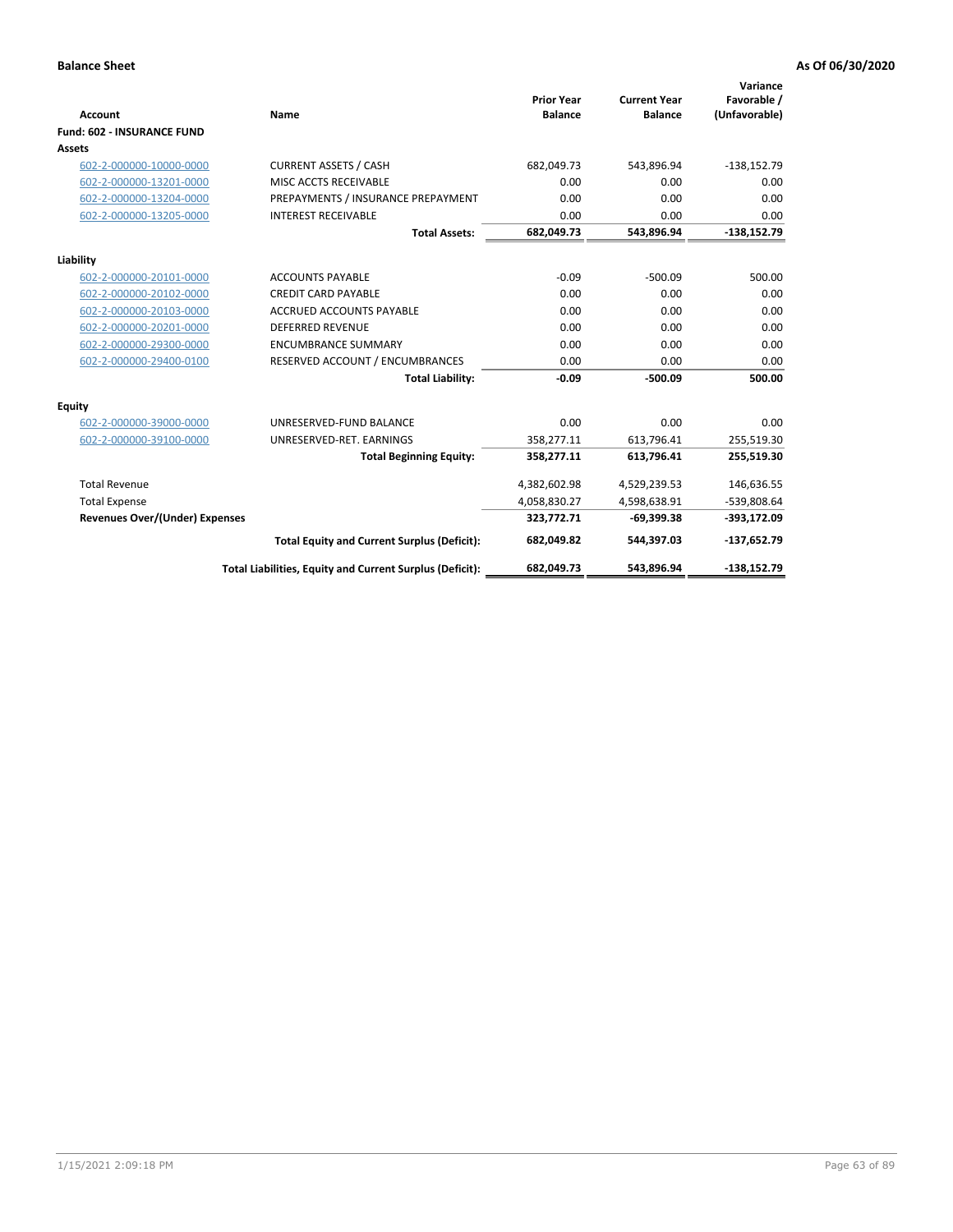**Balance Sheet** **As Of 06/30/2020**

| Account | Name | Prior Year Balance | Current Year Balance | Variance Favorable / (Unfavorable) |
|---|---|---|---|---|
| **Fund: 602 - INSURANCE FUND** | | | | |
| **Assets** | | | | |
| 602-2-000000-10000-0000 | CURRENT ASSETS / CASH | 682,049.73 | 543,896.94 | -138,152.79 |
| 602-2-000000-13201-0000 | MISC ACCTS RECEIVABLE | 0.00 | 0.00 | 0.00 |
| 602-2-000000-13204-0000 | PREPAYMENTS / INSURANCE PREPAYMENT | 0.00 | 0.00 | 0.00 |
| 602-2-000000-13205-0000 | INTEREST RECEIVABLE | 0.00 | 0.00 | 0.00 |
| | **Total Assets:** | **682,049.73** | **543,896.94** | **-138,152.79** |
| **Liability** | | | | |
| 602-2-000000-20101-0000 | ACCOUNTS PAYABLE | -0.09 | -500.09 | 500.00 |
| 602-2-000000-20102-0000 | CREDIT CARD PAYABLE | 0.00 | 0.00 | 0.00 |
| 602-2-000000-20103-0000 | ACCRUED ACCOUNTS PAYABLE | 0.00 | 0.00 | 0.00 |
| 602-2-000000-20201-0000 | DEFERRED REVENUE | 0.00 | 0.00 | 0.00 |
| 602-2-000000-29300-0000 | ENCUMBRANCE SUMMARY | 0.00 | 0.00 | 0.00 |
| 602-2-000000-29400-0100 | RESERVED ACCOUNT / ENCUMBRANCES | 0.00 | 0.00 | 0.00 |
| | **Total Liability:** | **-0.09** | **-500.09** | **500.00** |
| **Equity** | | | | |
| 602-2-000000-39000-0000 | UNRESERVED-FUND BALANCE | 0.00 | 0.00 | 0.00 |
| 602-2-000000-39100-0000 | UNRESERVED-RET. EARNINGS | 358,277.11 | 613,796.41 | 255,519.30 |
| | **Total Beginning Equity:** | **358,277.11** | **613,796.41** | **255,519.30** |
| Total Revenue | | 4,382,602.98 | 4,529,239.53 | 146,636.55 |
| Total Expense | | 4,058,830.27 | 4,598,638.91 | -539,808.64 |
| **Revenues Over/(Under) Expenses** | | **323,772.71** | **-69,399.38** | **-393,172.09** |
| | **Total Equity and Current Surplus (Deficit):** | **682,049.82** | **544,397.03** | **-137,652.79** |
| | **Total Liabilities, Equity and Current Surplus (Deficit):** | **682,049.73** | **543,896.94** | **-138,152.79** |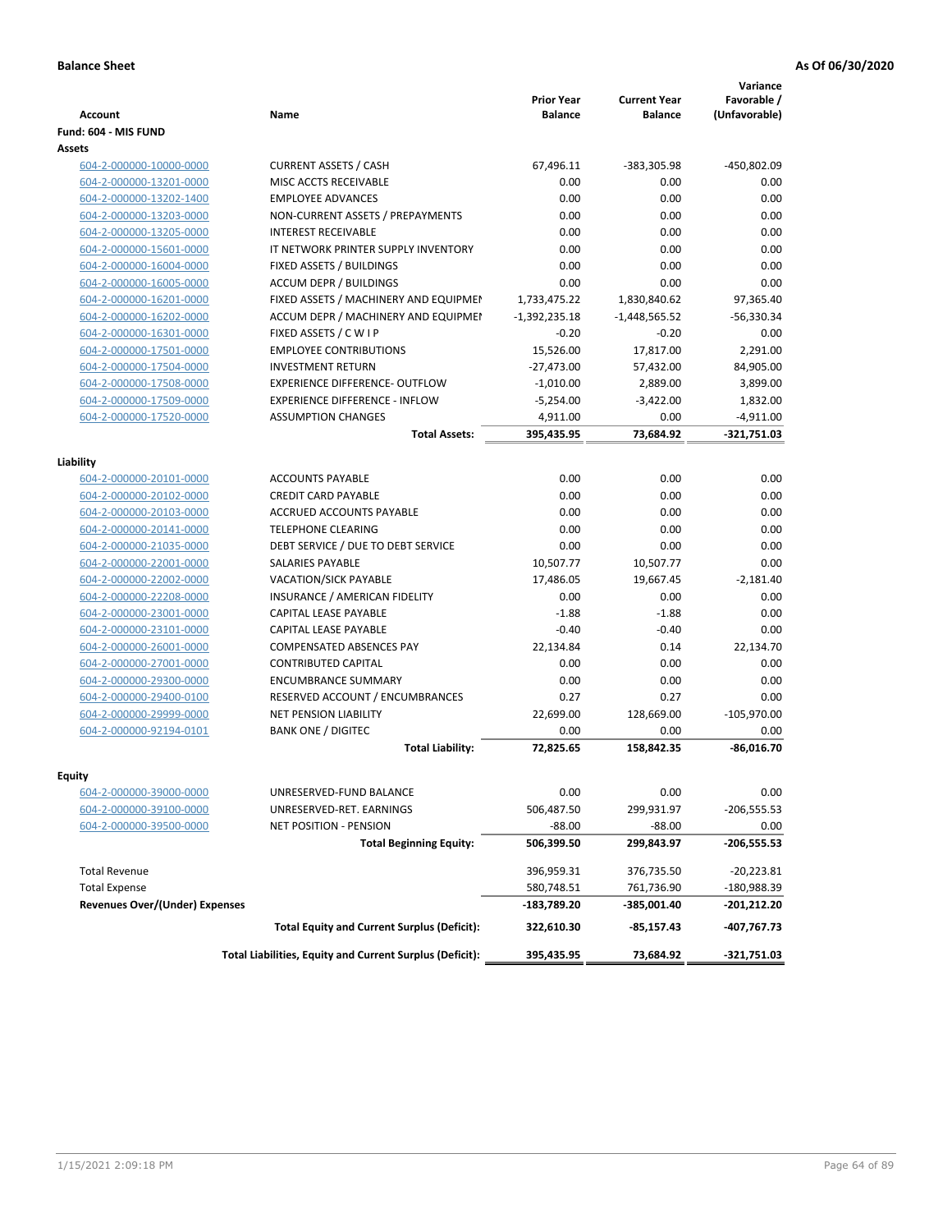**Balance Sheet** **As Of 06/30/2020**

| Account | Name | Prior Year Balance | Current Year Balance | Variance Favorable / (Unfavorable) |
|---|---|---|---|---|
| **Fund: 604 - MIS FUND** | | | | |
| **Assets** | | | | |
| 604-2-000000-10000-0000 | CURRENT ASSETS / CASH | 67,496.11 | -383,305.98 | -450,802.09 |
| 604-2-000000-13201-0000 | MISC ACCTS RECEIVABLE | 0.00 | 0.00 | 0.00 |
| 604-2-000000-13202-1400 | EMPLOYEE ADVANCES | 0.00 | 0.00 | 0.00 |
| 604-2-000000-13203-0000 | NON-CURRENT ASSETS / PREPAYMENTS | 0.00 | 0.00 | 0.00 |
| 604-2-000000-13205-0000 | INTEREST RECEIVABLE | 0.00 | 0.00 | 0.00 |
| 604-2-000000-15601-0000 | IT NETWORK PRINTER SUPPLY INVENTORY | 0.00 | 0.00 | 0.00 |
| 604-2-000000-16004-0000 | FIXED ASSETS / BUILDINGS | 0.00 | 0.00 | 0.00 |
| 604-2-000000-16005-0000 | ACCUM DEPR / BUILDINGS | 0.00 | 0.00 | 0.00 |
| 604-2-000000-16201-0000 | FIXED ASSETS / MACHINERY AND EQUIPMEI | 1,733,475.22 | 1,830,840.62 | 97,365.40 |
| 604-2-000000-16202-0000 | ACCUM DEPR / MACHINERY AND EQUIPMEI | -1,392,235.18 | -1,448,565.52 | -56,330.34 |
| 604-2-000000-16301-0000 | FIXED ASSETS / C W I P | -0.20 | -0.20 | 0.00 |
| 604-2-000000-17501-0000 | EMPLOYEE CONTRIBUTIONS | 15,526.00 | 17,817.00 | 2,291.00 |
| 604-2-000000-17504-0000 | INVESTMENT RETURN | -27,473.00 | 57,432.00 | 84,905.00 |
| 604-2-000000-17508-0000 | EXPERIENCE DIFFERENCE- OUTFLOW | -1,010.00 | 2,889.00 | 3,899.00 |
| 604-2-000000-17509-0000 | EXPERIENCE DIFFERENCE - INFLOW | -5,254.00 | -3,422.00 | 1,832.00 |
| 604-2-000000-17520-0000 | ASSUMPTION CHANGES | 4,911.00 | 0.00 | -4,911.00 |
| | **Total Assets:** | **395,435.95** | **73,684.92** | **-321,751.03** |
| **Liability** | | | | |
| 604-2-000000-20101-0000 | ACCOUNTS PAYABLE | 0.00 | 0.00 | 0.00 |
| 604-2-000000-20102-0000 | CREDIT CARD PAYABLE | 0.00 | 0.00 | 0.00 |
| 604-2-000000-20103-0000 | ACCRUED ACCOUNTS PAYABLE | 0.00 | 0.00 | 0.00 |
| 604-2-000000-20141-0000 | TELEPHONE CLEARING | 0.00 | 0.00 | 0.00 |
| 604-2-000000-21035-0000 | DEBT SERVICE / DUE TO DEBT SERVICE | 0.00 | 0.00 | 0.00 |
| 604-2-000000-22001-0000 | SALARIES PAYABLE | 10,507.77 | 10,507.77 | 0.00 |
| 604-2-000000-22002-0000 | VACATION/SICK PAYABLE | 17,486.05 | 19,667.45 | -2,181.40 |
| 604-2-000000-22208-0000 | INSURANCE / AMERICAN FIDELITY | 0.00 | 0.00 | 0.00 |
| 604-2-000000-23001-0000 | CAPITAL LEASE PAYABLE | -1.88 | -1.88 | 0.00 |
| 604-2-000000-23101-0000 | CAPITAL LEASE PAYABLE | -0.40 | -0.40 | 0.00 |
| 604-2-000000-26001-0000 | COMPENSATED ABSENCES PAY | 22,134.84 | 0.14 | 22,134.70 |
| 604-2-000000-27001-0000 | CONTRIBUTED CAPITAL | 0.00 | 0.00 | 0.00 |
| 604-2-000000-29300-0000 | ENCUMBRANCE SUMMARY | 0.00 | 0.00 | 0.00 |
| 604-2-000000-29400-0100 | RESERVED ACCOUNT / ENCUMBRANCES | 0.27 | 0.27 | 0.00 |
| 604-2-000000-29999-0000 | NET PENSION LIABILITY | 22,699.00 | 128,669.00 | -105,970.00 |
| 604-2-000000-92194-0101 | BANK ONE / DIGITEC | 0.00 | 0.00 | 0.00 |
| | **Total Liability:** | **72,825.65** | **158,842.35** | **-86,016.70** |
| **Equity** | | | | |
| 604-2-000000-39000-0000 | UNRESERVED-FUND BALANCE | 0.00 | 0.00 | 0.00 |
| 604-2-000000-39100-0000 | UNRESERVED-RET. EARNINGS | 506,487.50 | 299,931.97 | -206,555.53 |
| 604-2-000000-39500-0000 | NET POSITION - PENSION | -88.00 | -88.00 | 0.00 |
| | **Total Beginning Equity:** | **506,399.50** | **299,843.97** | **-206,555.53** |
| Total Revenue | | 396,959.31 | 376,735.50 | -20,223.81 |
| Total Expense | | 580,748.51 | 761,736.90 | -180,988.39 |
| **Revenues Over/(Under) Expenses** | | **-183,789.20** | **-385,001.40** | **-201,212.20** |
| | **Total Equity and Current Surplus (Deficit):** | **322,610.30** | **-85,157.43** | **-407,767.73** |
| | **Total Liabilities, Equity and Current Surplus (Deficit):** | **395,435.95** | **73,684.92** | **-321,751.03** |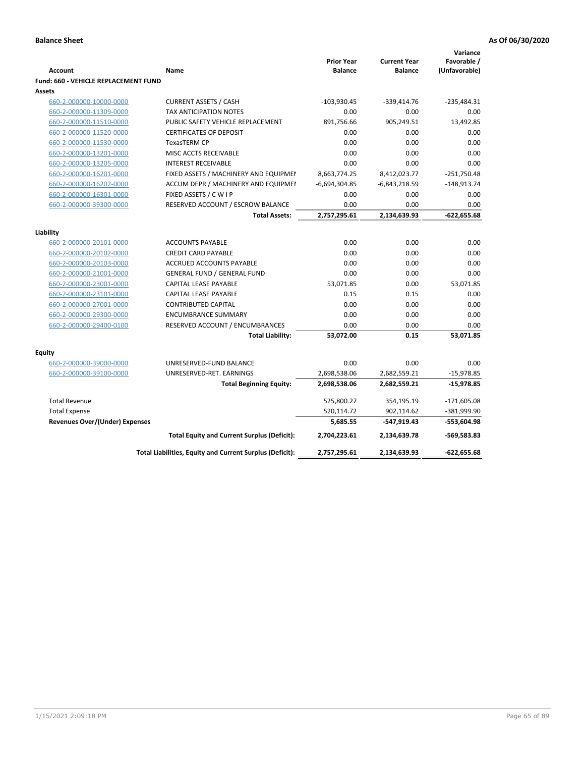**Balance Sheet** | **As Of 06/30/2020**

| Account | Name | Prior Year Balance | Current Year Balance | Variance Favorable / (Unfavorable) |
|---|---|---|---|---|
| **Fund: 660 - VEHICLE REPLACEMENT FUND** | | | | |
| **Assets** | | | | |
| 660-2-000000-10000-0000 | CURRENT ASSETS / CASH | -103,930.45 | -339,414.76 | -235,484.31 |
| 660-2-000000-11309-0000 | TAX ANTICIPATION NOTES | 0.00 | 0.00 | 0.00 |
| 660-2-000000-11510-0000 | PUBLIC SAFETY VEHICLE REPLACEMENT | 891,756.66 | 905,249.51 | 13,492.85 |
| 660-2-000000-11520-0000 | CERTIFICATES OF DEPOSIT | 0.00 | 0.00 | 0.00 |
| 660-2-000000-11530-0000 | TexasTERM CP | 0.00 | 0.00 | 0.00 |
| 660-2-000000-13201-0000 | MISC ACCTS RECEIVABLE | 0.00 | 0.00 | 0.00 |
| 660-2-000000-13205-0000 | INTEREST RECEIVABLE | 0.00 | 0.00 | 0.00 |
| 660-2-000000-16201-0000 | FIXED ASSETS / MACHINERY AND EQUIPMEI | 8,663,774.25 | 8,412,023.77 | -251,750.48 |
| 660-2-000000-16202-0000 | ACCUM DEPR / MACHINERY AND EQUIPMEI | -6,694,304.85 | -6,843,218.59 | -148,913.74 |
| 660-2-000000-16301-0000 | FIXED ASSETS / C W I P | 0.00 | 0.00 | 0.00 |
| 660-2-000000-39300-0000 | RESERVED ACCOUNT / ESCROW BALANCE | 0.00 | 0.00 | 0.00 |
| | **Total Assets:** | **2,757,295.61** | **2,134,639.93** | **-622,655.68** |
| **Liability** | | | | |
| 660-2-000000-20101-0000 | ACCOUNTS PAYABLE | 0.00 | 0.00 | 0.00 |
| 660-2-000000-20102-0000 | CREDIT CARD PAYABLE | 0.00 | 0.00 | 0.00 |
| 660-2-000000-20103-0000 | ACCRUED ACCOUNTS PAYABLE | 0.00 | 0.00 | 0.00 |
| 660-2-000000-21001-0000 | GENERAL FUND / GENERAL FUND | 0.00 | 0.00 | 0.00 |
| 660-2-000000-23001-0000 | CAPITAL LEASE PAYABLE | 53,071.85 | 0.00 | 53,071.85 |
| 660-2-000000-23101-0000 | CAPITAL LEASE PAYABLE | 0.15 | 0.15 | 0.00 |
| 660-2-000000-27001-0000 | CONTRIBUTED CAPITAL | 0.00 | 0.00 | 0.00 |
| 660-2-000000-29300-0000 | ENCUMBRANCE SUMMARY | 0.00 | 0.00 | 0.00 |
| 660-2-000000-29400-0100 | RESERVED ACCOUNT / ENCUMBRANCES | 0.00 | 0.00 | 0.00 |
| | **Total Liability:** | **53,072.00** | **0.15** | **53,071.85** |
| **Equity** | | | | |
| 660-2-000000-39000-0000 | UNRESERVED-FUND BALANCE | 0.00 | 0.00 | 0.00 |
| 660-2-000000-39100-0000 | UNRESERVED-RET. EARNINGS | 2,698,538.06 | 2,682,559.21 | -15,978.85 |
| | **Total Beginning Equity:** | **2,698,538.06** | **2,682,559.21** | **-15,978.85** |
| Total Revenue | | 525,800.27 | 354,195.19 | -171,605.08 |
| Total Expense | | 520,114.72 | 902,114.62 | -381,999.90 |
| **Revenues Over/(Under) Expenses** | | **5,685.55** | **-547,919.43** | **-553,604.98** |
| | **Total Equity and Current Surplus (Deficit):** | **2,704,223.61** | **2,134,639.78** | **-569,583.83** |
| | **Total Liabilities, Equity and Current Surplus (Deficit):** | **2,757,295.61** | **2,134,639.93** | **-622,655.68** |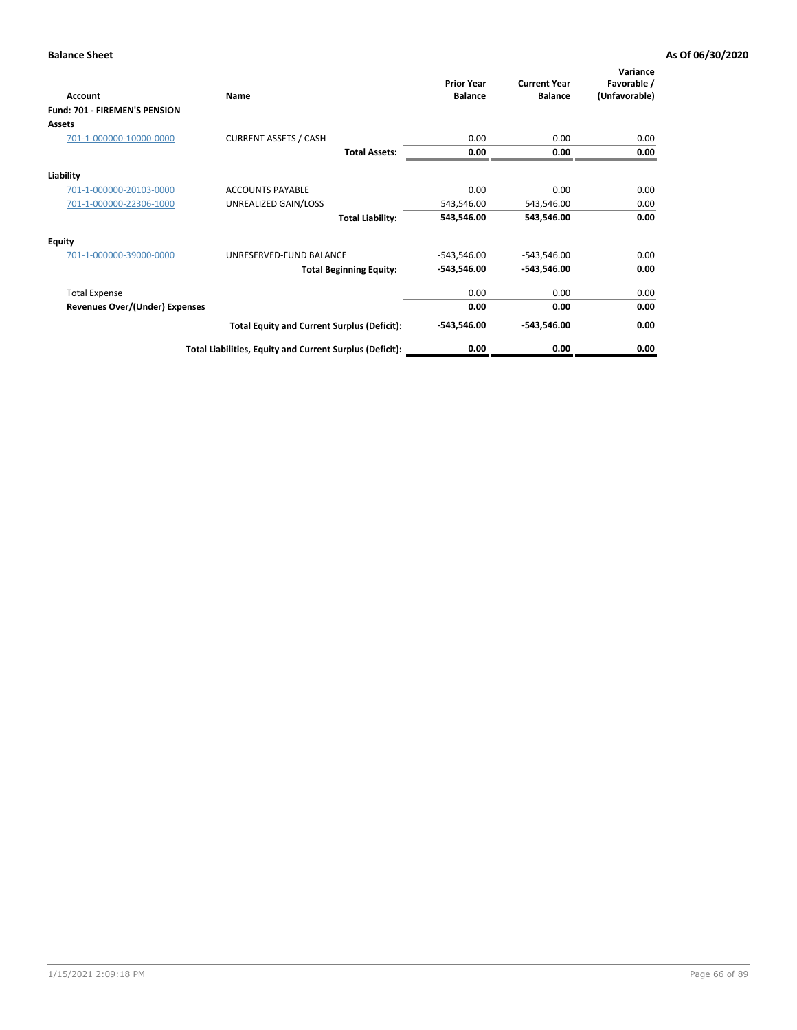**Balance Sheet** **As Of 06/30/2020**

| Account | Name | Prior Year Balance | Current Year Balance | Variance Favorable / (Unfavorable) |
|---|---|---|---|---|
| **Fund: 701 - FIREMEN'S PENSION** | | | | |
| **Assets** | | | | |
| 701-1-000000-10000-0000 | CURRENT ASSETS / CASH | 0.00 | 0.00 | 0.00 |
| | **Total Assets:** | **0.00** | **0.00** | **0.00** |
| **Liability** | | | | |
| 701-1-000000-20103-0000 | ACCOUNTS PAYABLE | 0.00 | 0.00 | 0.00 |
| 701-1-000000-22306-1000 | UNREALIZED GAIN/LOSS | 543,546.00 | 543,546.00 | 0.00 |
| | **Total Liability:** | **543,546.00** | **543,546.00** | **0.00** |
| **Equity** | | | | |
| 701-1-000000-39000-0000 | UNRESERVED-FUND BALANCE | -543,546.00 | -543,546.00 | 0.00 |
| | **Total Beginning Equity:** | **-543,546.00** | **-543,546.00** | **0.00** |
| Total Expense | | 0.00 | 0.00 | 0.00 |
| **Revenues Over/(Under) Expenses** | | **0.00** | **0.00** | **0.00** |
| | **Total Equity and Current Surplus (Deficit):** | **-543,546.00** | **-543,546.00** | **0.00** |
| | **Total Liabilities, Equity and Current Surplus (Deficit):** | **0.00** | **0.00** | **0.00** |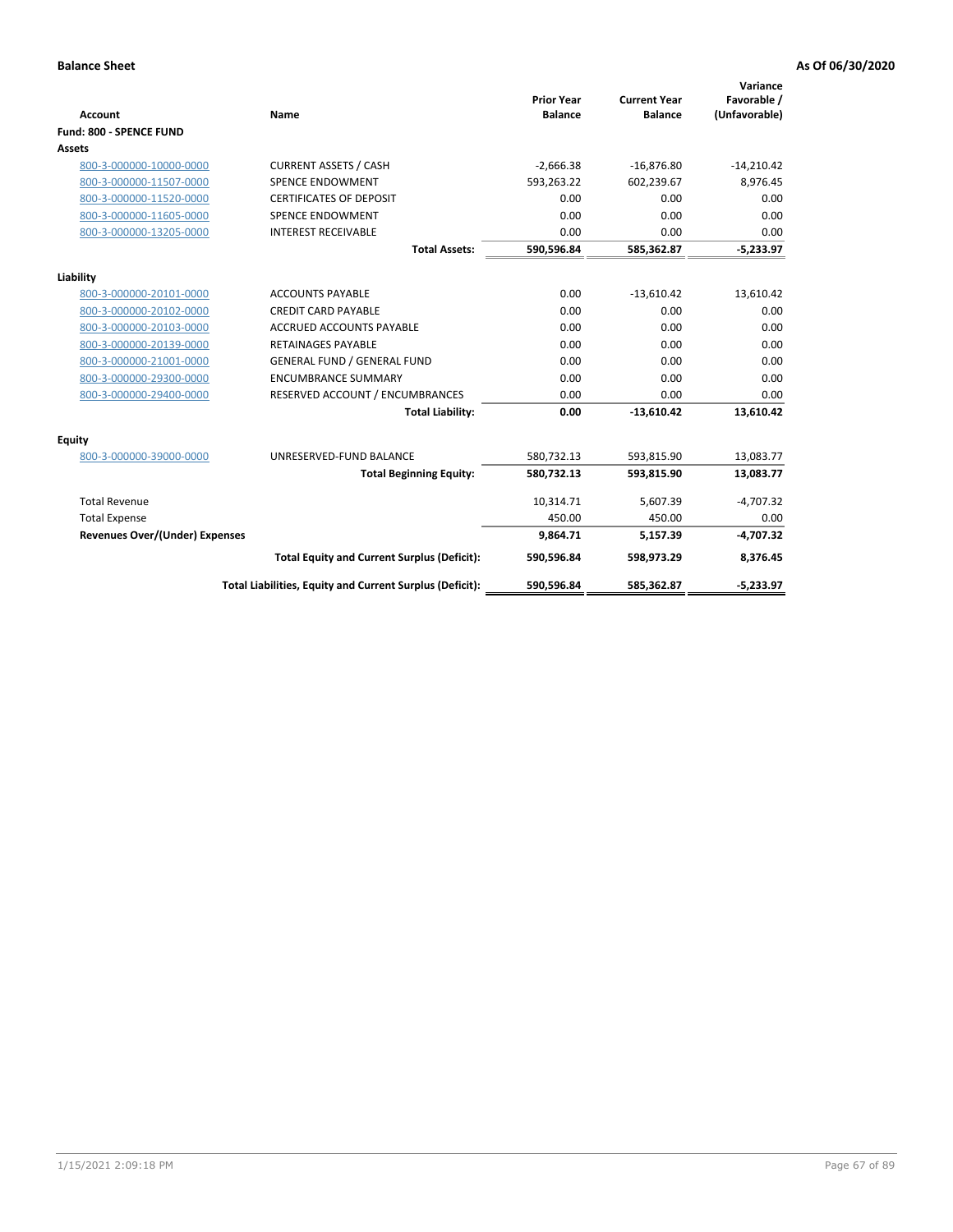**Balance Sheet** | **As Of 06/30/2020**

| Account | Name | Prior Year Balance | Current Year Balance | Variance Favorable / (Unfavorable) |
|---|---|---|---|---|
| **Fund: 800 - SPENCE FUND** | | | | |
| **Assets** | | | | |
| 800-3-000000-10000-0000 | CURRENT ASSETS / CASH | -2,666.38 | -16,876.80 | -14,210.42 |
| 800-3-000000-11507-0000 | SPENCE ENDOWMENT | 593,263.22 | 602,239.67 | 8,976.45 |
| 800-3-000000-11520-0000 | CERTIFICATES OF DEPOSIT | 0.00 | 0.00 | 0.00 |
| 800-3-000000-11605-0000 | SPENCE ENDOWMENT | 0.00 | 0.00 | 0.00 |
| 800-3-000000-13205-0000 | INTEREST RECEIVABLE | 0.00 | 0.00 | 0.00 |
| | **Total Assets:** | **590,596.84** | **585,362.87** | **-5,233.97** |
| **Liability** | | | | |
| 800-3-000000-20101-0000 | ACCOUNTS PAYABLE | 0.00 | -13,610.42 | 13,610.42 |
| 800-3-000000-20102-0000 | CREDIT CARD PAYABLE | 0.00 | 0.00 | 0.00 |
| 800-3-000000-20103-0000 | ACCRUED ACCOUNTS PAYABLE | 0.00 | 0.00 | 0.00 |
| 800-3-000000-20139-0000 | RETAINAGES PAYABLE | 0.00 | 0.00 | 0.00 |
| 800-3-000000-21001-0000 | GENERAL FUND / GENERAL FUND | 0.00 | 0.00 | 0.00 |
| 800-3-000000-29300-0000 | ENCUMBRANCE SUMMARY | 0.00 | 0.00 | 0.00 |
| 800-3-000000-29400-0000 | RESERVED ACCOUNT / ENCUMBRANCES | 0.00 | 0.00 | 0.00 |
| | **Total Liability:** | **0.00** | **-13,610.42** | **13,610.42** |
| **Equity** | | | | |
| 800-3-000000-39000-0000 | UNRESERVED-FUND BALANCE | 580,732.13 | 593,815.90 | 13,083.77 |
| | **Total Beginning Equity:** | **580,732.13** | **593,815.90** | **13,083.77** |
| Total Revenue | | 10,314.71 | 5,607.39 | -4,707.32 |
| Total Expense | | 450.00 | 450.00 | 0.00 |
| **Revenues Over/(Under) Expenses** | | **9,864.71** | **5,157.39** | **-4,707.32** |
| | **Total Equity and Current Surplus (Deficit):** | **590,596.84** | **598,973.29** | **8,376.45** |
| | **Total Liabilities, Equity and Current Surplus (Deficit):** | **590,596.84** | **585,362.87** | **-5,233.97** |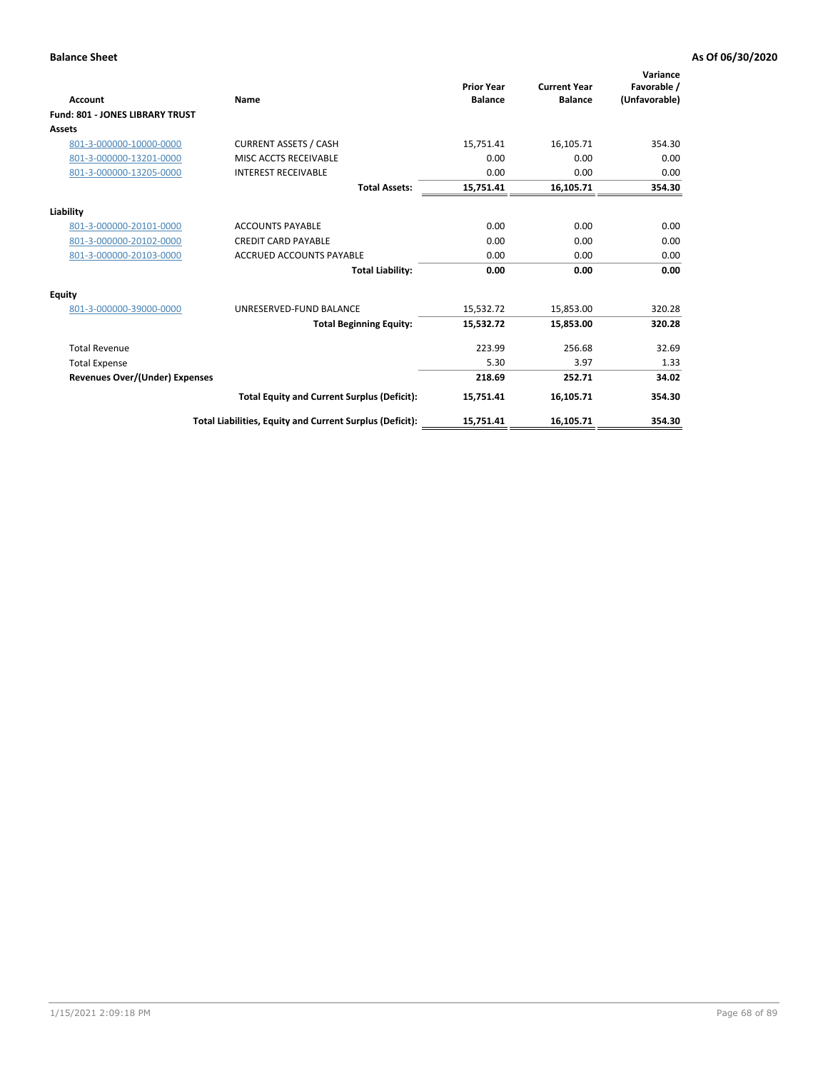**Balance Sheet** **As Of 06/30/2020**

| Account | Name | Prior Year Balance | Current Year Balance | Variance Favorable / (Unfavorable) |
|---|---|---|---|---|
| **Fund: 801 - JONES LIBRARY TRUST** | | | | |
| **Assets** | | | | |
| 801-3-000000-10000-0000 | CURRENT ASSETS / CASH | 15,751.41 | 16,105.71 | 354.30 |
| 801-3-000000-13201-0000 | MISC ACCTS RECEIVABLE | 0.00 | 0.00 | 0.00 |
| 801-3-000000-13205-0000 | INTEREST RECEIVABLE | 0.00 | 0.00 | 0.00 |
| | **Total Assets:** | **15,751.41** | **16,105.71** | **354.30** |
| **Liability** | | | | |
| 801-3-000000-20101-0000 | ACCOUNTS PAYABLE | 0.00 | 0.00 | 0.00 |
| 801-3-000000-20102-0000 | CREDIT CARD PAYABLE | 0.00 | 0.00 | 0.00 |
| 801-3-000000-20103-0000 | ACCRUED ACCOUNTS PAYABLE | 0.00 | 0.00 | 0.00 |
| | **Total Liability:** | **0.00** | **0.00** | **0.00** |
| **Equity** | | | | |
| 801-3-000000-39000-0000 | UNRESERVED-FUND BALANCE | 15,532.72 | 15,853.00 | 320.28 |
| | **Total Beginning Equity:** | **15,532.72** | **15,853.00** | **320.28** |
| Total Revenue | | 223.99 | 256.68 | 32.69 |
| Total Expense | | 5.30 | 3.97 | 1.33 |
| **Revenues Over/(Under) Expenses** | | **218.69** | **252.71** | **34.02** |
| | **Total Equity and Current Surplus (Deficit):** | **15,751.41** | **16,105.71** | **354.30** |
| | **Total Liabilities, Equity and Current Surplus (Deficit):** | **15,751.41** | **16,105.71** | **354.30** |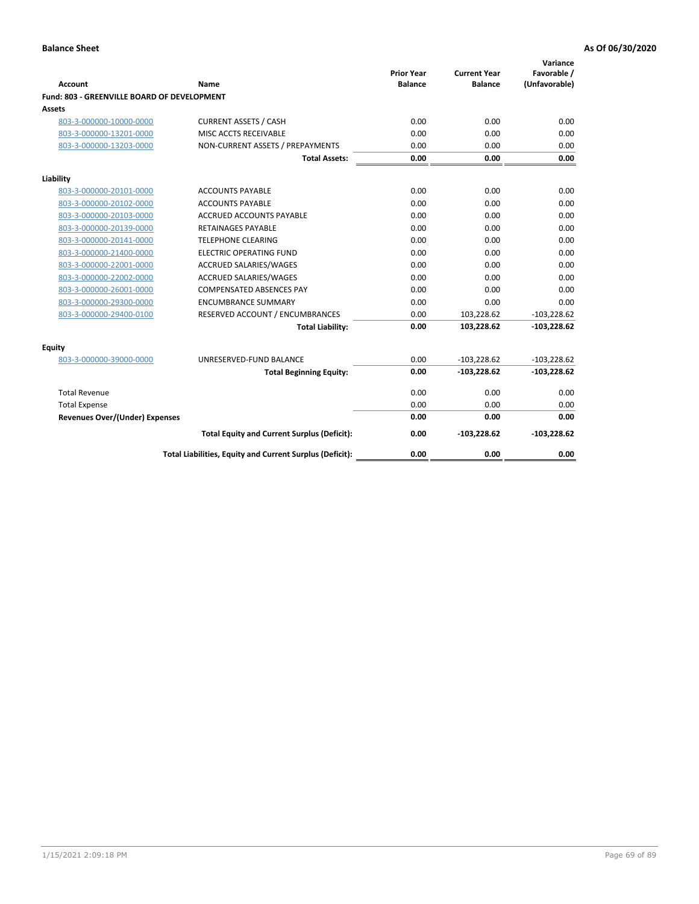**Balance Sheet** | **As Of 06/30/2020**

| Account | Name | Prior Year Balance | Current Year Balance | Variance Favorable / (Unfavorable) |
|---|---|---|---|---|
| **Fund: 803 - GREENVILLE BOARD OF DEVELOPMENT** | | | | |
| **Assets** | | | | |
| 803-3-000000-10000-0000 | CURRENT ASSETS / CASH | 0.00 | 0.00 | 0.00 |
| 803-3-000000-13201-0000 | MISC ACCTS RECEIVABLE | 0.00 | 0.00 | 0.00 |
| 803-3-000000-13203-0000 | NON-CURRENT ASSETS / PREPAYMENTS | 0.00 | 0.00 | 0.00 |
| | **Total Assets:** | **0.00** | **0.00** | **0.00** |
| **Liability** | | | | |
| 803-3-000000-20101-0000 | ACCOUNTS PAYABLE | 0.00 | 0.00 | 0.00 |
| 803-3-000000-20102-0000 | ACCOUNTS PAYABLE | 0.00 | 0.00 | 0.00 |
| 803-3-000000-20103-0000 | ACCRUED ACCOUNTS PAYABLE | 0.00 | 0.00 | 0.00 |
| 803-3-000000-20139-0000 | RETAINAGES PAYABLE | 0.00 | 0.00 | 0.00 |
| 803-3-000000-20141-0000 | TELEPHONE CLEARING | 0.00 | 0.00 | 0.00 |
| 803-3-000000-21400-0000 | ELECTRIC OPERATING FUND | 0.00 | 0.00 | 0.00 |
| 803-3-000000-22001-0000 | ACCRUED SALARIES/WAGES | 0.00 | 0.00 | 0.00 |
| 803-3-000000-22002-0000 | ACCRUED SALARIES/WAGES | 0.00 | 0.00 | 0.00 |
| 803-3-000000-26001-0000 | COMPENSATED ABSENCES PAY | 0.00 | 0.00 | 0.00 |
| 803-3-000000-29300-0000 | ENCUMBRANCE SUMMARY | 0.00 | 0.00 | 0.00 |
| 803-3-000000-29400-0100 | RESERVED ACCOUNT / ENCUMBRANCES | 0.00 | 103,228.62 | -103,228.62 |
| | **Total Liability:** | **0.00** | **103,228.62** | **-103,228.62** |
| **Equity** | | | | |
| 803-3-000000-39000-0000 | UNRESERVED-FUND BALANCE | 0.00 | -103,228.62 | -103,228.62 |
| | **Total Beginning Equity:** | **0.00** | **-103,228.62** | **-103,228.62** |
| Total Revenue | | 0.00 | 0.00 | 0.00 |
| Total Expense | | 0.00 | 0.00 | 0.00 |
| **Revenues Over/(Under) Expenses** | | **0.00** | **0.00** | **0.00** |
| | **Total Equity and Current Surplus (Deficit):** | **0.00** | **-103,228.62** | **-103,228.62** |
| | **Total Liabilities, Equity and Current Surplus (Deficit):** | **0.00** | **0.00** | **0.00** |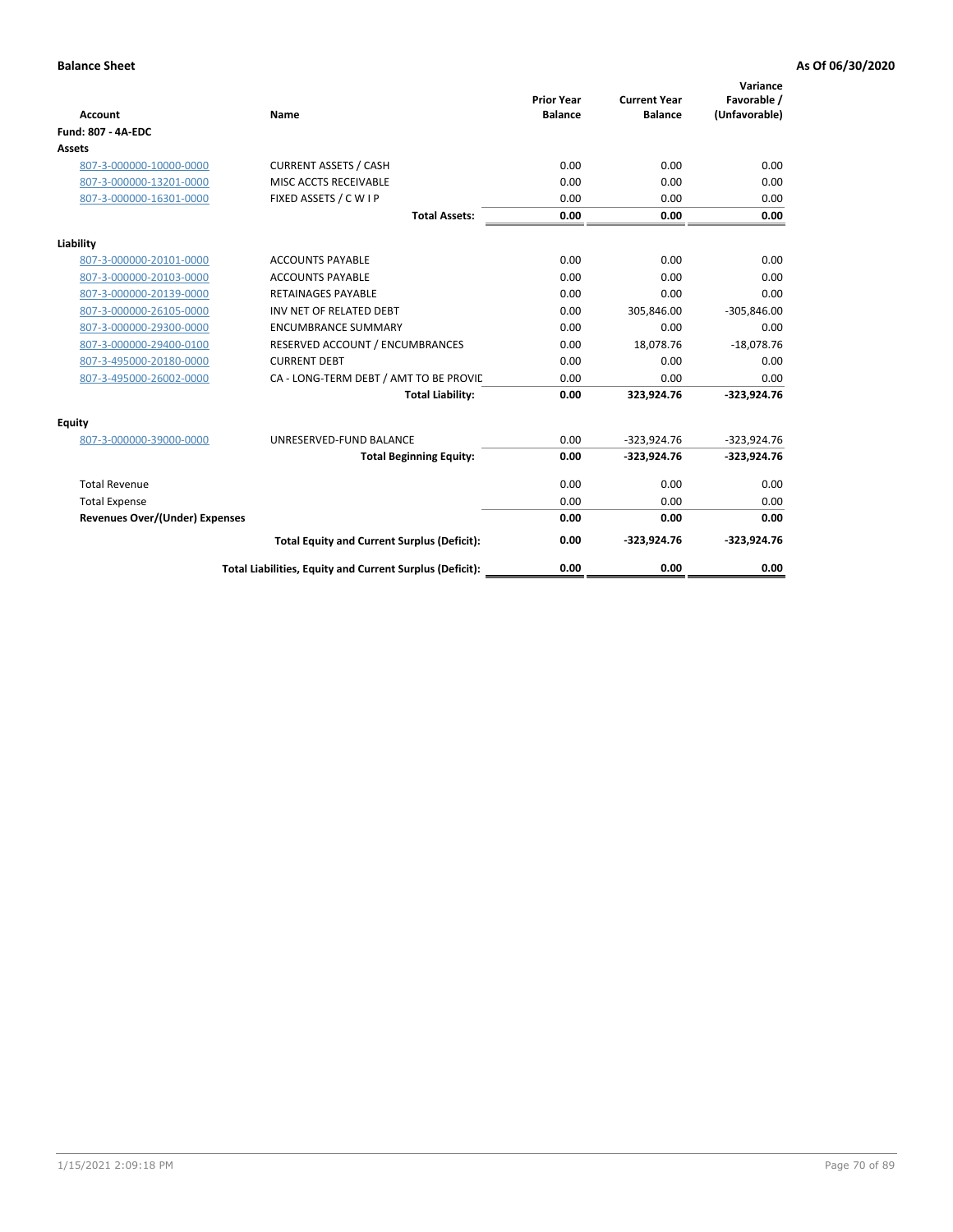**Balance Sheet** **As Of 06/30/2020**

| Account | Name | Prior Year Balance | Current Year Balance | Variance Favorable / (Unfavorable) |
|---|---|---|---|---|
| **Fund: 807 - 4A-EDC** | | | | |
| **Assets** | | | | |
| 807-3-000000-10000-0000 | CURRENT ASSETS / CASH | 0.00 | 0.00 | 0.00 |
| 807-3-000000-13201-0000 | MISC ACCTS RECEIVABLE | 0.00 | 0.00 | 0.00 |
| 807-3-000000-16301-0000 | FIXED ASSETS / C W I P | 0.00 | 0.00 | 0.00 |
| | **Total Assets:** | **0.00** | **0.00** | **0.00** |
| **Liability** | | | | |
| 807-3-000000-20101-0000 | ACCOUNTS PAYABLE | 0.00 | 0.00 | 0.00 |
| 807-3-000000-20103-0000 | ACCOUNTS PAYABLE | 0.00 | 0.00 | 0.00 |
| 807-3-000000-20139-0000 | RETAINAGES PAYABLE | 0.00 | 0.00 | 0.00 |
| 807-3-000000-26105-0000 | INV NET OF RELATED DEBT | 0.00 | 305,846.00 | -305,846.00 |
| 807-3-000000-29300-0000 | ENCUMBRANCE SUMMARY | 0.00 | 0.00 | 0.00 |
| 807-3-000000-29400-0100 | RESERVED ACCOUNT / ENCUMBRANCES | 0.00 | 18,078.76 | -18,078.76 |
| 807-3-495000-20180-0000 | CURRENT DEBT | 0.00 | 0.00 | 0.00 |
| 807-3-495000-26002-0000 | CA - LONG-TERM DEBT / AMT TO BE PROVID | 0.00 | 0.00 | 0.00 |
| | **Total Liability:** | **0.00** | **323,924.76** | **-323,924.76** |
| **Equity** | | | | |
| 807-3-000000-39000-0000 | UNRESERVED-FUND BALANCE | 0.00 | -323,924.76 | -323,924.76 |
| | **Total Beginning Equity:** | **0.00** | **-323,924.76** | **-323,924.76** |
| Total Revenue | | 0.00 | 0.00 | 0.00 |
| Total Expense | | 0.00 | 0.00 | 0.00 |
| **Revenues Over/(Under) Expenses** | | **0.00** | **0.00** | **0.00** |
| | **Total Equity and Current Surplus (Deficit):** | **0.00** | **-323,924.76** | **-323,924.76** |
| | **Total Liabilities, Equity and Current Surplus (Deficit):** | **0.00** | **0.00** | **0.00** |

1/15/2021 2:09:18 PM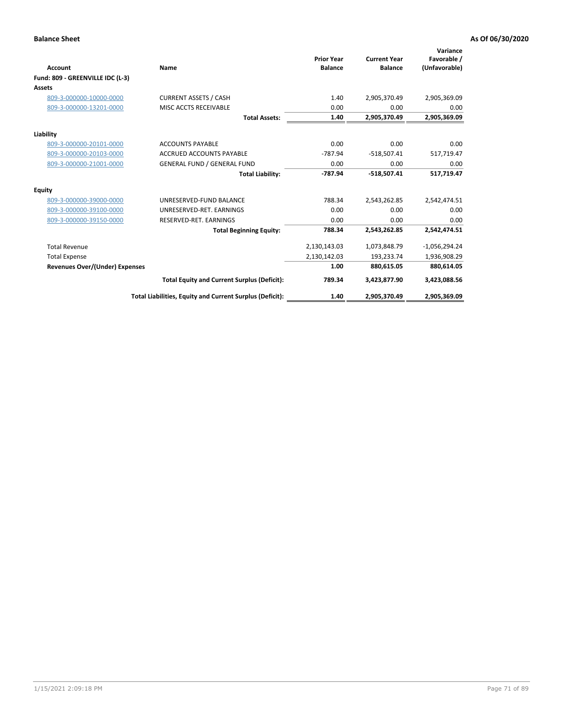**Balance Sheet** — **As Of 06/30/2020**

| Account | Name | Prior Year Balance | Current Year Balance | Variance Favorable / (Unfavorable) |
|---|---|---|---|---|
| **Fund: 809 - GREENVILLE IDC (L-3)** | | | | |
| **Assets** | | | | |
| 809-3-000000-10000-0000 | CURRENT ASSETS / CASH | 1.40 | 2,905,370.49 | 2,905,369.09 |
| 809-3-000000-13201-0000 | MISC ACCTS RECEIVABLE | 0.00 | 0.00 | 0.00 |
| | **Total Assets:** | **1.40** | **2,905,370.49** | **2,905,369.09** |
| **Liability** | | | | |
| 809-3-000000-20101-0000 | ACCOUNTS PAYABLE | 0.00 | 0.00 | 0.00 |
| 809-3-000000-20103-0000 | ACCRUED ACCOUNTS PAYABLE | -787.94 | -518,507.41 | 517,719.47 |
| 809-3-000000-21001-0000 | GENERAL FUND / GENERAL FUND | 0.00 | 0.00 | 0.00 |
| | **Total Liability:** | **-787.94** | **-518,507.41** | **517,719.47** |
| **Equity** | | | | |
| 809-3-000000-39000-0000 | UNRESERVED-FUND BALANCE | 788.34 | 2,543,262.85 | 2,542,474.51 |
| 809-3-000000-39100-0000 | UNRESERVED-RET. EARNINGS | 0.00 | 0.00 | 0.00 |
| 809-3-000000-39150-0000 | RESERVED-RET. EARNINGS | 0.00 | 0.00 | 0.00 |
| | **Total Beginning Equity:** | **788.34** | **2,543,262.85** | **2,542,474.51** |
| Total Revenue | | 2,130,143.03 | 1,073,848.79 | -1,056,294.24 |
| Total Expense | | 2,130,142.03 | 193,233.74 | 1,936,908.29 |
| **Revenues Over/(Under) Expenses** | | **1.00** | **880,615.05** | **880,614.05** |
| | **Total Equity and Current Surplus (Deficit):** | **789.34** | **3,423,877.90** | **3,423,088.56** |
| | **Total Liabilities, Equity and Current Surplus (Deficit):** | **1.40** | **2,905,370.49** | **2,905,369.09** |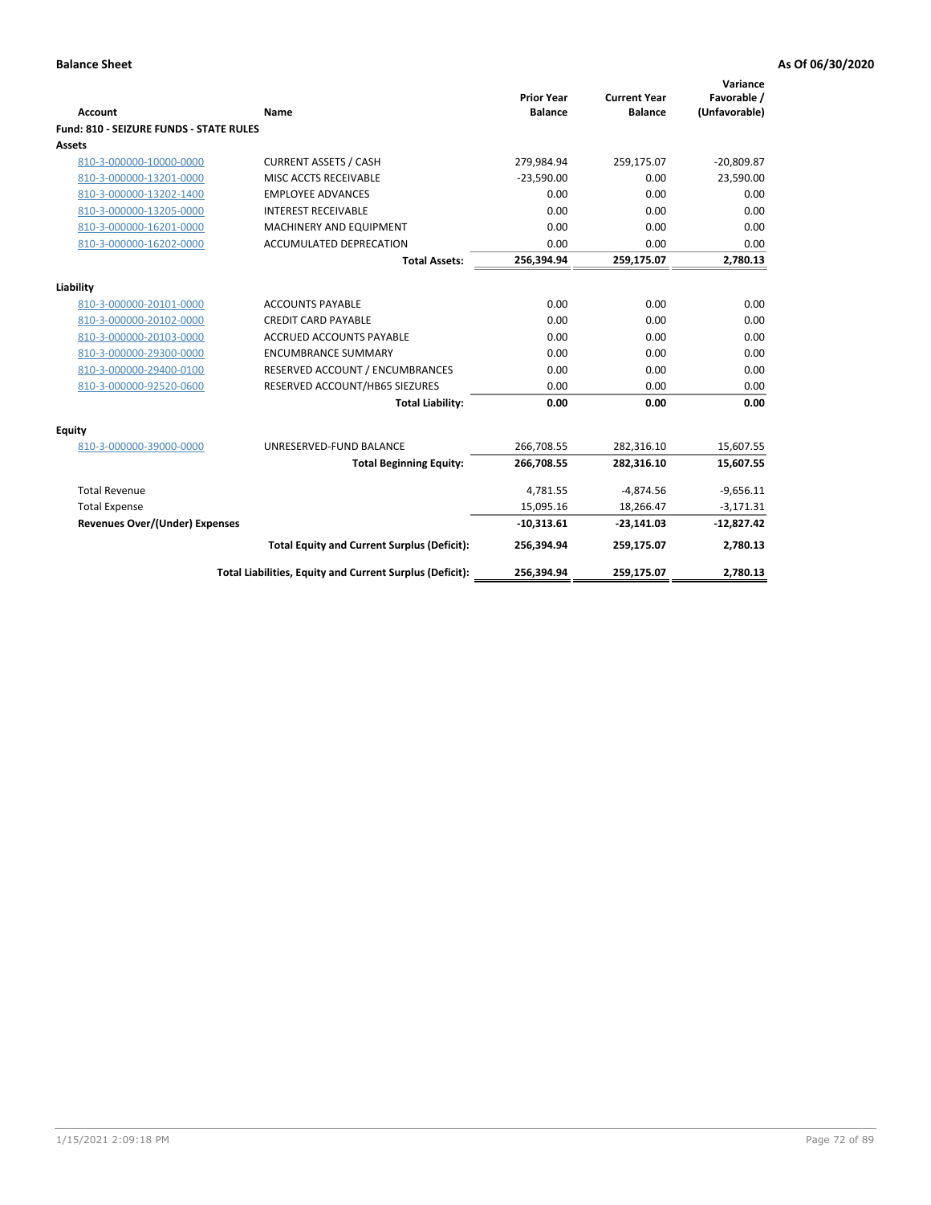**Balance Sheet** | **As Of 06/30/2020**

| Account | Name | Prior Year Balance | Current Year Balance | Variance Favorable / (Unfavorable) |
|---|---|---|---|---|
| **Fund: 810 - SEIZURE FUNDS - STATE RULES** | | | | |
| **Assets** | | | | |
| 810-3-000000-10000-0000 | CURRENT ASSETS / CASH | 279,984.94 | 259,175.07 | -20,809.87 |
| 810-3-000000-13201-0000 | MISC ACCTS RECEIVABLE | -23,590.00 | 0.00 | 23,590.00 |
| 810-3-000000-13202-1400 | EMPLOYEE ADVANCES | 0.00 | 0.00 | 0.00 |
| 810-3-000000-13205-0000 | INTEREST RECEIVABLE | 0.00 | 0.00 | 0.00 |
| 810-3-000000-16201-0000 | MACHINERY AND EQUIPMENT | 0.00 | 0.00 | 0.00 |
| 810-3-000000-16202-0000 | ACCUMULATED DEPRECATION | 0.00 | 0.00 | 0.00 |
| | **Total Assets:** | **256,394.94** | **259,175.07** | **2,780.13** |
| **Liability** | | | | |
| 810-3-000000-20101-0000 | ACCOUNTS PAYABLE | 0.00 | 0.00 | 0.00 |
| 810-3-000000-20102-0000 | CREDIT CARD PAYABLE | 0.00 | 0.00 | 0.00 |
| 810-3-000000-20103-0000 | ACCRUED ACCOUNTS PAYABLE | 0.00 | 0.00 | 0.00 |
| 810-3-000000-29300-0000 | ENCUMBRANCE SUMMARY | 0.00 | 0.00 | 0.00 |
| 810-3-000000-29400-0100 | RESERVED ACCOUNT / ENCUMBRANCES | 0.00 | 0.00 | 0.00 |
| 810-3-000000-92520-0600 | RESERVED ACCOUNT/HB65 SIEZURES | 0.00 | 0.00 | 0.00 |
| | **Total Liability:** | **0.00** | **0.00** | **0.00** |
| **Equity** | | | | |
| 810-3-000000-39000-0000 | UNRESERVED-FUND BALANCE | 266,708.55 | 282,316.10 | 15,607.55 |
| | **Total Beginning Equity:** | **266,708.55** | **282,316.10** | **15,607.55** |
| Total Revenue | | 4,781.55 | -4,874.56 | -9,656.11 |
| Total Expense | | 15,095.16 | 18,266.47 | -3,171.31 |
| **Revenues Over/(Under) Expenses** | | **-10,313.61** | **-23,141.03** | **-12,827.42** |
| | **Total Equity and Current Surplus (Deficit):** | **256,394.94** | **259,175.07** | **2,780.13** |
| | **Total Liabilities, Equity and Current Surplus (Deficit):** | **256,394.94** | **259,175.07** | **2,780.13** |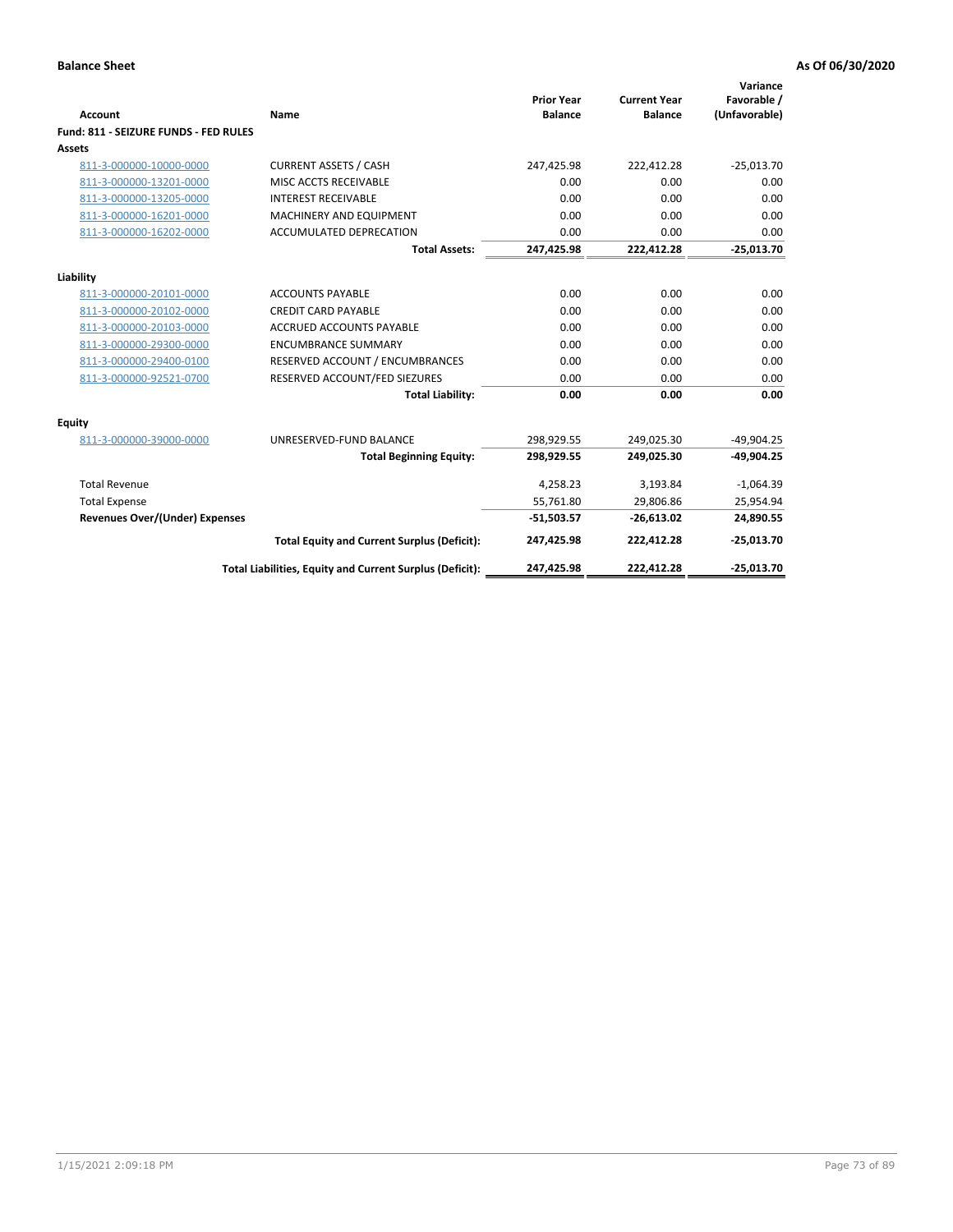**Balance Sheet** | **As Of 06/30/2020**

| Account | Name | Prior Year Balance | Current Year Balance | Variance Favorable / (Unfavorable) |
|---|---|---|---|---|
| **Fund: 811 - SEIZURE FUNDS - FED RULES** | | | | |
| **Assets** | | | | |
| 811-3-000000-10000-0000 | CURRENT ASSETS / CASH | 247,425.98 | 222,412.28 | -25,013.70 |
| 811-3-000000-13201-0000 | MISC ACCTS RECEIVABLE | 0.00 | 0.00 | 0.00 |
| 811-3-000000-13205-0000 | INTEREST RECEIVABLE | 0.00 | 0.00 | 0.00 |
| 811-3-000000-16201-0000 | MACHINERY AND EQUIPMENT | 0.00 | 0.00 | 0.00 |
| 811-3-000000-16202-0000 | ACCUMULATED DEPRECATION | 0.00 | 0.00 | 0.00 |
| | **Total Assets:** | **247,425.98** | **222,412.28** | **-25,013.70** |
| **Liability** | | | | |
| 811-3-000000-20101-0000 | ACCOUNTS PAYABLE | 0.00 | 0.00 | 0.00 |
| 811-3-000000-20102-0000 | CREDIT CARD PAYABLE | 0.00 | 0.00 | 0.00 |
| 811-3-000000-20103-0000 | ACCRUED ACCOUNTS PAYABLE | 0.00 | 0.00 | 0.00 |
| 811-3-000000-29300-0000 | ENCUMBRANCE SUMMARY | 0.00 | 0.00 | 0.00 |
| 811-3-000000-29400-0100 | RESERVED ACCOUNT / ENCUMBRANCES | 0.00 | 0.00 | 0.00 |
| 811-3-000000-92521-0700 | RESERVED ACCOUNT/FED SIEZURES | 0.00 | 0.00 | 0.00 |
| | **Total Liability:** | **0.00** | **0.00** | **0.00** |
| **Equity** | | | | |
| 811-3-000000-39000-0000 | UNRESERVED-FUND BALANCE | 298,929.55 | 249,025.30 | -49,904.25 |
| | **Total Beginning Equity:** | **298,929.55** | **249,025.30** | **-49,904.25** |
| Total Revenue | | 4,258.23 | 3,193.84 | -1,064.39 |
| Total Expense | | 55,761.80 | 29,806.86 | 25,954.94 |
| **Revenues Over/(Under) Expenses** | | **-51,503.57** | **-26,613.02** | **24,890.55** |
| | **Total Equity and Current Surplus (Deficit):** | **247,425.98** | **222,412.28** | **-25,013.70** |
| | **Total Liabilities, Equity and Current Surplus (Deficit):** | **247,425.98** | **222,412.28** | **-25,013.70** |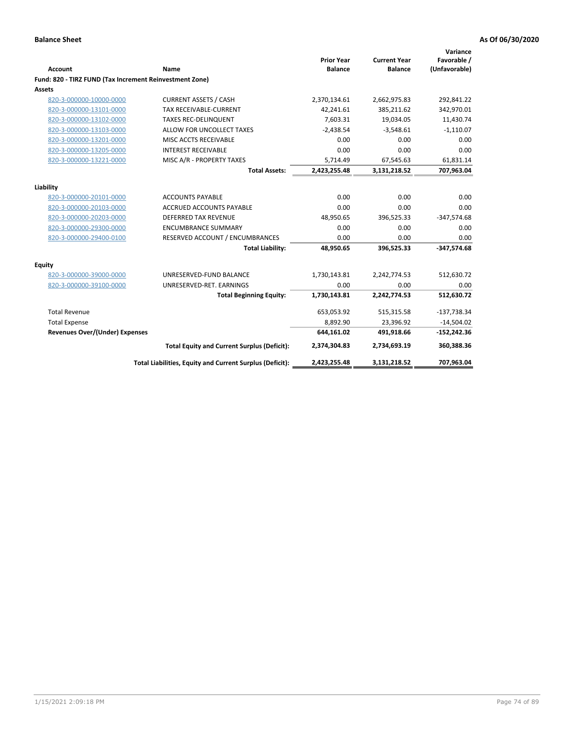**Balance Sheet** **As Of 06/30/2020**

| Account | Name | Prior Year Balance | Current Year Balance | Variance Favorable / (Unfavorable) |
|---|---|---|---|---|
| **Fund: 820 - TIRZ FUND (Tax Increment Reinvestment Zone)** | | | | |
| **Assets** | | | | |
| 820-3-000000-10000-0000 | CURRENT ASSETS / CASH | 2,370,134.61 | 2,662,975.83 | 292,841.22 |
| 820-3-000000-13101-0000 | TAX RECEIVABLE-CURRENT | 42,241.61 | 385,211.62 | 342,970.01 |
| 820-3-000000-13102-0000 | TAXES REC-DELINQUENT | 7,603.31 | 19,034.05 | 11,430.74 |
| 820-3-000000-13103-0000 | ALLOW FOR UNCOLLECT TAXES | -2,438.54 | -3,548.61 | -1,110.07 |
| 820-3-000000-13201-0000 | MISC ACCTS RECEIVABLE | 0.00 | 0.00 | 0.00 |
| 820-3-000000-13205-0000 | INTEREST RECEIVABLE | 0.00 | 0.00 | 0.00 |
| 820-3-000000-13221-0000 | MISC A/R - PROPERTY TAXES | 5,714.49 | 67,545.63 | 61,831.14 |
| | **Total Assets:** | **2,423,255.48** | **3,131,218.52** | **707,963.04** |
| **Liability** | | | | |
| 820-3-000000-20101-0000 | ACCOUNTS PAYABLE | 0.00 | 0.00 | 0.00 |
| 820-3-000000-20103-0000 | ACCRUED ACCOUNTS PAYABLE | 0.00 | 0.00 | 0.00 |
| 820-3-000000-20203-0000 | DEFERRED TAX REVENUE | 48,950.65 | 396,525.33 | -347,574.68 |
| 820-3-000000-29300-0000 | ENCUMBRANCE SUMMARY | 0.00 | 0.00 | 0.00 |
| 820-3-000000-29400-0100 | RESERVED ACCOUNT / ENCUMBRANCES | 0.00 | 0.00 | 0.00 |
| | **Total Liability:** | **48,950.65** | **396,525.33** | **-347,574.68** |
| **Equity** | | | | |
| 820-3-000000-39000-0000 | UNRESERVED-FUND BALANCE | 1,730,143.81 | 2,242,774.53 | 512,630.72 |
| 820-3-000000-39100-0000 | UNRESERVED-RET. EARNINGS | 0.00 | 0.00 | 0.00 |
| | **Total Beginning Equity:** | **1,730,143.81** | **2,242,774.53** | **512,630.72** |
| Total Revenue | | 653,053.92 | 515,315.58 | -137,738.34 |
| Total Expense | | 8,892.90 | 23,396.92 | -14,504.02 |
| **Revenues Over/(Under) Expenses** | | **644,161.02** | **491,918.66** | **-152,242.36** |
| | **Total Equity and Current Surplus (Deficit):** | **2,374,304.83** | **2,734,693.19** | **360,388.36** |
| | **Total Liabilities, Equity and Current Surplus (Deficit):** | **2,423,255.48** | **3,131,218.52** | **707,963.04** |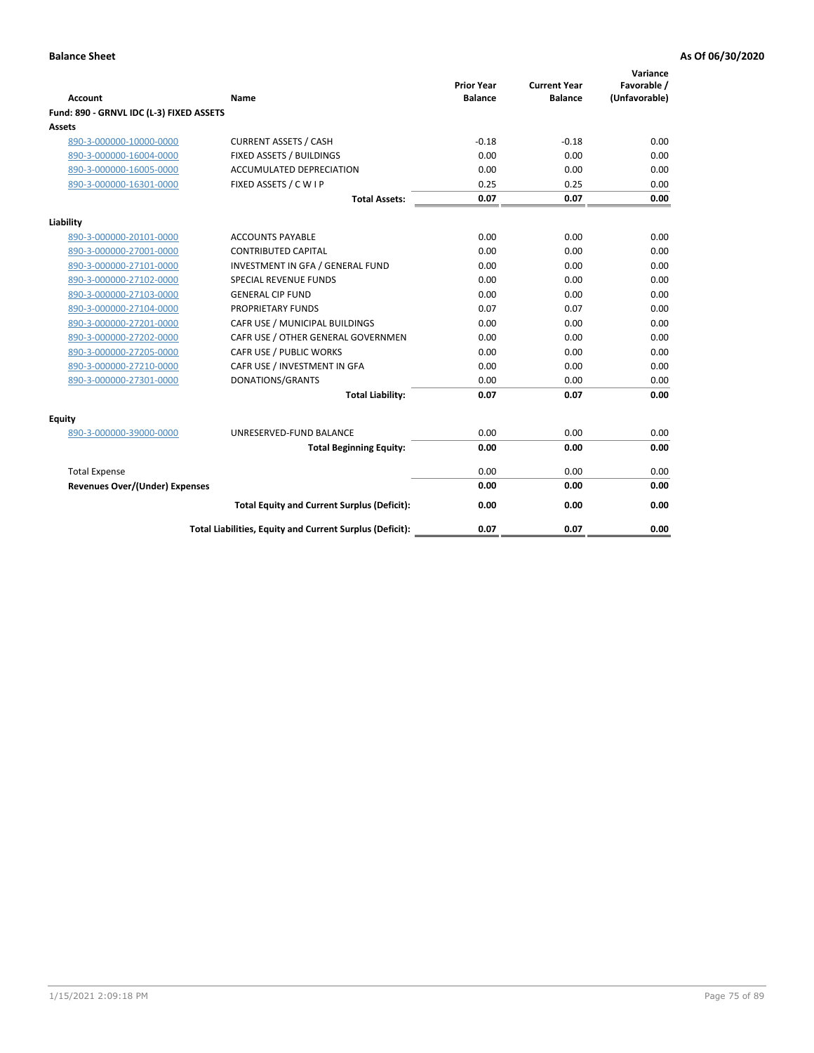**Balance Sheet** **As Of 06/30/2020**

| Account | Name | Prior Year Balance | Current Year Balance | Variance Favorable / (Unfavorable) |
|---|---|---|---|---|
| **Fund: 890 - GRNVL IDC (L-3) FIXED ASSETS** | | | | |
| **Assets** | | | | |
| 890-3-000000-10000-0000 | CURRENT ASSETS / CASH | -0.18 | -0.18 | 0.00 |
| 890-3-000000-16004-0000 | FIXED ASSETS / BUILDINGS | 0.00 | 0.00 | 0.00 |
| 890-3-000000-16005-0000 | ACCUMULATED DEPRECIATION | 0.00 | 0.00 | 0.00 |
| 890-3-000000-16301-0000 | FIXED ASSETS / C W I P | 0.25 | 0.25 | 0.00 |
| | **Total Assets:** | **0.07** | **0.07** | **0.00** |
| **Liability** | | | | |
| 890-3-000000-20101-0000 | ACCOUNTS PAYABLE | 0.00 | 0.00 | 0.00 |
| 890-3-000000-27001-0000 | CONTRIBUTED CAPITAL | 0.00 | 0.00 | 0.00 |
| 890-3-000000-27101-0000 | INVESTMENT IN GFA / GENERAL FUND | 0.00 | 0.00 | 0.00 |
| 890-3-000000-27102-0000 | SPECIAL REVENUE FUNDS | 0.00 | 0.00 | 0.00 |
| 890-3-000000-27103-0000 | GENERAL CIP FUND | 0.00 | 0.00 | 0.00 |
| 890-3-000000-27104-0000 | PROPRIETARY FUNDS | 0.07 | 0.07 | 0.00 |
| 890-3-000000-27201-0000 | CAFR USE / MUNICIPAL BUILDINGS | 0.00 | 0.00 | 0.00 |
| 890-3-000000-27202-0000 | CAFR USE / OTHER GENERAL GOVERNMEN | 0.00 | 0.00 | 0.00 |
| 890-3-000000-27205-0000 | CAFR USE / PUBLIC WORKS | 0.00 | 0.00 | 0.00 |
| 890-3-000000-27210-0000 | CAFR USE / INVESTMENT IN GFA | 0.00 | 0.00 | 0.00 |
| 890-3-000000-27301-0000 | DONATIONS/GRANTS | 0.00 | 0.00 | 0.00 |
| | **Total Liability:** | **0.07** | **0.07** | **0.00** |
| **Equity** | | | | |
| 890-3-000000-39000-0000 | UNRESERVED-FUND BALANCE | 0.00 | 0.00 | 0.00 |
| | **Total Beginning Equity:** | **0.00** | **0.00** | **0.00** |
| Total Expense | | 0.00 | 0.00 | 0.00 |
| **Revenues Over/(Under) Expenses** | | **0.00** | **0.00** | **0.00** |
| | **Total Equity and Current Surplus (Deficit):** | **0.00** | **0.00** | **0.00** |
| | **Total Liabilities, Equity and Current Surplus (Deficit):** | **0.07** | **0.07** | **0.00** |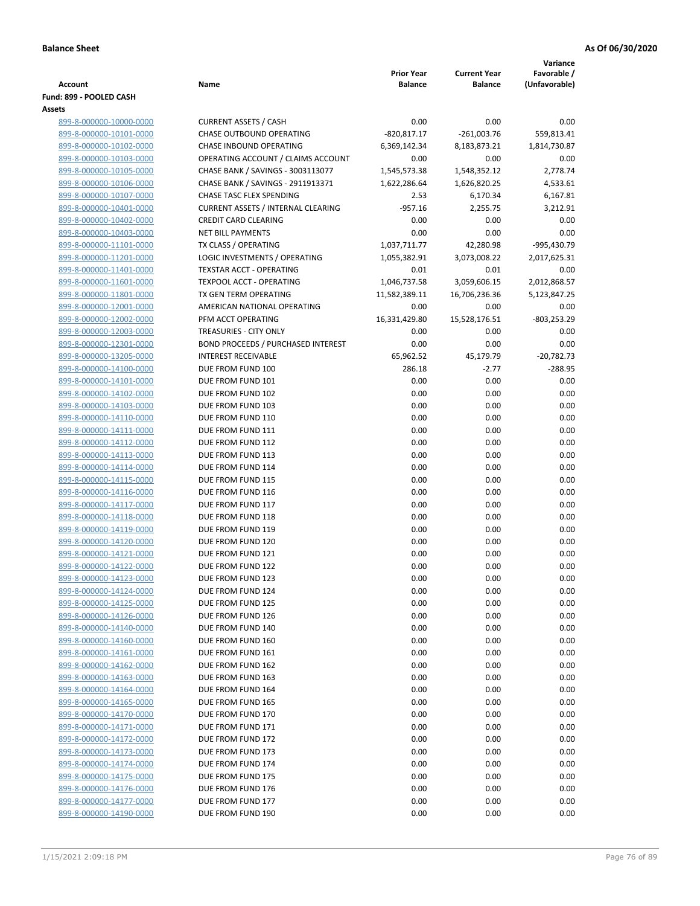**Balance Sheet** **As Of 06/30/2020**

| Account | Name | Prior Year Balance | Current Year Balance | Variance Favorable / (Unfavorable) |
|---|---|---|---|---|
| **Fund: 899 - POOLED CASH** | | | | |
| **Assets** | | | | |
| 899-8-000000-10000-0000 | CURRENT ASSETS / CASH | 0.00 | 0.00 | 0.00 |
| 899-8-000000-10101-0000 | CHASE OUTBOUND OPERATING | -820,817.17 | -261,003.76 | 559,813.41 |
| 899-8-000000-10102-0000 | CHASE INBOUND OPERATING | 6,369,142.34 | 8,183,873.21 | 1,814,730.87 |
| 899-8-000000-10103-0000 | OPERATING ACCOUNT / CLAIMS ACCOUNT | 0.00 | 0.00 | 0.00 |
| 899-8-000000-10105-0000 | CHASE BANK / SAVINGS - 3003113077 | 1,545,573.38 | 1,548,352.12 | 2,778.74 |
| 899-8-000000-10106-0000 | CHASE BANK / SAVINGS - 2911913371 | 1,622,286.64 | 1,626,820.25 | 4,533.61 |
| 899-8-000000-10107-0000 | CHASE TASC FLEX SPENDING | 2.53 | 6,170.34 | 6,167.81 |
| 899-8-000000-10401-0000 | CURRENT ASSETS / INTERNAL CLEARING | -957.16 | 2,255.75 | 3,212.91 |
| 899-8-000000-10402-0000 | CREDIT CARD CLEARING | 0.00 | 0.00 | 0.00 |
| 899-8-000000-10403-0000 | NET BILL PAYMENTS | 0.00 | 0.00 | 0.00 |
| 899-8-000000-11101-0000 | TX CLASS / OPERATING | 1,037,711.77 | 42,280.98 | -995,430.79 |
| 899-8-000000-11201-0000 | LOGIC INVESTMENTS / OPERATING | 1,055,382.91 | 3,073,008.22 | 2,017,625.31 |
| 899-8-000000-11401-0000 | TEXSTAR ACCT - OPERATING | 0.01 | 0.01 | 0.00 |
| 899-8-000000-11601-0000 | TEXPOOL ACCT - OPERATING | 1,046,737.58 | 3,059,606.15 | 2,012,868.57 |
| 899-8-000000-11801-0000 | TX GEN TERM OPERATING | 11,582,389.11 | 16,706,236.36 | 5,123,847.25 |
| 899-8-000000-12001-0000 | AMERICAN NATIONAL OPERATING | 0.00 | 0.00 | 0.00 |
| 899-8-000000-12002-0000 | PFM ACCT OPERATING | 16,331,429.80 | 15,528,176.51 | -803,253.29 |
| 899-8-000000-12003-0000 | TREASURIES - CITY ONLY | 0.00 | 0.00 | 0.00 |
| 899-8-000000-12301-0000 | BOND PROCEEDS / PURCHASED INTEREST | 0.00 | 0.00 | 0.00 |
| 899-8-000000-13205-0000 | INTEREST RECEIVABLE | 65,962.52 | 45,179.79 | -20,782.73 |
| 899-8-000000-14100-0000 | DUE FROM FUND 100 | 286.18 | -2.77 | -288.95 |
| 899-8-000000-14101-0000 | DUE FROM FUND 101 | 0.00 | 0.00 | 0.00 |
| 899-8-000000-14102-0000 | DUE FROM FUND 102 | 0.00 | 0.00 | 0.00 |
| 899-8-000000-14103-0000 | DUE FROM FUND 103 | 0.00 | 0.00 | 0.00 |
| 899-8-000000-14110-0000 | DUE FROM FUND 110 | 0.00 | 0.00 | 0.00 |
| 899-8-000000-14111-0000 | DUE FROM FUND 111 | 0.00 | 0.00 | 0.00 |
| 899-8-000000-14112-0000 | DUE FROM FUND 112 | 0.00 | 0.00 | 0.00 |
| 899-8-000000-14113-0000 | DUE FROM FUND 113 | 0.00 | 0.00 | 0.00 |
| 899-8-000000-14114-0000 | DUE FROM FUND 114 | 0.00 | 0.00 | 0.00 |
| 899-8-000000-14115-0000 | DUE FROM FUND 115 | 0.00 | 0.00 | 0.00 |
| 899-8-000000-14116-0000 | DUE FROM FUND 116 | 0.00 | 0.00 | 0.00 |
| 899-8-000000-14117-0000 | DUE FROM FUND 117 | 0.00 | 0.00 | 0.00 |
| 899-8-000000-14118-0000 | DUE FROM FUND 118 | 0.00 | 0.00 | 0.00 |
| 899-8-000000-14119-0000 | DUE FROM FUND 119 | 0.00 | 0.00 | 0.00 |
| 899-8-000000-14120-0000 | DUE FROM FUND 120 | 0.00 | 0.00 | 0.00 |
| 899-8-000000-14121-0000 | DUE FROM FUND 121 | 0.00 | 0.00 | 0.00 |
| 899-8-000000-14122-0000 | DUE FROM FUND 122 | 0.00 | 0.00 | 0.00 |
| 899-8-000000-14123-0000 | DUE FROM FUND 123 | 0.00 | 0.00 | 0.00 |
| 899-8-000000-14124-0000 | DUE FROM FUND 124 | 0.00 | 0.00 | 0.00 |
| 899-8-000000-14125-0000 | DUE FROM FUND 125 | 0.00 | 0.00 | 0.00 |
| 899-8-000000-14126-0000 | DUE FROM FUND 126 | 0.00 | 0.00 | 0.00 |
| 899-8-000000-14140-0000 | DUE FROM FUND 140 | 0.00 | 0.00 | 0.00 |
| 899-8-000000-14160-0000 | DUE FROM FUND 160 | 0.00 | 0.00 | 0.00 |
| 899-8-000000-14161-0000 | DUE FROM FUND 161 | 0.00 | 0.00 | 0.00 |
| 899-8-000000-14162-0000 | DUE FROM FUND 162 | 0.00 | 0.00 | 0.00 |
| 899-8-000000-14163-0000 | DUE FROM FUND 163 | 0.00 | 0.00 | 0.00 |
| 899-8-000000-14164-0000 | DUE FROM FUND 164 | 0.00 | 0.00 | 0.00 |
| 899-8-000000-14165-0000 | DUE FROM FUND 165 | 0.00 | 0.00 | 0.00 |
| 899-8-000000-14170-0000 | DUE FROM FUND 170 | 0.00 | 0.00 | 0.00 |
| 899-8-000000-14171-0000 | DUE FROM FUND 171 | 0.00 | 0.00 | 0.00 |
| 899-8-000000-14172-0000 | DUE FROM FUND 172 | 0.00 | 0.00 | 0.00 |
| 899-8-000000-14173-0000 | DUE FROM FUND 173 | 0.00 | 0.00 | 0.00 |
| 899-8-000000-14174-0000 | DUE FROM FUND 174 | 0.00 | 0.00 | 0.00 |
| 899-8-000000-14175-0000 | DUE FROM FUND 175 | 0.00 | 0.00 | 0.00 |
| 899-8-000000-14176-0000 | DUE FROM FUND 176 | 0.00 | 0.00 | 0.00 |
| 899-8-000000-14177-0000 | DUE FROM FUND 177 | 0.00 | 0.00 | 0.00 |
| 899-8-000000-14190-0000 | DUE FROM FUND 190 | 0.00 | 0.00 | 0.00 |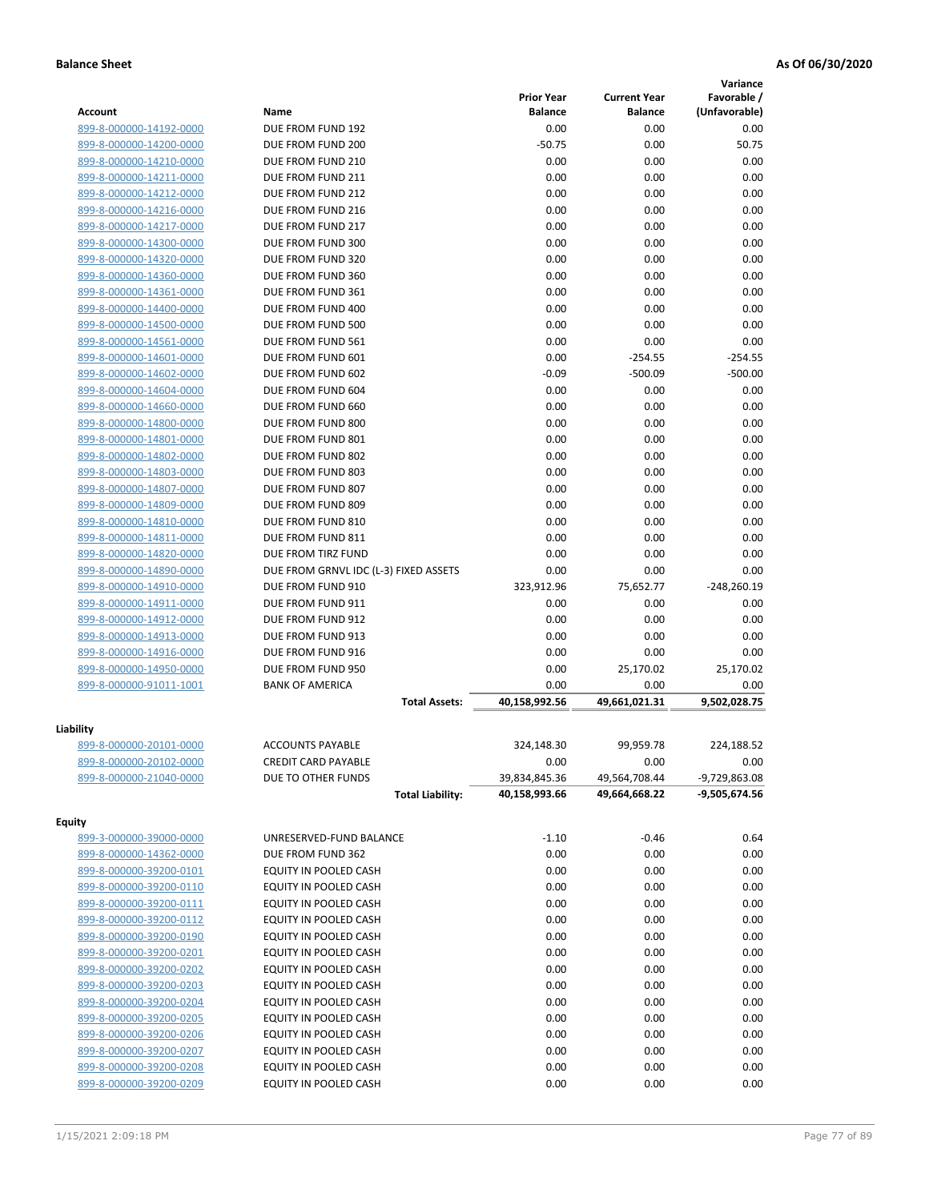**Balance Sheet** **As Of 06/30/2020**

| Account | Name | Prior Year Balance | Current Year Balance | Variance Favorable / (Unfavorable) |
|---|---|---|---|---|
| 899-8-000000-14192-0000 | DUE FROM FUND 192 | 0.00 | 0.00 | 0.00 |
| 899-8-000000-14200-0000 | DUE FROM FUND 200 | -50.75 | 0.00 | 50.75 |
| 899-8-000000-14210-0000 | DUE FROM FUND 210 | 0.00 | 0.00 | 0.00 |
| 899-8-000000-14211-0000 | DUE FROM FUND 211 | 0.00 | 0.00 | 0.00 |
| 899-8-000000-14212-0000 | DUE FROM FUND 212 | 0.00 | 0.00 | 0.00 |
| 899-8-000000-14216-0000 | DUE FROM FUND 216 | 0.00 | 0.00 | 0.00 |
| 899-8-000000-14217-0000 | DUE FROM FUND 217 | 0.00 | 0.00 | 0.00 |
| 899-8-000000-14300-0000 | DUE FROM FUND 300 | 0.00 | 0.00 | 0.00 |
| 899-8-000000-14320-0000 | DUE FROM FUND 320 | 0.00 | 0.00 | 0.00 |
| 899-8-000000-14360-0000 | DUE FROM FUND 360 | 0.00 | 0.00 | 0.00 |
| 899-8-000000-14361-0000 | DUE FROM FUND 361 | 0.00 | 0.00 | 0.00 |
| 899-8-000000-14400-0000 | DUE FROM FUND 400 | 0.00 | 0.00 | 0.00 |
| 899-8-000000-14500-0000 | DUE FROM FUND 500 | 0.00 | 0.00 | 0.00 |
| 899-8-000000-14561-0000 | DUE FROM FUND 561 | 0.00 | 0.00 | 0.00 |
| 899-8-000000-14601-0000 | DUE FROM FUND 601 | 0.00 | -254.55 | -254.55 |
| 899-8-000000-14602-0000 | DUE FROM FUND 602 | -0.09 | -500.09 | -500.00 |
| 899-8-000000-14604-0000 | DUE FROM FUND 604 | 0.00 | 0.00 | 0.00 |
| 899-8-000000-14660-0000 | DUE FROM FUND 660 | 0.00 | 0.00 | 0.00 |
| 899-8-000000-14800-0000 | DUE FROM FUND 800 | 0.00 | 0.00 | 0.00 |
| 899-8-000000-14801-0000 | DUE FROM FUND 801 | 0.00 | 0.00 | 0.00 |
| 899-8-000000-14802-0000 | DUE FROM FUND 802 | 0.00 | 0.00 | 0.00 |
| 899-8-000000-14803-0000 | DUE FROM FUND 803 | 0.00 | 0.00 | 0.00 |
| 899-8-000000-14807-0000 | DUE FROM FUND 807 | 0.00 | 0.00 | 0.00 |
| 899-8-000000-14809-0000 | DUE FROM FUND 809 | 0.00 | 0.00 | 0.00 |
| 899-8-000000-14810-0000 | DUE FROM FUND 810 | 0.00 | 0.00 | 0.00 |
| 899-8-000000-14811-0000 | DUE FROM FUND 811 | 0.00 | 0.00 | 0.00 |
| 899-8-000000-14820-0000 | DUE FROM TIRZ FUND | 0.00 | 0.00 | 0.00 |
| 899-8-000000-14890-0000 | DUE FROM GRNVL IDC (L-3) FIXED ASSETS | 0.00 | 0.00 | 0.00 |
| 899-8-000000-14910-0000 | DUE FROM FUND 910 | 323,912.96 | 75,652.77 | -248,260.19 |
| 899-8-000000-14911-0000 | DUE FROM FUND 911 | 0.00 | 0.00 | 0.00 |
| 899-8-000000-14912-0000 | DUE FROM FUND 912 | 0.00 | 0.00 | 0.00 |
| 899-8-000000-14913-0000 | DUE FROM FUND 913 | 0.00 | 0.00 | 0.00 |
| 899-8-000000-14916-0000 | DUE FROM FUND 916 | 0.00 | 0.00 | 0.00 |
| 899-8-000000-14950-0000 | DUE FROM FUND 950 | 0.00 | 25,170.02 | 25,170.02 |
| 899-8-000000-91011-1001 | BANK OF AMERICA | 0.00 | 0.00 | 0.00 |
| | **Total Assets:** | **40,158,992.56** | **49,661,021.31** | **9,502,028.75** |
| **Liability** | | | | |
| 899-8-000000-20101-0000 | ACCOUNTS PAYABLE | 324,148.30 | 99,959.78 | 224,188.52 |
| 899-8-000000-20102-0000 | CREDIT CARD PAYABLE | 0.00 | 0.00 | 0.00 |
| 899-8-000000-21040-0000 | DUE TO OTHER FUNDS | 39,834,845.36 | 49,564,708.44 | -9,729,863.08 |
| | **Total Liability:** | **40,158,993.66** | **49,664,668.22** | **-9,505,674.56** |
| **Equity** | | | | |
| 899-3-000000-39000-0000 | UNRESERVED-FUND BALANCE | -1.10 | -0.46 | 0.64 |
| 899-8-000000-14362-0000 | DUE FROM FUND 362 | 0.00 | 0.00 | 0.00 |
| 899-8-000000-39200-0101 | EQUITY IN POOLED CASH | 0.00 | 0.00 | 0.00 |
| 899-8-000000-39200-0110 | EQUITY IN POOLED CASH | 0.00 | 0.00 | 0.00 |
| 899-8-000000-39200-0111 | EQUITY IN POOLED CASH | 0.00 | 0.00 | 0.00 |
| 899-8-000000-39200-0112 | EQUITY IN POOLED CASH | 0.00 | 0.00 | 0.00 |
| 899-8-000000-39200-0190 | EQUITY IN POOLED CASH | 0.00 | 0.00 | 0.00 |
| 899-8-000000-39200-0201 | EQUITY IN POOLED CASH | 0.00 | 0.00 | 0.00 |
| 899-8-000000-39200-0202 | EQUITY IN POOLED CASH | 0.00 | 0.00 | 0.00 |
| 899-8-000000-39200-0203 | EQUITY IN POOLED CASH | 0.00 | 0.00 | 0.00 |
| 899-8-000000-39200-0204 | EQUITY IN POOLED CASH | 0.00 | 0.00 | 0.00 |
| 899-8-000000-39200-0205 | EQUITY IN POOLED CASH | 0.00 | 0.00 | 0.00 |
| 899-8-000000-39200-0206 | EQUITY IN POOLED CASH | 0.00 | 0.00 | 0.00 |
| 899-8-000000-39200-0207 | EQUITY IN POOLED CASH | 0.00 | 0.00 | 0.00 |
| 899-8-000000-39200-0208 | EQUITY IN POOLED CASH | 0.00 | 0.00 | 0.00 |
| 899-8-000000-39200-0209 | EQUITY IN POOLED CASH | 0.00 | 0.00 | 0.00 |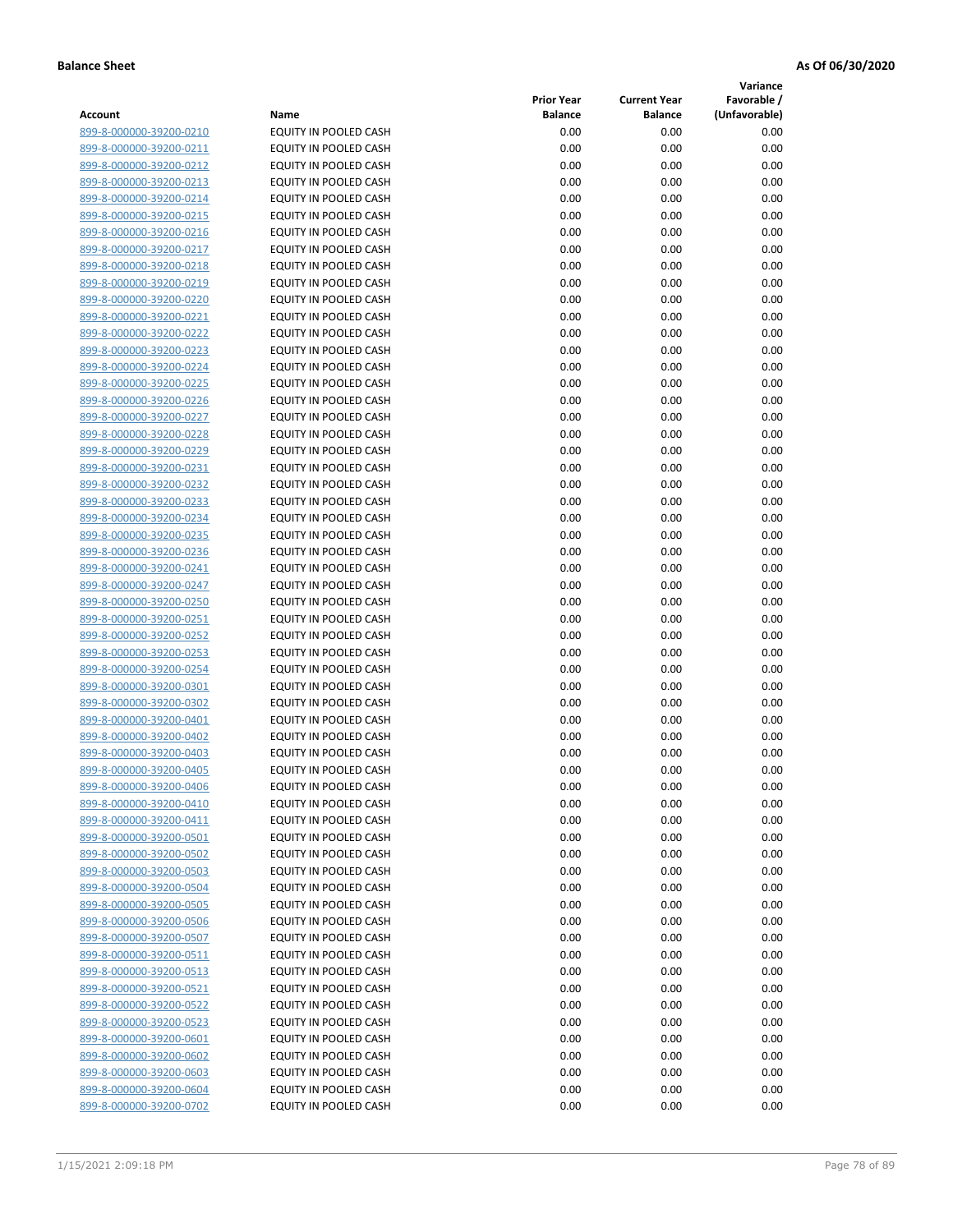**Balance Sheet** **As Of 06/30/2020**

| Account | Name | Prior Year Balance | Current Year Balance | Variance Favorable / (Unfavorable) |
|---|---|---|---|---|
| 899-8-000000-39200-0210 | EQUITY IN POOLED CASH | 0.00 | 0.00 | 0.00 |
| 899-8-000000-39200-0211 | EQUITY IN POOLED CASH | 0.00 | 0.00 | 0.00 |
| 899-8-000000-39200-0212 | EQUITY IN POOLED CASH | 0.00 | 0.00 | 0.00 |
| 899-8-000000-39200-0213 | EQUITY IN POOLED CASH | 0.00 | 0.00 | 0.00 |
| 899-8-000000-39200-0214 | EQUITY IN POOLED CASH | 0.00 | 0.00 | 0.00 |
| 899-8-000000-39200-0215 | EQUITY IN POOLED CASH | 0.00 | 0.00 | 0.00 |
| 899-8-000000-39200-0216 | EQUITY IN POOLED CASH | 0.00 | 0.00 | 0.00 |
| 899-8-000000-39200-0217 | EQUITY IN POOLED CASH | 0.00 | 0.00 | 0.00 |
| 899-8-000000-39200-0218 | EQUITY IN POOLED CASH | 0.00 | 0.00 | 0.00 |
| 899-8-000000-39200-0219 | EQUITY IN POOLED CASH | 0.00 | 0.00 | 0.00 |
| 899-8-000000-39200-0220 | EQUITY IN POOLED CASH | 0.00 | 0.00 | 0.00 |
| 899-8-000000-39200-0221 | EQUITY IN POOLED CASH | 0.00 | 0.00 | 0.00 |
| 899-8-000000-39200-0222 | EQUITY IN POOLED CASH | 0.00 | 0.00 | 0.00 |
| 899-8-000000-39200-0223 | EQUITY IN POOLED CASH | 0.00 | 0.00 | 0.00 |
| 899-8-000000-39200-0224 | EQUITY IN POOLED CASH | 0.00 | 0.00 | 0.00 |
| 899-8-000000-39200-0225 | EQUITY IN POOLED CASH | 0.00 | 0.00 | 0.00 |
| 899-8-000000-39200-0226 | EQUITY IN POOLED CASH | 0.00 | 0.00 | 0.00 |
| 899-8-000000-39200-0227 | EQUITY IN POOLED CASH | 0.00 | 0.00 | 0.00 |
| 899-8-000000-39200-0228 | EQUITY IN POOLED CASH | 0.00 | 0.00 | 0.00 |
| 899-8-000000-39200-0229 | EQUITY IN POOLED CASH | 0.00 | 0.00 | 0.00 |
| 899-8-000000-39200-0231 | EQUITY IN POOLED CASH | 0.00 | 0.00 | 0.00 |
| 899-8-000000-39200-0232 | EQUITY IN POOLED CASH | 0.00 | 0.00 | 0.00 |
| 899-8-000000-39200-0233 | EQUITY IN POOLED CASH | 0.00 | 0.00 | 0.00 |
| 899-8-000000-39200-0234 | EQUITY IN POOLED CASH | 0.00 | 0.00 | 0.00 |
| 899-8-000000-39200-0235 | EQUITY IN POOLED CASH | 0.00 | 0.00 | 0.00 |
| 899-8-000000-39200-0236 | EQUITY IN POOLED CASH | 0.00 | 0.00 | 0.00 |
| 899-8-000000-39200-0241 | EQUITY IN POOLED CASH | 0.00 | 0.00 | 0.00 |
| 899-8-000000-39200-0247 | EQUITY IN POOLED CASH | 0.00 | 0.00 | 0.00 |
| 899-8-000000-39200-0250 | EQUITY IN POOLED CASH | 0.00 | 0.00 | 0.00 |
| 899-8-000000-39200-0251 | EQUITY IN POOLED CASH | 0.00 | 0.00 | 0.00 |
| 899-8-000000-39200-0252 | EQUITY IN POOLED CASH | 0.00 | 0.00 | 0.00 |
| 899-8-000000-39200-0253 | EQUITY IN POOLED CASH | 0.00 | 0.00 | 0.00 |
| 899-8-000000-39200-0254 | EQUITY IN POOLED CASH | 0.00 | 0.00 | 0.00 |
| 899-8-000000-39200-0301 | EQUITY IN POOLED CASH | 0.00 | 0.00 | 0.00 |
| 899-8-000000-39200-0302 | EQUITY IN POOLED CASH | 0.00 | 0.00 | 0.00 |
| 899-8-000000-39200-0401 | EQUITY IN POOLED CASH | 0.00 | 0.00 | 0.00 |
| 899-8-000000-39200-0402 | EQUITY IN POOLED CASH | 0.00 | 0.00 | 0.00 |
| 899-8-000000-39200-0403 | EQUITY IN POOLED CASH | 0.00 | 0.00 | 0.00 |
| 899-8-000000-39200-0405 | EQUITY IN POOLED CASH | 0.00 | 0.00 | 0.00 |
| 899-8-000000-39200-0406 | EQUITY IN POOLED CASH | 0.00 | 0.00 | 0.00 |
| 899-8-000000-39200-0410 | EQUITY IN POOLED CASH | 0.00 | 0.00 | 0.00 |
| 899-8-000000-39200-0411 | EQUITY IN POOLED CASH | 0.00 | 0.00 | 0.00 |
| 899-8-000000-39200-0501 | EQUITY IN POOLED CASH | 0.00 | 0.00 | 0.00 |
| 899-8-000000-39200-0502 | EQUITY IN POOLED CASH | 0.00 | 0.00 | 0.00 |
| 899-8-000000-39200-0503 | EQUITY IN POOLED CASH | 0.00 | 0.00 | 0.00 |
| 899-8-000000-39200-0504 | EQUITY IN POOLED CASH | 0.00 | 0.00 | 0.00 |
| 899-8-000000-39200-0505 | EQUITY IN POOLED CASH | 0.00 | 0.00 | 0.00 |
| 899-8-000000-39200-0506 | EQUITY IN POOLED CASH | 0.00 | 0.00 | 0.00 |
| 899-8-000000-39200-0507 | EQUITY IN POOLED CASH | 0.00 | 0.00 | 0.00 |
| 899-8-000000-39200-0511 | EQUITY IN POOLED CASH | 0.00 | 0.00 | 0.00 |
| 899-8-000000-39200-0513 | EQUITY IN POOLED CASH | 0.00 | 0.00 | 0.00 |
| 899-8-000000-39200-0521 | EQUITY IN POOLED CASH | 0.00 | 0.00 | 0.00 |
| 899-8-000000-39200-0522 | EQUITY IN POOLED CASH | 0.00 | 0.00 | 0.00 |
| 899-8-000000-39200-0523 | EQUITY IN POOLED CASH | 0.00 | 0.00 | 0.00 |
| 899-8-000000-39200-0601 | EQUITY IN POOLED CASH | 0.00 | 0.00 | 0.00 |
| 899-8-000000-39200-0602 | EQUITY IN POOLED CASH | 0.00 | 0.00 | 0.00 |
| 899-8-000000-39200-0603 | EQUITY IN POOLED CASH | 0.00 | 0.00 | 0.00 |
| 899-8-000000-39200-0604 | EQUITY IN POOLED CASH | 0.00 | 0.00 | 0.00 |
| 899-8-000000-39200-0702 | EQUITY IN POOLED CASH | 0.00 | 0.00 | 0.00 |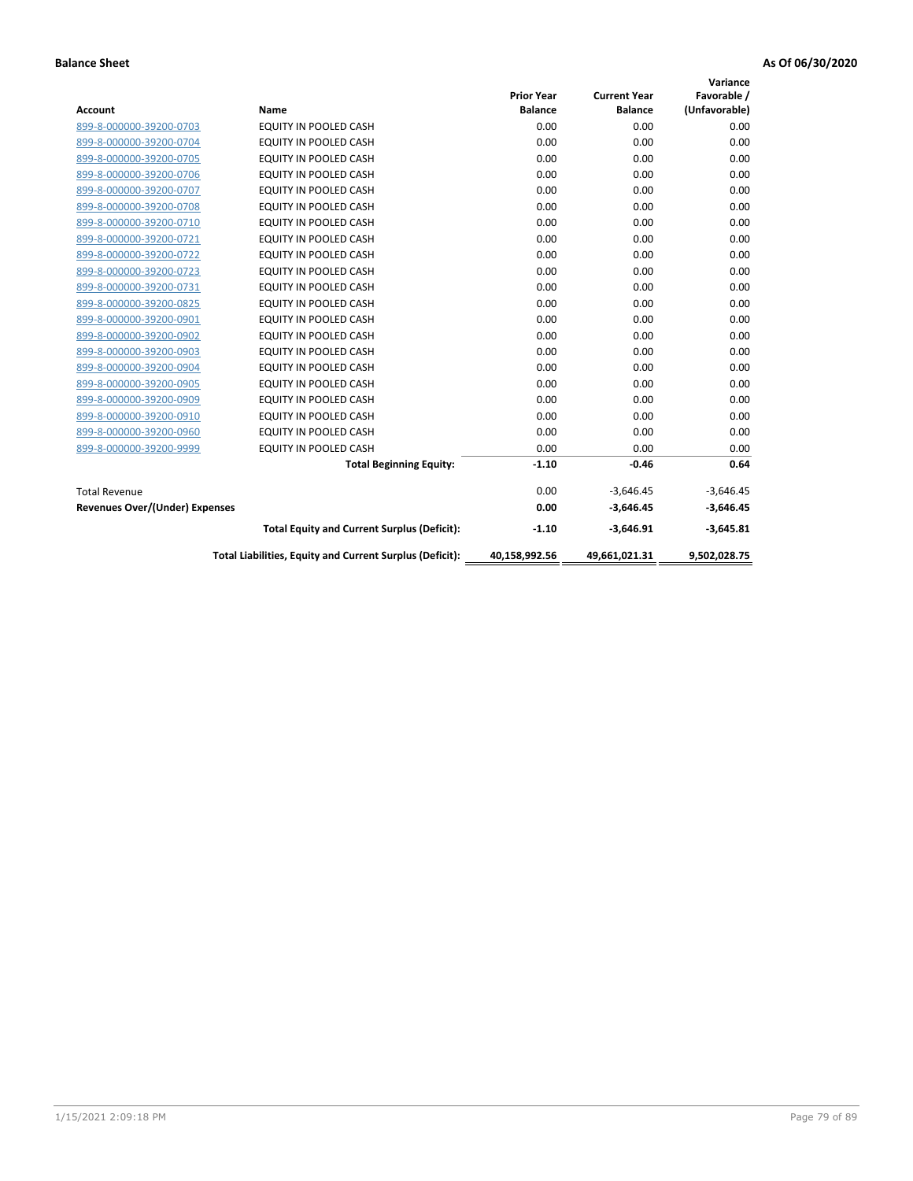**Balance Sheet** **As Of 06/30/2020**

| Account | Name | Prior Year Balance | Current Year Balance | Variance Favorable / (Unfavorable) |
|---|---|---|---|---|
| 899-8-000000-39200-0703 | EQUITY IN POOLED CASH | 0.00 | 0.00 | 0.00 |
| 899-8-000000-39200-0704 | EQUITY IN POOLED CASH | 0.00 | 0.00 | 0.00 |
| 899-8-000000-39200-0705 | EQUITY IN POOLED CASH | 0.00 | 0.00 | 0.00 |
| 899-8-000000-39200-0706 | EQUITY IN POOLED CASH | 0.00 | 0.00 | 0.00 |
| 899-8-000000-39200-0707 | EQUITY IN POOLED CASH | 0.00 | 0.00 | 0.00 |
| 899-8-000000-39200-0708 | EQUITY IN POOLED CASH | 0.00 | 0.00 | 0.00 |
| 899-8-000000-39200-0710 | EQUITY IN POOLED CASH | 0.00 | 0.00 | 0.00 |
| 899-8-000000-39200-0721 | EQUITY IN POOLED CASH | 0.00 | 0.00 | 0.00 |
| 899-8-000000-39200-0722 | EQUITY IN POOLED CASH | 0.00 | 0.00 | 0.00 |
| 899-8-000000-39200-0723 | EQUITY IN POOLED CASH | 0.00 | 0.00 | 0.00 |
| 899-8-000000-39200-0731 | EQUITY IN POOLED CASH | 0.00 | 0.00 | 0.00 |
| 899-8-000000-39200-0825 | EQUITY IN POOLED CASH | 0.00 | 0.00 | 0.00 |
| 899-8-000000-39200-0901 | EQUITY IN POOLED CASH | 0.00 | 0.00 | 0.00 |
| 899-8-000000-39200-0902 | EQUITY IN POOLED CASH | 0.00 | 0.00 | 0.00 |
| 899-8-000000-39200-0903 | EQUITY IN POOLED CASH | 0.00 | 0.00 | 0.00 |
| 899-8-000000-39200-0904 | EQUITY IN POOLED CASH | 0.00 | 0.00 | 0.00 |
| 899-8-000000-39200-0905 | EQUITY IN POOLED CASH | 0.00 | 0.00 | 0.00 |
| 899-8-000000-39200-0909 | EQUITY IN POOLED CASH | 0.00 | 0.00 | 0.00 |
| 899-8-000000-39200-0910 | EQUITY IN POOLED CASH | 0.00 | 0.00 | 0.00 |
| 899-8-000000-39200-0960 | EQUITY IN POOLED CASH | 0.00 | 0.00 | 0.00 |
| 899-8-000000-39200-9999 | EQUITY IN POOLED CASH | 0.00 | 0.00 | 0.00 |
| | **Total Beginning Equity:** | **-1.10** | **-0.46** | **0.64** |
| Total Revenue | | 0.00 | -3,646.45 | -3,646.45 |
| **Revenues Over/(Under) Expenses** | | **0.00** | **-3,646.45** | **-3,646.45** |
| | **Total Equity and Current Surplus (Deficit):** | **-1.10** | **-3,646.91** | **-3,645.81** |
| | **Total Liabilities, Equity and Current Surplus (Deficit):** | **40,158,992.56** | **49,661,021.31** | **9,502,028.75** |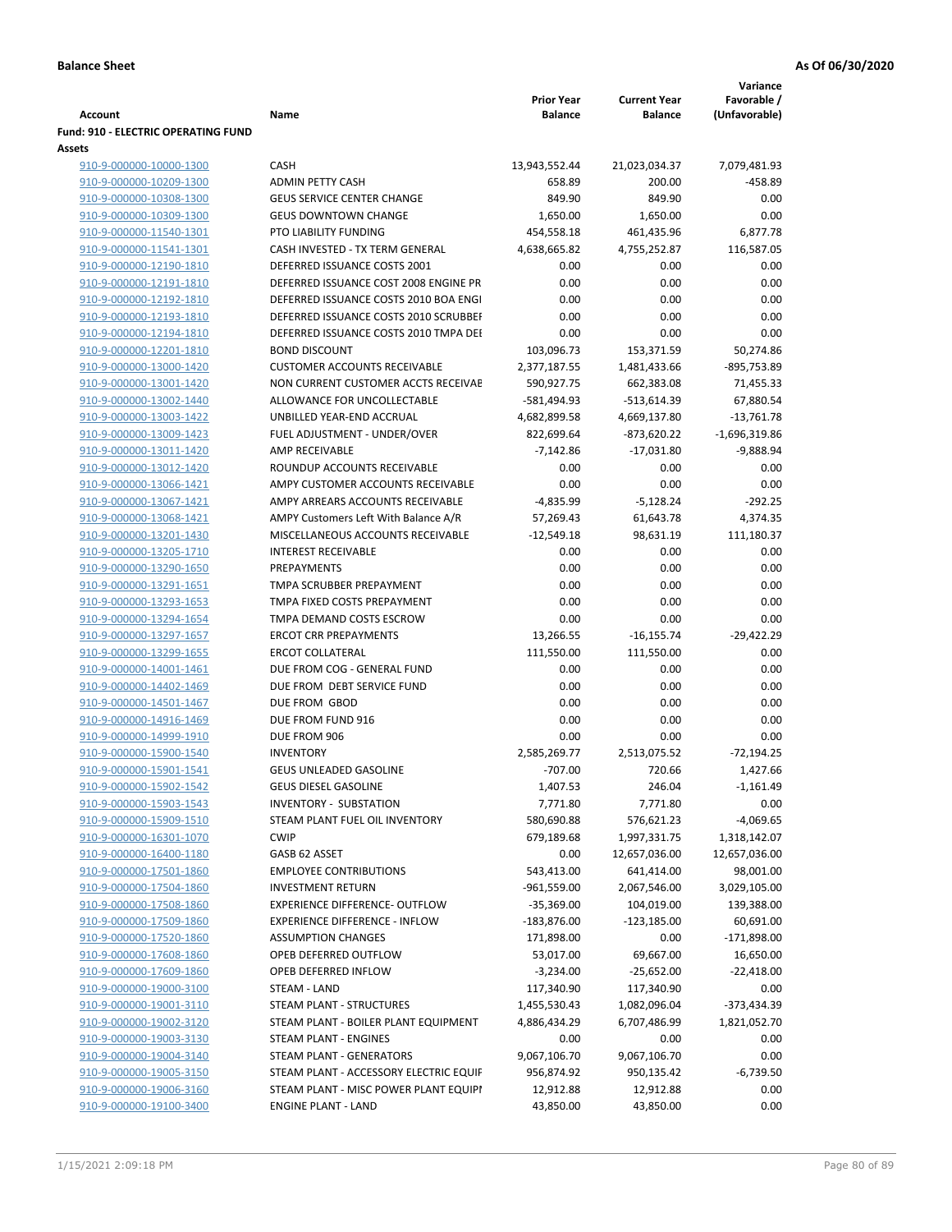**Balance Sheet** **As Of 06/30/2020**

| Account | Name | Prior Year Balance | Current Year Balance | Variance Favorable / (Unfavorable) |
|---|---|---|---|---|
| **Fund: 910 - ELECTRIC OPERATING FUND** | | | | |
| **Assets** | | | | |
| 910-9-000000-10000-1300 | CASH | 13,943,552.44 | 21,023,034.37 | 7,079,481.93 |
| 910-9-000000-10209-1300 | ADMIN PETTY CASH | 658.89 | 200.00 | -458.89 |
| 910-9-000000-10308-1300 | GEUS SERVICE CENTER CHANGE | 849.90 | 849.90 | 0.00 |
| 910-9-000000-10309-1300 | GEUS DOWNTOWN CHANGE | 1,650.00 | 1,650.00 | 0.00 |
| 910-9-000000-11540-1301 | PTO LIABILITY FUNDING | 454,558.18 | 461,435.96 | 6,877.78 |
| 910-9-000000-11541-1301 | CASH INVESTED - TX TERM GENERAL | 4,638,665.82 | 4,755,252.87 | 116,587.05 |
| 910-9-000000-12190-1810 | DEFERRED ISSUANCE COSTS 2001 | 0.00 | 0.00 | 0.00 |
| 910-9-000000-12191-1810 | DEFERRED ISSUANCE COST 2008 ENGINE PR | 0.00 | 0.00 | 0.00 |
| 910-9-000000-12192-1810 | DEFERRED ISSUANCE COSTS 2010 BOA ENGI | 0.00 | 0.00 | 0.00 |
| 910-9-000000-12193-1810 | DEFERRED ISSUANCE COSTS 2010 SCRUBBEI | 0.00 | 0.00 | 0.00 |
| 910-9-000000-12194-1810 | DEFERRED ISSUANCE COSTS 2010 TMPA DEI | 0.00 | 0.00 | 0.00 |
| 910-9-000000-12201-1810 | BOND DISCOUNT | 103,096.73 | 153,371.59 | 50,274.86 |
| 910-9-000000-13000-1420 | CUSTOMER ACCOUNTS RECEIVABLE | 2,377,187.55 | 1,481,433.66 | -895,753.89 |
| 910-9-000000-13001-1420 | NON CURRENT CUSTOMER ACCTS RECEIVAE | 590,927.75 | 662,383.08 | 71,455.33 |
| 910-9-000000-13002-1440 | ALLOWANCE FOR UNCOLLECTABLE | -581,494.93 | -513,614.39 | 67,880.54 |
| 910-9-000000-13003-1422 | UNBILLED YEAR-END ACCRUAL | 4,682,899.58 | 4,669,137.80 | -13,761.78 |
| 910-9-000000-13009-1423 | FUEL ADJUSTMENT - UNDER/OVER | 822,699.64 | -873,620.22 | -1,696,319.86 |
| 910-9-000000-13011-1420 | AMP RECEIVABLE | -7,142.86 | -17,031.80 | -9,888.94 |
| 910-9-000000-13012-1420 | ROUNDUP ACCOUNTS RECEIVABLE | 0.00 | 0.00 | 0.00 |
| 910-9-000000-13066-1421 | AMPY CUSTOMER ACCOUNTS RECEIVABLE | 0.00 | 0.00 | 0.00 |
| 910-9-000000-13067-1421 | AMPY ARREARS ACCOUNTS RECEIVABLE | -4,835.99 | -5,128.24 | -292.25 |
| 910-9-000000-13068-1421 | AMPY Customers Left With Balance A/R | 57,269.43 | 61,643.78 | 4,374.35 |
| 910-9-000000-13201-1430 | MISCELLANEOUS ACCOUNTS RECEIVABLE | -12,549.18 | 98,631.19 | 111,180.37 |
| 910-9-000000-13205-1710 | INTEREST RECEIVABLE | 0.00 | 0.00 | 0.00 |
| 910-9-000000-13290-1650 | PREPAYMENTS | 0.00 | 0.00 | 0.00 |
| 910-9-000000-13291-1651 | TMPA SCRUBBER PREPAYMENT | 0.00 | 0.00 | 0.00 |
| 910-9-000000-13293-1653 | TMPA FIXED COSTS PREPAYMENT | 0.00 | 0.00 | 0.00 |
| 910-9-000000-13294-1654 | TMPA DEMAND COSTS ESCROW | 0.00 | 0.00 | 0.00 |
| 910-9-000000-13297-1657 | ERCOT CRR PREPAYMENTS | 13,266.55 | -16,155.74 | -29,422.29 |
| 910-9-000000-13299-1655 | ERCOT COLLATERAL | 111,550.00 | 111,550.00 | 0.00 |
| 910-9-000000-14001-1461 | DUE FROM COG - GENERAL FUND | 0.00 | 0.00 | 0.00 |
| 910-9-000000-14402-1469 | DUE FROM DEBT SERVICE FUND | 0.00 | 0.00 | 0.00 |
| 910-9-000000-14501-1467 | DUE FROM GBOD | 0.00 | 0.00 | 0.00 |
| 910-9-000000-14916-1469 | DUE FROM FUND 916 | 0.00 | 0.00 | 0.00 |
| 910-9-000000-14999-1910 | DUE FROM 906 | 0.00 | 0.00 | 0.00 |
| 910-9-000000-15900-1540 | INVENTORY | 2,585,269.77 | 2,513,075.52 | -72,194.25 |
| 910-9-000000-15901-1541 | GEUS UNLEADED GASOLINE | -707.00 | 720.66 | 1,427.66 |
| 910-9-000000-15902-1542 | GEUS DIESEL GASOLINE | 1,407.53 | 246.04 | -1,161.49 |
| 910-9-000000-15903-1543 | INVENTORY - SUBSTATION | 7,771.80 | 7,771.80 | 0.00 |
| 910-9-000000-15909-1510 | STEAM PLANT FUEL OIL INVENTORY | 580,690.88 | 576,621.23 | -4,069.65 |
| 910-9-000000-16301-1070 | CWIP | 679,189.68 | 1,997,331.75 | 1,318,142.07 |
| 910-9-000000-16400-1180 | GASB 62 ASSET | 0.00 | 12,657,036.00 | 12,657,036.00 |
| 910-9-000000-17501-1860 | EMPLOYEE CONTRIBUTIONS | 543,413.00 | 641,414.00 | 98,001.00 |
| 910-9-000000-17504-1860 | INVESTMENT RETURN | -961,559.00 | 2,067,546.00 | 3,029,105.00 |
| 910-9-000000-17508-1860 | EXPERIENCE DIFFERENCE- OUTFLOW | -35,369.00 | 104,019.00 | 139,388.00 |
| 910-9-000000-17509-1860 | EXPERIENCE DIFFERENCE - INFLOW | -183,876.00 | -123,185.00 | 60,691.00 |
| 910-9-000000-17520-1860 | ASSUMPTION CHANGES | 171,898.00 | 0.00 | -171,898.00 |
| 910-9-000000-17608-1860 | OPEB DEFERRED OUTFLOW | 53,017.00 | 69,667.00 | 16,650.00 |
| 910-9-000000-17609-1860 | OPEB DEFERRED INFLOW | -3,234.00 | -25,652.00 | -22,418.00 |
| 910-9-000000-19000-3100 | STEAM - LAND | 117,340.90 | 117,340.90 | 0.00 |
| 910-9-000000-19001-3110 | STEAM PLANT - STRUCTURES | 1,455,530.43 | 1,082,096.04 | -373,434.39 |
| 910-9-000000-19002-3120 | STEAM PLANT - BOILER PLANT EQUIPMENT | 4,886,434.29 | 6,707,486.99 | 1,821,052.70 |
| 910-9-000000-19003-3130 | STEAM PLANT - ENGINES | 0.00 | 0.00 | 0.00 |
| 910-9-000000-19004-3140 | STEAM PLANT - GENERATORS | 9,067,106.70 | 9,067,106.70 | 0.00 |
| 910-9-000000-19005-3150 | STEAM PLANT - ACCESSORY ELECTRIC EQUIF | 956,874.92 | 950,135.42 | -6,739.50 |
| 910-9-000000-19006-3160 | STEAM PLANT - MISC POWER PLANT EQUIPI | 12,912.88 | 12,912.88 | 0.00 |
| 910-9-000000-19100-3400 | ENGINE PLANT - LAND | 43,850.00 | 43,850.00 | 0.00 |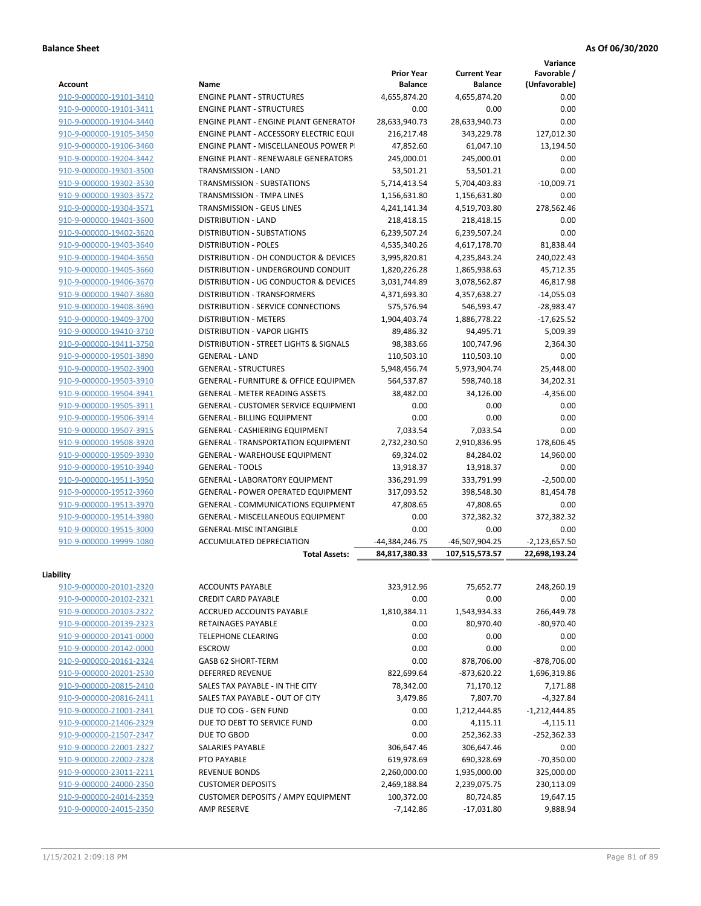**Balance Sheet** **As Of 06/30/2020**

| Account | Name | Prior Year Balance | Current Year Balance | Variance Favorable / (Unfavorable) |
|---|---|---|---|---|
| 910-9-000000-19101-3410 | ENGINE PLANT - STRUCTURES | 4,655,874.20 | 4,655,874.20 | 0.00 |
| 910-9-000000-19101-3411 | ENGINE PLANT - STRUCTURES | 0.00 | 0.00 | 0.00 |
| 910-9-000000-19104-3440 | ENGINE PLANT - ENGINE PLANT GENERATOF | 28,633,940.73 | 28,633,940.73 | 0.00 |
| 910-9-000000-19105-3450 | ENGINE PLANT - ACCESSORY ELECTRIC EQUI | 216,217.48 | 343,229.78 | 127,012.30 |
| 910-9-000000-19106-3460 | ENGINE PLANT - MISCELLANEOUS POWER P | 47,852.60 | 61,047.10 | 13,194.50 |
| 910-9-000000-19204-3442 | ENGINE PLANT - RENEWABLE GENERATORS | 245,000.01 | 245,000.01 | 0.00 |
| 910-9-000000-19301-3500 | TRANSMISSION - LAND | 53,501.21 | 53,501.21 | 0.00 |
| 910-9-000000-19302-3530 | TRANSMISSION - SUBSTATIONS | 5,714,413.54 | 5,704,403.83 | -10,009.71 |
| 910-9-000000-19303-3572 | TRANSMISSION - TMPA LINES | 1,156,631.80 | 1,156,631.80 | 0.00 |
| 910-9-000000-19304-3571 | TRANSMISSION - GEUS LINES | 4,241,141.34 | 4,519,703.80 | 278,562.46 |
| 910-9-000000-19401-3600 | DISTRIBUTION - LAND | 218,418.15 | 218,418.15 | 0.00 |
| 910-9-000000-19402-3620 | DISTRIBUTION - SUBSTATIONS | 6,239,507.24 | 6,239,507.24 | 0.00 |
| 910-9-000000-19403-3640 | DISTRIBUTION - POLES | 4,535,340.26 | 4,617,178.70 | 81,838.44 |
| 910-9-000000-19404-3650 | DISTRIBUTION - OH CONDUCTOR & DEVICES | 3,995,820.81 | 4,235,843.24 | 240,022.43 |
| 910-9-000000-19405-3660 | DISTRIBUTION - UNDERGROUND CONDUIT | 1,820,226.28 | 1,865,938.63 | 45,712.35 |
| 910-9-000000-19406-3670 | DISTRIBUTION - UG CONDUCTOR & DEVICES | 3,031,744.89 | 3,078,562.87 | 46,817.98 |
| 910-9-000000-19407-3680 | DISTRIBUTION - TRANSFORMERS | 4,371,693.30 | 4,357,638.27 | -14,055.03 |
| 910-9-000000-19408-3690 | DISTRIBUTION - SERVICE CONNECTIONS | 575,576.94 | 546,593.47 | -28,983.47 |
| 910-9-000000-19409-3700 | DISTRIBUTION - METERS | 1,904,403.74 | 1,886,778.22 | -17,625.52 |
| 910-9-000000-19410-3710 | DISTRIBUTION - VAPOR LIGHTS | 89,486.32 | 94,495.71 | 5,009.39 |
| 910-9-000000-19411-3750 | DISTRIBUTION - STREET LIGHTS & SIGNALS | 98,383.66 | 100,747.96 | 2,364.30 |
| 910-9-000000-19501-3890 | GENERAL - LAND | 110,503.10 | 110,503.10 | 0.00 |
| 910-9-000000-19502-3900 | GENERAL - STRUCTURES | 5,948,456.74 | 5,973,904.74 | 25,448.00 |
| 910-9-000000-19503-3910 | GENERAL - FURNITURE & OFFICE EQUIPMEN | 564,537.87 | 598,740.18 | 34,202.31 |
| 910-9-000000-19504-3941 | GENERAL - METER READING ASSETS | 38,482.00 | 34,126.00 | -4,356.00 |
| 910-9-000000-19505-3911 | GENERAL - CUSTOMER SERVICE EQUIPMENT | 0.00 | 0.00 | 0.00 |
| 910-9-000000-19506-3914 | GENERAL - BILLING EQUIPMENT | 0.00 | 0.00 | 0.00 |
| 910-9-000000-19507-3915 | GENERAL - CASHIERING EQUIPMENT | 7,033.54 | 7,033.54 | 0.00 |
| 910-9-000000-19508-3920 | GENERAL - TRANSPORTATION EQUIPMENT | 2,732,230.50 | 2,910,836.95 | 178,606.45 |
| 910-9-000000-19509-3930 | GENERAL - WAREHOUSE EQUIPMENT | 69,324.02 | 84,284.02 | 14,960.00 |
| 910-9-000000-19510-3940 | GENERAL - TOOLS | 13,918.37 | 13,918.37 | 0.00 |
| 910-9-000000-19511-3950 | GENERAL - LABORATORY EQUIPMENT | 336,291.99 | 333,791.99 | -2,500.00 |
| 910-9-000000-19512-3960 | GENERAL - POWER OPERATED EQUIPMENT | 317,093.52 | 398,548.30 | 81,454.78 |
| 910-9-000000-19513-3970 | GENERAL - COMMUNICATIONS EQUIPMENT | 47,808.65 | 47,808.65 | 0.00 |
| 910-9-000000-19514-3980 | GENERAL - MISCELLANEOUS EQUIPMENT | 0.00 | 372,382.32 | 372,382.32 |
| 910-9-000000-19515-3000 | GENERAL-MISC INTANGIBLE | 0.00 | 0.00 | 0.00 |
| 910-9-000000-19999-1080 | ACCUMULATED DEPRECIATION | -44,384,246.75 | -46,507,904.25 | -2,123,657.50 |
| | **Total Assets:** | **84,817,380.33** | **107,515,573.57** | **22,698,193.24** |

**Liability**

| Account | Name | Prior Year Balance | Current Year Balance | Variance Favorable / (Unfavorable) |
|---|---|---|---|---|
| 910-9-000000-20101-2320 | ACCOUNTS PAYABLE | 323,912.96 | 75,652.77 | 248,260.19 |
| 910-9-000000-20102-2321 | CREDIT CARD PAYABLE | 0.00 | 0.00 | 0.00 |
| 910-9-000000-20103-2322 | ACCRUED ACCOUNTS PAYABLE | 1,810,384.11 | 1,543,934.33 | 266,449.78 |
| 910-9-000000-20139-2323 | RETAINAGES PAYABLE | 0.00 | 80,970.40 | -80,970.40 |
| 910-9-000000-20141-0000 | TELEPHONE CLEARING | 0.00 | 0.00 | 0.00 |
| 910-9-000000-20142-0000 | ESCROW | 0.00 | 0.00 | 0.00 |
| 910-9-000000-20161-2324 | GASB 62 SHORT-TERM | 0.00 | 878,706.00 | -878,706.00 |
| 910-9-000000-20201-2530 | DEFERRED REVENUE | 822,699.64 | -873,620.22 | 1,696,319.86 |
| 910-9-000000-20815-2410 | SALES TAX PAYABLE - IN THE CITY | 78,342.00 | 71,170.12 | 7,171.88 |
| 910-9-000000-20816-2411 | SALES TAX PAYABLE - OUT OF CITY | 3,479.86 | 7,807.70 | -4,327.84 |
| 910-9-000000-21001-2341 | DUE TO COG - GEN FUND | 0.00 | 1,212,444.85 | -1,212,444.85 |
| 910-9-000000-21406-2329 | DUE TO DEBT TO SERVICE FUND | 0.00 | 4,115.11 | -4,115.11 |
| 910-9-000000-21507-2347 | DUE TO GBOD | 0.00 | 252,362.33 | -252,362.33 |
| 910-9-000000-22001-2327 | SALARIES PAYABLE | 306,647.46 | 306,647.46 | 0.00 |
| 910-9-000000-22002-2328 | PTO PAYABLE | 619,978.69 | 690,328.69 | -70,350.00 |
| 910-9-000000-23011-2211 | REVENUE BONDS | 2,260,000.00 | 1,935,000.00 | 325,000.00 |
| 910-9-000000-24000-2350 | CUSTOMER DEPOSITS | 2,469,188.84 | 2,239,075.75 | 230,113.09 |
| 910-9-000000-24014-2359 | CUSTOMER DEPOSITS / AMPY EQUIPMENT | 100,372.00 | 80,724.85 | 19,647.15 |
| 910-9-000000-24015-2350 | AMP RESERVE | -7,142.86 | -17,031.80 | 9,888.94 |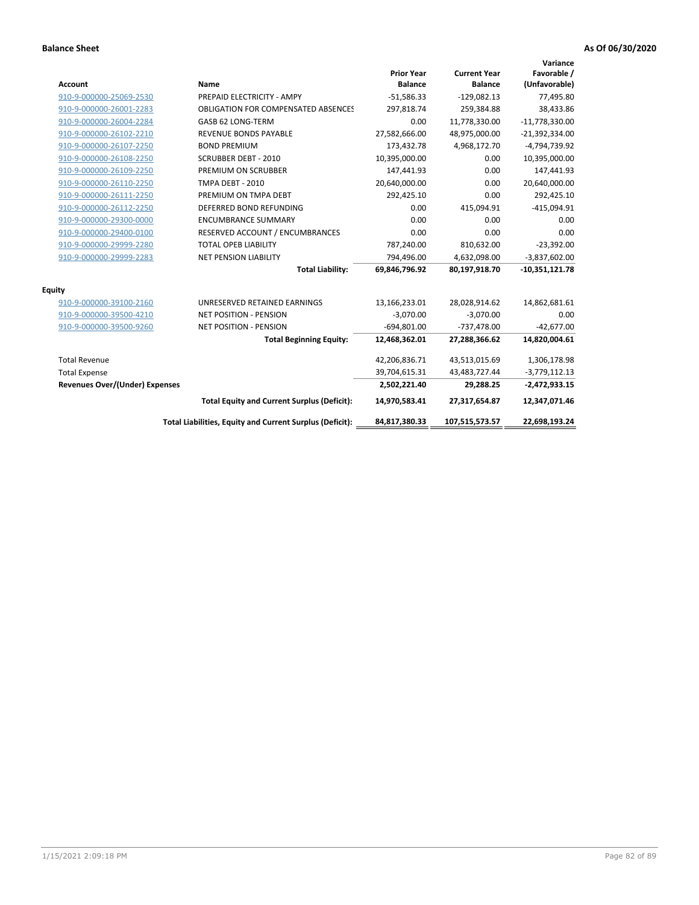**Balance Sheet** **As Of 06/30/2020**

| Account | Name | Prior Year Balance | Current Year Balance | Variance Favorable / (Unfavorable) |
|---|---|---|---|---|
| 910-9-000000-25069-2530 | PREPAID ELECTRICITY - AMPY | -51,586.33 | -129,082.13 | 77,495.80 |
| 910-9-000000-26001-2283 | OBLIGATION FOR COMPENSATED ABSENCES | 297,818.74 | 259,384.88 | 38,433.86 |
| 910-9-000000-26004-2284 | GASB 62 LONG-TERM | 0.00 | 11,778,330.00 | -11,778,330.00 |
| 910-9-000000-26102-2210 | REVENUE BONDS PAYABLE | 27,582,666.00 | 48,975,000.00 | -21,392,334.00 |
| 910-9-000000-26107-2250 | BOND PREMIUM | 173,432.78 | 4,968,172.70 | -4,794,739.92 |
| 910-9-000000-26108-2250 | SCRUBBER DEBT - 2010 | 10,395,000.00 | 0.00 | 10,395,000.00 |
| 910-9-000000-26109-2250 | PREMIUM ON SCRUBBER | 147,441.93 | 0.00 | 147,441.93 |
| 910-9-000000-26110-2250 | TMPA DEBT - 2010 | 20,640,000.00 | 0.00 | 20,640,000.00 |
| 910-9-000000-26111-2250 | PREMIUM ON TMPA DEBT | 292,425.10 | 0.00 | 292,425.10 |
| 910-9-000000-26112-2250 | DEFERRED BOND REFUNDING | 0.00 | 415,094.91 | -415,094.91 |
| 910-9-000000-29300-0000 | ENCUMBRANCE SUMMARY | 0.00 | 0.00 | 0.00 |
| 910-9-000000-29400-0100 | RESERVED ACCOUNT / ENCUMBRANCES | 0.00 | 0.00 | 0.00 |
| 910-9-000000-29999-2280 | TOTAL OPEB LIABILITY | 787,240.00 | 810,632.00 | -23,392.00 |
| 910-9-000000-29999-2283 | NET PENSION LIABILITY | 794,496.00 | 4,632,098.00 | -3,837,602.00 |
| | **Total Liability:** | **69,846,796.92** | **80,197,918.70** | **-10,351,121.78** |
| **Equity** | | | | |
| 910-9-000000-39100-2160 | UNRESERVED RETAINED EARNINGS | 13,166,233.01 | 28,028,914.62 | 14,862,681.61 |
| 910-9-000000-39500-4210 | NET POSITION - PENSION | -3,070.00 | -3,070.00 | 0.00 |
| 910-9-000000-39500-9260 | NET POSITION - PENSION | -694,801.00 | -737,478.00 | -42,677.00 |
| | **Total Beginning Equity:** | **12,468,362.01** | **27,288,366.62** | **14,820,004.61** |
| Total Revenue | | 42,206,836.71 | 43,513,015.69 | 1,306,178.98 |
| Total Expense | | 39,704,615.31 | 43,483,727.44 | -3,779,112.13 |
| **Revenues Over/(Under) Expenses** | | **2,502,221.40** | **29,288.25** | **-2,472,933.15** |
| | **Total Equity and Current Surplus (Deficit):** | **14,970,583.41** | **27,317,654.87** | **12,347,071.46** |
| | **Total Liabilities, Equity and Current Surplus (Deficit):** | **84,817,380.33** | **107,515,573.57** | **22,698,193.24** |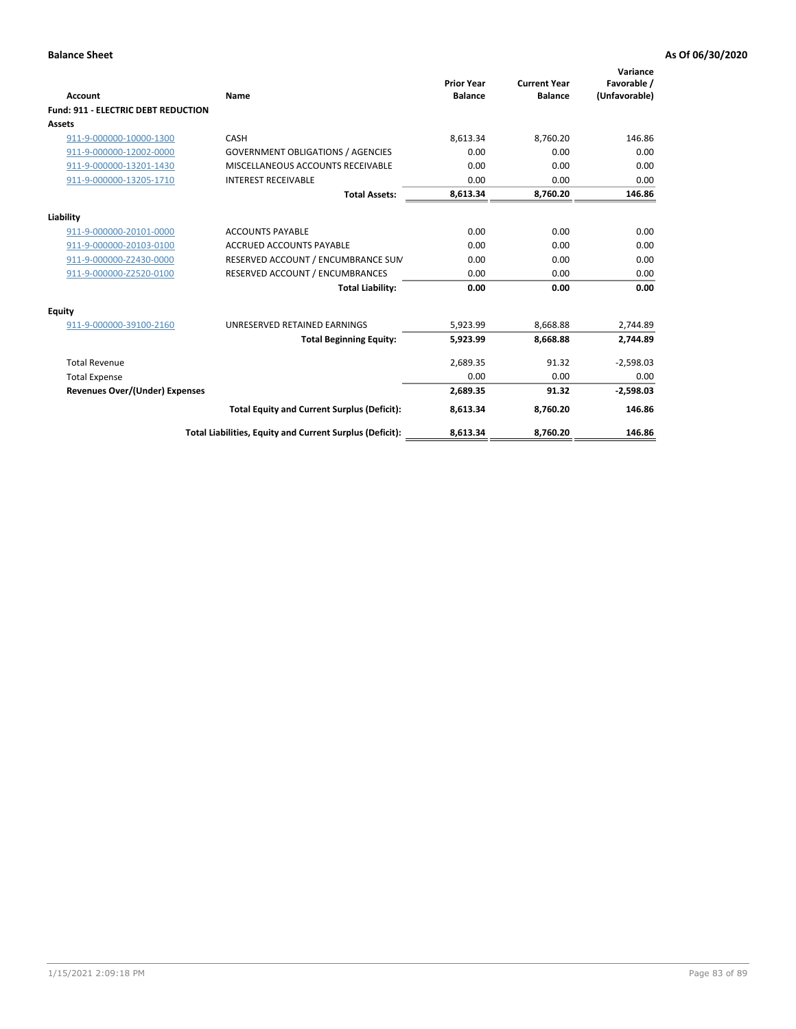**Balance Sheet** **As Of 06/30/2020**

| Account | Name | Prior Year Balance | Current Year Balance | Variance Favorable / (Unfavorable) |
|---|---|---|---|---|
| **Fund: 911 - ELECTRIC DEBT REDUCTION** | | | | |
| **Assets** | | | | |
| 911-9-000000-10000-1300 | CASH | 8,613.34 | 8,760.20 | 146.86 |
| 911-9-000000-12002-0000 | GOVERNMENT OBLIGATIONS / AGENCIES | 0.00 | 0.00 | 0.00 |
| 911-9-000000-13201-1430 | MISCELLANEOUS ACCOUNTS RECEIVABLE | 0.00 | 0.00 | 0.00 |
| 911-9-000000-13205-1710 | INTEREST RECEIVABLE | 0.00 | 0.00 | 0.00 |
| | **Total Assets:** | **8,613.34** | **8,760.20** | **146.86** |
| **Liability** | | | | |
| 911-9-000000-20101-0000 | ACCOUNTS PAYABLE | 0.00 | 0.00 | 0.00 |
| 911-9-000000-20103-0100 | ACCRUED ACCOUNTS PAYABLE | 0.00 | 0.00 | 0.00 |
| 911-9-000000-Z2430-0000 | RESERVED ACCOUNT / ENCUMBRANCE SUM | 0.00 | 0.00 | 0.00 |
| 911-9-000000-Z2520-0100 | RESERVED ACCOUNT / ENCUMBRANCES | 0.00 | 0.00 | 0.00 |
| | **Total Liability:** | **0.00** | **0.00** | **0.00** |
| **Equity** | | | | |
| 911-9-000000-39100-2160 | UNRESERVED RETAINED EARNINGS | 5,923.99 | 8,668.88 | 2,744.89 |
| | **Total Beginning Equity:** | **5,923.99** | **8,668.88** | **2,744.89** |
| Total Revenue | | 2,689.35 | 91.32 | -2,598.03 |
| Total Expense | | 0.00 | 0.00 | 0.00 |
| **Revenues Over/(Under) Expenses** | | **2,689.35** | **91.32** | **-2,598.03** |
| | **Total Equity and Current Surplus (Deficit):** | **8,613.34** | **8,760.20** | **146.86** |
| | **Total Liabilities, Equity and Current Surplus (Deficit):** | **8,613.34** | **8,760.20** | **146.86** |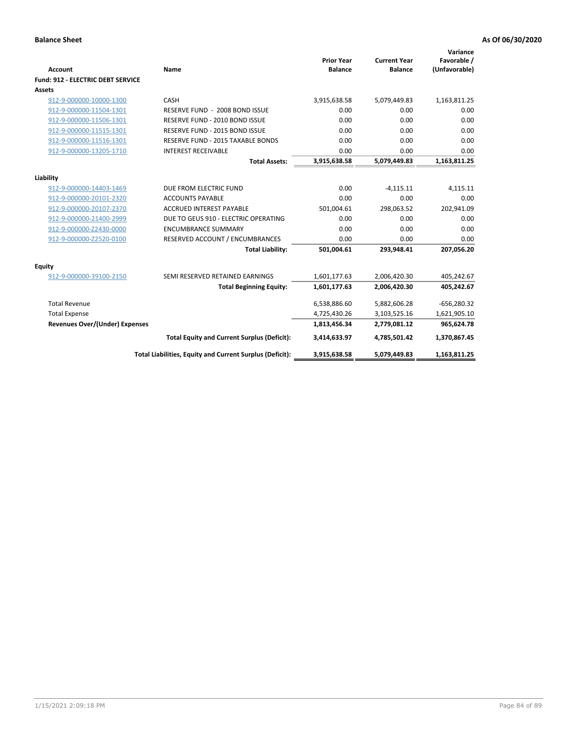**Balance Sheet** **As Of 06/30/2020**

| Account | Name | Prior Year Balance | Current Year Balance | Variance Favorable / (Unfavorable) |
|---|---|---|---|---|
| **Fund: 912 - ELECTRIC DEBT SERVICE** | | | | |
| **Assets** | | | | |
| 912-9-000000-10000-1300 | CASH | 3,915,638.58 | 5,079,449.83 | 1,163,811.25 |
| 912-9-000000-11504-1301 | RESERVE FUND - 2008 BOND ISSUE | 0.00 | 0.00 | 0.00 |
| 912-9-000000-11506-1301 | RESERVE FUND - 2010 BOND ISSUE | 0.00 | 0.00 | 0.00 |
| 912-9-000000-11515-1301 | RESERVE FUND - 2015 BOND ISSUE | 0.00 | 0.00 | 0.00 |
| 912-9-000000-11516-1301 | RESERVE FUND - 2015 TAXABLE BONDS | 0.00 | 0.00 | 0.00 |
| 912-9-000000-13205-1710 | INTEREST RECEIVABLE | 0.00 | 0.00 | 0.00 |
| | **Total Assets:** | **3,915,638.58** | **5,079,449.83** | **1,163,811.25** |
| **Liability** | | | | |
| 912-9-000000-14403-1469 | DUE FROM ELECTRIC FUND | 0.00 | -4,115.11 | 4,115.11 |
| 912-9-000000-20101-2320 | ACCOUNTS PAYABLE | 0.00 | 0.00 | 0.00 |
| 912-9-000000-20107-2370 | ACCRUED INTEREST PAYABLE | 501,004.61 | 298,063.52 | 202,941.09 |
| 912-9-000000-21400-2999 | DUE TO GEUS 910 - ELECTRIC OPERATING | 0.00 | 0.00 | 0.00 |
| 912-9-000000-Z2430-0000 | ENCUMBRANCE SUMMARY | 0.00 | 0.00 | 0.00 |
| 912-9-000000-Z2520-0100 | RESERVED ACCOUNT / ENCUMBRANCES | 0.00 | 0.00 | 0.00 |
| | **Total Liability:** | **501,004.61** | **293,948.41** | **207,056.20** |
| **Equity** | | | | |
| 912-9-000000-39100-2150 | SEMI RESERVED RETAINED EARNINGS | 1,601,177.63 | 2,006,420.30 | 405,242.67 |
| | **Total Beginning Equity:** | **1,601,177.63** | **2,006,420.30** | **405,242.67** |
| Total Revenue | | 6,538,886.60 | 5,882,606.28 | -656,280.32 |
| Total Expense | | 4,725,430.26 | 3,103,525.16 | 1,621,905.10 |
| **Revenues Over/(Under) Expenses** | | **1,813,456.34** | **2,779,081.12** | **965,624.78** |
| | **Total Equity and Current Surplus (Deficit):** | **3,414,633.97** | **4,785,501.42** | **1,370,867.45** |
| | **Total Liabilities, Equity and Current Surplus (Deficit):** | **3,915,638.58** | **5,079,449.83** | **1,163,811.25** |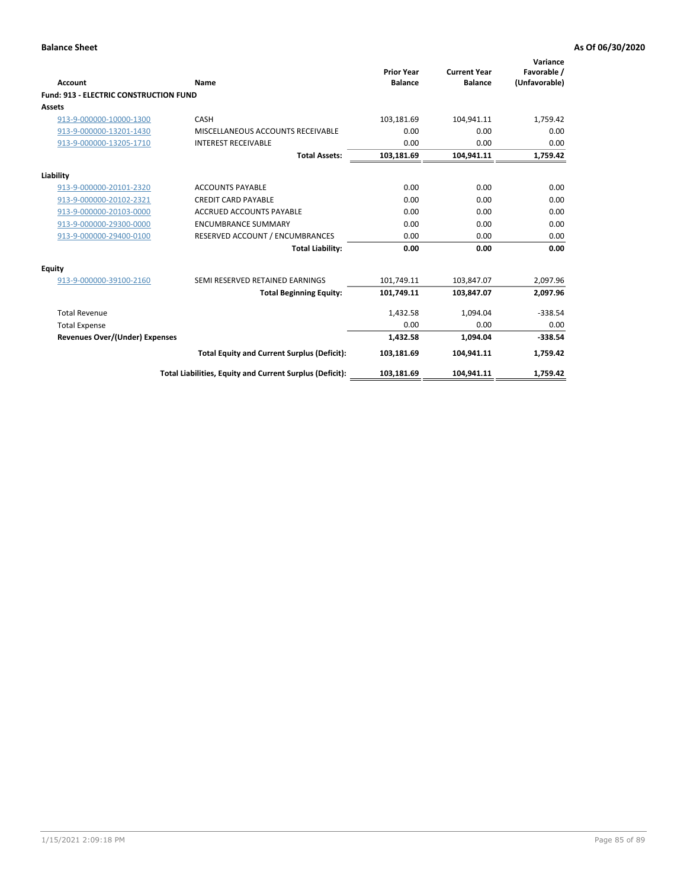**Balance Sheet** | **As Of 06/30/2020**

| Account | Name | Prior Year Balance | Current Year Balance | Variance Favorable / (Unfavorable) |
|---|---|---|---|---|
| **Fund: 913 - ELECTRIC CONSTRUCTION FUND** | | | | |
| **Assets** | | | | |
| 913-9-000000-10000-1300 | CASH | 103,181.69 | 104,941.11 | 1,759.42 |
| 913-9-000000-13201-1430 | MISCELLANEOUS ACCOUNTS RECEIVABLE | 0.00 | 0.00 | 0.00 |
| 913-9-000000-13205-1710 | INTEREST RECEIVABLE | 0.00 | 0.00 | 0.00 |
| | **Total Assets:** | **103,181.69** | **104,941.11** | **1,759.42** |
| **Liability** | | | | |
| 913-9-000000-20101-2320 | ACCOUNTS PAYABLE | 0.00 | 0.00 | 0.00 |
| 913-9-000000-20102-2321 | CREDIT CARD PAYABLE | 0.00 | 0.00 | 0.00 |
| 913-9-000000-20103-0000 | ACCRUED ACCOUNTS PAYABLE | 0.00 | 0.00 | 0.00 |
| 913-9-000000-29300-0000 | ENCUMBRANCE SUMMARY | 0.00 | 0.00 | 0.00 |
| 913-9-000000-29400-0100 | RESERVED ACCOUNT / ENCUMBRANCES | 0.00 | 0.00 | 0.00 |
| | **Total Liability:** | **0.00** | **0.00** | **0.00** |
| **Equity** | | | | |
| 913-9-000000-39100-2160 | SEMI RESERVED RETAINED EARNINGS | 101,749.11 | 103,847.07 | 2,097.96 |
| | **Total Beginning Equity:** | **101,749.11** | **103,847.07** | **2,097.96** |
| Total Revenue | | 1,432.58 | 1,094.04 | -338.54 |
| Total Expense | | 0.00 | 0.00 | 0.00 |
| **Revenues Over/(Under) Expenses** | | **1,432.58** | **1,094.04** | **-338.54** |
| | **Total Equity and Current Surplus (Deficit):** | **103,181.69** | **104,941.11** | **1,759.42** |
| | **Total Liabilities, Equity and Current Surplus (Deficit):** | **103,181.69** | **104,941.11** | **1,759.42** |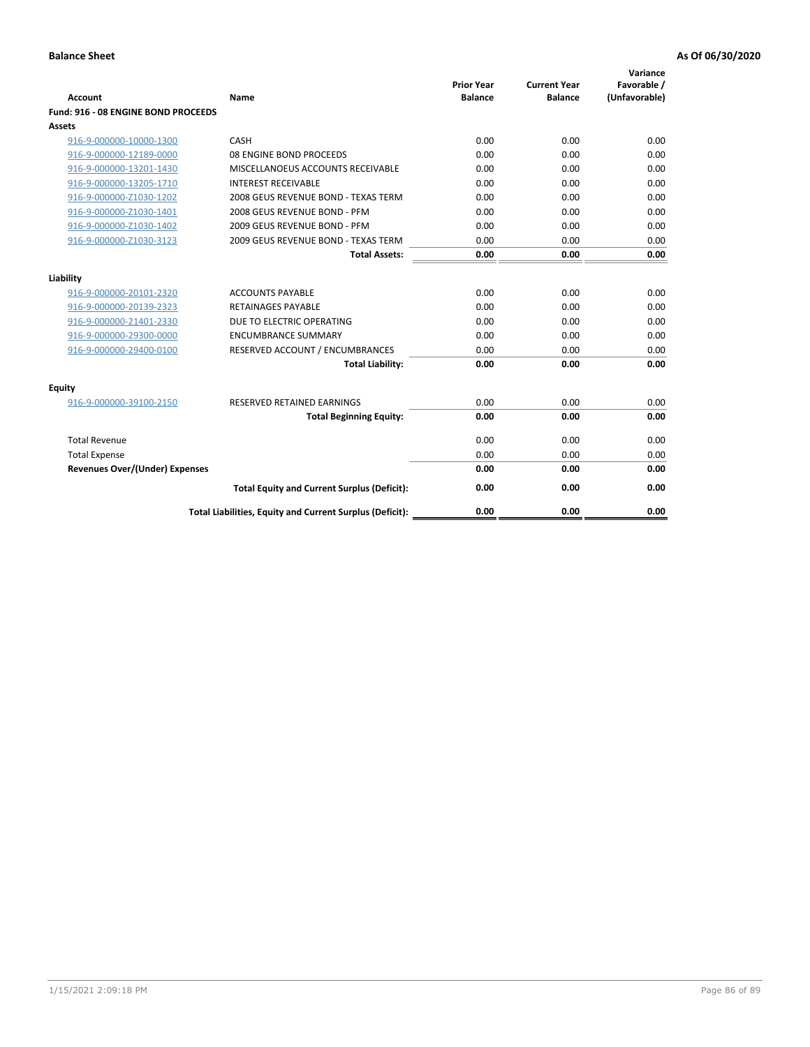**Balance Sheet** **As Of 06/30/2020**

| Account | Name | Prior Year Balance | Current Year Balance | Variance Favorable / (Unfavorable) |
|---|---|---|---|---|
| **Fund: 916 - 08 ENGINE BOND PROCEEDS** | | | | |
| **Assets** | | | | |
| 916-9-000000-10000-1300 | CASH | 0.00 | 0.00 | 0.00 |
| 916-9-000000-12189-0000 | 08 ENGINE BOND PROCEEDS | 0.00 | 0.00 | 0.00 |
| 916-9-000000-13201-1430 | MISCELLANOEUS ACCOUNTS RECEIVABLE | 0.00 | 0.00 | 0.00 |
| 916-9-000000-13205-1710 | INTEREST RECEIVABLE | 0.00 | 0.00 | 0.00 |
| 916-9-000000-Z1030-1202 | 2008 GEUS REVENUE BOND - TEXAS TERM | 0.00 | 0.00 | 0.00 |
| 916-9-000000-Z1030-1401 | 2008 GEUS REVENUE BOND - PFM | 0.00 | 0.00 | 0.00 |
| 916-9-000000-Z1030-1402 | 2009 GEUS REVENUE BOND - PFM | 0.00 | 0.00 | 0.00 |
| 916-9-000000-Z1030-3123 | 2009 GEUS REVENUE BOND - TEXAS TERM | 0.00 | 0.00 | 0.00 |
| | **Total Assets:** | **0.00** | **0.00** | **0.00** |
| **Liability** | | | | |
| 916-9-000000-20101-2320 | ACCOUNTS PAYABLE | 0.00 | 0.00 | 0.00 |
| 916-9-000000-20139-2323 | RETAINAGES PAYABLE | 0.00 | 0.00 | 0.00 |
| 916-9-000000-21401-2330 | DUE TO ELECTRIC OPERATING | 0.00 | 0.00 | 0.00 |
| 916-9-000000-29300-0000 | ENCUMBRANCE SUMMARY | 0.00 | 0.00 | 0.00 |
| 916-9-000000-29400-0100 | RESERVED ACCOUNT / ENCUMBRANCES | 0.00 | 0.00 | 0.00 |
| | **Total Liability:** | **0.00** | **0.00** | **0.00** |
| **Equity** | | | | |
| 916-9-000000-39100-2150 | RESERVED RETAINED EARNINGS | 0.00 | 0.00 | 0.00 |
| | **Total Beginning Equity:** | **0.00** | **0.00** | **0.00** |
| Total Revenue | | 0.00 | 0.00 | 0.00 |
| Total Expense | | 0.00 | 0.00 | 0.00 |
| **Revenues Over/(Under) Expenses** | | **0.00** | **0.00** | **0.00** |
| | **Total Equity and Current Surplus (Deficit):** | **0.00** | **0.00** | **0.00** |
| | **Total Liabilities, Equity and Current Surplus (Deficit):** | **0.00** | **0.00** | **0.00** |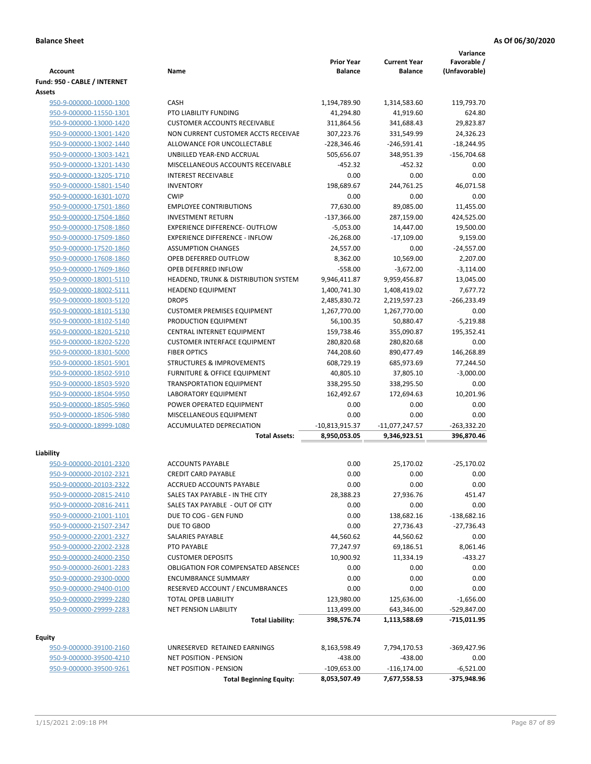**Balance Sheet** **As Of 06/30/2020**

| Account | Name | Prior Year Balance | Current Year Balance | Variance Favorable / (Unfavorable) |
|---|---|---|---|---|
| **Fund: 950 - CABLE / INTERNET** | | | | |
| **Assets** | | | | |
| 950-9-000000-10000-1300 | CASH | 1,194,789.90 | 1,314,583.60 | 119,793.70 |
| 950-9-000000-11550-1301 | PTO LIABILITY FUNDING | 41,294.80 | 41,919.60 | 624.80 |
| 950-9-000000-13000-1420 | CUSTOMER ACCOUNTS RECEIVABLE | 311,864.56 | 341,688.43 | 29,823.87 |
| 950-9-000000-13001-1420 | NON CURRENT CUSTOMER ACCTS RECEIVAE | 307,223.76 | 331,549.99 | 24,326.23 |
| 950-9-000000-13002-1440 | ALLOWANCE FOR UNCOLLECTABLE | -228,346.46 | -246,591.41 | -18,244.95 |
| 950-9-000000-13003-1421 | UNBILLED YEAR-END ACCRUAL | 505,656.07 | 348,951.39 | -156,704.68 |
| 950-9-000000-13201-1430 | MISCELLANEOUS ACCOUNTS RECEIVABLE | -452.32 | -452.32 | 0.00 |
| 950-9-000000-13205-1710 | INTEREST RECEIVABLE | 0.00 | 0.00 | 0.00 |
| 950-9-000000-15801-1540 | INVENTORY | 198,689.67 | 244,761.25 | 46,071.58 |
| 950-9-000000-16301-1070 | CWIP | 0.00 | 0.00 | 0.00 |
| 950-9-000000-17501-1860 | EMPLOYEE CONTRIBUTIONS | 77,630.00 | 89,085.00 | 11,455.00 |
| 950-9-000000-17504-1860 | INVESTMENT RETURN | -137,366.00 | 287,159.00 | 424,525.00 |
| 950-9-000000-17508-1860 | EXPERIENCE DIFFERENCE- OUTFLOW | -5,053.00 | 14,447.00 | 19,500.00 |
| 950-9-000000-17509-1860 | EXPERIENCE DIFFERENCE - INFLOW | -26,268.00 | -17,109.00 | 9,159.00 |
| 950-9-000000-17520-1860 | ASSUMPTION CHANGES | 24,557.00 | 0.00 | -24,557.00 |
| 950-9-000000-17608-1860 | OPEB DEFERRED OUTFLOW | 8,362.00 | 10,569.00 | 2,207.00 |
| 950-9-000000-17609-1860 | OPEB DEFERRED INFLOW | -558.00 | -3,672.00 | -3,114.00 |
| 950-9-000000-18001-5110 | HEADEND, TRUNK & DISTRIBUTION SYSTEM | 9,946,411.87 | 9,959,456.87 | 13,045.00 |
| 950-9-000000-18002-5111 | HEADEND EQUIPMENT | 1,400,741.30 | 1,408,419.02 | 7,677.72 |
| 950-9-000000-18003-5120 | DROPS | 2,485,830.72 | 2,219,597.23 | -266,233.49 |
| 950-9-000000-18101-5130 | CUSTOMER PREMISES EQUIPMENT | 1,267,770.00 | 1,267,770.00 | 0.00 |
| 950-9-000000-18102-5140 | PRODUCTION EQUIPMENT | 56,100.35 | 50,880.47 | -5,219.88 |
| 950-9-000000-18201-5210 | CENTRAL INTERNET EQUIPMENT | 159,738.46 | 355,090.87 | 195,352.41 |
| 950-9-000000-18202-5220 | CUSTOMER INTERFACE EQUIPMENT | 280,820.68 | 280,820.68 | 0.00 |
| 950-9-000000-18301-5000 | FIBER OPTICS | 744,208.60 | 890,477.49 | 146,268.89 |
| 950-9-000000-18501-5901 | STRUCTURES & IMPROVEMENTS | 608,729.19 | 685,973.69 | 77,244.50 |
| 950-9-000000-18502-5910 | FURNITURE & OFFICE EQUIPMENT | 40,805.10 | 37,805.10 | -3,000.00 |
| 950-9-000000-18503-5920 | TRANSPORTATION EQUIPMENT | 338,295.50 | 338,295.50 | 0.00 |
| 950-9-000000-18504-5950 | LABORATORY EQUIPMENT | 162,492.67 | 172,694.63 | 10,201.96 |
| 950-9-000000-18505-5960 | POWER OPERATED EQUIPMENT | 0.00 | 0.00 | 0.00 |
| 950-9-000000-18506-5980 | MISCELLANEOUS EQUIPMENT | 0.00 | 0.00 | 0.00 |
| 950-9-000000-18999-1080 | ACCUMULATED DEPRECIATION | -10,813,915.37 | -11,077,247.57 | -263,332.20 |
| | **Total Assets:** | **8,950,053.05** | **9,346,923.51** | **396,870.46** |
| **Liability** | | | | |
| 950-9-000000-20101-2320 | ACCOUNTS PAYABLE | 0.00 | 25,170.02 | -25,170.02 |
| 950-9-000000-20102-2321 | CREDIT CARD PAYABLE | 0.00 | 0.00 | 0.00 |
| 950-9-000000-20103-2322 | ACCRUED ACCOUNTS PAYABLE | 0.00 | 0.00 | 0.00 |
| 950-9-000000-20815-2410 | SALES TAX PAYABLE - IN THE CITY | 28,388.23 | 27,936.76 | 451.47 |
| 950-9-000000-20816-2411 | SALES TAX PAYABLE - OUT OF CITY | 0.00 | 0.00 | 0.00 |
| 950-9-000000-21001-1101 | DUE TO COG - GEN FUND | 0.00 | 138,682.16 | -138,682.16 |
| 950-9-000000-21507-2347 | DUE TO GBOD | 0.00 | 27,736.43 | -27,736.43 |
| 950-9-000000-22001-2327 | SALARIES PAYABLE | 44,560.62 | 44,560.62 | 0.00 |
| 950-9-000000-22002-2328 | PTO PAYABLE | 77,247.97 | 69,186.51 | 8,061.46 |
| 950-9-000000-24000-2350 | CUSTOMER DEPOSITS | 10,900.92 | 11,334.19 | -433.27 |
| 950-9-000000-26001-2283 | OBLIGATION FOR COMPENSATED ABSENCES | 0.00 | 0.00 | 0.00 |
| 950-9-000000-29300-0000 | ENCUMBRANCE SUMMARY | 0.00 | 0.00 | 0.00 |
| 950-9-000000-29400-0100 | RESERVED ACCOUNT / ENCUMBRANCES | 0.00 | 0.00 | 0.00 |
| 950-9-000000-29999-2280 | TOTAL OPEB LIABILITY | 123,980.00 | 125,636.00 | -1,656.00 |
| 950-9-000000-29999-2283 | NET PENSION LIABILITY | 113,499.00 | 643,346.00 | -529,847.00 |
| | **Total Liability:** | **398,576.74** | **1,113,588.69** | **-715,011.95** |
| **Equity** | | | | |
| 950-9-000000-39100-2160 | UNRESERVED RETAINED EARNINGS | 8,163,598.49 | 7,794,170.53 | -369,427.96 |
| 950-9-000000-39500-4210 | NET POSITION - PENSION | -438.00 | -438.00 | 0.00 |
| 950-9-000000-39500-9261 | NET POSITION - PENSION | -109,653.00 | -116,174.00 | -6,521.00 |
| | **Total Beginning Equity:** | **8,053,507.49** | **7,677,558.53** | **-375,948.96** |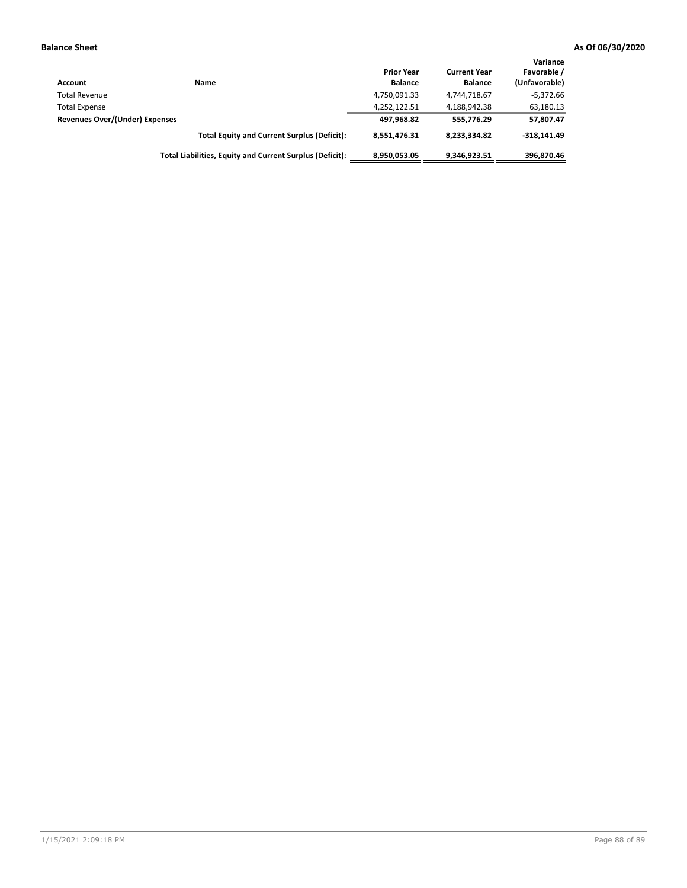**Balance Sheet** **As Of 06/30/2020**

| Account | Name | Prior Year Balance | Current Year Balance | Variance Favorable / (Unfavorable) |
|---|---|---|---|---|
| Total Revenue | | 4,750,091.33 | 4,744,718.67 | -5,372.66 |
| Total Expense | | 4,252,122.51 | 4,188,942.38 | 63,180.13 |
| **Revenues Over/(Under) Expenses** | | **497,968.82** | **555,776.29** | **57,807.47** |
| | **Total Equity and Current Surplus (Deficit):** | **8,551,476.31** | **8,233,334.82** | **-318,141.49** |
| | **Total Liabilities, Equity and Current Surplus (Deficit):** | **8,950,053.05** | **9,346,923.51** | **396,870.46** |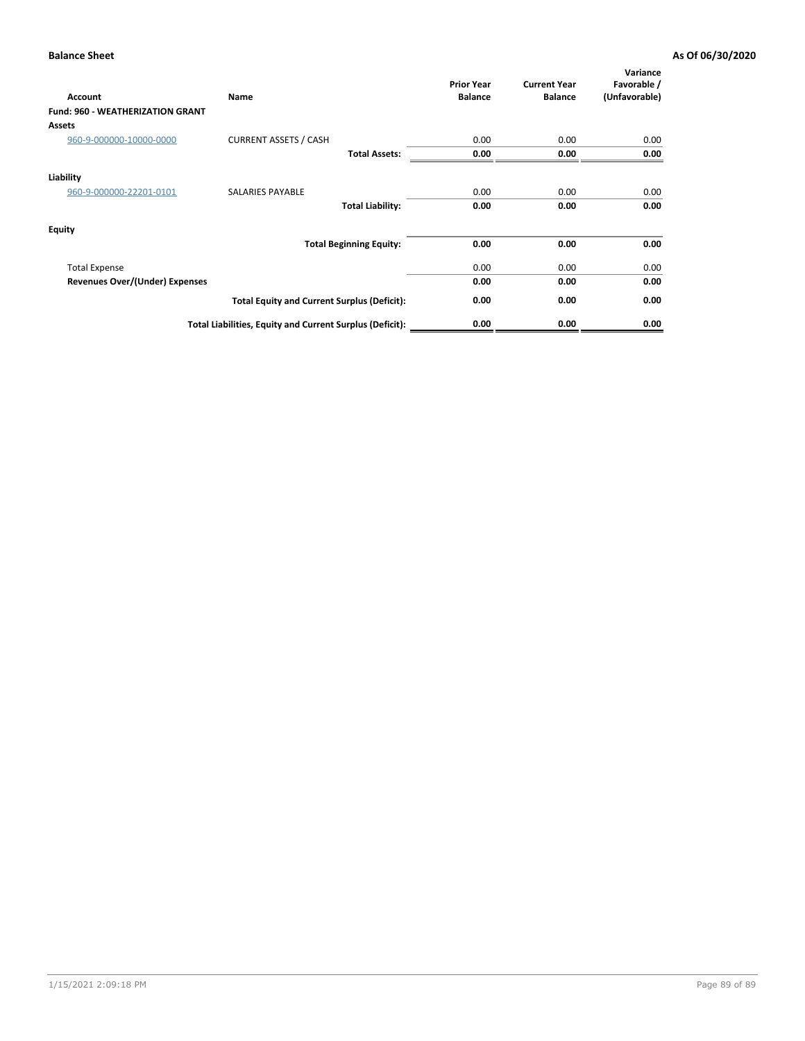**Balance Sheet** **As Of 06/30/2020**

| Account | Name | Prior Year Balance | Current Year Balance | Variance Favorable / (Unfavorable) |
|---|---|---|---|---|
| **Fund: 960 - WEATHERIZATION GRANT** | | | | |
| **Assets** | | | | |
| 960-9-000000-10000-0000 | CURRENT ASSETS / CASH | 0.00 | 0.00 | 0.00 |
| | **Total Assets:** | **0.00** | **0.00** | **0.00** |
| **Liability** | | | | |
| 960-9-000000-22201-0101 | SALARIES PAYABLE | 0.00 | 0.00 | 0.00 |
| | **Total Liability:** | **0.00** | **0.00** | **0.00** |
| **Equity** | | | | |
| | **Total Beginning Equity:** | **0.00** | **0.00** | **0.00** |
| Total Expense | | 0.00 | 0.00 | 0.00 |
| **Revenues Over/(Under) Expenses** | | **0.00** | **0.00** | **0.00** |
| | **Total Equity and Current Surplus (Deficit):** | **0.00** | **0.00** | **0.00** |
| | **Total Liabilities, Equity and Current Surplus (Deficit):** | **0.00** | **0.00** | **0.00** |

1/15/2021 2:09:18 PM